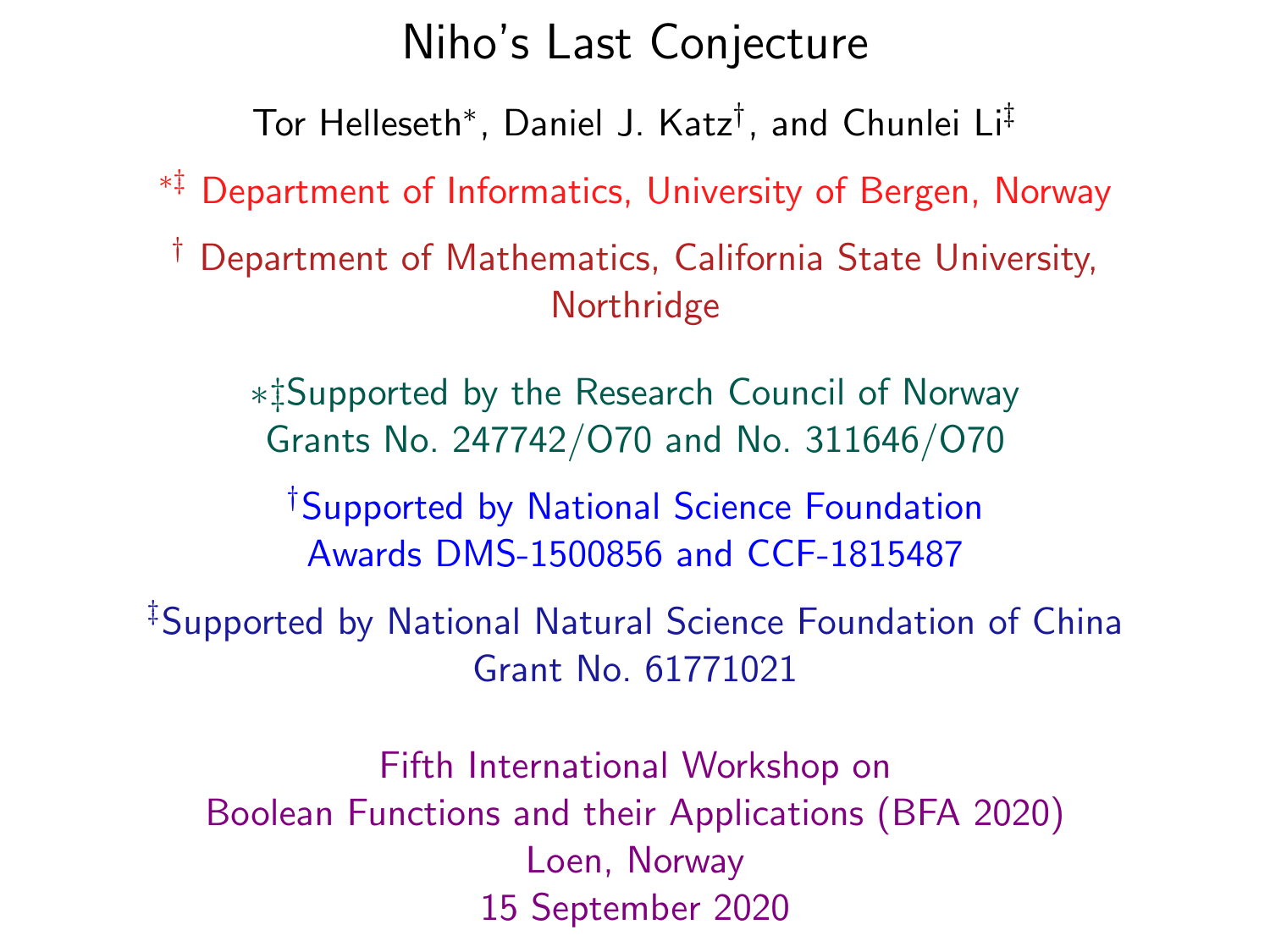# Niho's Last Conjecture

Tor Helleseth*, Daniel J. Katz†, and Chunlei Li‡

*‡ Department of Informatics, University of Bergen, Norway

† Department of Mathematics, California State University, Northridge

*‡Supported by the Research Council of Norway
Grants No. 247742/O70 and No. 311646/O70

†Supported by National Science Foundation
Awards DMS-1500856 and CCF-1815487

‡Supported by National Natural Science Foundation of China
Grant No. 61771021

Fifth International Workshop on
Boolean Functions and their Applications (BFA 2020)
Loen, Norway
15 September 2020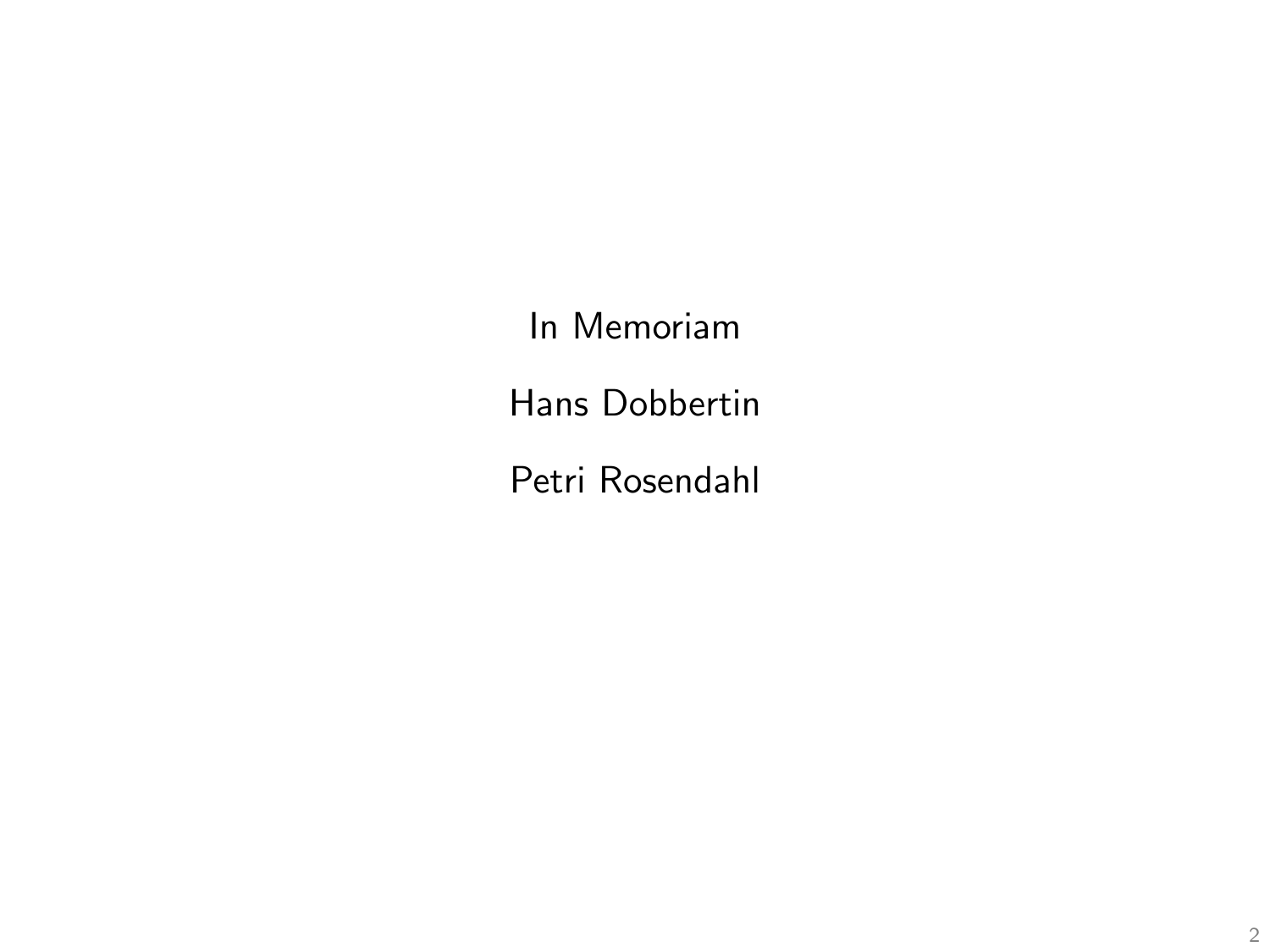In Memoriam

Hans Dobbertin

Petri Rosendahl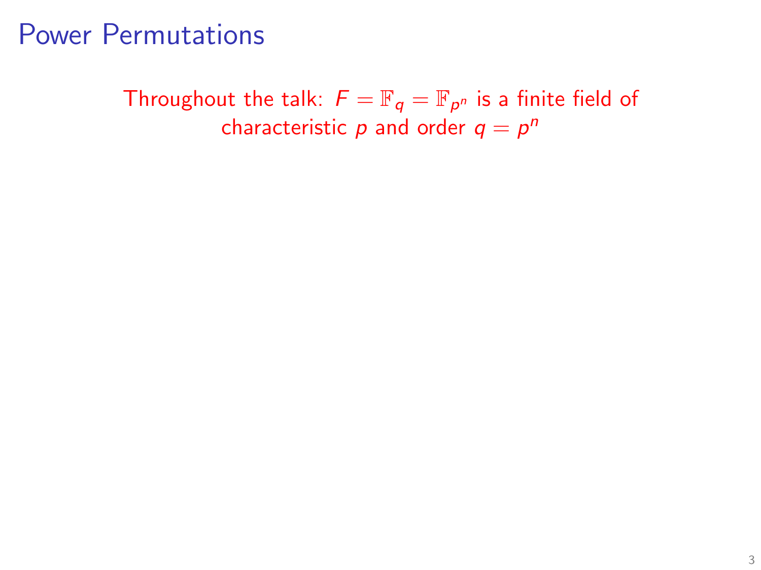# Power Permutations

Throughout the talk: $F = \mathbb{F}_q = \mathbb{F}_{p^n}$ is a finite field of characteristic $p$ and order $q = p^n$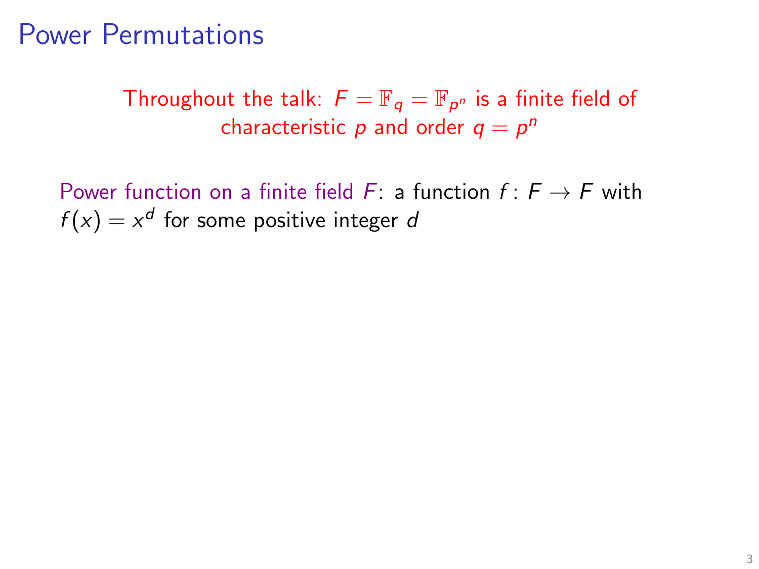# Power Permutations

Throughout the talk: $F = \mathbb{F}_q = \mathbb{F}_{p^n}$ is a finite field of characteristic $p$ and order $q = p^n$

Power function on a finite field $F$: a function $f \colon F \to F$ with $f(x) = x^d$ for some positive integer $d$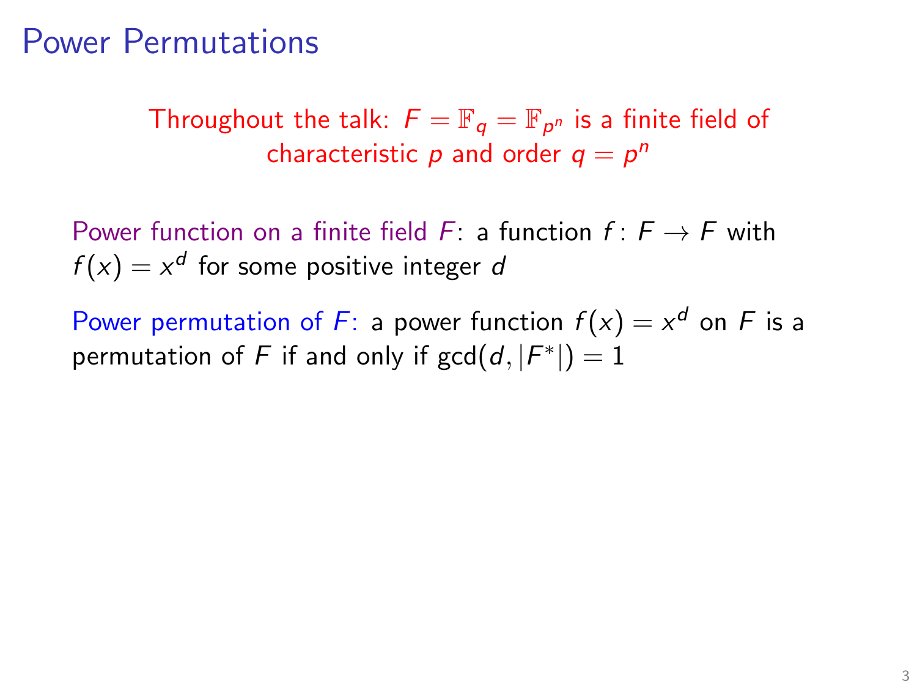# Power Permutations

Throughout the talk: $F = \mathbb{F}_q = \mathbb{F}_{p^n}$ is a finite field of characteristic $p$ and order $q = p^n$

Power function on a finite field $F$: a function $f\colon F \to F$ with $f(x) = x^d$ for some positive integer $d$

Power permutation of $F$: a power function $f(x) = x^d$ on $F$ is a permutation of $F$ if and only if $\gcd(d, |F^*|) = 1$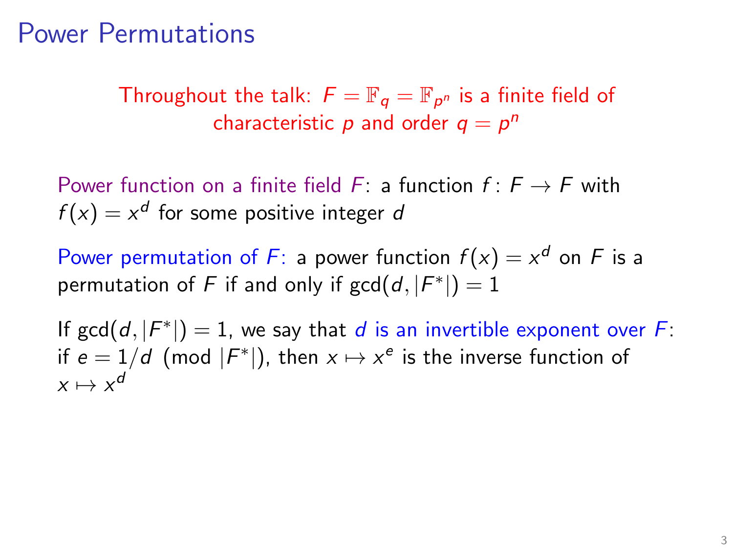# Power Permutations

Throughout the talk: $F = \mathbb{F}_q = \mathbb{F}_{p^n}$ is a finite field of characteristic $p$ and order $q = p^n$

Power function on a finite field $F$: a function $f\colon F \to F$ with $f(x) = x^d$ for some positive integer $d$

Power permutation of $F$: a power function $f(x) = x^d$ on $F$ is a permutation of $F$ if and only if $\gcd(d, |F^*|) = 1$

If $\gcd(d, |F^*|) = 1$, we say that *$d$ is an invertible exponent over $F$*: if $e = 1/d \pmod{|F^*|}$, then $x \mapsto x^e$ is the inverse function of $x \mapsto x^d$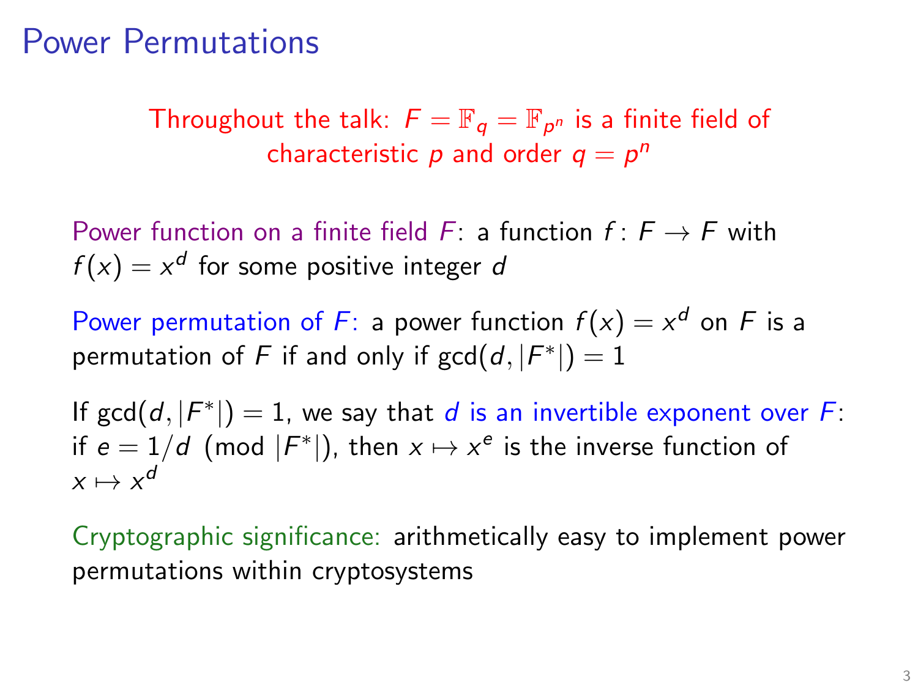# Power Permutations

Throughout the talk: $F = \mathbb{F}_q = \mathbb{F}_{p^n}$ is a finite field of characteristic $p$ and order $q = p^n$

Power function on a finite field $F$: a function $f\colon F \to F$ with $f(x) = x^d$ for some positive integer $d$

Power permutation of $F$: a power function $f(x) = x^d$ on $F$ is a permutation of $F$ if and only if $\gcd(d, |F^*|) = 1$

If $\gcd(d, |F^*|) = 1$, we say that $d$ is an invertible exponent over $F$: if $e = 1/d \pmod{|F^*|}$, then $x \mapsto x^e$ is the inverse function of $x \mapsto x^d$

Cryptographic significance: arithmetically easy to implement power permutations within cryptosystems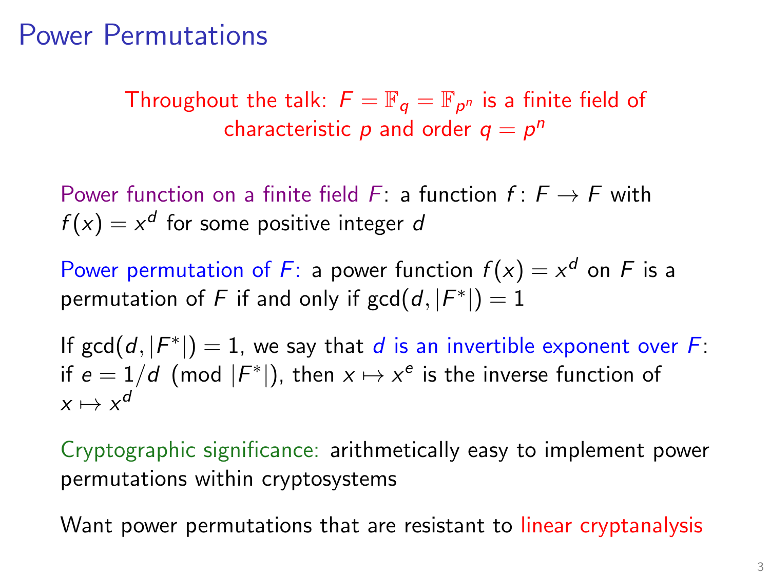# Power Permutations

Throughout the talk: $F = \mathbb{F}_q = \mathbb{F}_{p^n}$ is a finite field of characteristic $p$ and order $q = p^n$

Power function on a finite field $F$: a function $f \colon F \to F$ with $f(x) = x^d$ for some positive integer $d$

Power permutation of $F$: a power function $f(x) = x^d$ on $F$ is a permutation of $F$ if and only if $\gcd(d, |F^*|) = 1$

If $\gcd(d, |F^*|) = 1$, we say that $d$ is an invertible exponent over $F$: if $e = 1/d \pmod{|F^*|}$, then $x \mapsto x^e$ is the inverse function of $x \mapsto x^d$

Cryptographic significance: arithmetically easy to implement power permutations within cryptosystems

Want power permutations that are resistant to linear cryptanalysis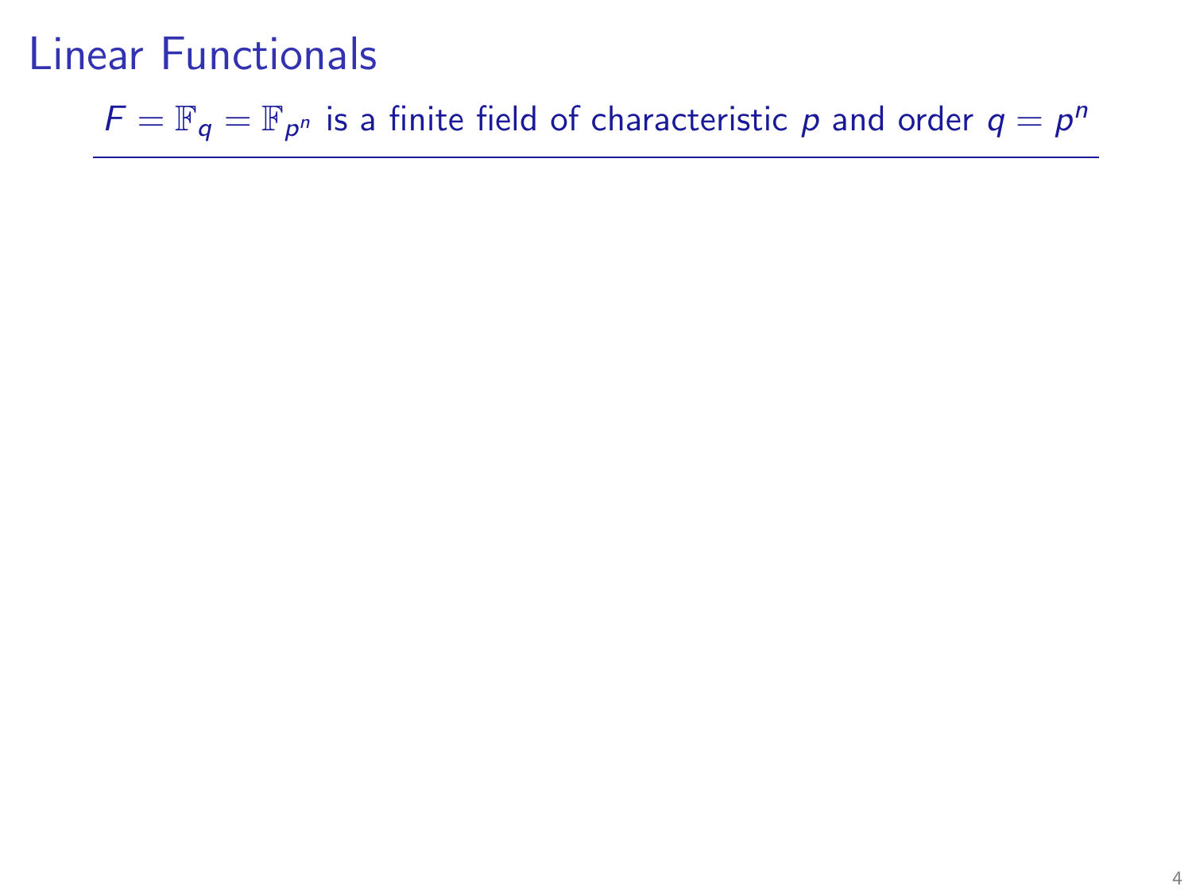# Linear Functionals

$F = \mathbb{F}_q = \mathbb{F}_{p^n}$ is a finite field of characteristic $p$ and order $q = p^n$

---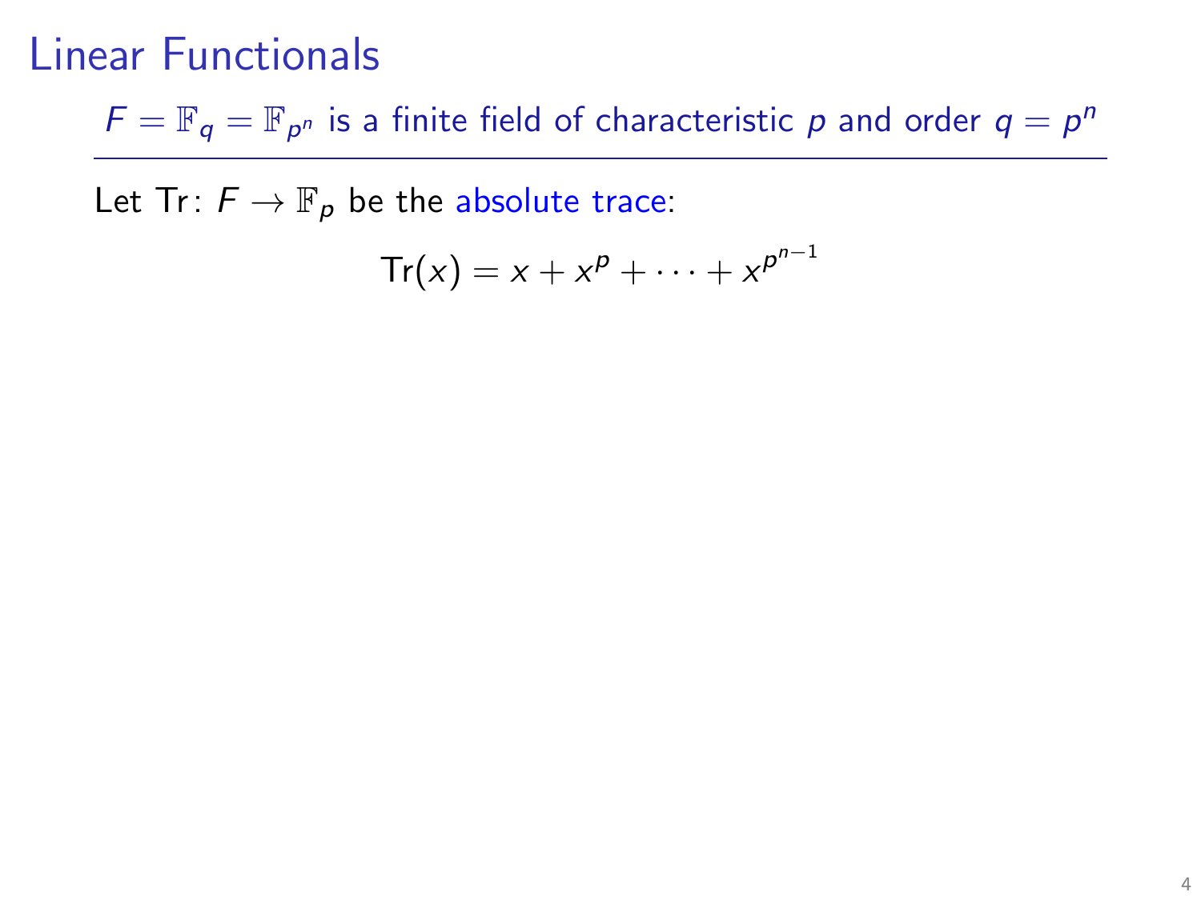# Linear Functionals

$F = \mathbb{F}_q = \mathbb{F}_{p^n}$ is a finite field of characteristic $p$ and order $q = p^n$

---

Let $\mathrm{Tr}\colon F \to \mathbb{F}_p$ be the absolute trace:

$$\mathrm{Tr}(x) = x + x^p + \cdots + x^{p^{n-1}}$$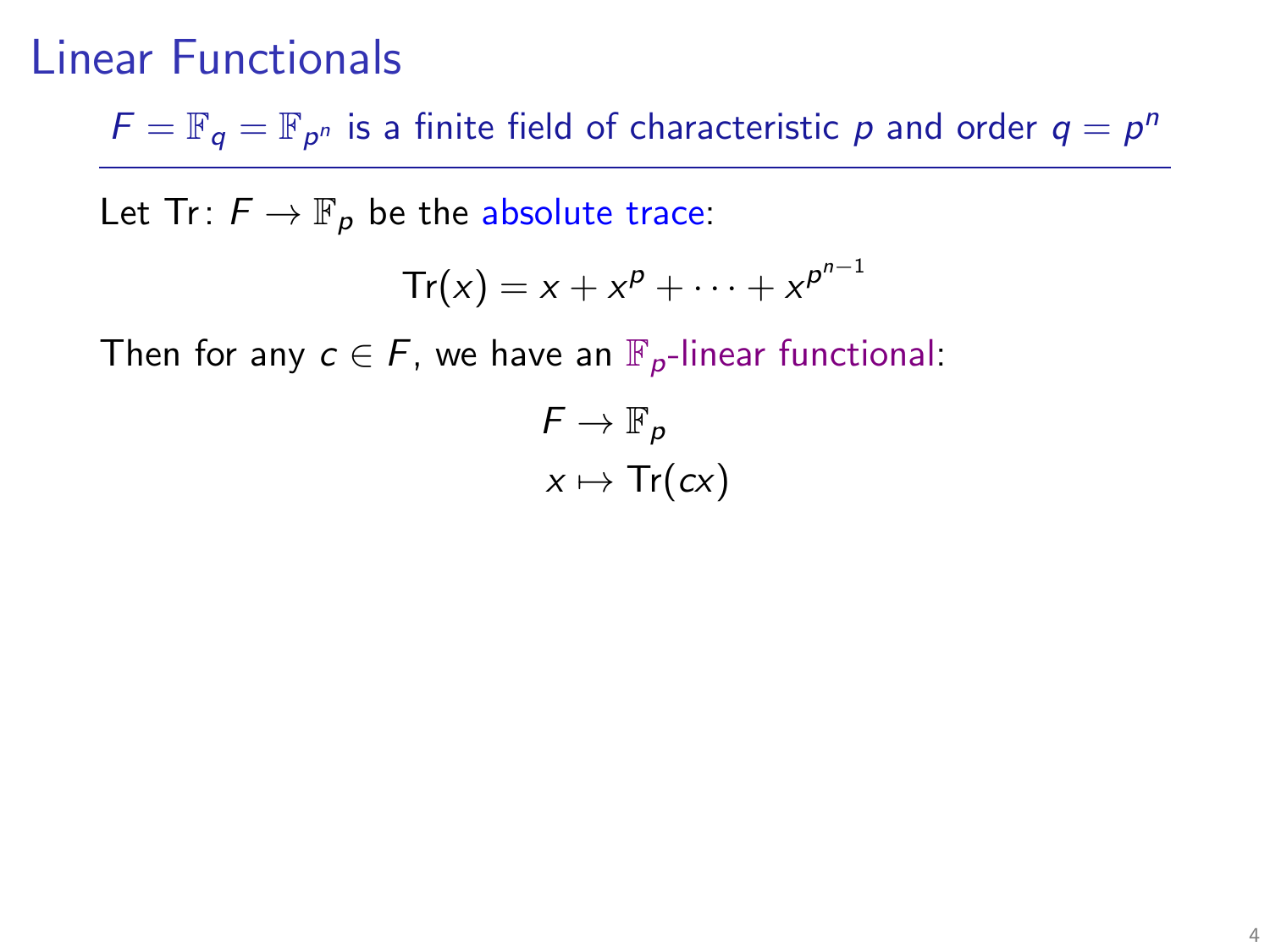# Linear Functionals

$F = \mathbb{F}_q = \mathbb{F}_{p^n}$ is a finite field of characteristic $p$ and order $q = p^n$

---

Let $\mathrm{Tr}\colon F \to \mathbb{F}_p$ be the absolute trace:

$$\mathrm{Tr}(x) = x + x^p + \cdots + x^{p^{n-1}}$$

Then for any $c \in F$, we have an $\mathbb{F}_p$-linear functional:

$$\begin{aligned} F &\to \mathbb{F}_p \\ x &\mapsto \mathrm{Tr}(cx) \end{aligned}$$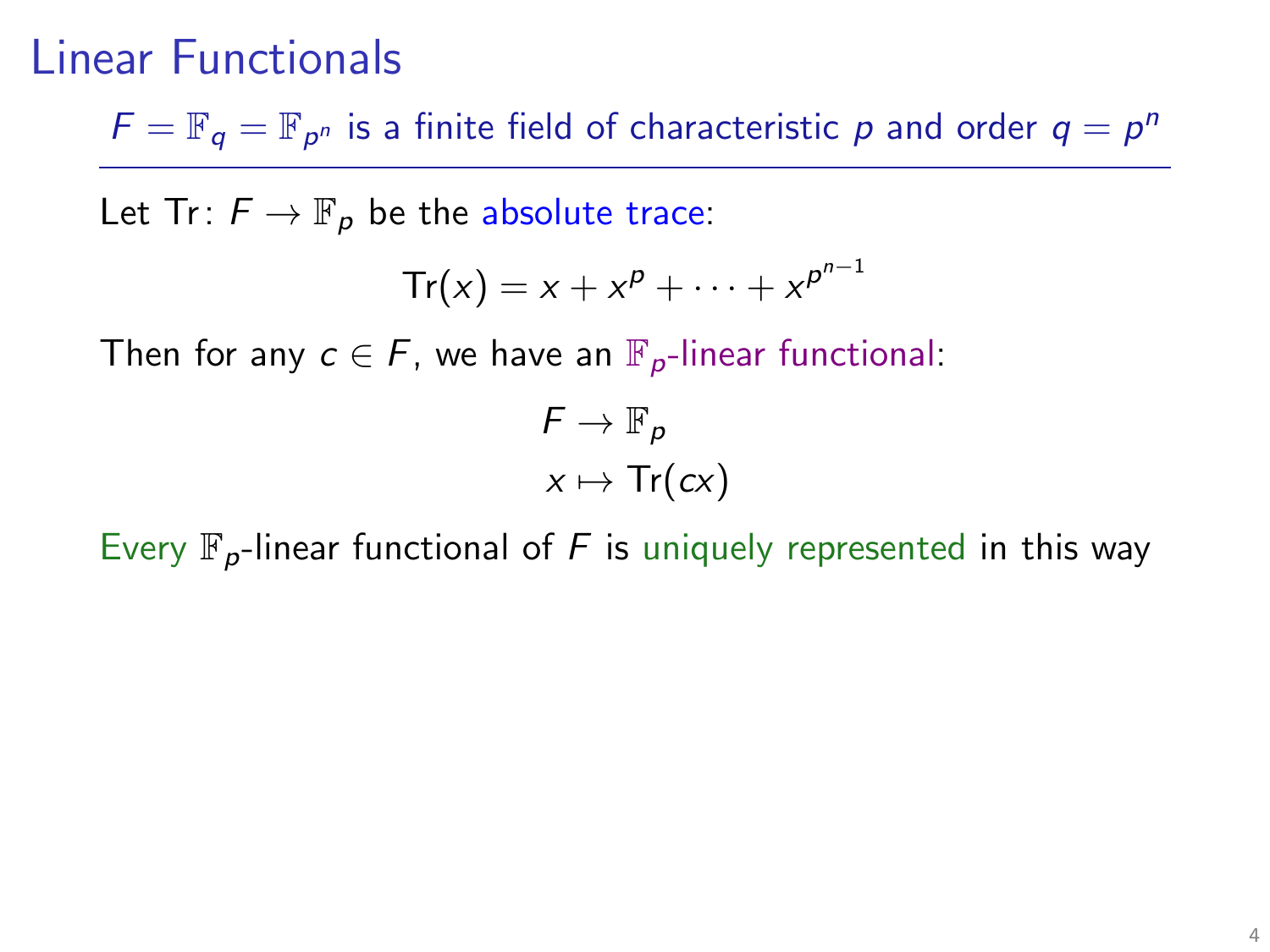# Linear Functionals

$F = \mathbb{F}_q = \mathbb{F}_{p^n}$ is a finite field of characteristic $p$ and order $q = p^n$

---

Let $\mathrm{Tr}\colon F \to \mathbb{F}_p$ be the absolute trace:

$$\mathrm{Tr}(x) = x + x^p + \cdots + x^{p^{n-1}}$$

Then for any $c \in F$, we have an $\mathbb{F}_p$-linear functional:

$$\begin{aligned} F &\to \mathbb{F}_p \\ x &\mapsto \mathrm{Tr}(cx) \end{aligned}$$

Every $\mathbb{F}_p$-linear functional of $F$ is uniquely represented in this way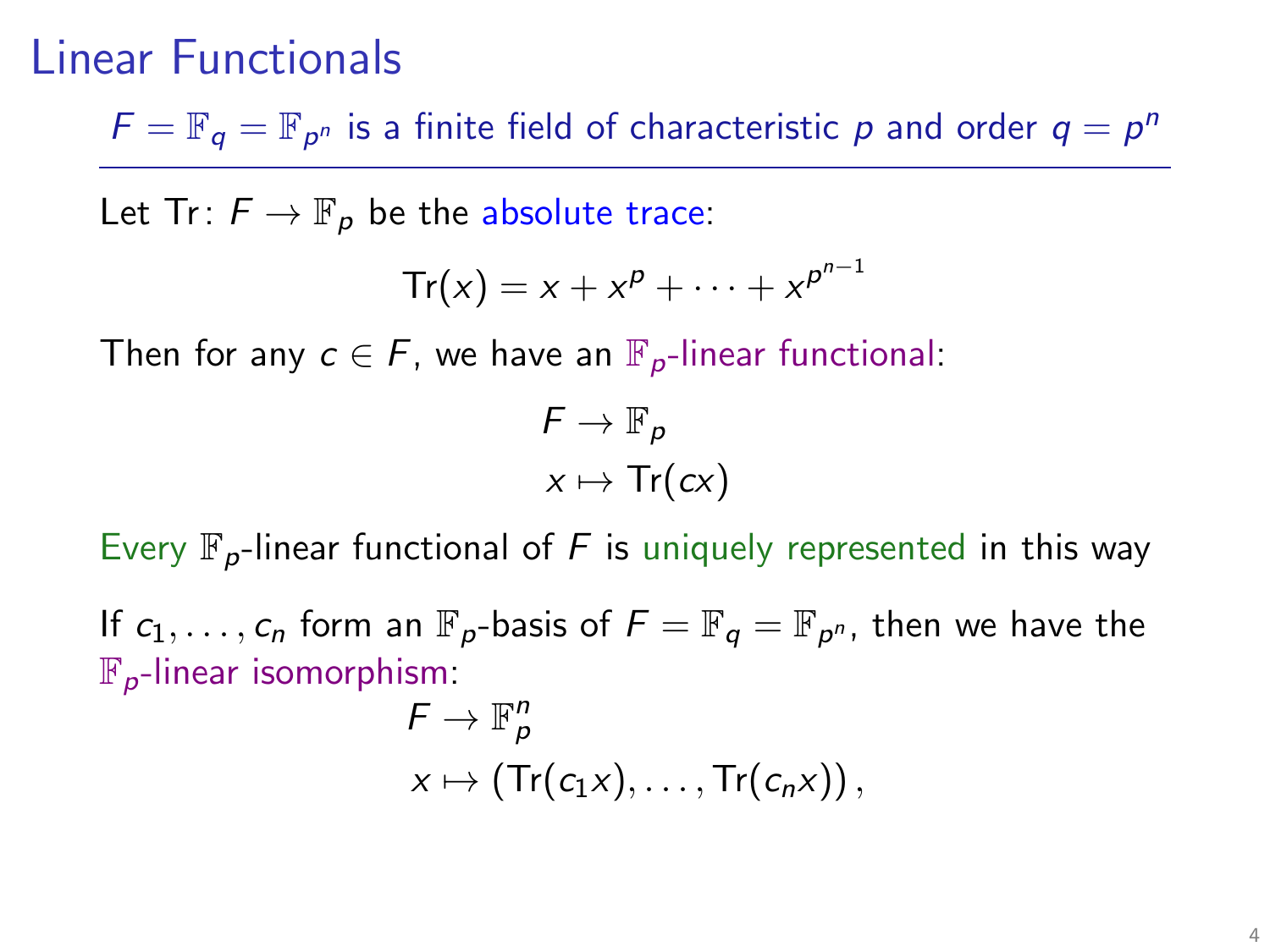# Linear Functionals

$F = \mathbb{F}_q = \mathbb{F}_{p^n}$ is a finite field of characteristic $p$ and order $q = p^n$

---

Let $\mathrm{Tr}\colon F \to \mathbb{F}_p$ be the absolute trace:

$$\mathrm{Tr}(x) = x + x^p + \cdots + x^{p^{n-1}}$$

Then for any $c \in F$, we have an $\mathbb{F}_p$-linear functional:

$$\begin{aligned} F &\to \mathbb{F}_p \\ x &\mapsto \mathrm{Tr}(cx) \end{aligned}$$

Every $\mathbb{F}_p$-linear functional of $F$ is uniquely represented in this way

If $c_1, \ldots, c_n$ form an $\mathbb{F}_p$-basis of $F = \mathbb{F}_q = \mathbb{F}_{p^n}$, then we have the $\mathbb{F}_p$-linear isomorphism:

$$\begin{aligned} F &\to \mathbb{F}_p^n \\ x &\mapsto (\mathrm{Tr}(c_1 x), \ldots, \mathrm{Tr}(c_n x)), \end{aligned}$$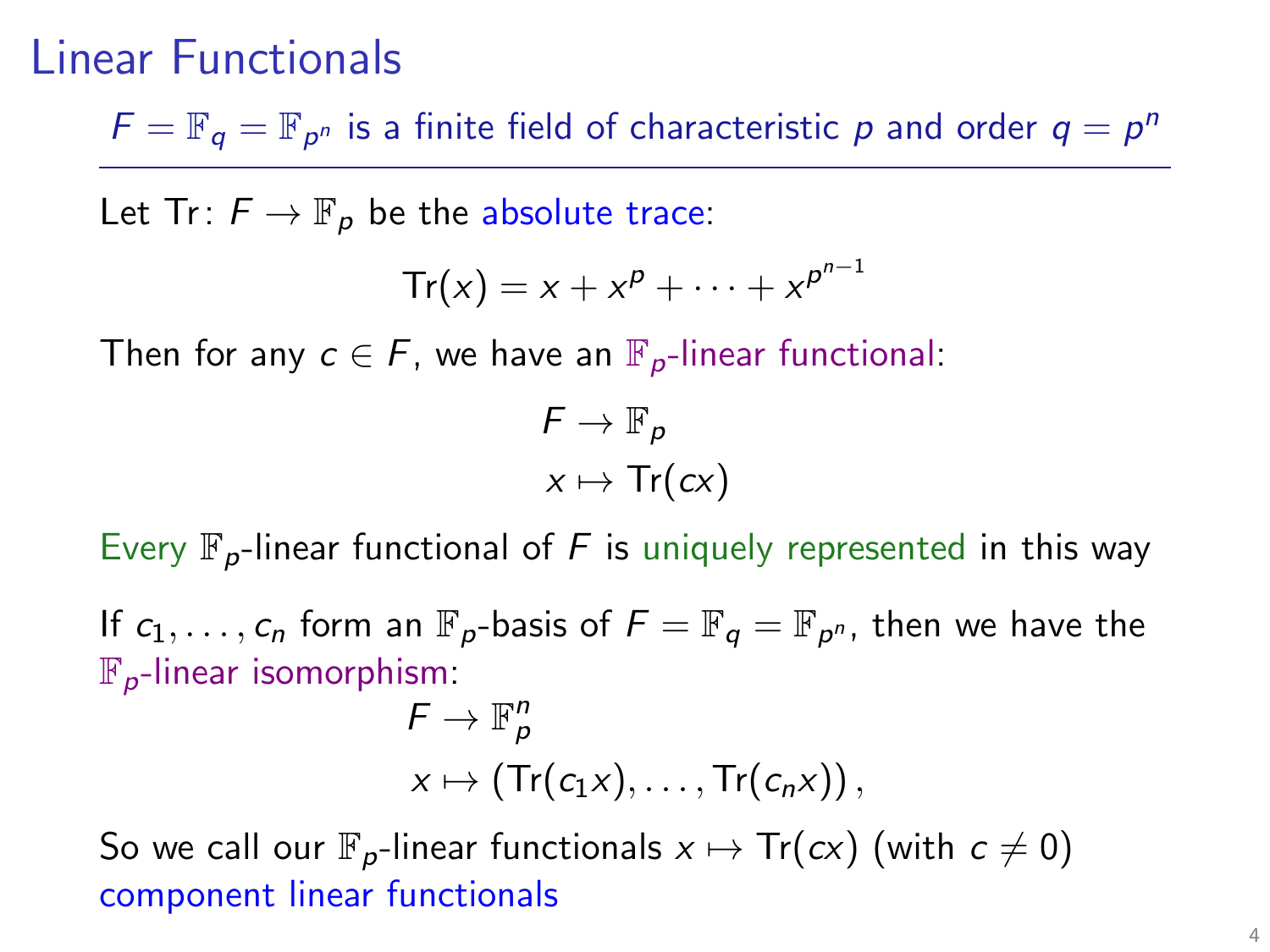# Linear Functionals

$F = \mathbb{F}_q = \mathbb{F}_{p^n}$ is a finite field of characteristic $p$ and order $q = p^n$

---

Let $\mathrm{Tr}\colon F \to \mathbb{F}_p$ be the absolute trace:

$$\mathrm{Tr}(x) = x + x^p + \cdots + x^{p^{n-1}}$$

Then for any $c \in F$, we have an $\mathbb{F}_p$-linear functional:

$$\begin{aligned} F &\to \mathbb{F}_p \\ x &\mapsto \mathrm{Tr}(cx) \end{aligned}$$

Every $\mathbb{F}_p$-linear functional of $F$ is uniquely represented in this way

If $c_1, \ldots, c_n$ form an $\mathbb{F}_p$-basis of $F = \mathbb{F}_q = \mathbb{F}_{p^n}$, then we have the $\mathbb{F}_p$-linear isomorphism:

$$\begin{aligned} F &\to \mathbb{F}_p^n \\ x &\mapsto \left(\mathrm{Tr}(c_1 x), \ldots, \mathrm{Tr}(c_n x)\right), \end{aligned}$$

So we call our $\mathbb{F}_p$-linear functionals $x \mapsto \mathrm{Tr}(cx)$ (with $c \neq 0$) component linear functionals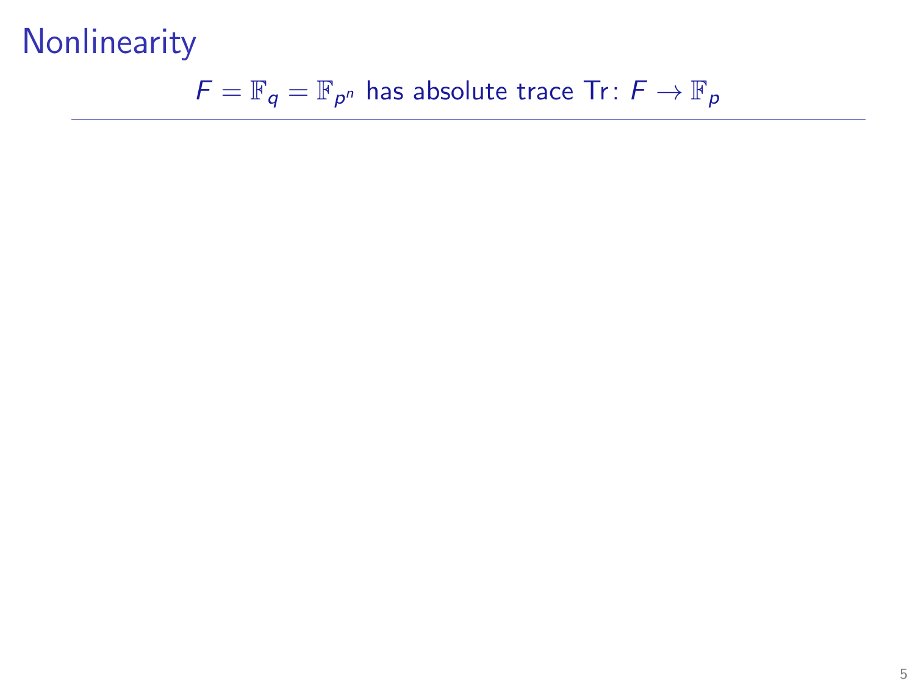# Nonlinearity

$F = \mathbb{F}_q = \mathbb{F}_{p^n}$ has absolute trace $\mathrm{Tr}\colon F \to \mathbb{F}_p$

---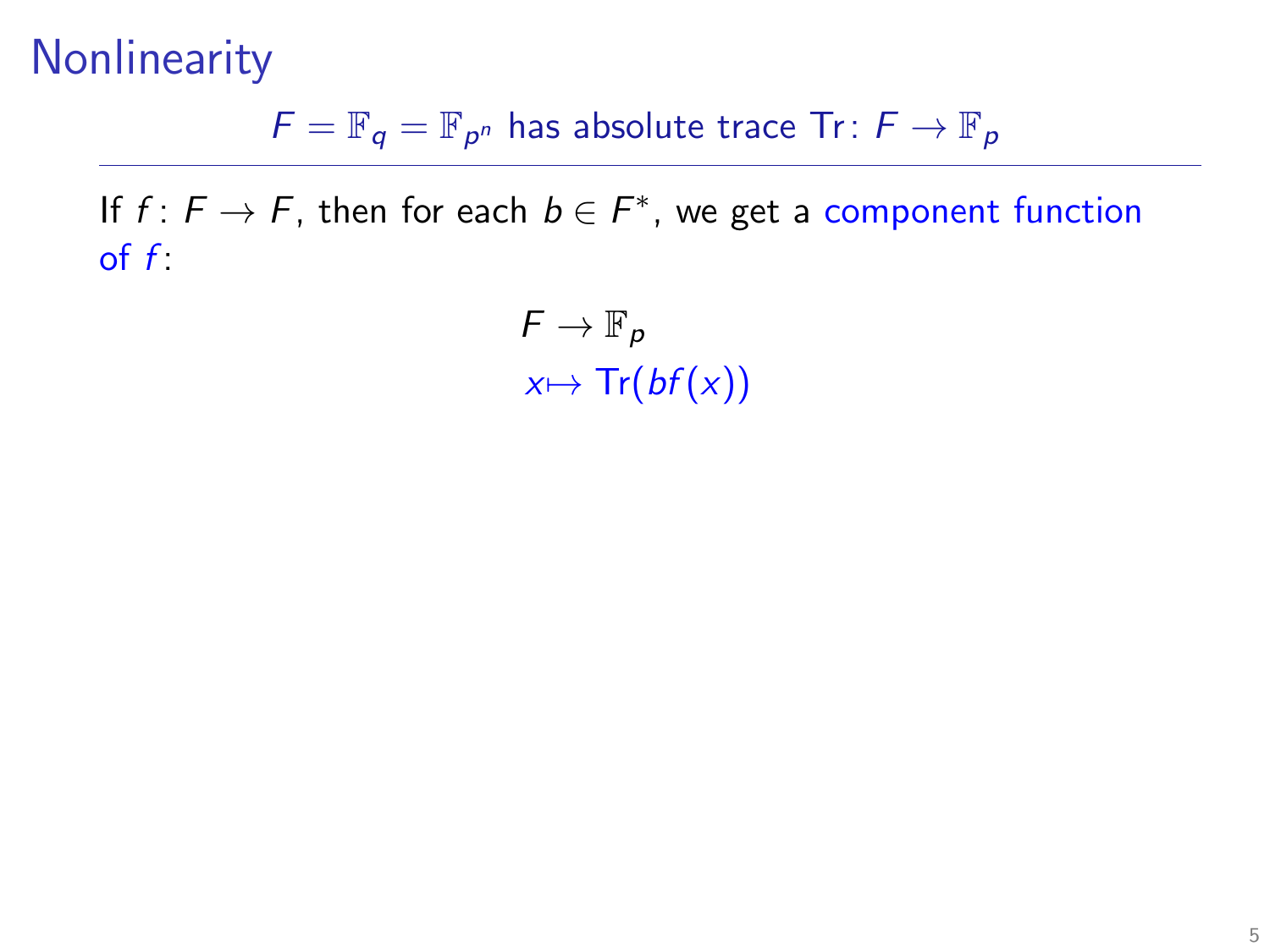# Nonlinearity

$F = \mathbb{F}_q = \mathbb{F}_{p^n}$ has absolute trace $\mathrm{Tr}\colon F \to \mathbb{F}_p$

---

If $f\colon F \to F$, then for each $b \in F^*$, we get a component function of $f$:

$$
\begin{aligned}
F &\to \mathbb{F}_p \\
x &\mapsto \mathrm{Tr}(bf(x))
\end{aligned}
$$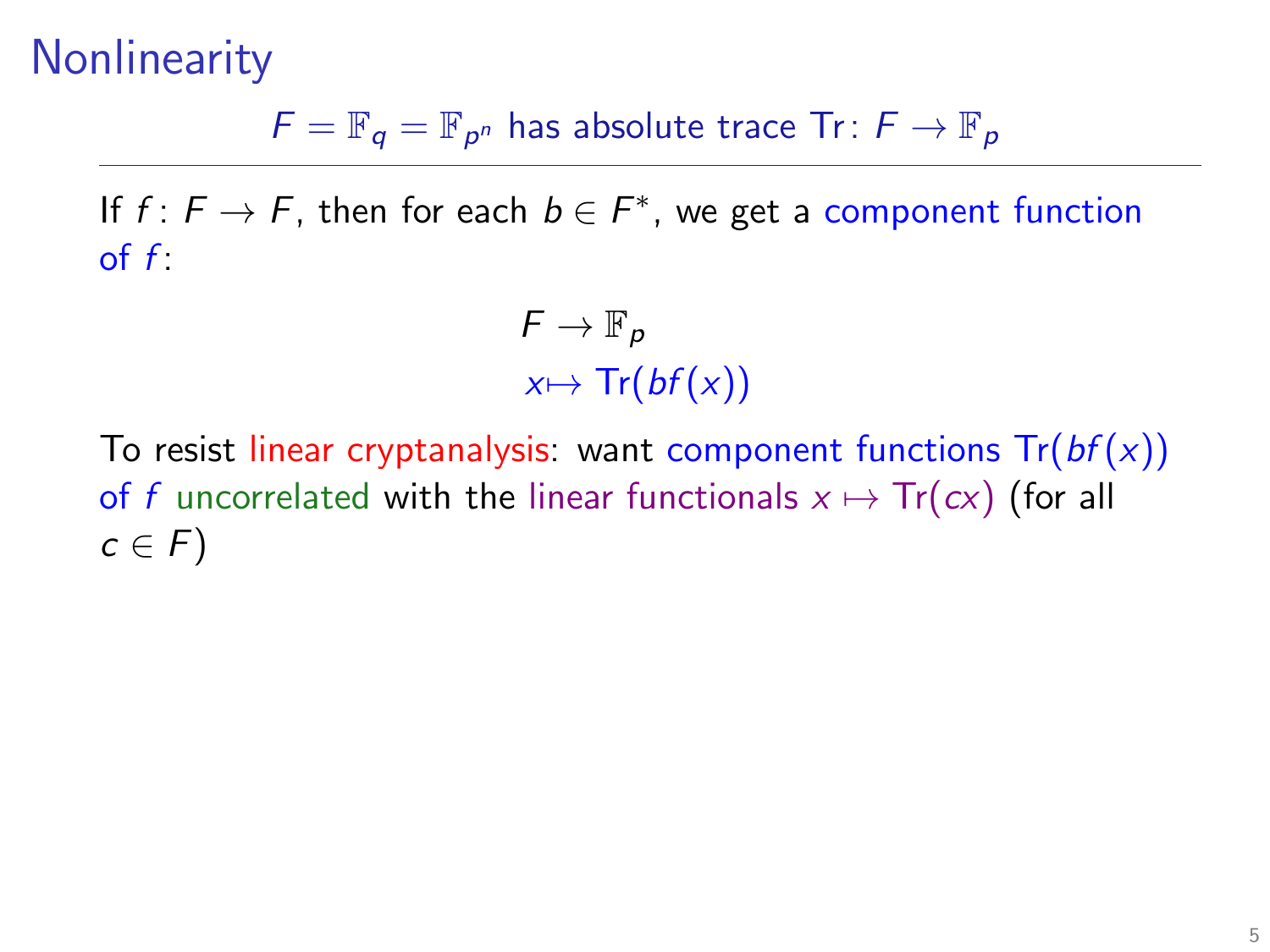# Nonlinearity

$F = \mathbb{F}_q = \mathbb{F}_{p^n}$ has absolute trace $\mathrm{Tr}\colon F \to \mathbb{F}_p$

---

If $f\colon F \to F$, then for each $b \in F^*$, we get a component function of $f$:

$$\begin{aligned} F &\to \mathbb{F}_p \\ x &\mapsto \mathrm{Tr}(bf(x)) \end{aligned}$$

To resist linear cryptanalysis: want component functions $\mathrm{Tr}(bf(x))$ of $f$ uncorrelated with the linear functionals $x \mapsto \mathrm{Tr}(cx)$ (for all $c \in F$)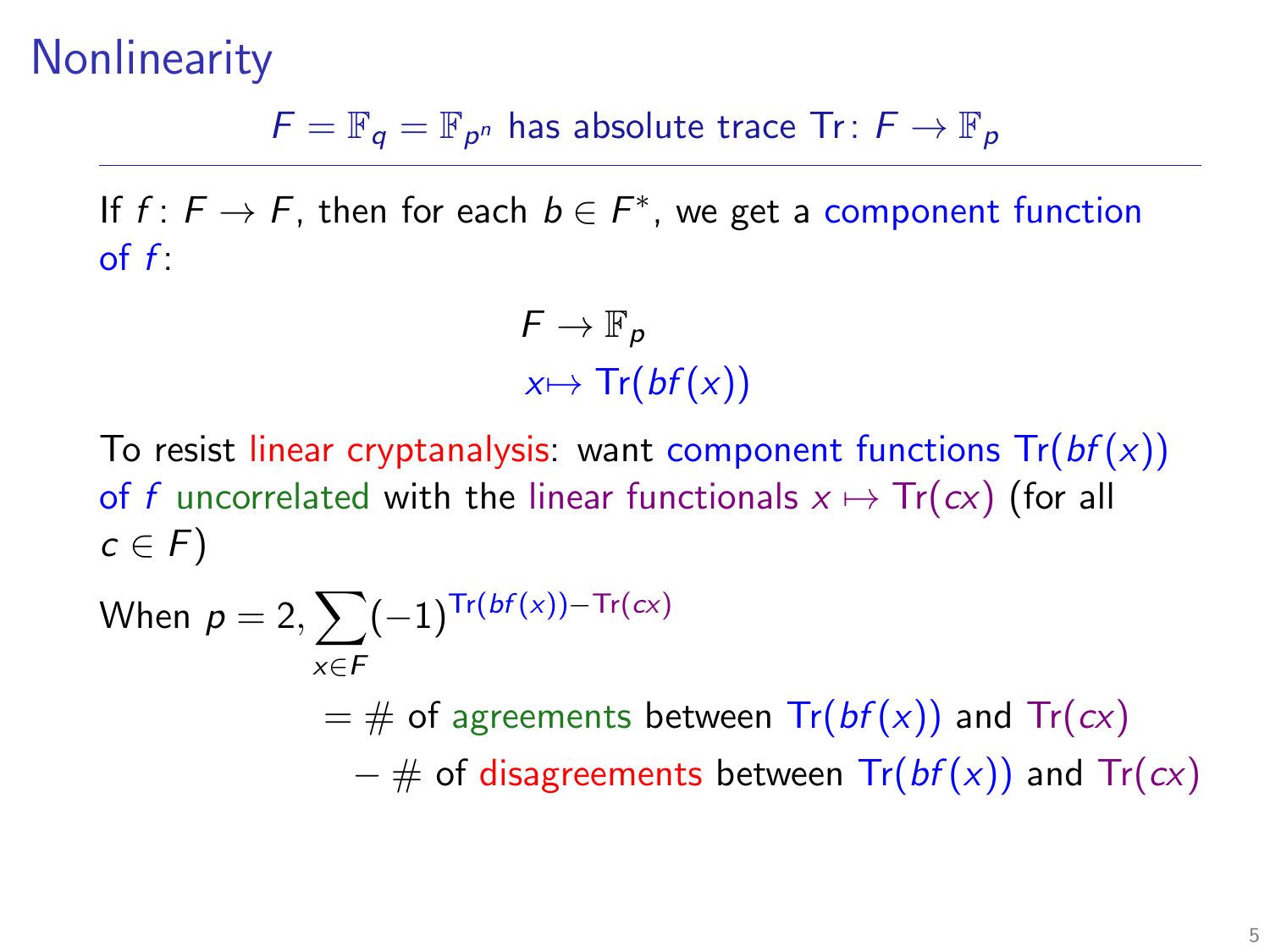# Nonlinearity

$F = \mathbb{F}_q = \mathbb{F}_{p^n}$ has absolute trace $\mathrm{Tr}\colon F \to \mathbb{F}_p$

---

If $f\colon F \to F$, then for each $b \in F^*$, we get a component function of $f$:

$$\begin{aligned} F &\to \mathbb{F}_p \\ x &\mapsto \mathrm{Tr}(bf(x)) \end{aligned}$$

To resist linear cryptanalysis: want component functions $\mathrm{Tr}(bf(x))$ of $f$ uncorrelated with the linear functionals $x \mapsto \mathrm{Tr}(cx)$ (for all $c \in F$)

When $p = 2$,

$$\begin{aligned} \sum_{x \in F} (-1)^{\mathrm{Tr}(bf(x)) - \mathrm{Tr}(cx)} &= \#\text{ of agreements between } \mathrm{Tr}(bf(x)) \text{ and } \mathrm{Tr}(cx) \\ &\quad - \#\text{ of disagreements between } \mathrm{Tr}(bf(x)) \text{ and } \mathrm{Tr}(cx) \end{aligned}$$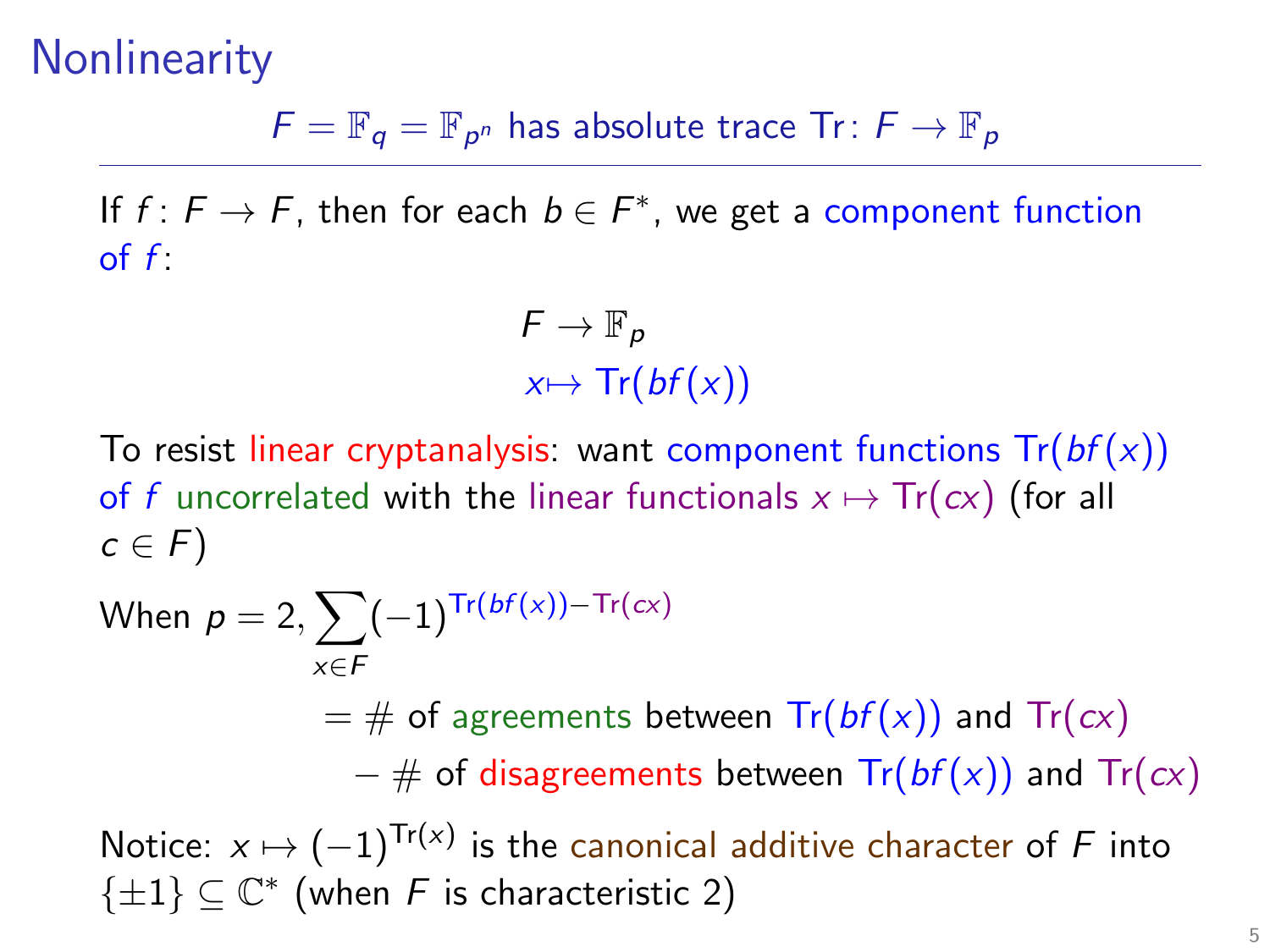# Nonlinearity

$F = \mathbb{F}_q = \mathbb{F}_{p^n}$ has absolute trace $\mathrm{Tr}\colon F \to \mathbb{F}_p$

If $f\colon F \to F$, then for each $b \in F^*$, we get a component function of $f$:

$$\begin{aligned} F &\to \mathbb{F}_p \\ x &\mapsto \mathrm{Tr}(bf(x)) \end{aligned}$$

To resist linear cryptanalysis: want component functions $\mathrm{Tr}(bf(x))$ of $f$ uncorrelated with the linear functionals $x \mapsto \mathrm{Tr}(cx)$ (for all $c \in F$)

When $p = 2$, $\displaystyle\sum_{x \in F} (-1)^{\mathrm{Tr}(bf(x)) - \mathrm{Tr}(cx)}$

$= \#$ of agreements between $\mathrm{Tr}(bf(x))$ and $\mathrm{Tr}(cx)$

$- \#$ of disagreements between $\mathrm{Tr}(bf(x))$ and $\mathrm{Tr}(cx)$

Notice: $x \mapsto (-1)^{\mathrm{Tr}(x)}$ is the canonical additive character of $F$ into $\{\pm 1\} \subseteq \mathbb{C}^*$ (when $F$ is characteristic 2)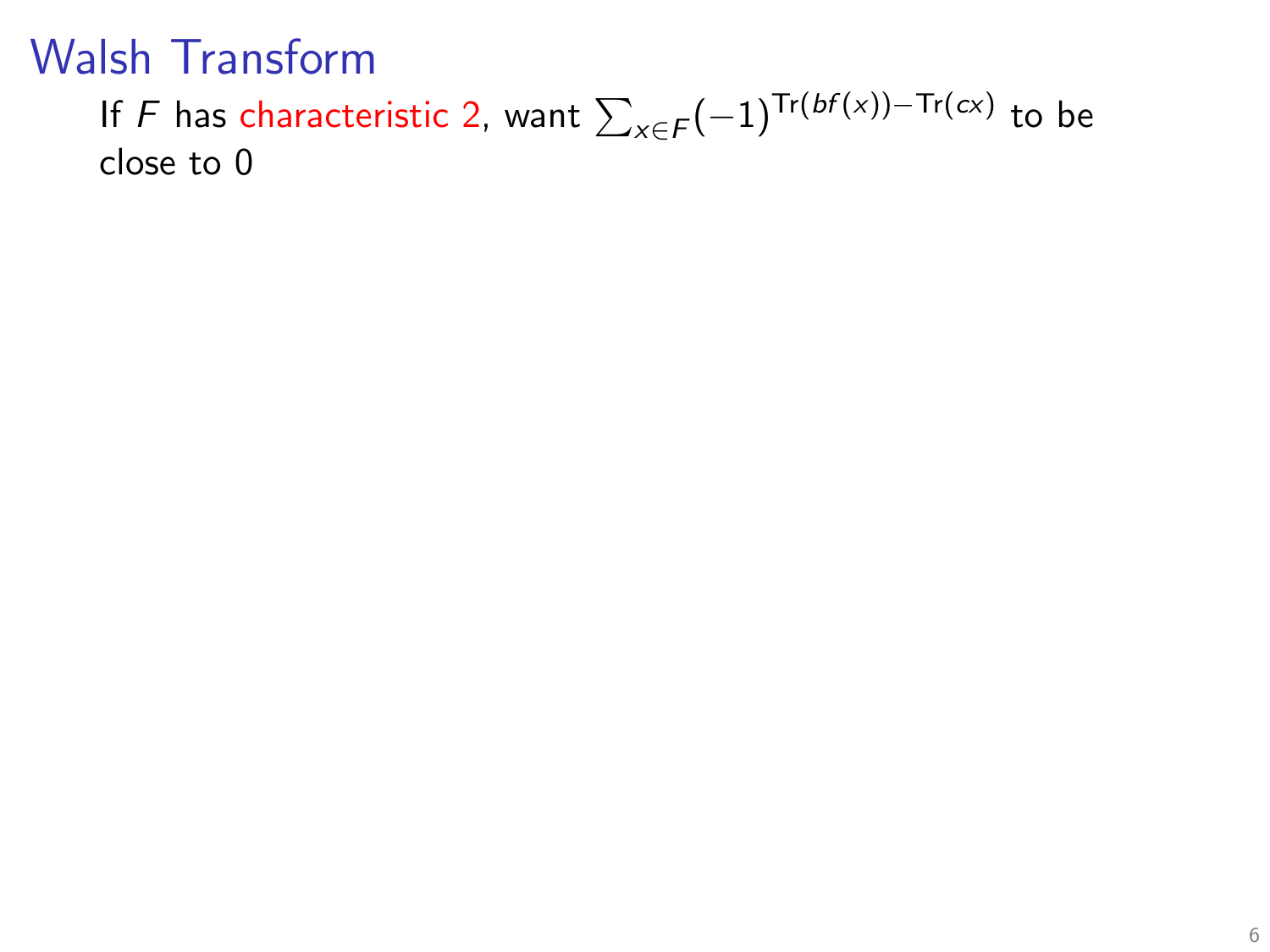# Walsh Transform

If $F$ has characteristic 2, want $\sum_{x \in F} (-1)^{\mathrm{Tr}(bf(x)) - \mathrm{Tr}(cx)}$ to be close to 0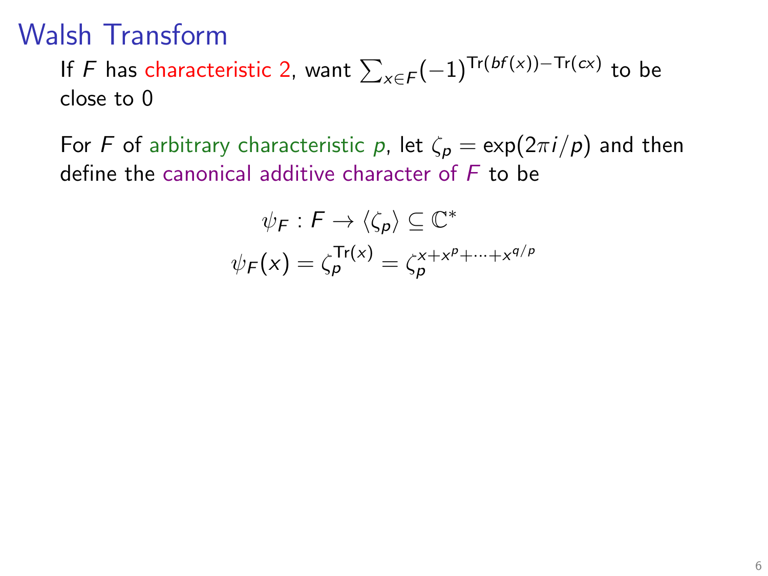# Walsh Transform

If $F$ has characteristic 2, want $\sum_{x \in F}(-1)^{\mathrm{Tr}(bf(x)) - \mathrm{Tr}(cx)}$ to be close to 0

For $F$ of arbitrary characteristic $p$, let $\zeta_p = \exp(2\pi i/p)$ and then define the canonical additive character of $F$ to be

$$\psi_F : F \to \langle \zeta_p \rangle \subseteq \mathbb{C}^*$$
$$\psi_F(x) = \zeta_p^{\mathrm{Tr}(x)} = \zeta_p^{x + x^p + \cdots + x^{q/p}}$$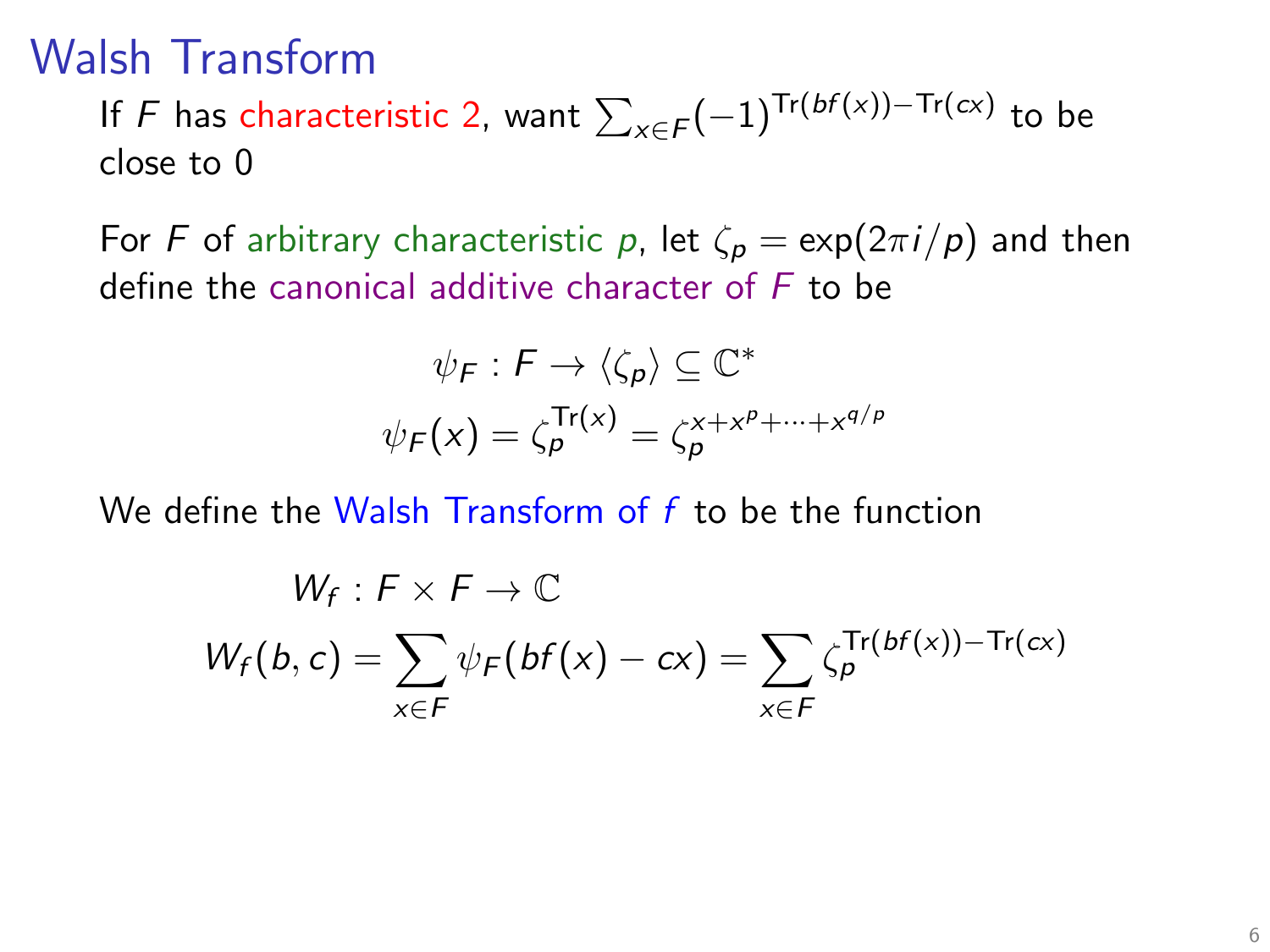# Walsh Transform

If $F$ has characteristic 2, want $\sum_{x \in F} (-1)^{\mathrm{Tr}(bf(x)) - \mathrm{Tr}(cx)}$ to be close to 0

For $F$ of arbitrary characteristic $p$, let $\zeta_p = \exp(2\pi i/p)$ and then define the canonical additive character of $F$ to be

$$\psi_F : F \to \langle \zeta_p \rangle \subseteq \mathbb{C}^*$$

$$\psi_F(x) = \zeta_p^{\mathrm{Tr}(x)} = \zeta_p^{x + x^p + \cdots + x^{q/p}}$$

We define the Walsh Transform of $f$ to be the function

$$W_f : F \times F \to \mathbb{C}$$

$$W_f(b, c) = \sum_{x \in F} \psi_F(bf(x) - cx) = \sum_{x \in F} \zeta_p^{\mathrm{Tr}(bf(x)) - \mathrm{Tr}(cx)}$$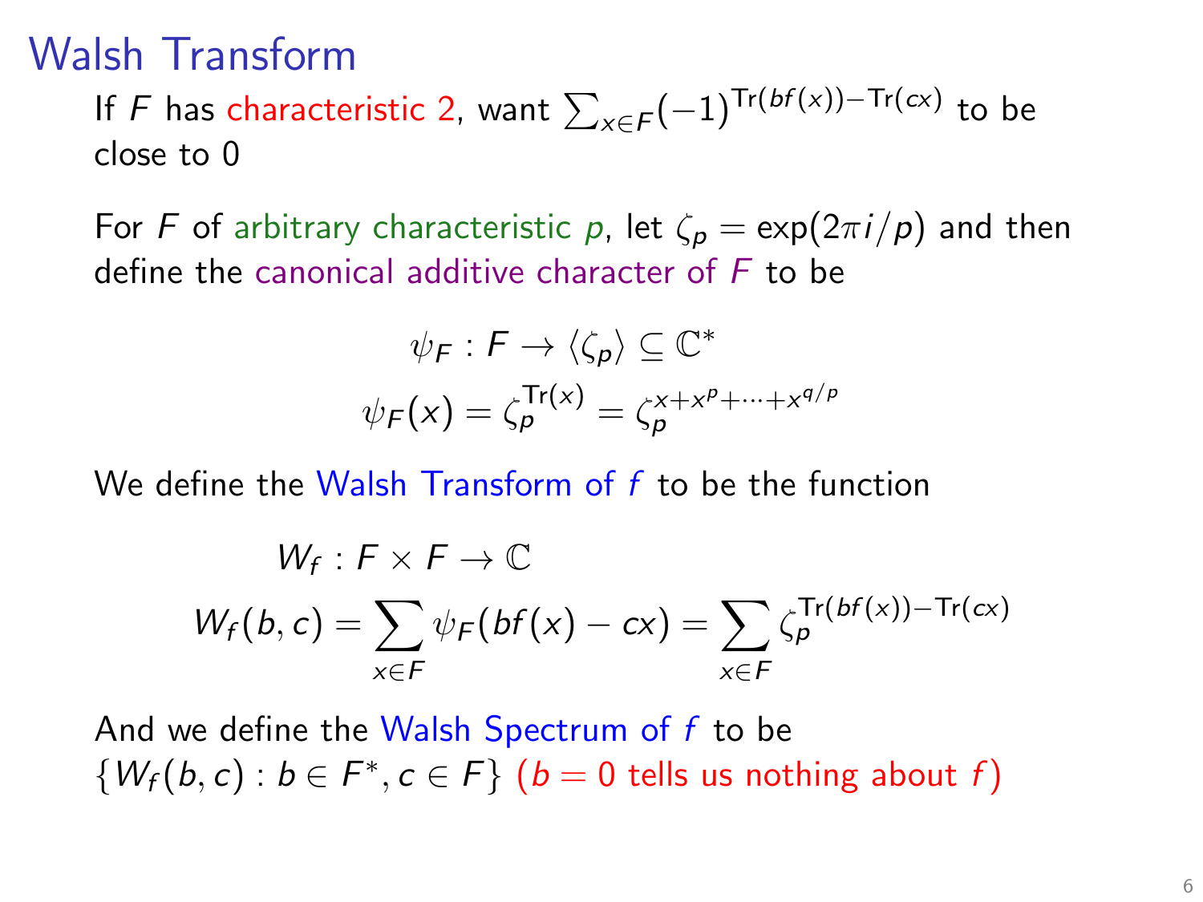# Walsh Transform

If $F$ has characteristic 2, want $\sum_{x \in F} (-1)^{\mathrm{Tr}(bf(x)) - \mathrm{Tr}(cx)}$ to be close to 0

For $F$ of arbitrary characteristic $p$, let $\zeta_p = \exp(2\pi i/p)$ and then define the canonical additive character of $F$ to be

$$\psi_F : F \to \langle \zeta_p \rangle \subseteq \mathbb{C}^*$$
$$\psi_F(x) = \zeta_p^{\mathrm{Tr}(x)} = \zeta_p^{x + x^p + \cdots + x^{q/p}}$$

We define the Walsh Transform of $f$ to be the function

$$W_f : F \times F \to \mathbb{C}$$
$$W_f(b, c) = \sum_{x \in F} \psi_F(bf(x) - cx) = \sum_{x \in F} \zeta_p^{\mathrm{Tr}(bf(x)) - \mathrm{Tr}(cx)}$$

And we define the Walsh Spectrum of $f$ to be $\{W_f(b, c) : b \in F^*, c \in F\}$ ($b = 0$ tells us nothing about $f$)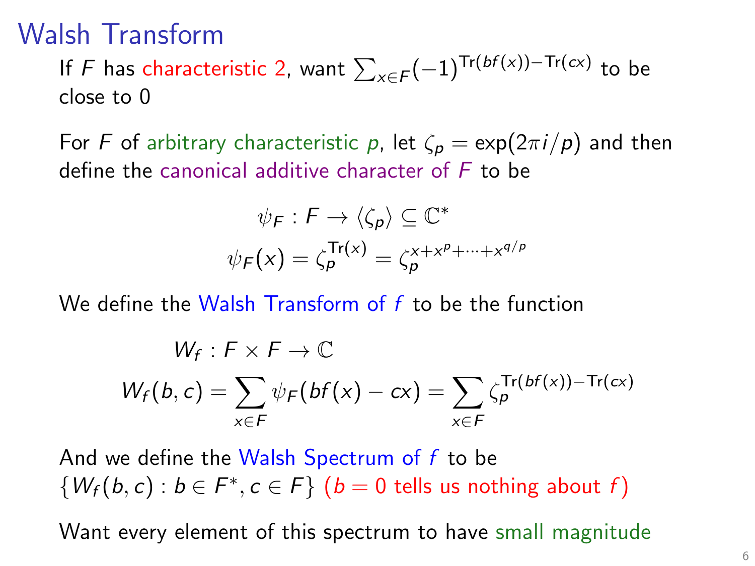# Walsh Transform

If $F$ has characteristic 2, want $\sum_{x \in F} (-1)^{\mathrm{Tr}(bf(x)) - \mathrm{Tr}(cx)}$ to be close to 0

For $F$ of arbitrary characteristic $p$, let $\zeta_p = \exp(2\pi i/p)$ and then define the canonical additive character of $F$ to be

$$\psi_F : F \to \langle \zeta_p \rangle \subseteq \mathbb{C}^*$$
$$\psi_F(x) = \zeta_p^{\mathrm{Tr}(x)} = \zeta_p^{x + x^p + \cdots + x^{q/p}}$$

We define the Walsh Transform of $f$ to be the function

$$W_f : F \times F \to \mathbb{C}$$
$$W_f(b, c) = \sum_{x \in F} \psi_F(bf(x) - cx) = \sum_{x \in F} \zeta_p^{\mathrm{Tr}(bf(x)) - \mathrm{Tr}(cx)}$$

And we define the Walsh Spectrum of $f$ to be $\{W_f(b, c) : b \in F^*, c \in F\}$ ($b = 0$ tells us nothing about $f$)

Want every element of this spectrum to have small magnitude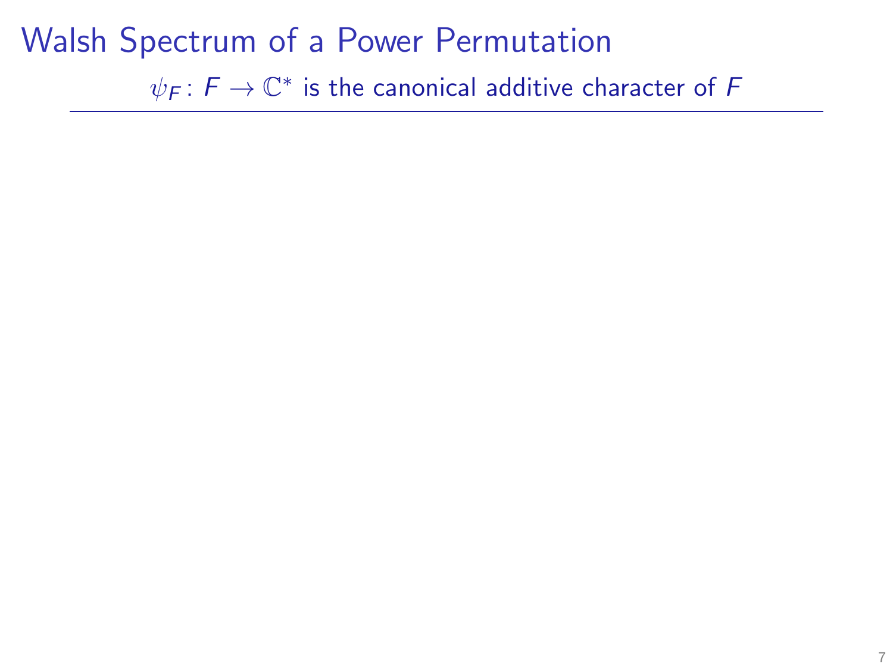# Walsh Spectrum of a Power Permutation

$\psi_F \colon F \to \mathbb{C}^*$ is the canonical additive character of $F$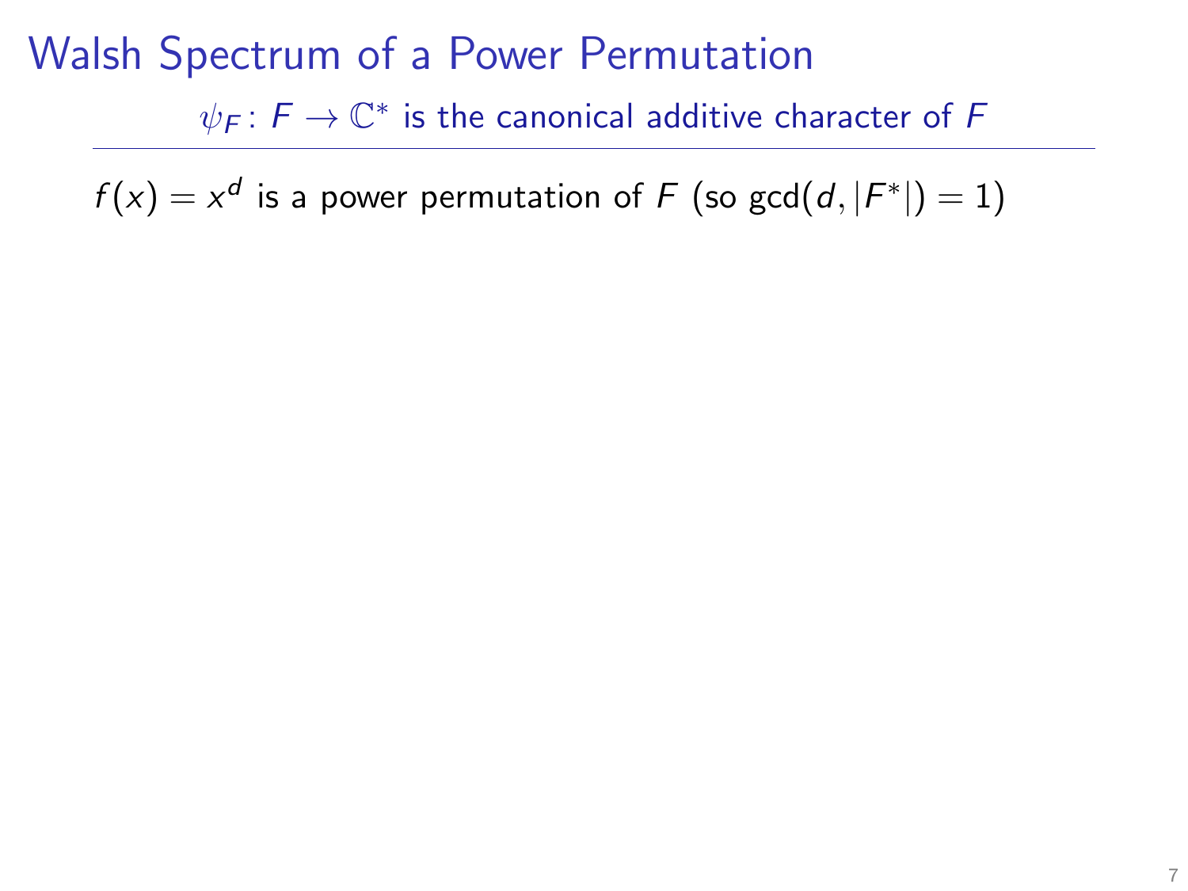# Walsh Spectrum of a Power Permutation

$\psi_F \colon F \to \mathbb{C}^*$ is the canonical additive character of $F$

$f(x) = x^d$ is a power permutation of $F$ (so $\gcd(d, |F^*|) = 1$)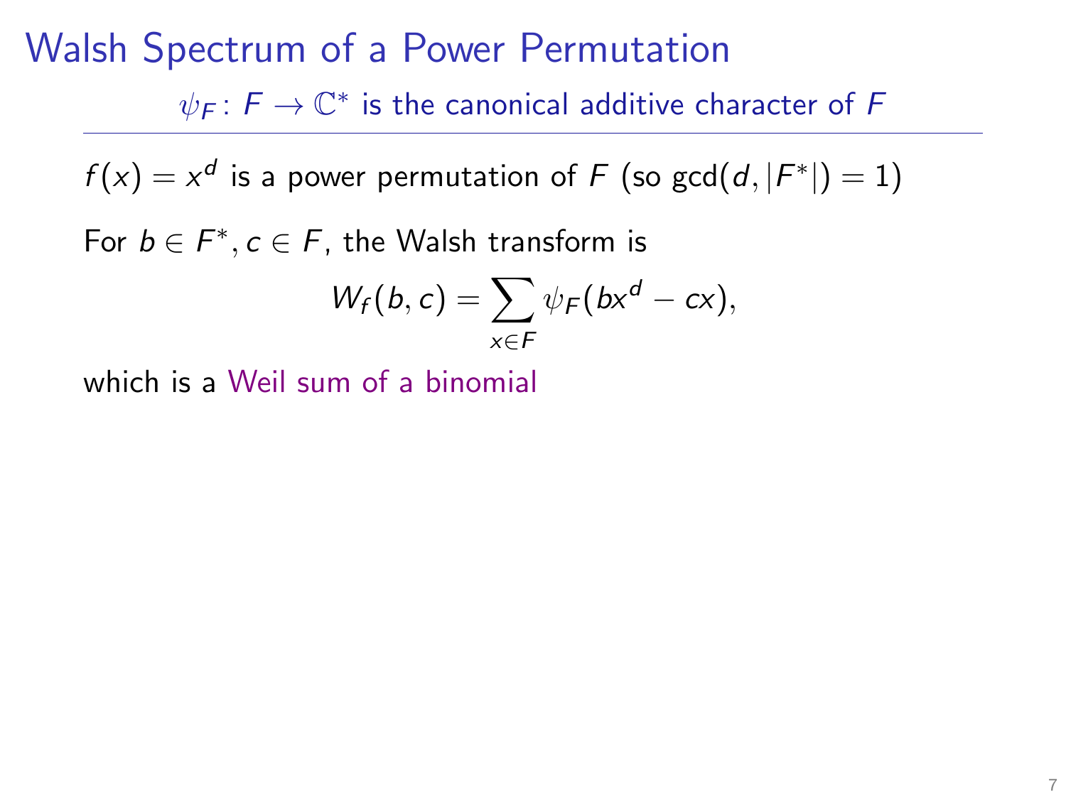# Walsh Spectrum of a Power Permutation

$\psi_F \colon F \to \mathbb{C}^*$ is the canonical additive character of $F$

$f(x) = x^d$ is a power permutation of $F$ (so $\gcd(d, |F^*|) = 1$)

For $b \in F^*, c \in F$, the Walsh transform is

$$W_f(b, c) = \sum_{x \in F} \psi_F(bx^d - cx),$$

which is a Weil sum of a binomial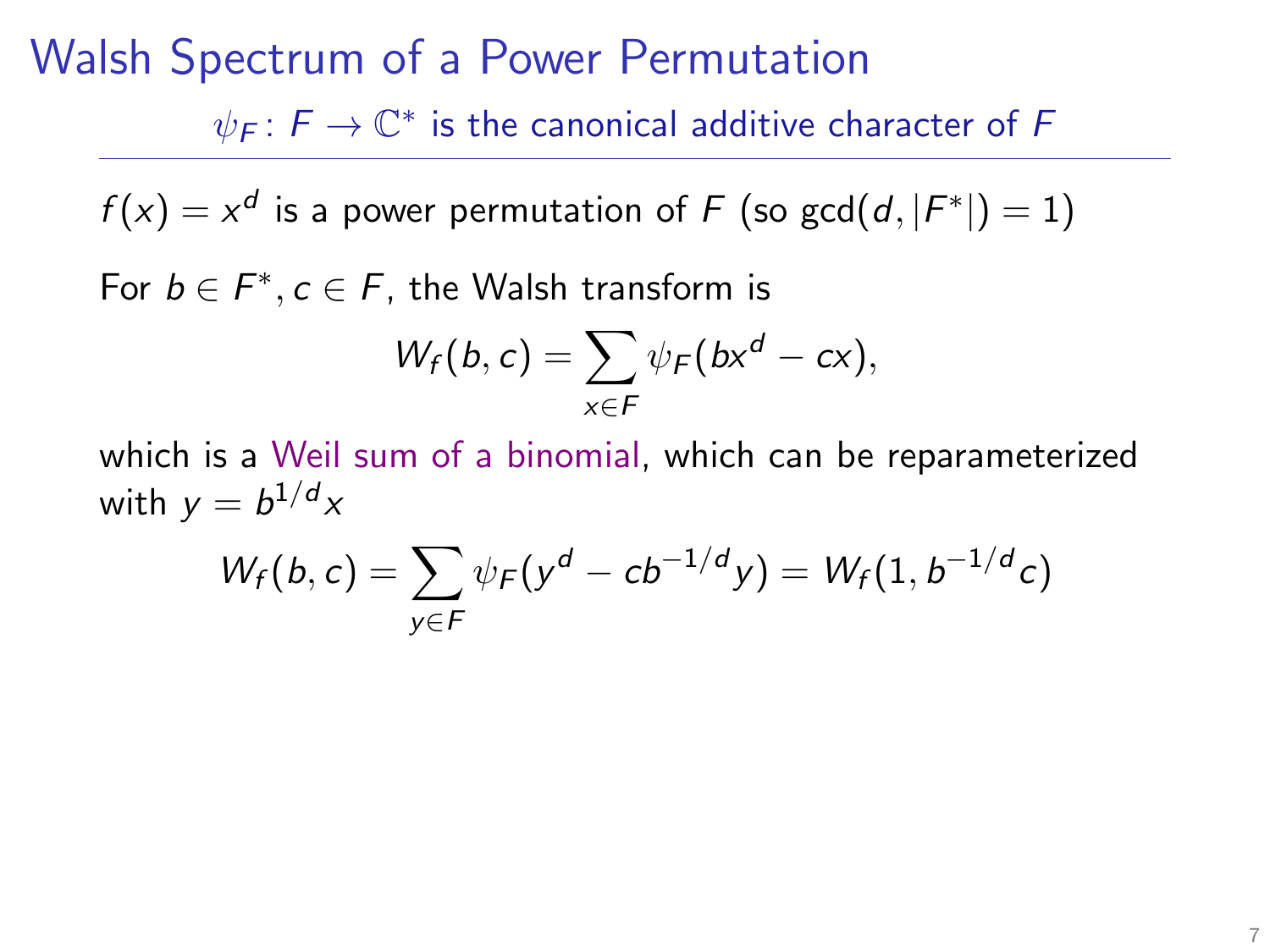# Walsh Spectrum of a Power Permutation

$\psi_F \colon F \to \mathbb{C}^*$ is the canonical additive character of $F$

---

$f(x) = x^d$ is a power permutation of $F$ (so $\gcd(d, |F^*|) = 1$)

For $b \in F^*, c \in F$, the Walsh transform is

$$W_f(b, c) = \sum_{x \in F} \psi_F(bx^d - cx),$$

which is a Weil sum of a binomial, which can be reparameterized with $y = b^{1/d}x$

$$W_f(b, c) = \sum_{y \in F} \psi_F(y^d - cb^{-1/d}y) = W_f(1, b^{-1/d}c)$$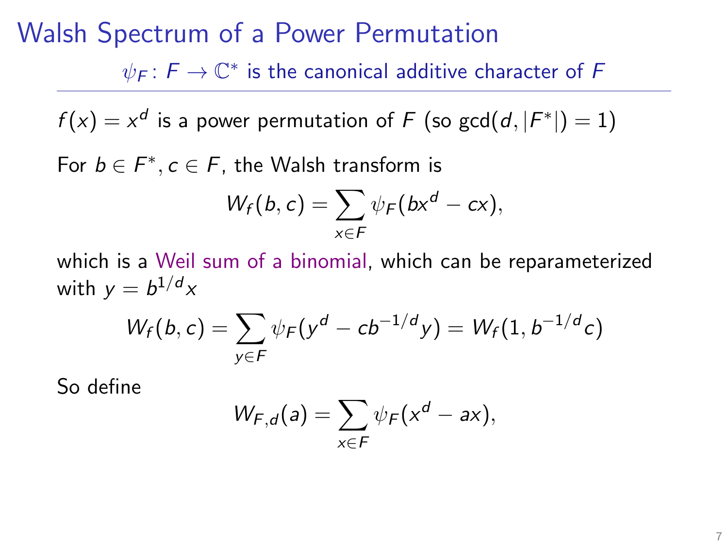# Walsh Spectrum of a Power Permutation

$\psi_F \colon F \to \mathbb{C}^*$ is the canonical additive character of $F$

$f(x) = x^d$ is a power permutation of $F$ (so $\gcd(d, |F^*|) = 1$)

For $b \in F^*, c \in F$, the Walsh transform is

$$W_f(b, c) = \sum_{x \in F} \psi_F(bx^d - cx),$$

which is a Weil sum of a binomial, which can be reparameterized with $y = b^{1/d}x$

$$W_f(b, c) = \sum_{y \in F} \psi_F(y^d - cb^{-1/d}y) = W_f(1, b^{-1/d}c)$$

So define

$$W_{F,d}(a) = \sum_{x \in F} \psi_F(x^d - ax),$$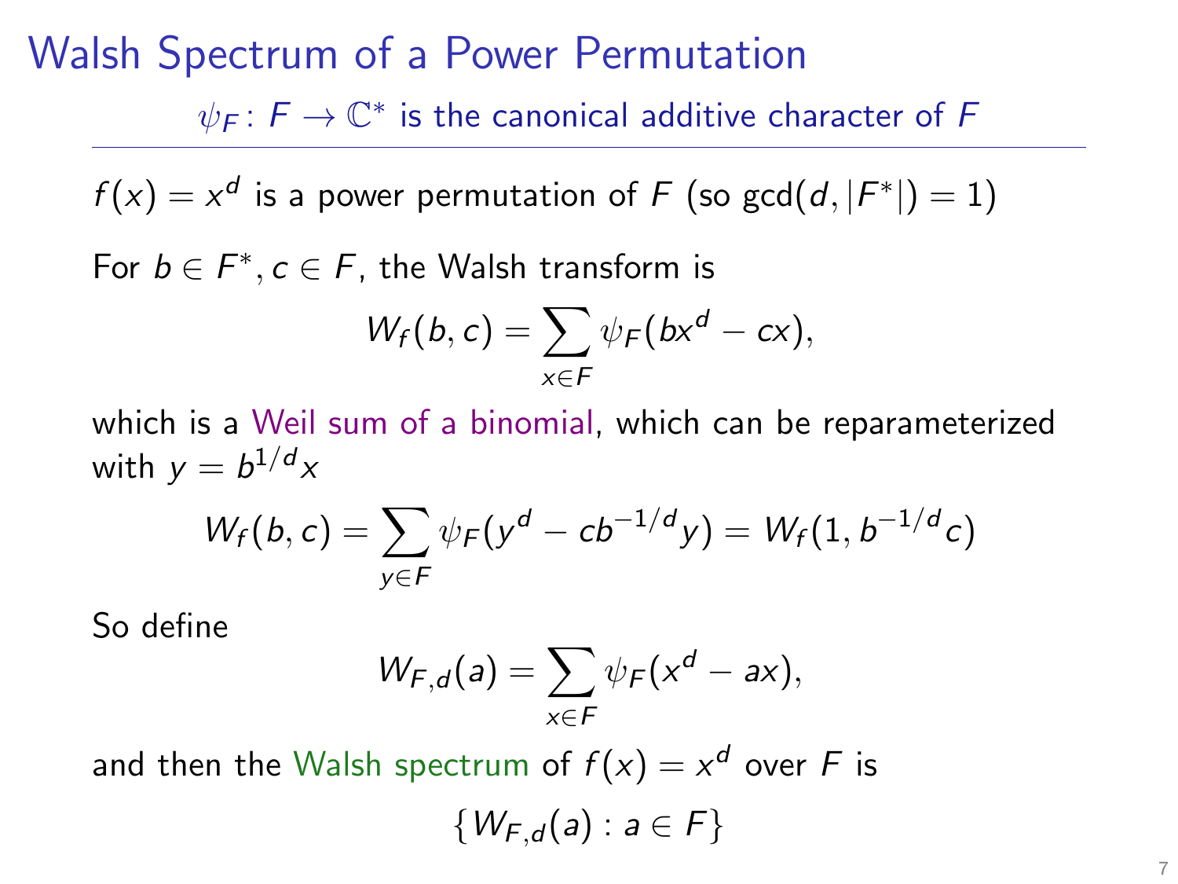# Walsh Spectrum of a Power Permutation

$\psi_F \colon F \to \mathbb{C}^*$ is the canonical additive character of $F$

$f(x) = x^d$ is a power permutation of $F$ (so $\gcd(d, |F^*|) = 1$)

For $b \in F^*, c \in F$, the Walsh transform is

$$W_f(b, c) = \sum_{x \in F} \psi_F(bx^d - cx),$$

which is a Weil sum of a binomial, which can be reparameterized with $y = b^{1/d}x$

$$W_f(b, c) = \sum_{y \in F} \psi_F(y^d - cb^{-1/d}y) = W_f(1, b^{-1/d}c)$$

So define

$$W_{F,d}(a) = \sum_{x \in F} \psi_F(x^d - ax),$$

and then the Walsh spectrum of $f(x) = x^d$ over $F$ is

$$\{W_{F,d}(a) : a \in F\}$$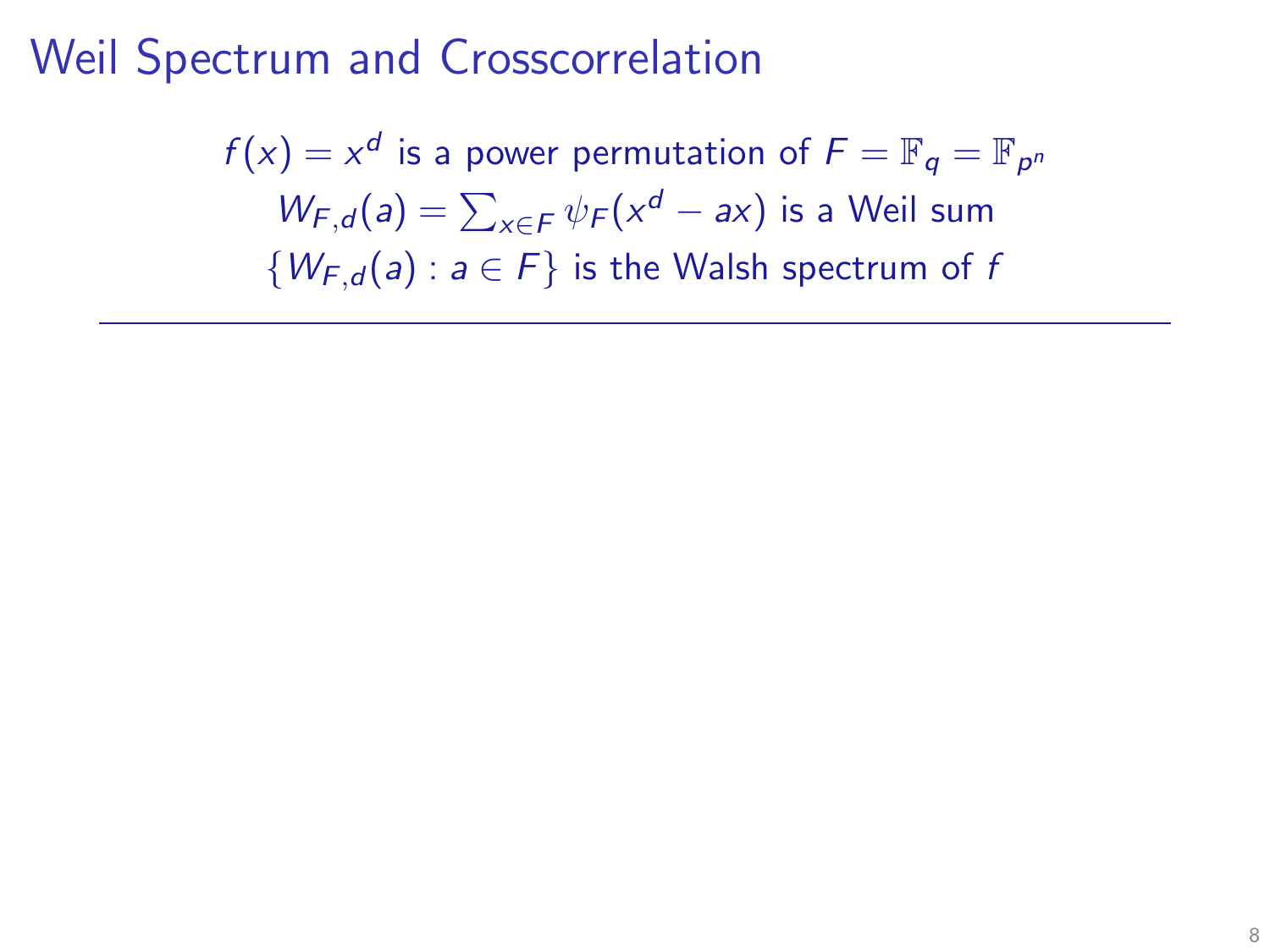# Weil Spectrum and Crosscorrelation

$f(x) = x^d$ is a power permutation of $F = \mathbb{F}_q = \mathbb{F}_{p^n}$

$W_{F,d}(a) = \sum_{x \in F} \psi_F(x^d - ax)$ is a Weil sum

$\{W_{F,d}(a) : a \in F\}$ is the Walsh spectrum of $f$

---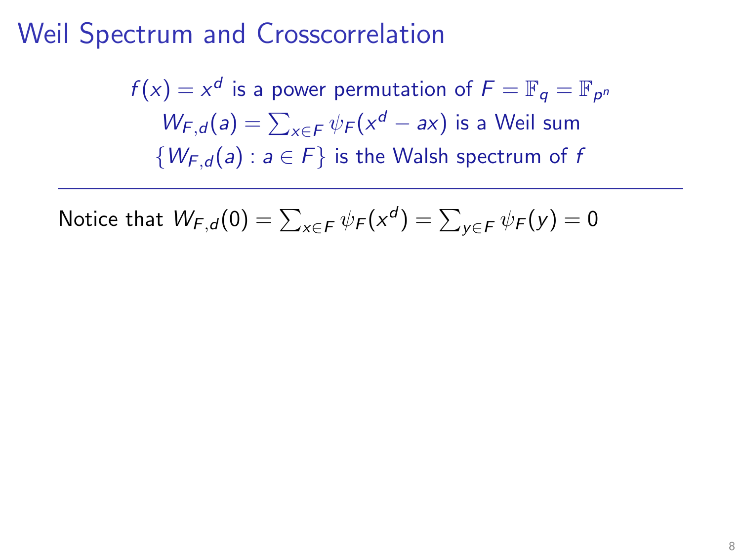# Weil Spectrum and Crosscorrelation

$f(x) = x^d$ is a power permutation of $F = \mathbb{F}_q = \mathbb{F}_{p^n}$

$W_{F,d}(a) = \sum_{x \in F} \psi_F(x^d - ax)$ is a Weil sum

$\{W_{F,d}(a) : a \in F\}$ is the Walsh spectrum of $f$

---

Notice that $W_{F,d}(0) = \sum_{x \in F} \psi_F(x^d) = \sum_{y \in F} \psi_F(y) = 0$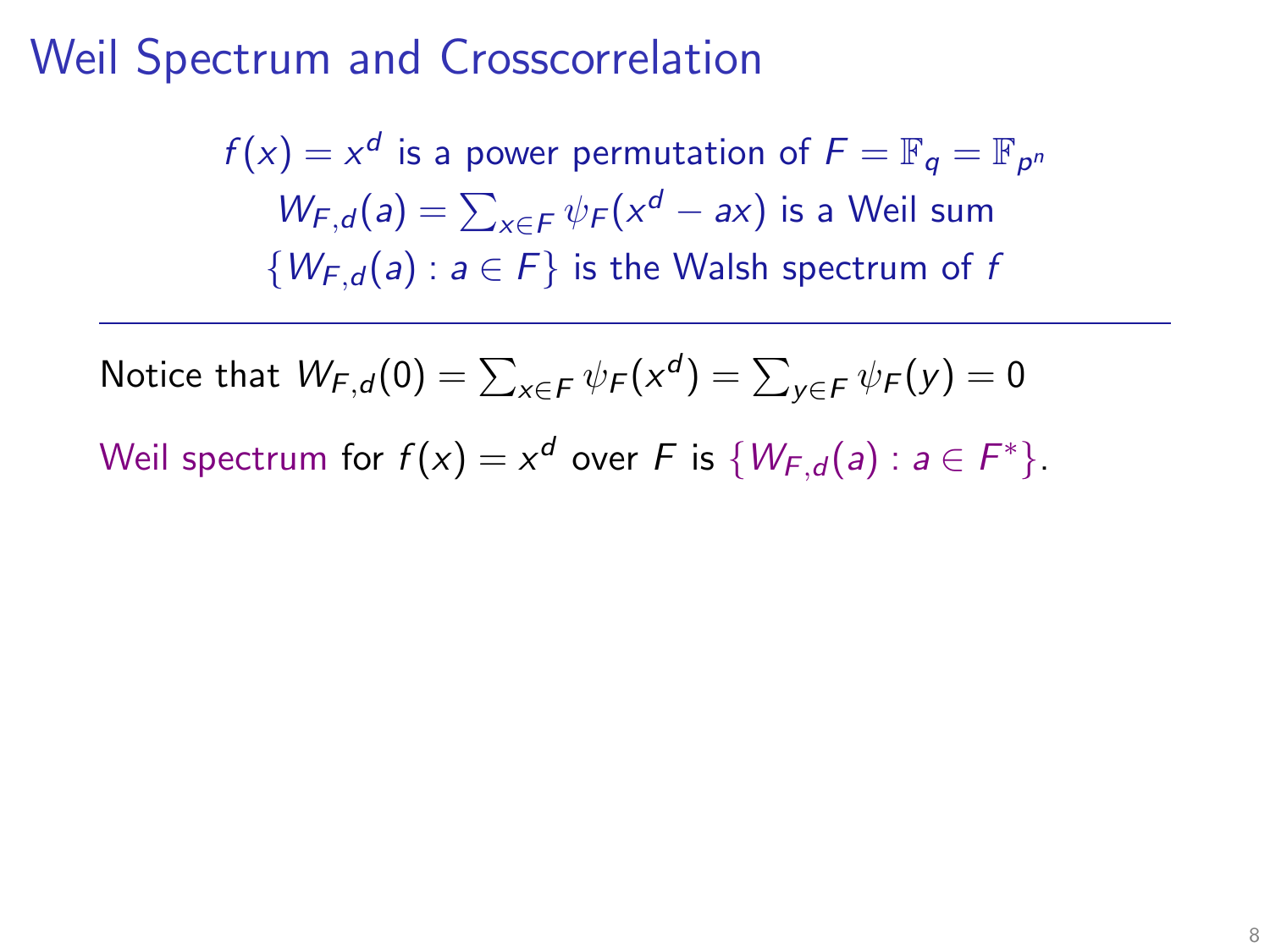# Weil Spectrum and Crosscorrelation

$f(x) = x^d$ is a power permutation of $F = \mathbb{F}_q = \mathbb{F}_{p^n}$

$W_{F,d}(a) = \sum_{x \in F} \psi_F(x^d - ax)$ is a Weil sum

$\{W_{F,d}(a) : a \in F\}$ is the Walsh spectrum of $f$

---

Notice that $W_{F,d}(0) = \sum_{x \in F} \psi_F(x^d) = \sum_{y \in F} \psi_F(y) = 0$

Weil spectrum for $f(x) = x^d$ over $F$ is $\{W_{F,d}(a) : a \in F^*\}$.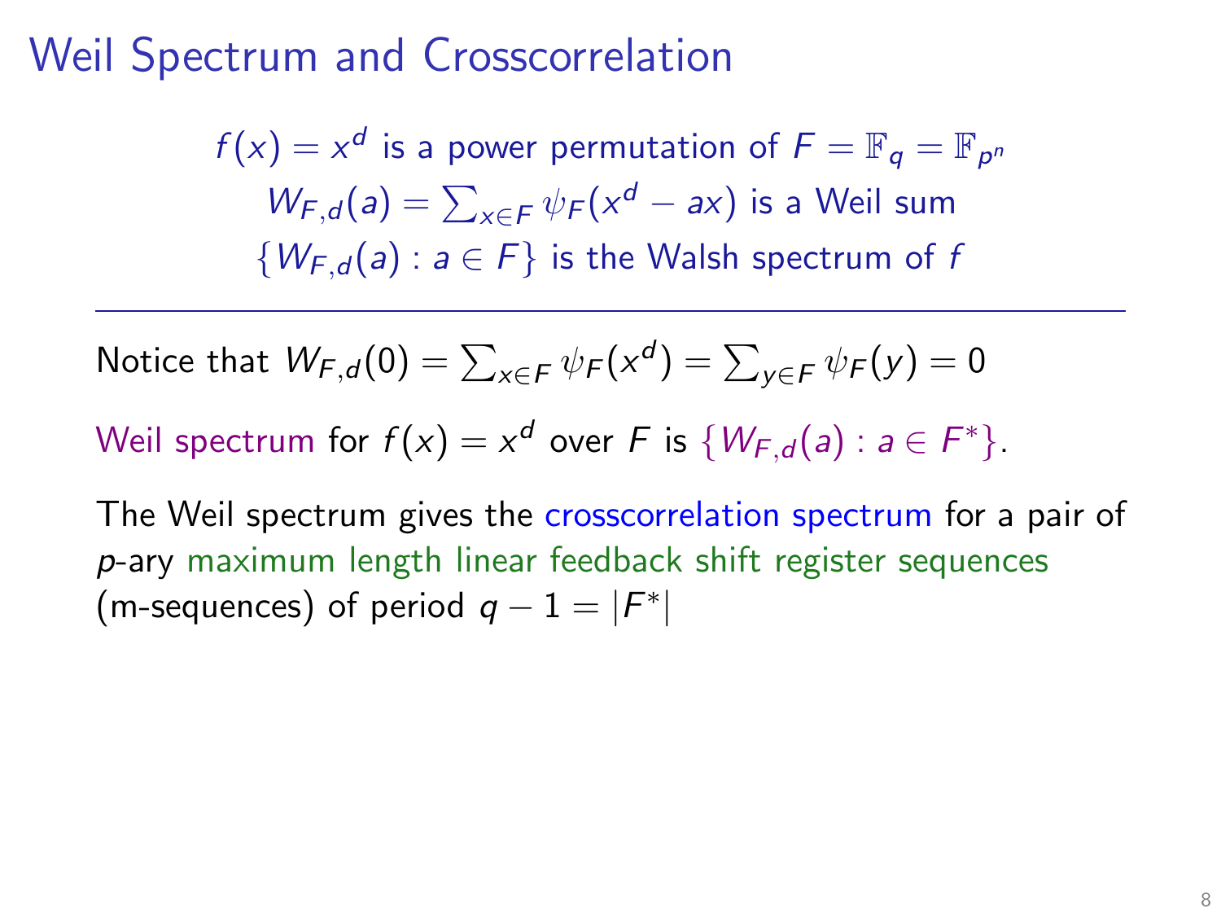# Weil Spectrum and Crosscorrelation

$f(x) = x^d$ is a power permutation of $F = \mathbb{F}_q = \mathbb{F}_{p^n}$

$W_{F,d}(a) = \sum_{x \in F} \psi_F(x^d - ax)$ is a Weil sum

$\{W_{F,d}(a) : a \in F\}$ is the Walsh spectrum of $f$

---

Notice that $W_{F,d}(0) = \sum_{x \in F} \psi_F(x^d) = \sum_{y \in F} \psi_F(y) = 0$

Weil spectrum for $f(x) = x^d$ over $F$ is $\{W_{F,d}(a) : a \in F^*\}$.

The Weil spectrum gives the crosscorrelation spectrum for a pair of $p$-ary maximum length linear feedback shift register sequences (m-sequences) of period $q - 1 = |F^*|$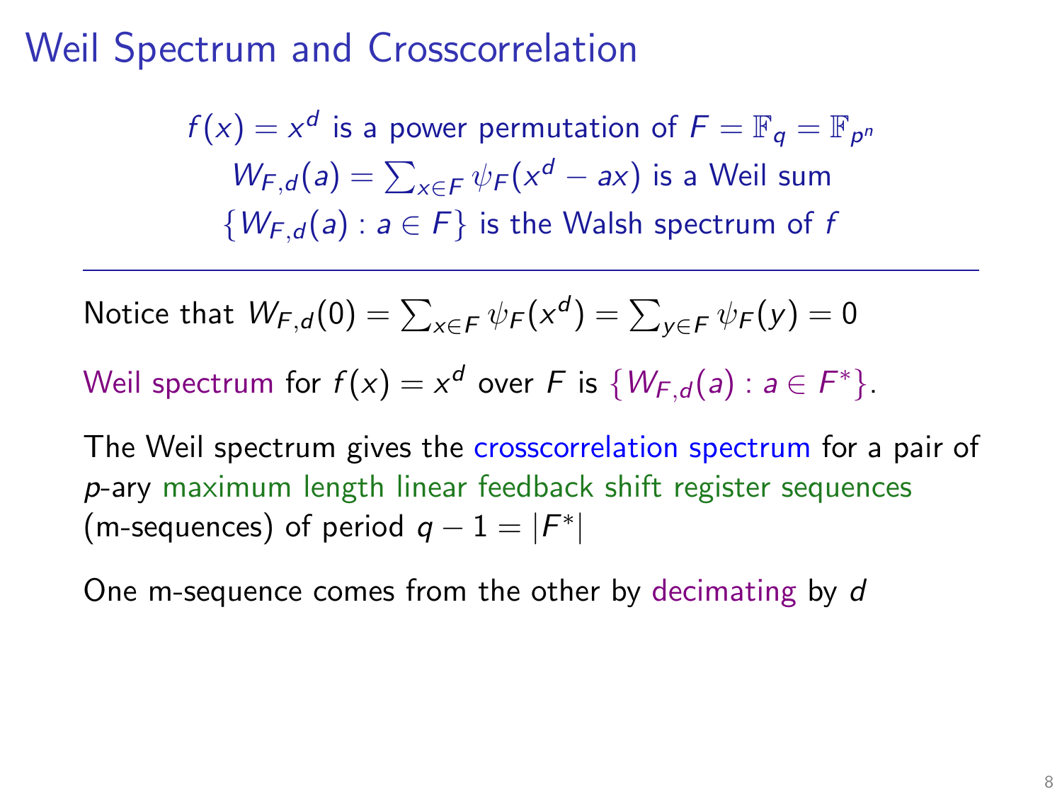# Weil Spectrum and Crosscorrelation

$f(x) = x^d$ is a power permutation of $F = \mathbb{F}_q = \mathbb{F}_{p^n}$

$W_{F,d}(a) = \sum_{x \in F} \psi_F(x^d - ax)$ is a Weil sum

$\{W_{F,d}(a) : a \in F\}$ is the Walsh spectrum of $f$

---

Notice that $W_{F,d}(0) = \sum_{x \in F} \psi_F(x^d) = \sum_{y \in F} \psi_F(y) = 0$

Weil spectrum for $f(x) = x^d$ over $F$ is $\{W_{F,d}(a) : a \in F^*\}$.

The Weil spectrum gives the crosscorrelation spectrum for a pair of $p$-ary maximum length linear feedback shift register sequences (m-sequences) of period $q - 1 = |F^*|$

One m-sequence comes from the other by decimating by $d$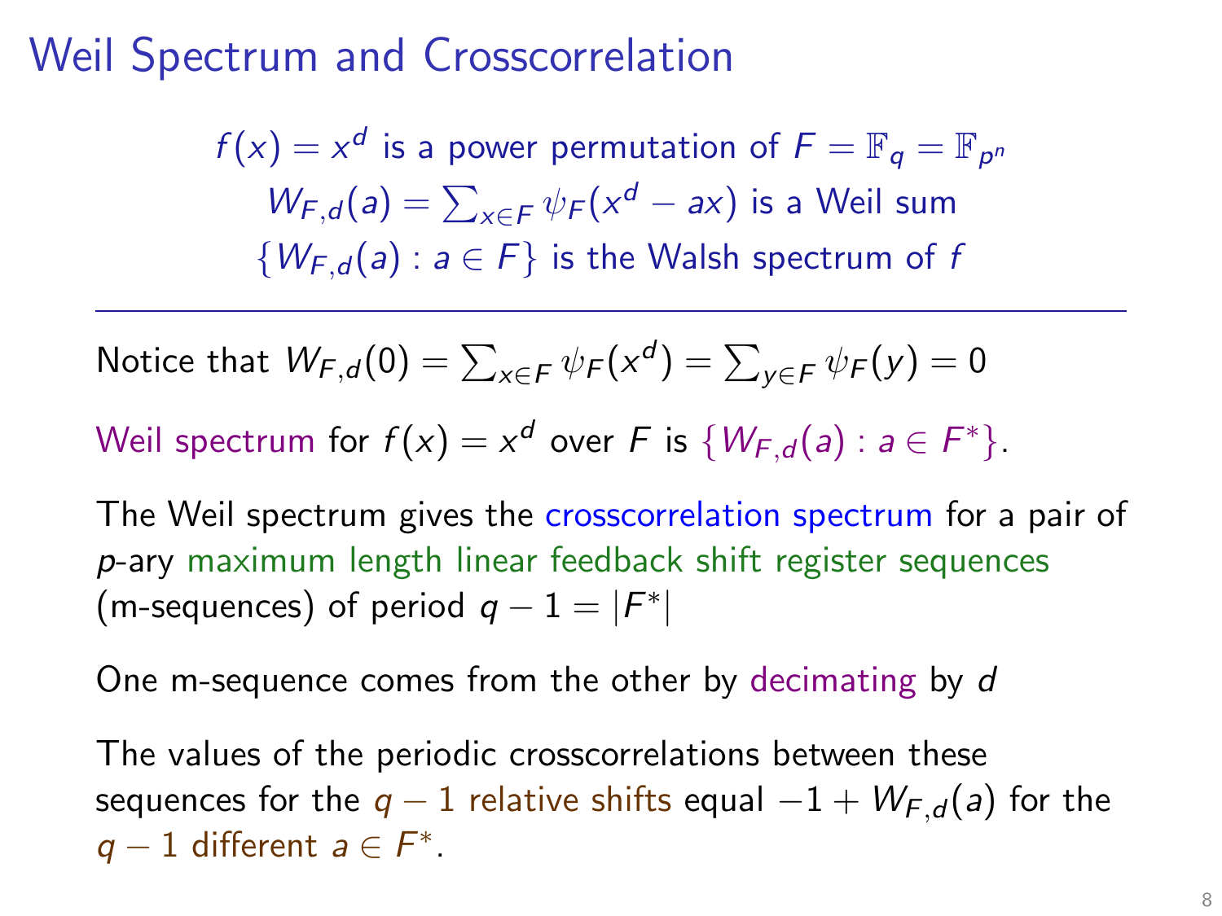# Weil Spectrum and Crosscorrelation

$f(x) = x^d$ is a power permutation of $F = \mathbb{F}_q = \mathbb{F}_{p^n}$

$W_{F,d}(a) = \sum_{x \in F} \psi_F(x^d - ax)$ is a Weil sum

$\{W_{F,d}(a) : a \in F\}$ is the Walsh spectrum of $f$

---

Notice that $W_{F,d}(0) = \sum_{x \in F} \psi_F(x^d) = \sum_{y \in F} \psi_F(y) = 0$

Weil spectrum for $f(x) = x^d$ over $F$ is $\{W_{F,d}(a) : a \in F^*\}$.

The Weil spectrum gives the crosscorrelation spectrum for a pair of $p$-ary maximum length linear feedback shift register sequences (m-sequences) of period $q - 1 = |F^*|$

One m-sequence comes from the other by decimating by $d$

The values of the periodic crosscorrelations between these sequences for the $q - 1$ relative shifts equal $-1 + W_{F,d}(a)$ for the $q - 1$ different $a \in F^*$.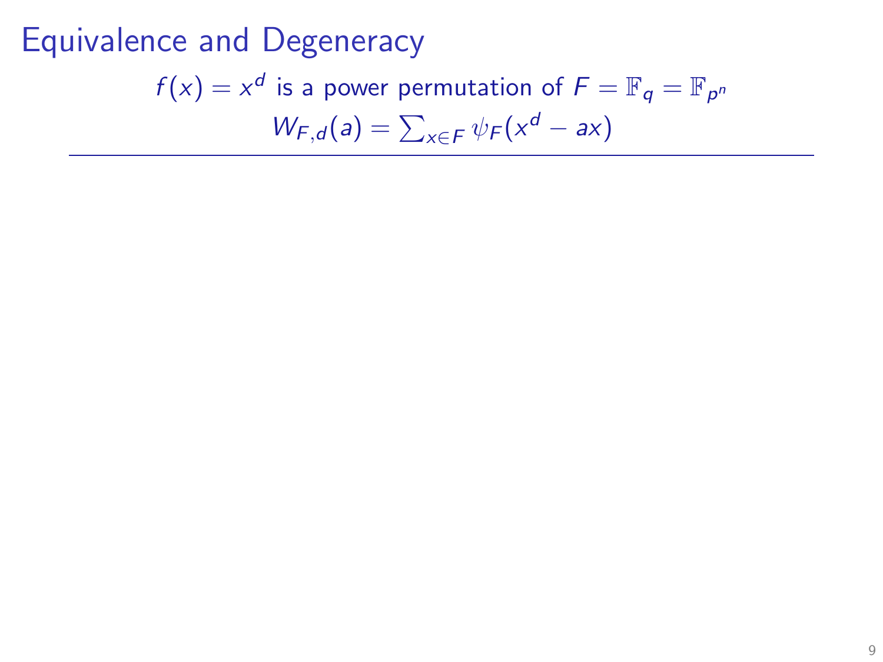# Equivalence and Degeneracy

$f(x) = x^d$ is a power permutation of $F = \mathbb{F}_q = \mathbb{F}_{p^n}$

$$W_{F,d}(a) = \sum_{x \in F} \psi_F(x^d - ax)$$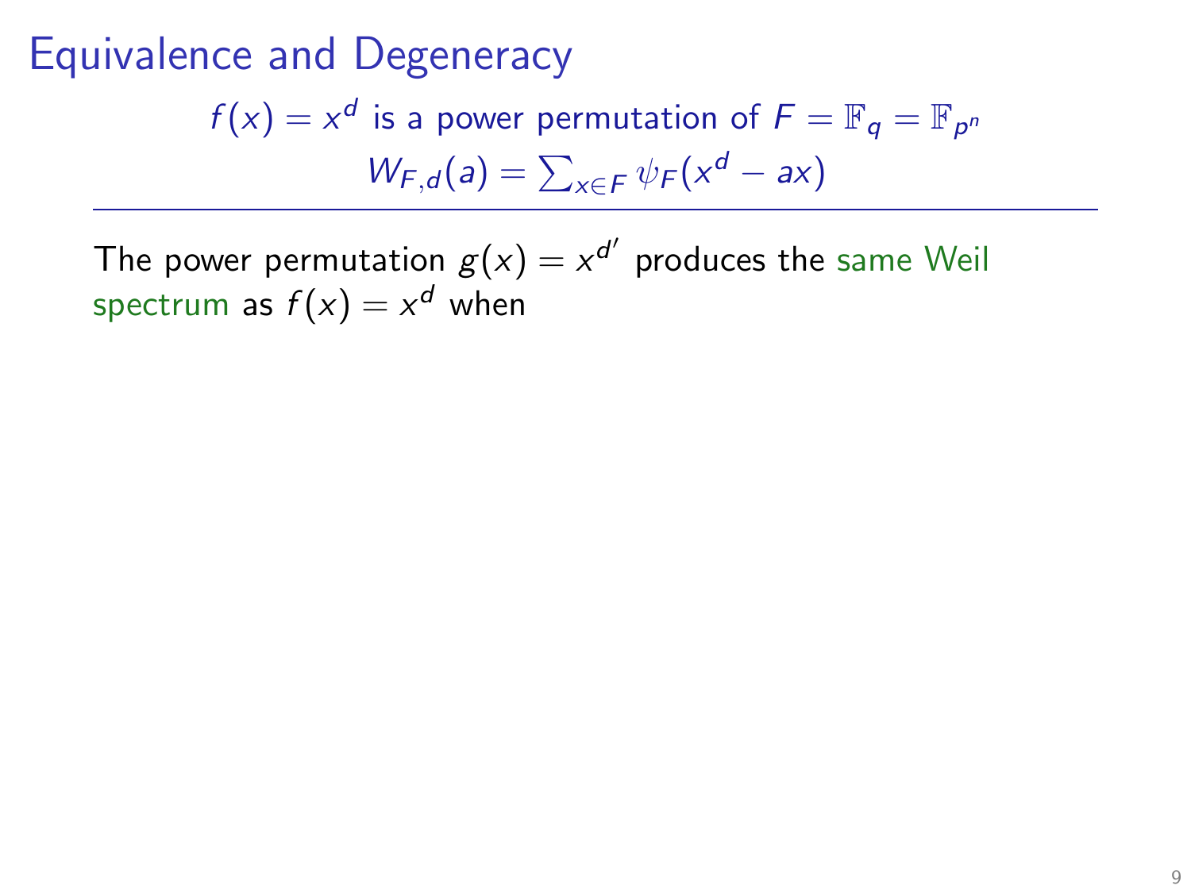# Equivalence and Degeneracy

$$f(x) = x^d \text{ is a power permutation of } F = \mathbb{F}_q = \mathbb{F}_{p^n}$$

$$W_{F,d}(a) = \sum_{x \in F} \psi_F(x^d - ax)$$

---

The power permutation $g(x) = x^{d'}$ produces the same Weil spectrum as $f(x) = x^d$ when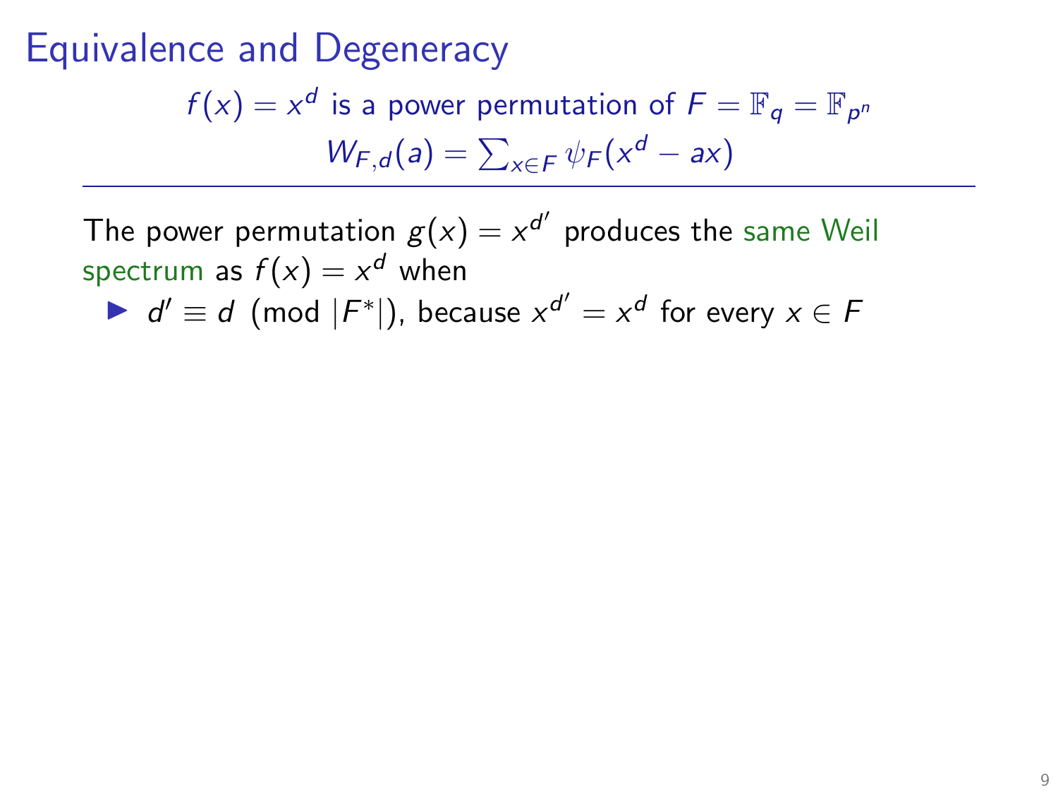# Equivalence and Degeneracy

$f(x) = x^d$ is a power permutation of $F = \mathbb{F}_q = \mathbb{F}_{p^n}$

$$W_{F,d}(a) = \sum_{x \in F} \psi_F(x^d - ax)$$

---

The power permutation $g(x) = x^{d'}$ produces the same Weil spectrum as $f(x) = x^d$ when

- $d' \equiv d \pmod{|F^*|}$, because $x^{d'} = x^d$ for every $x \in F$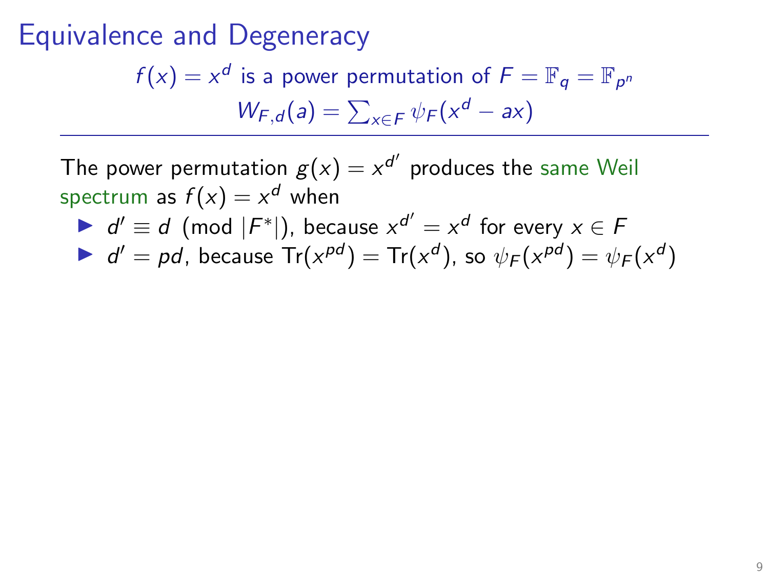# Equivalence and Degeneracy

$$f(x) = x^d \text{ is a power permutation of } F = \mathbb{F}_q = \mathbb{F}_{p^n}$$

$$W_{F,d}(a) = \sum_{x \in F} \psi_F(x^d - ax)$$

---

The power permutation $g(x) = x^{d'}$ produces the same Weil spectrum as $f(x) = x^d$ when

- $d' \equiv d \pmod{|F^*|}$, because $x^{d'} = x^d$ for every $x \in F$
- $d' = pd$, because $\operatorname{Tr}(x^{pd}) = \operatorname{Tr}(x^d)$, so $\psi_F(x^{pd}) = \psi_F(x^d)$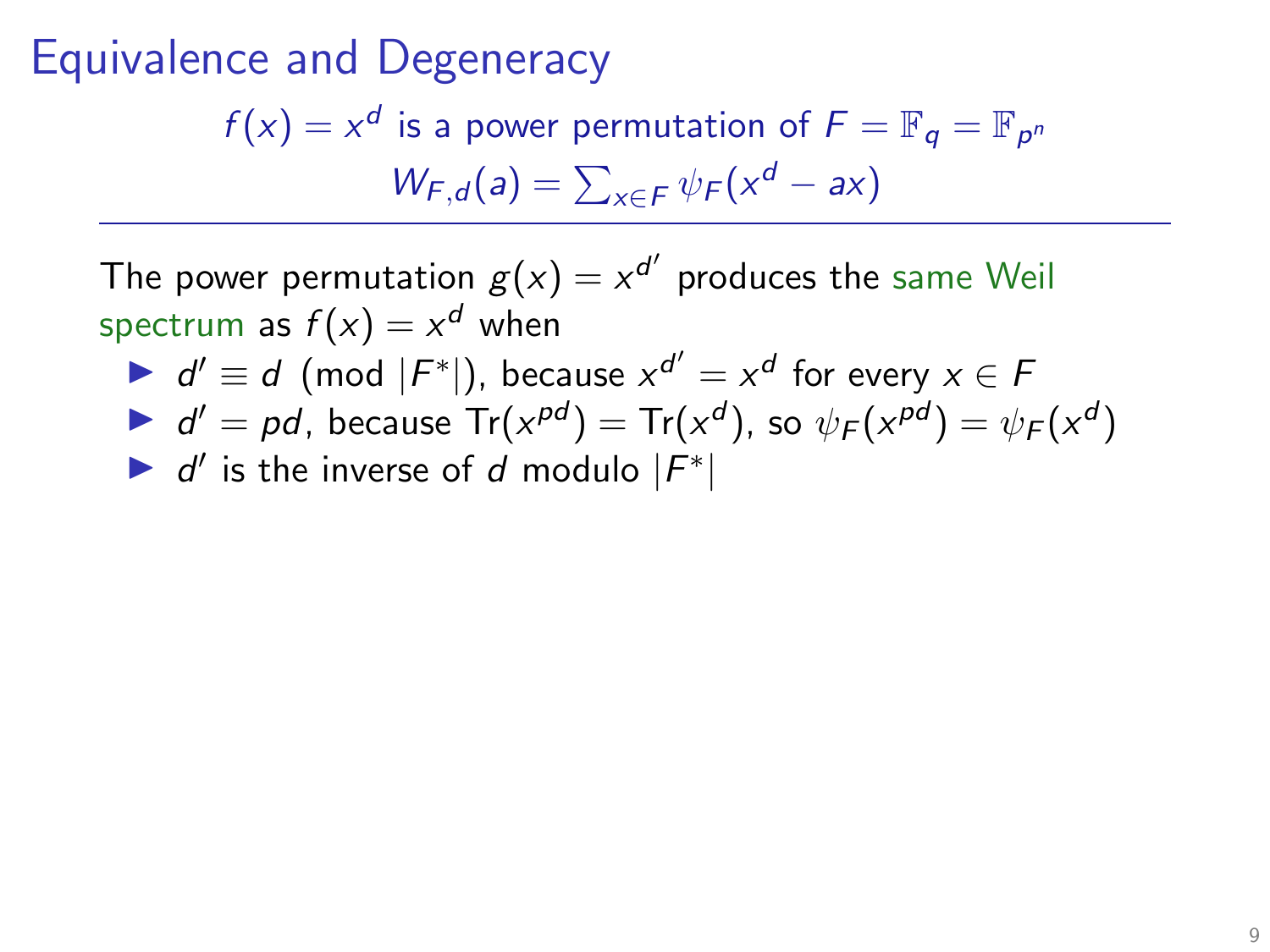# Equivalence and Degeneracy

$f(x) = x^d$ is a power permutation of $F = \mathbb{F}_q = \mathbb{F}_{p^n}$

$W_{F,d}(a) = \sum_{x \in F} \psi_F(x^d - ax)$

---

The power permutation $g(x) = x^{d'}$ produces the same Weil spectrum as $f(x) = x^d$ when

- $d' \equiv d \pmod{|F^*|}$, because $x^{d'} = x^d$ for every $x \in F$
- $d' = pd$, because $\mathrm{Tr}(x^{pd}) = \mathrm{Tr}(x^d)$, so $\psi_F(x^{pd}) = \psi_F(x^d)$
- $d'$ is the inverse of $d$ modulo $|F^*|$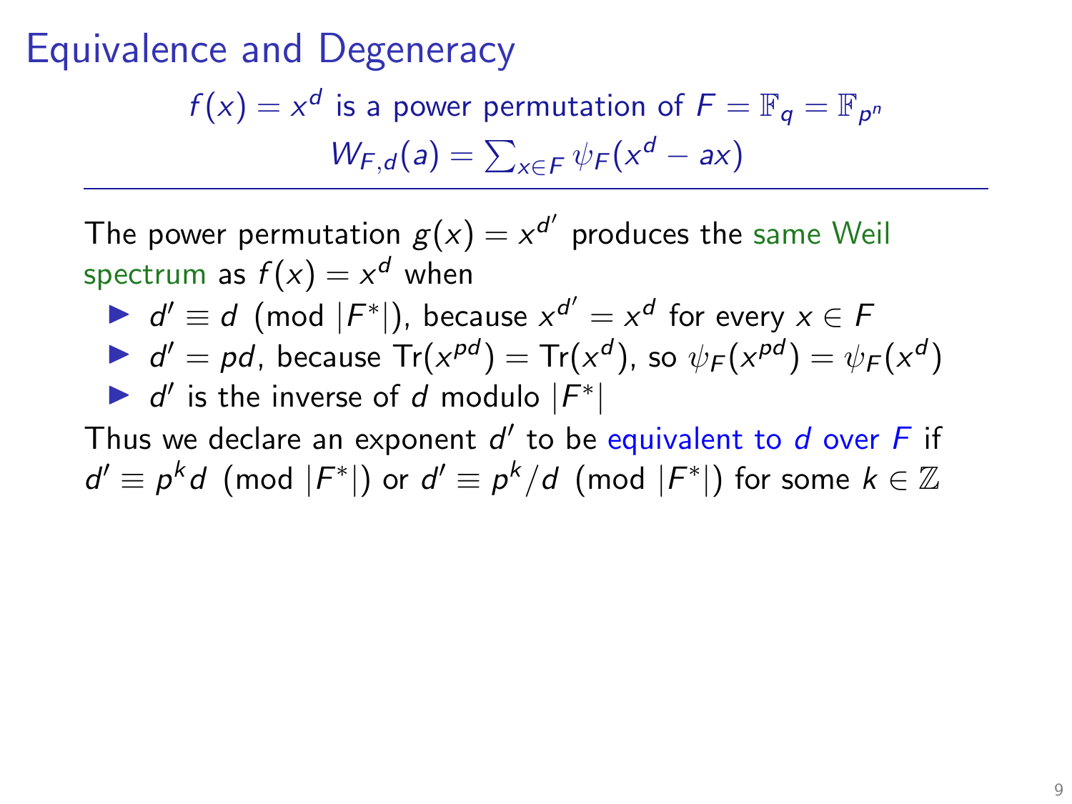# Equivalence and Degeneracy

$f(x) = x^d$ is a power permutation of $F = \mathbb{F}_q = \mathbb{F}_{p^n}$

$$W_{F,d}(a) = \sum_{x \in F} \psi_F(x^d - ax)$$

---

The power permutation $g(x) = x^{d'}$ produces the same Weil spectrum as $f(x) = x^d$ when

- $d' \equiv d \pmod{|F^*|}$, because $x^{d'} = x^d$ for every $x \in F$
- $d' = pd$, because $\operatorname{Tr}(x^{pd}) = \operatorname{Tr}(x^d)$, so $\psi_F(x^{pd}) = \psi_F(x^d)$
- $d'$ is the inverse of $d$ modulo $|F^*|$

Thus we declare an exponent $d'$ to be equivalent to $d$ over $F$ if $d' \equiv p^k d \pmod{|F^*|}$ or $d' \equiv p^k/d \pmod{|F^*|}$ for some $k \in \mathbb{Z}$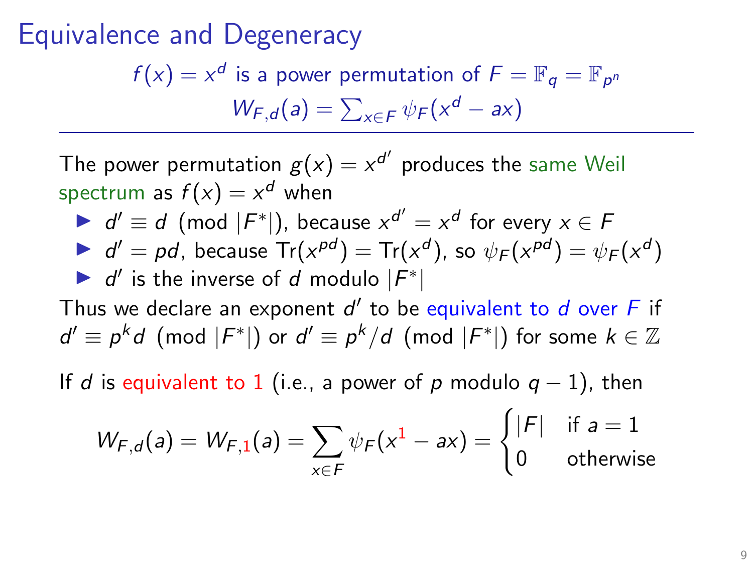# Equivalence and Degeneracy

$$f(x) = x^d \text{ is a power permutation of } F = \mathbb{F}_q = \mathbb{F}_{p^n}$$
$$W_{F,d}(a) = \sum_{x \in F} \psi_F(x^d - ax)$$

---

The power permutation $g(x) = x^{d'}$ produces the same Weil spectrum as $f(x) = x^d$ when

- $d' \equiv d \pmod{|F^*|}$, because $x^{d'} = x^d$ for every $x \in F$
- $d' = pd$, because $\mathrm{Tr}(x^{pd}) = \mathrm{Tr}(x^d)$, so $\psi_F(x^{pd}) = \psi_F(x^d)$
- $d'$ is the inverse of $d$ modulo $|F^*|$

Thus we declare an exponent $d'$ to be equivalent to $d$ over $F$ if $d' \equiv p^k d \pmod{|F^*|}$ or $d' \equiv p^k/d \pmod{|F^*|}$ for some $k \in \mathbb{Z}$

If $d$ is equivalent to 1 (i.e., a power of $p$ modulo $q-1$), then

$$W_{F,d}(a) = W_{F,1}(a) = \sum_{x \in F} \psi_F(x^1 - ax) = \begin{cases} |F| & \text{if } a = 1 \\ 0 & \text{otherwise} \end{cases}$$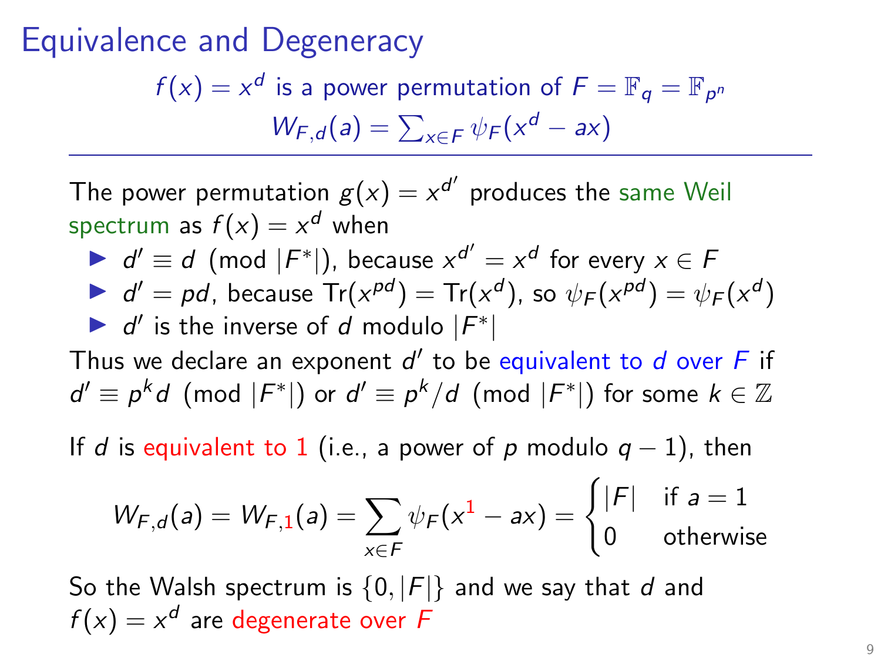# Equivalence and Degeneracy

$f(x) = x^d$ is a power permutation of $F = \mathbb{F}_q = \mathbb{F}_{p^n}$

$W_{F,d}(a) = \sum_{x \in F} \psi_F(x^d - ax)$

---

The power permutation $g(x) = x^{d'}$ produces the same Weil spectrum as $f(x) = x^d$ when

- $d' \equiv d \pmod{|F^*|}$, because $x^{d'} = x^d$ for every $x \in F$
- $d' = pd$, because $\mathrm{Tr}(x^{pd}) = \mathrm{Tr}(x^d)$, so $\psi_F(x^{pd}) = \psi_F(x^d)$
- $d'$ is the inverse of $d$ modulo $|F^*|$

Thus we declare an exponent $d'$ to be equivalent to $d$ over $F$ if $d' \equiv p^k d \pmod{|F^*|}$ or $d' \equiv p^k/d \pmod{|F^*|}$ for some $k \in \mathbb{Z}$

If $d$ is equivalent to 1 (i.e., a power of $p$ modulo $q-1$), then

$$W_{F,d}(a) = W_{F,1}(a) = \sum_{x \in F} \psi_F(x^1 - ax) = \begin{cases} |F| & \text{if } a = 1 \\ 0 & \text{otherwise} \end{cases}$$

So the Walsh spectrum is $\{0, |F|\}$ and we say that $d$ and $f(x) = x^d$ are degenerate over $F$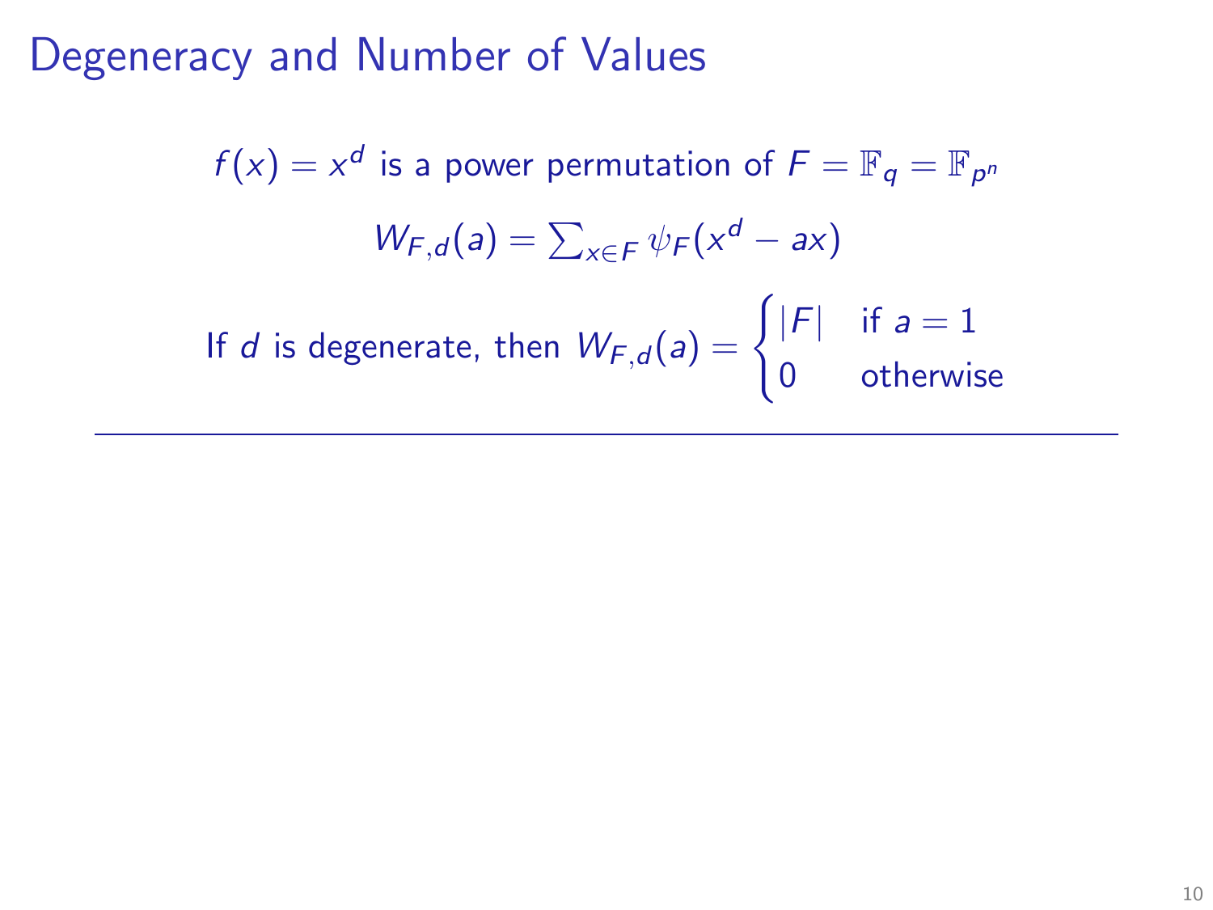# Degeneracy and Number of Values

$$f(x) = x^d \text{ is a power permutation of } F = \mathbb{F}_q = \mathbb{F}_{p^n}$$

$$W_{F,d}(a) = \sum_{x \in F} \psi_F(x^d - ax)$$

$$\text{If } d \text{ is degenerate, then } W_{F,d}(a) = \begin{cases} |F| & \text{if } a = 1 \\ 0 & \text{otherwise} \end{cases}$$

---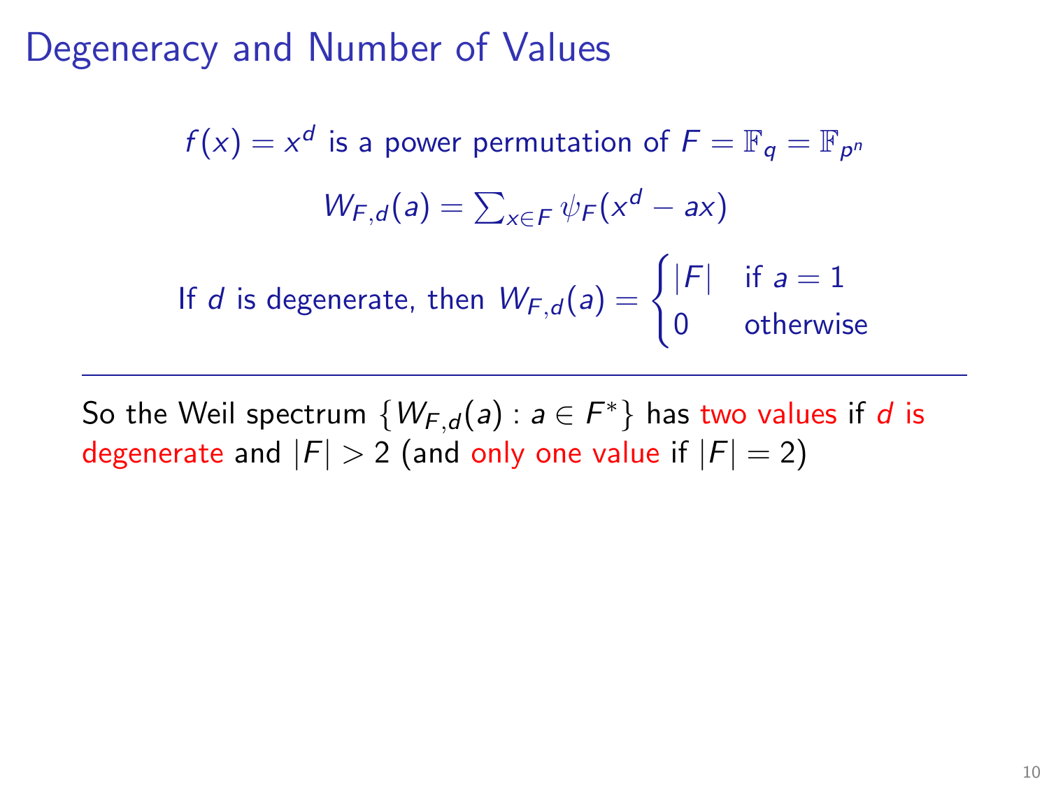# Degeneracy and Number of Values

$f(x) = x^d$ is a power permutation of $F = \mathbb{F}_q = \mathbb{F}_{p^n}$

$$W_{F,d}(a) = \sum_{x \in F} \psi_F(x^d - ax)$$

If $d$ is degenerate, then $W_{F,d}(a) = \begin{cases} |F| & \text{if } a = 1 \\ 0 & \text{otherwise} \end{cases}$

---

So the Weil spectrum $\{W_{F,d}(a) : a \in F^*\}$ has two values if $d$ is degenerate and $|F| > 2$ (and only one value if $|F| = 2$)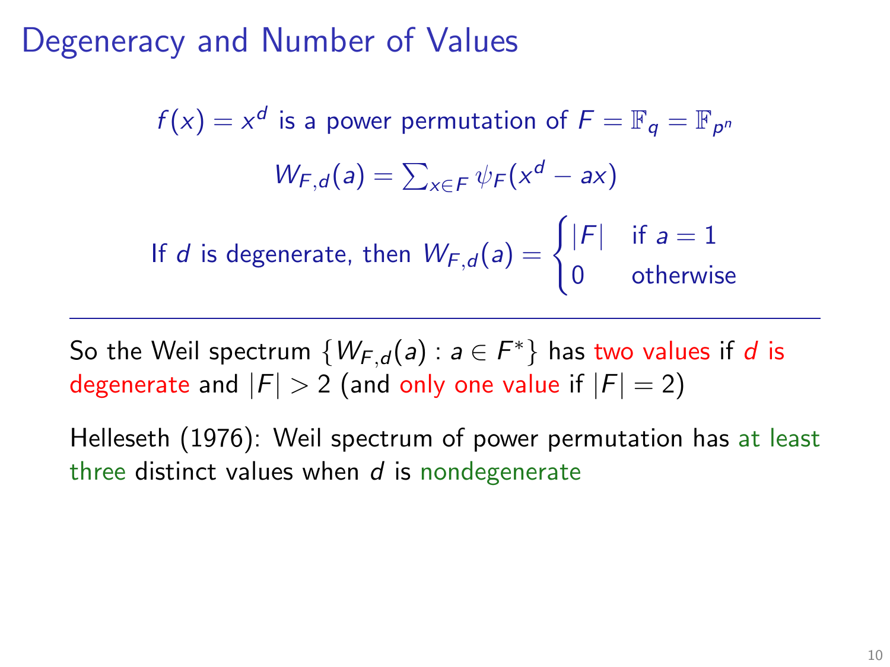# Degeneracy and Number of Values

$$f(x) = x^d \text{ is a power permutation of } F = \mathbb{F}_q = \mathbb{F}_{p^n}$$

$$W_{F,d}(a) = \sum_{x \in F} \psi_F(x^d - ax)$$

$$\text{If } d \text{ is degenerate, then } W_{F,d}(a) = \begin{cases} |F| & \text{if } a = 1 \\ 0 & \text{otherwise} \end{cases}$$

---

So the Weil spectrum $\{W_{F,d}(a) : a \in F^*\}$ has two values if $d$ is degenerate and $|F| > 2$ (and only one value if $|F| = 2$)

Helleseth (1976): Weil spectrum of power permutation has at least three distinct values when $d$ is nondegenerate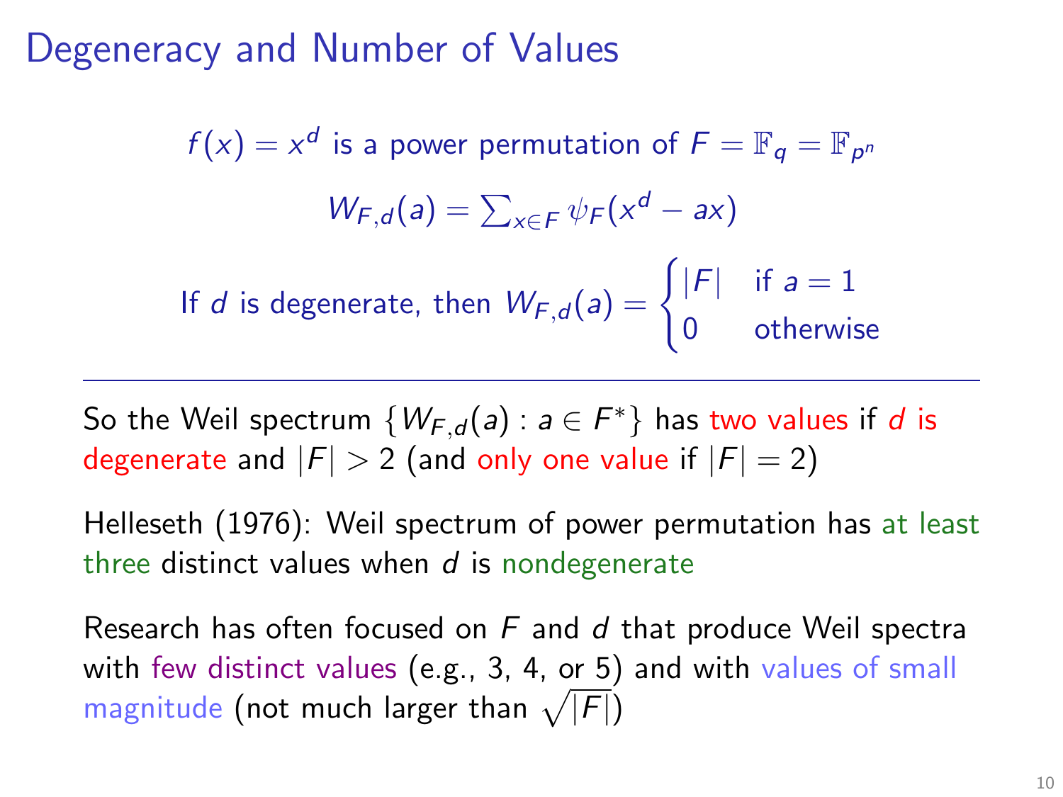# Degeneracy and Number of Values

$f(x) = x^d$ is a power permutation of $F = \mathbb{F}_q = \mathbb{F}_{p^n}$

$$W_{F,d}(a) = \sum_{x \in F} \psi_F(x^d - ax)$$

If $d$ is degenerate, then $W_{F,d}(a) = \begin{cases} |F| & \text{if } a = 1 \\ 0 & \text{otherwise} \end{cases}$

---

So the Weil spectrum $\{W_{F,d}(a) : a \in F^*\}$ has two values if $d$ is degenerate and $|F| > 2$ (and only one value if $|F| = 2$)

Helleseth (1976): Weil spectrum of power permutation has at least three distinct values when $d$ is nondegenerate

Research has often focused on $F$ and $d$ that produce Weil spectra with few distinct values (e.g., 3, 4, or 5) and with values of small magnitude (not much larger than $\sqrt{|F|}$)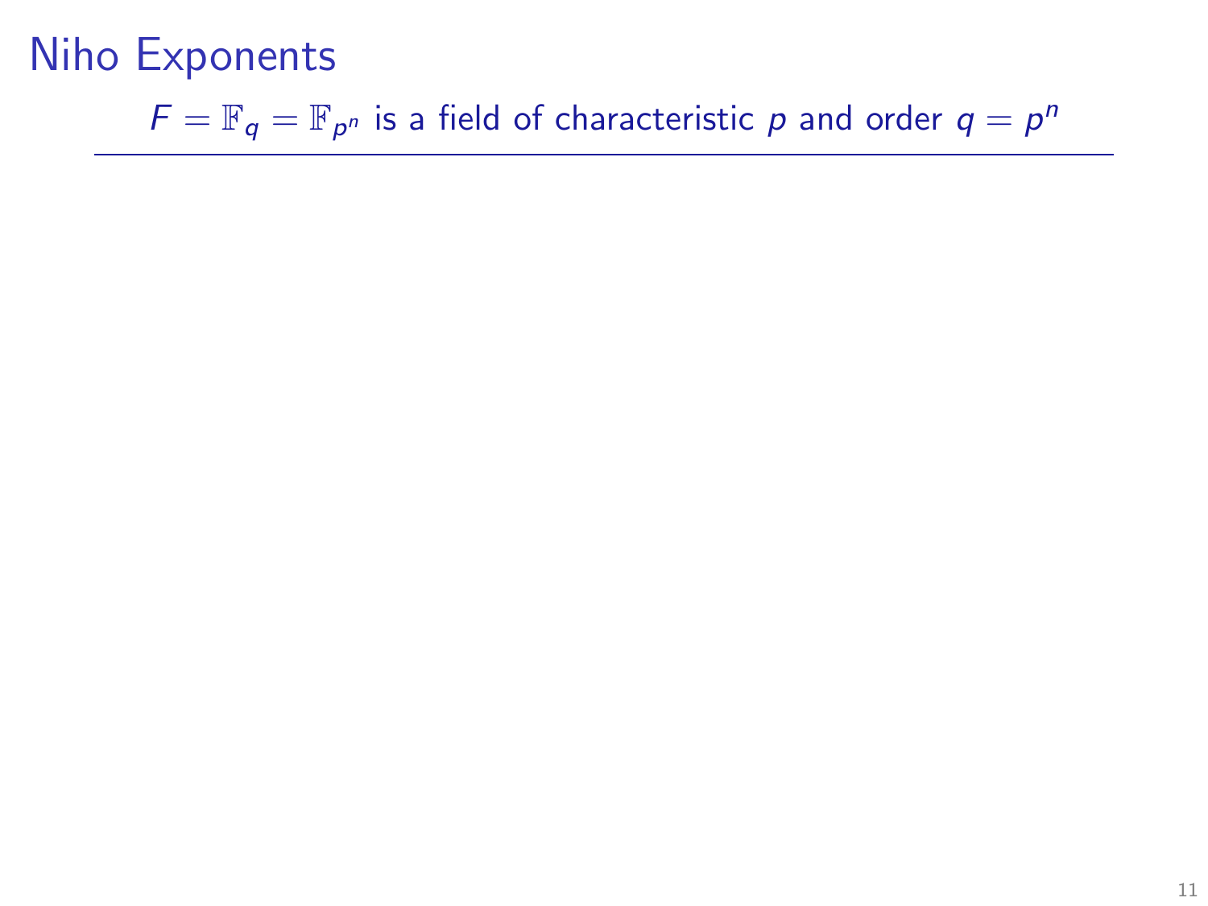# Niho Exponents

$F = \mathbb{F}_q = \mathbb{F}_{p^n}$ is a field of characteristic $p$ and order $q = p^n$

---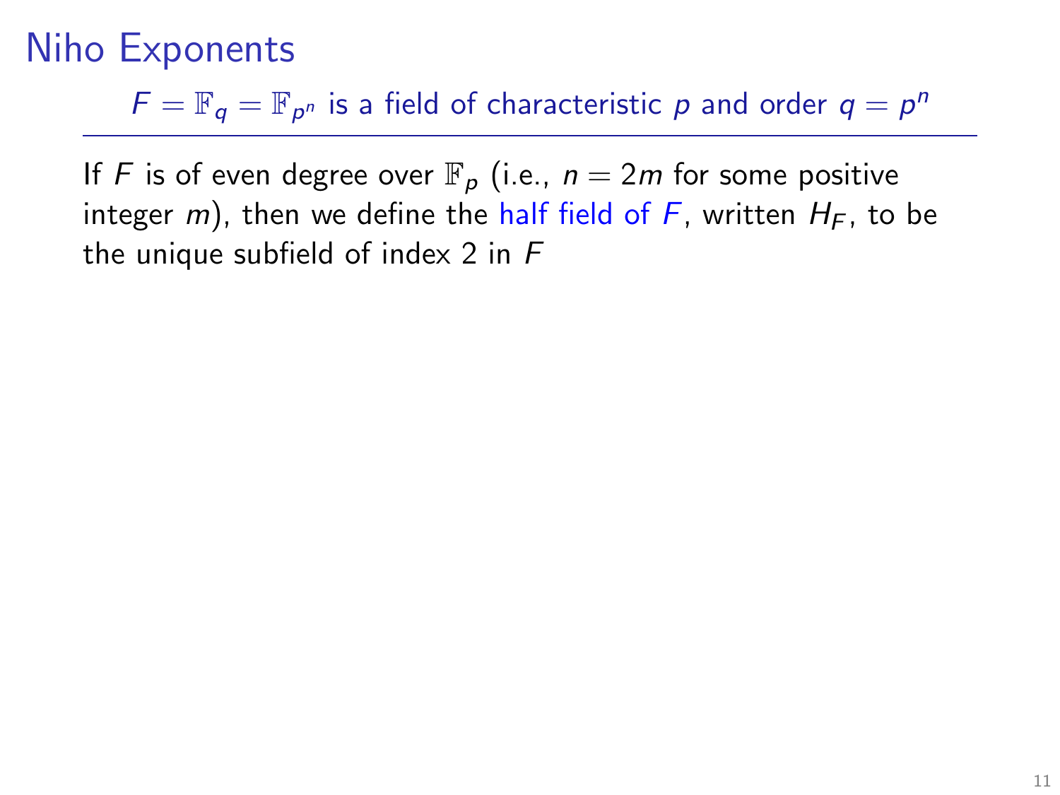# Niho Exponents

$F = \mathbb{F}_q = \mathbb{F}_{p^n}$ is a field of characteristic $p$ and order $q = p^n$

---

If $F$ is of even degree over $\mathbb{F}_p$ (i.e., $n = 2m$ for some positive integer $m$), then we define the half field of $F$, written $H_F$, to be the unique subfield of index 2 in $F$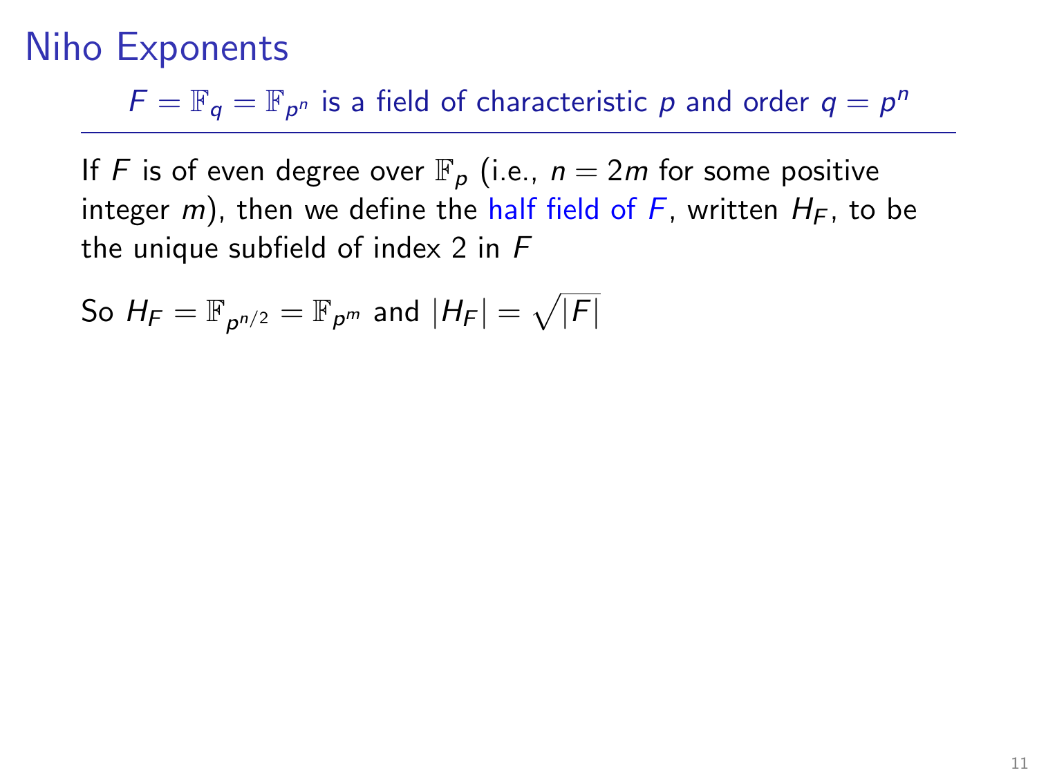# Niho Exponents

$F = \mathbb{F}_q = \mathbb{F}_{p^n}$ is a field of characteristic $p$ and order $q = p^n$

If $F$ is of even degree over $\mathbb{F}_p$ (i.e., $n = 2m$ for some positive integer $m$), then we define the half field of $F$, written $H_F$, to be the unique subfield of index 2 in $F$

So $H_F = \mathbb{F}_{p^{n/2}} = \mathbb{F}_{p^m}$ and $|H_F| = \sqrt{|F|}$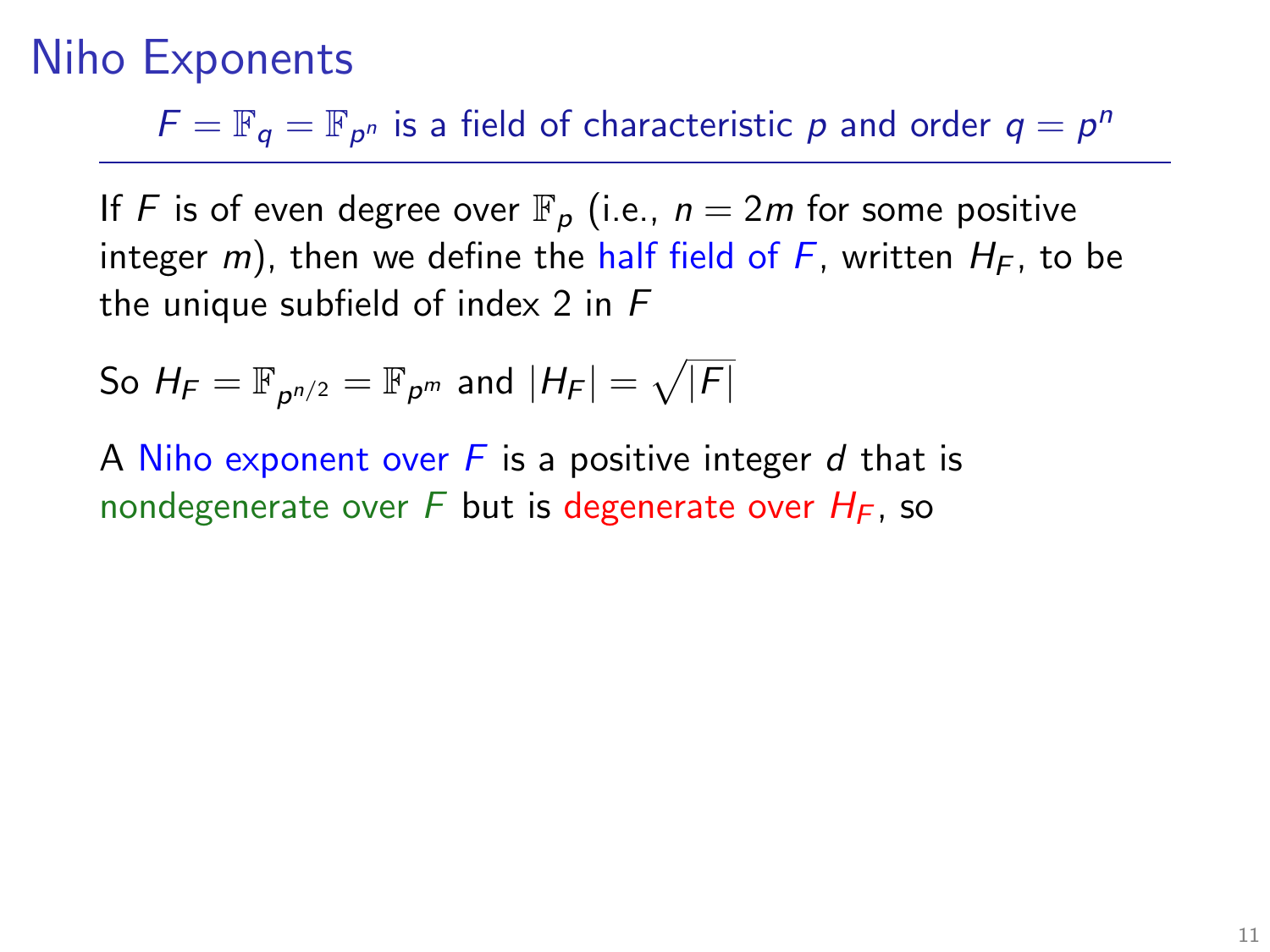# Niho Exponents

$F = \mathbb{F}_q = \mathbb{F}_{p^n}$ is a field of characteristic $p$ and order $q = p^n$

If $F$ is of even degree over $\mathbb{F}_p$ (i.e., $n = 2m$ for some positive integer $m$), then we define the half field of $F$, written $H_F$, to be the unique subfield of index 2 in $F$

So $H_F = \mathbb{F}_{p^{n/2}} = \mathbb{F}_{p^m}$ and $|H_F| = \sqrt{|F|}$

A Niho exponent over $F$ is a positive integer $d$ that is nondegenerate over $F$ but is degenerate over $H_F$, so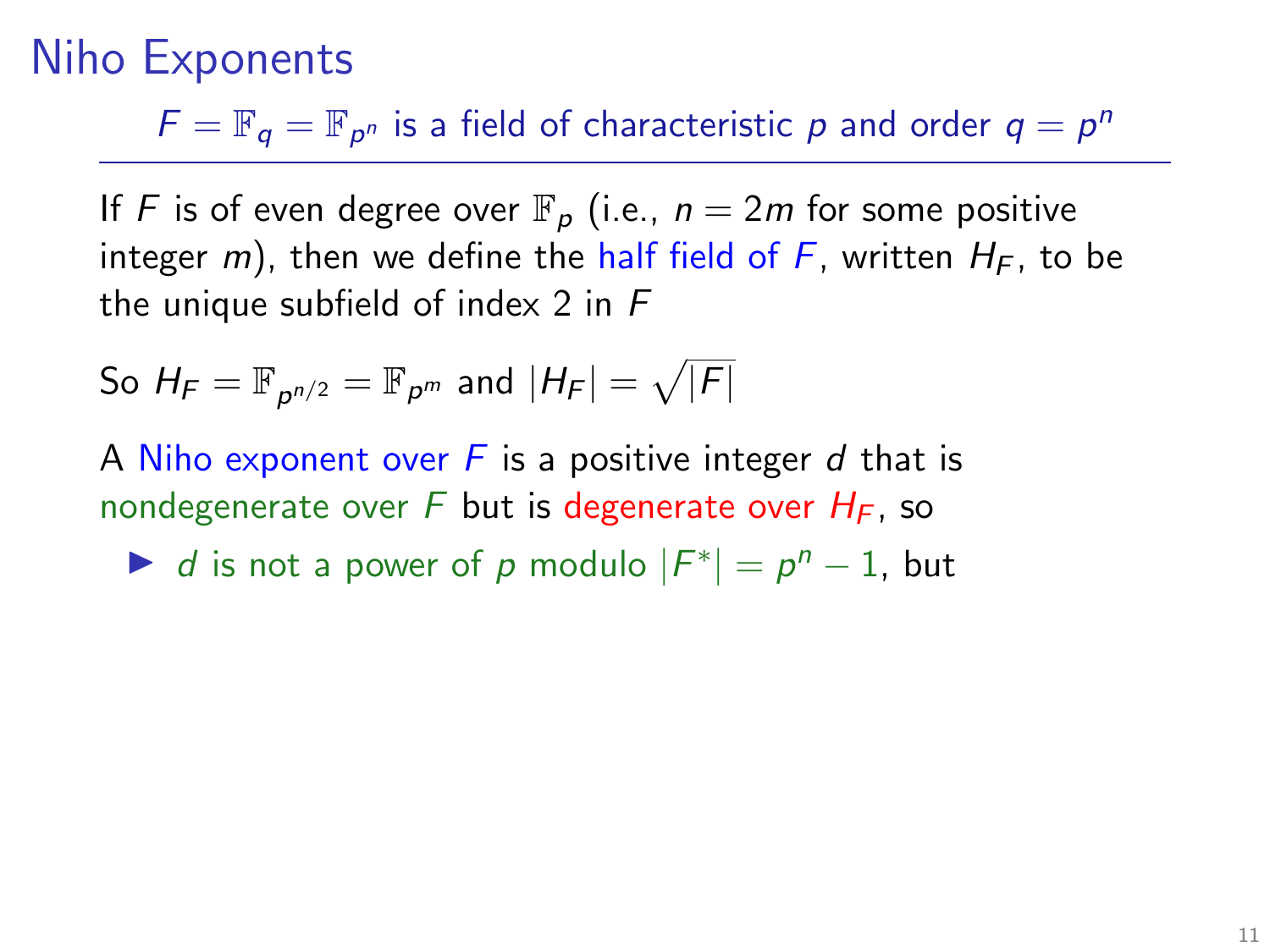# Niho Exponents

$F = \mathbb{F}_q = \mathbb{F}_{p^n}$ is a field of characteristic $p$ and order $q = p^n$

If $F$ is of even degree over $\mathbb{F}_p$ (i.e., $n = 2m$ for some positive integer $m$), then we define the half field of $F$, written $H_F$, to be the unique subfield of index 2 in $F$

So $H_F = \mathbb{F}_{p^{n/2}} = \mathbb{F}_{p^m}$ and $|H_F| = \sqrt{|F|}$

A Niho exponent over $F$ is a positive integer $d$ that is nondegenerate over $F$ but is degenerate over $H_F$, so

- $d$ is not a power of $p$ modulo $|F^*| = p^n - 1$, but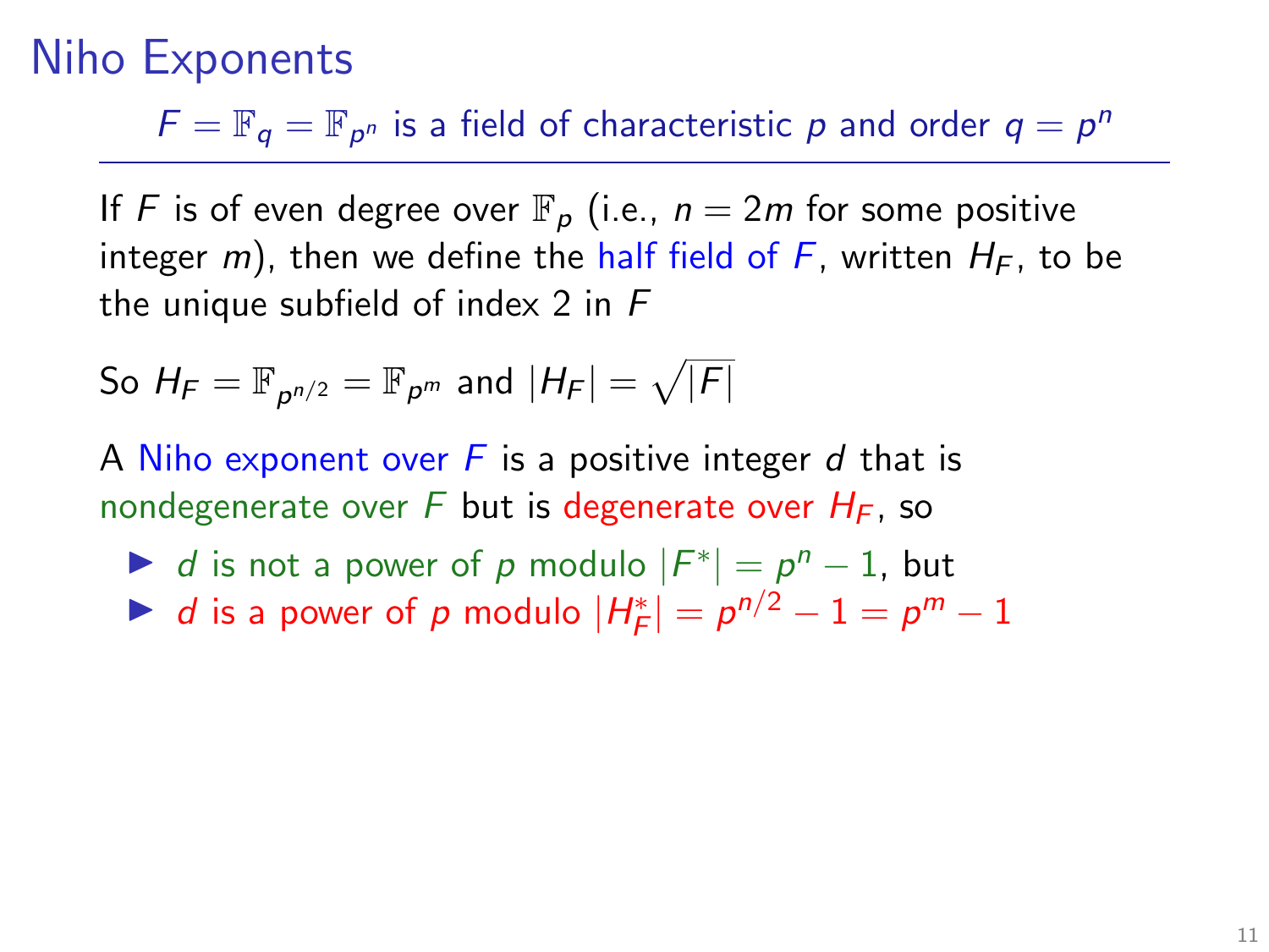# Niho Exponents

$F = \mathbb{F}_q = \mathbb{F}_{p^n}$ is a field of characteristic $p$ and order $q = p^n$

---

If $F$ is of even degree over $\mathbb{F}_p$ (i.e., $n = 2m$ for some positive integer $m$), then we define the half field of $F$, written $H_F$, to be the unique subfield of index 2 in $F$

So $H_F = \mathbb{F}_{p^{n/2}} = \mathbb{F}_{p^m}$ and $|H_F| = \sqrt{|F|}$

A Niho exponent over $F$ is a positive integer $d$ that is nondegenerate over $F$ but is degenerate over $H_F$, so

- $d$ is not a power of $p$ modulo $|F^*| = p^n - 1$, but
- $d$ is a power of $p$ modulo $|H_F^*| = p^{n/2} - 1 = p^m - 1$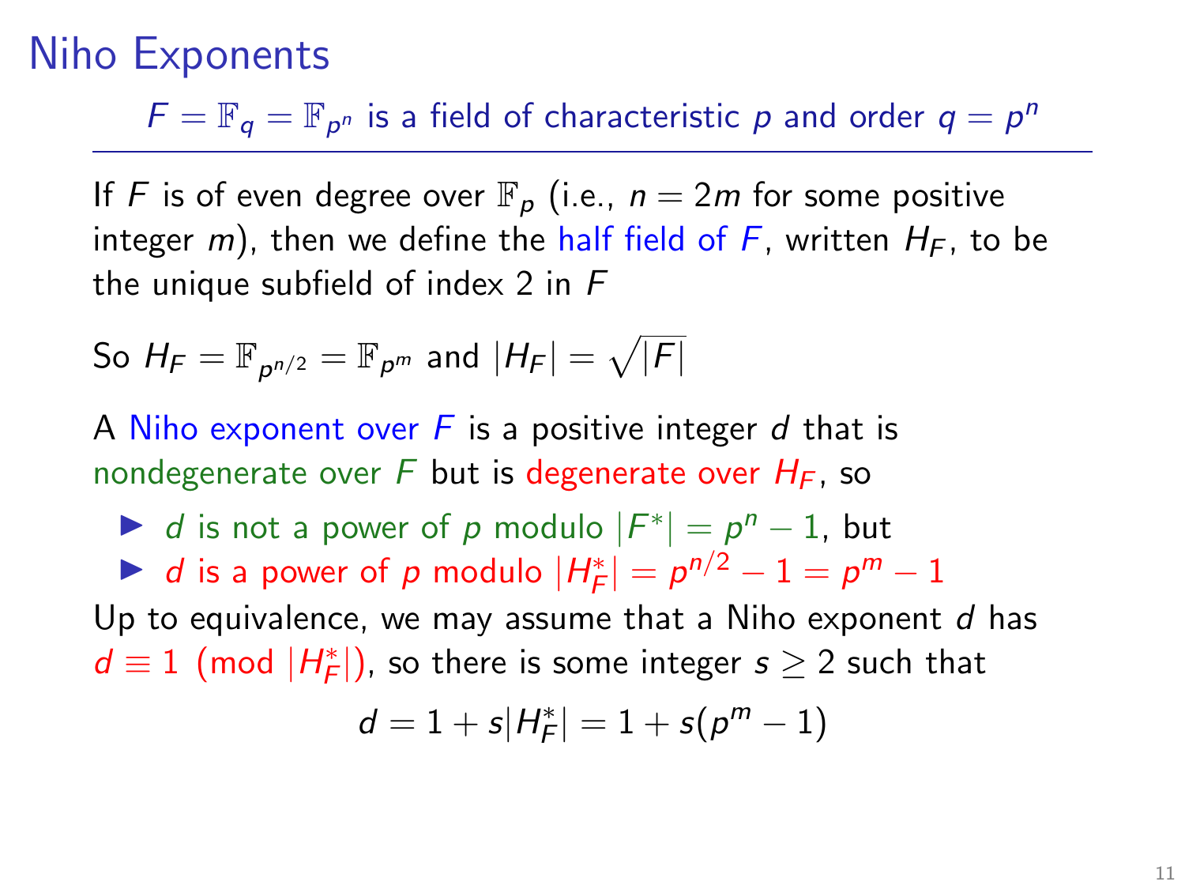# Niho Exponents

$F = \mathbb{F}_q = \mathbb{F}_{p^n}$ is a field of characteristic $p$ and order $q = p^n$

---

If $F$ is of even degree over $\mathbb{F}_p$ (i.e., $n = 2m$ for some positive integer $m$), then we define the half field of $F$, written $H_F$, to be the unique subfield of index 2 in $F$

So $H_F = \mathbb{F}_{p^{n/2}} = \mathbb{F}_{p^m}$ and $|H_F| = \sqrt{|F|}$

A Niho exponent over $F$ is a positive integer $d$ that is nondegenerate over $F$ but is degenerate over $H_F$, so

- $d$ is not a power of $p$ modulo $|F^*| = p^n - 1$, but
- $d$ is a power of $p$ modulo $|H_F^*| = p^{n/2} - 1 = p^m - 1$

Up to equivalence, we may assume that a Niho exponent $d$ has $d \equiv 1 \pmod{|H_F^*|}$, so there is some integer $s \geq 2$ such that

$$d = 1 + s|H_F^*| = 1 + s(p^m - 1)$$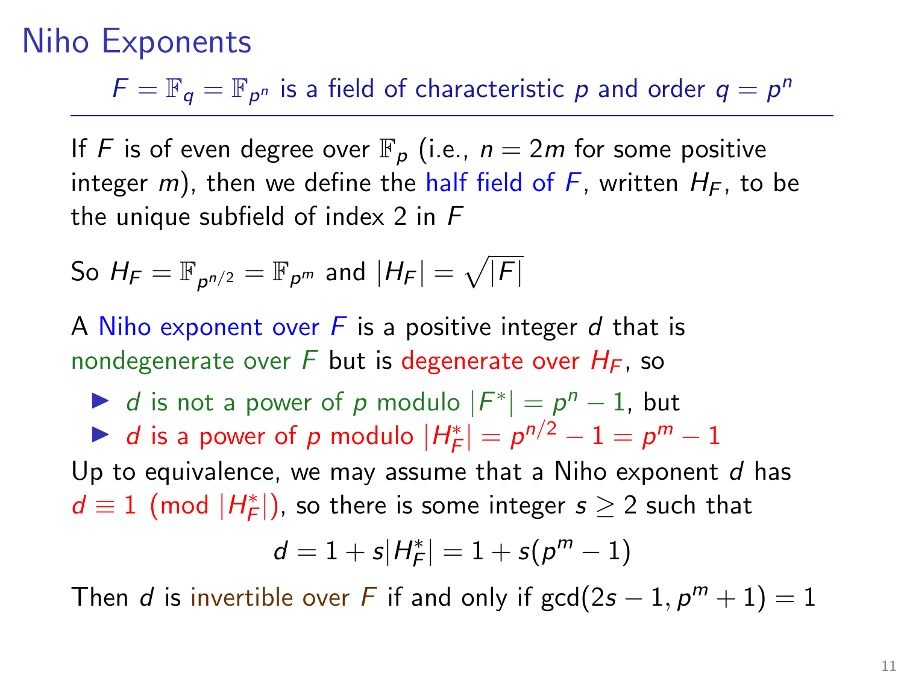# Niho Exponents

$F = \mathbb{F}_q = \mathbb{F}_{p^n}$ is a field of characteristic $p$ and order $q = p^n$

If $F$ is of even degree over $\mathbb{F}_p$ (i.e., $n = 2m$ for some positive integer $m$), then we define the half field of $F$, written $H_F$, to be the unique subfield of index 2 in $F$

So $H_F = \mathbb{F}_{p^{n/2}} = \mathbb{F}_{p^m}$ and $|H_F| = \sqrt{|F|}$

A Niho exponent over $F$ is a positive integer $d$ that is nondegenerate over $F$ but is degenerate over $H_F$, so

- $d$ is not a power of $p$ modulo $|F^*| = p^n - 1$, but
- $d$ is a power of $p$ modulo $|H_F^*| = p^{n/2} - 1 = p^m - 1$

Up to equivalence, we may assume that a Niho exponent $d$ has $d \equiv 1 \pmod{|H_F^*|}$, so there is some integer $s \geq 2$ such that

$$d = 1 + s|H_F^*| = 1 + s(p^m - 1)$$

Then $d$ is invertible over $F$ if and only if $\gcd(2s - 1, p^m + 1) = 1$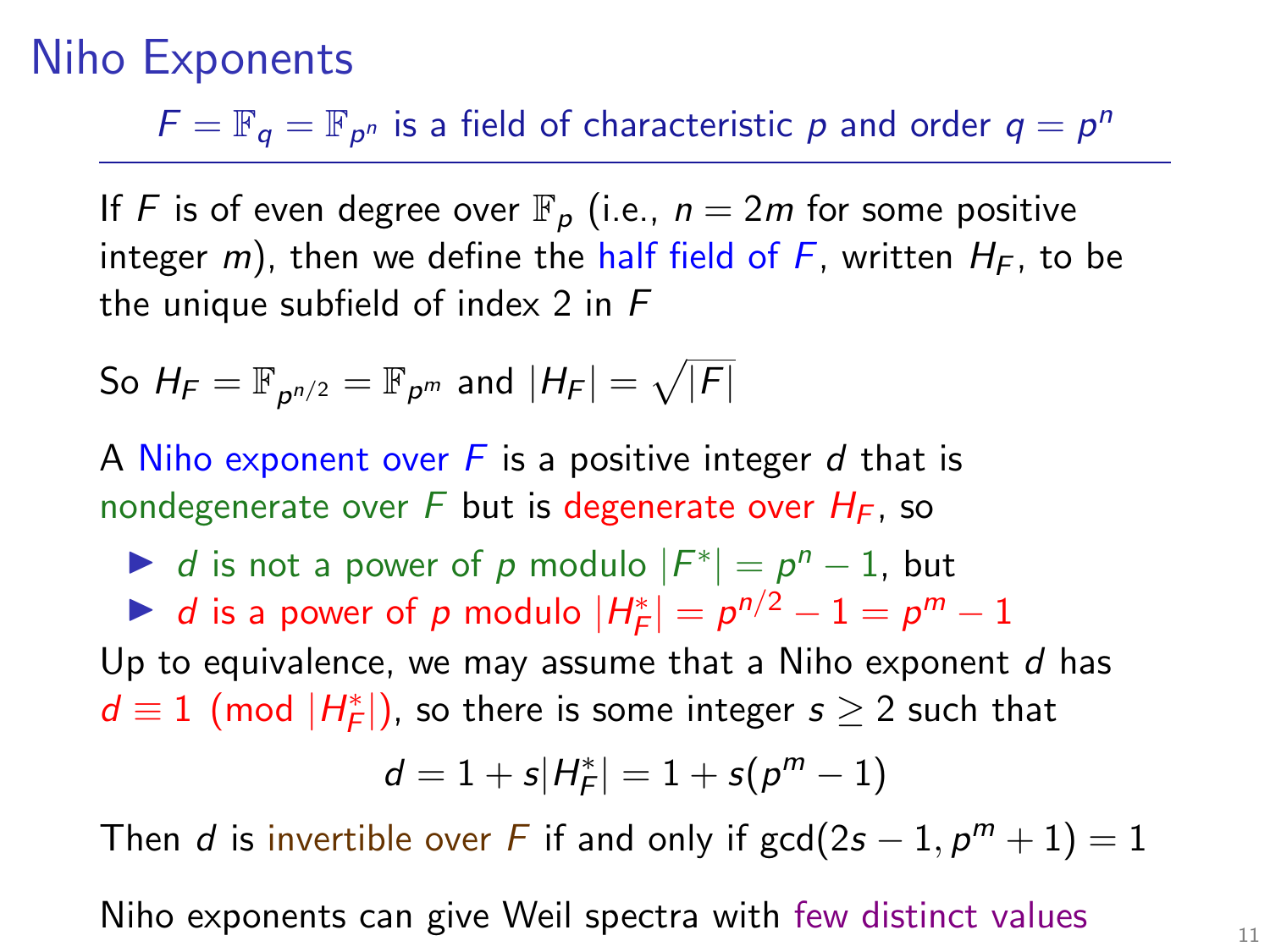# Niho Exponents

$F = \mathbb{F}_q = \mathbb{F}_{p^n}$ is a field of characteristic $p$ and order $q = p^n$

---

If $F$ is of even degree over $\mathbb{F}_p$ (i.e., $n = 2m$ for some positive integer $m$), then we define the half field of $F$, written $H_F$, to be the unique subfield of index 2 in $F$

So $H_F = \mathbb{F}_{p^{n/2}} = \mathbb{F}_{p^m}$ and $|H_F| = \sqrt{|F|}$

A Niho exponent over $F$ is a positive integer $d$ that is nondegenerate over $F$ but is degenerate over $H_F$, so

- $d$ is not a power of $p$ modulo $|F^*| = p^n - 1$, but
- $d$ is a power of $p$ modulo $|H_F^*| = p^{n/2} - 1 = p^m - 1$

Up to equivalence, we may assume that a Niho exponent $d$ has $d \equiv 1 \pmod{|H_F^*|}$, so there is some integer $s \geq 2$ such that

$$d = 1 + s|H_F^*| = 1 + s(p^m - 1)$$

Then $d$ is invertible over $F$ if and only if $\gcd(2s - 1, p^m + 1) = 1$

Niho exponents can give Weil spectra with few distinct values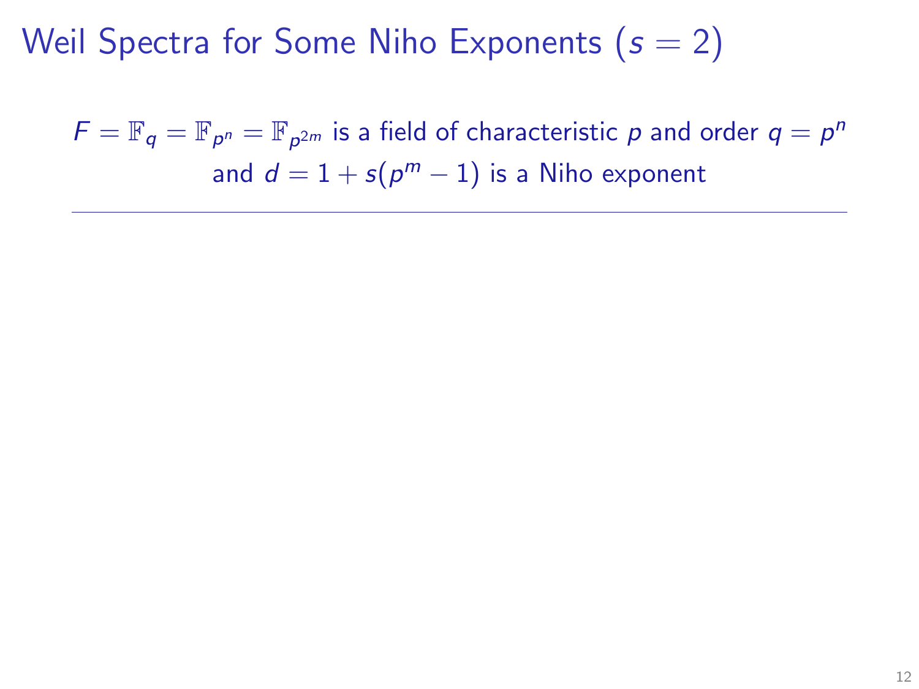# Weil Spectra for Some Niho Exponents ($s = 2$)

$F = \mathbb{F}_q = \mathbb{F}_{p^n} = \mathbb{F}_{p^{2m}}$ is a field of characteristic $p$ and order $q = p^n$ and $d = 1 + s(p^m - 1)$ is a Niho exponent

---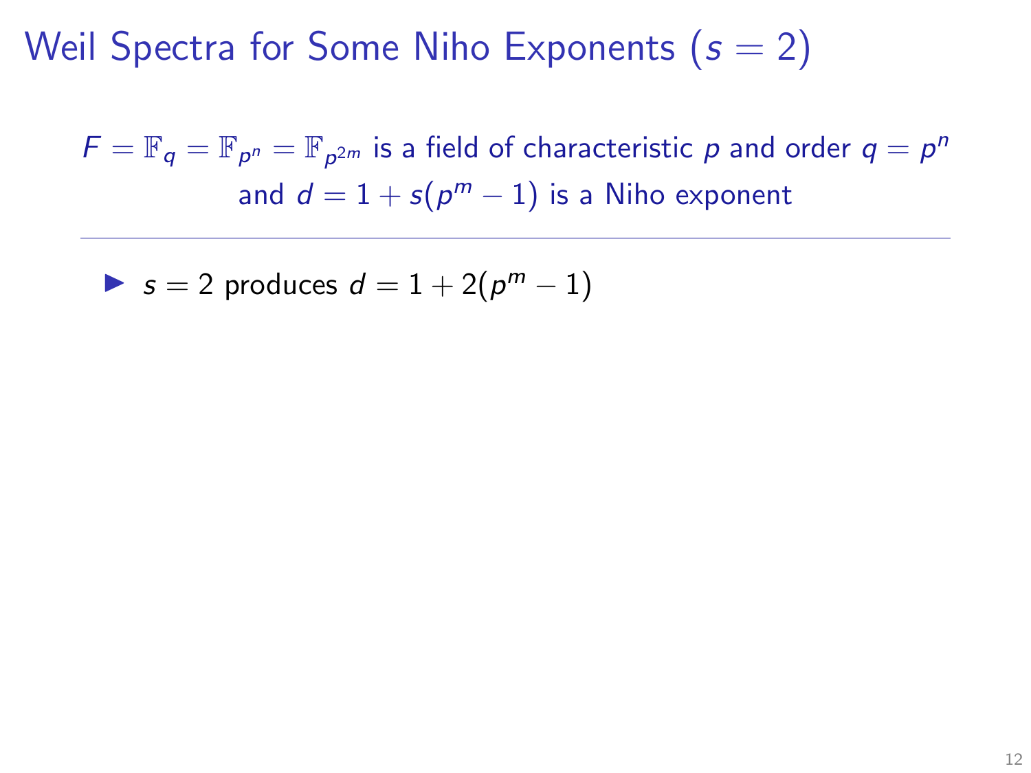# Weil Spectra for Some Niho Exponents ($s = 2$)

$F = \mathbb{F}_q = \mathbb{F}_{p^n} = \mathbb{F}_{p^{2m}}$ is a field of characteristic $p$ and order $q = p^n$ and $d = 1 + s(p^m - 1)$ is a Niho exponent

---

- $s = 2$ produces $d = 1 + 2(p^m - 1)$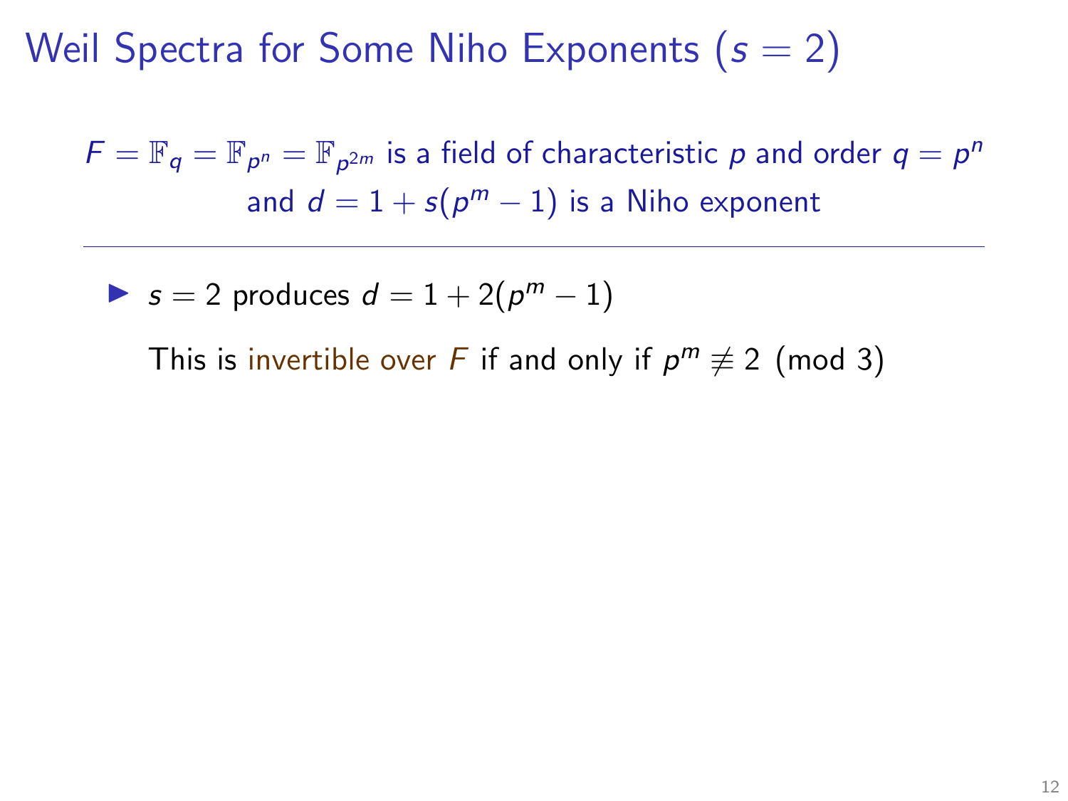# Weil Spectra for Some Niho Exponents ($s = 2$)

$F = \mathbb{F}_q = \mathbb{F}_{p^n} = \mathbb{F}_{p^{2m}}$ is a field of characteristic $p$ and order $q = p^n$ and $d = 1 + s(p^m - 1)$ is a Niho exponent

---

- $s = 2$ produces $d = 1 + 2(p^m - 1)$

  This is invertible over $F$ if and only if $p^m \not\equiv 2 \pmod{3}$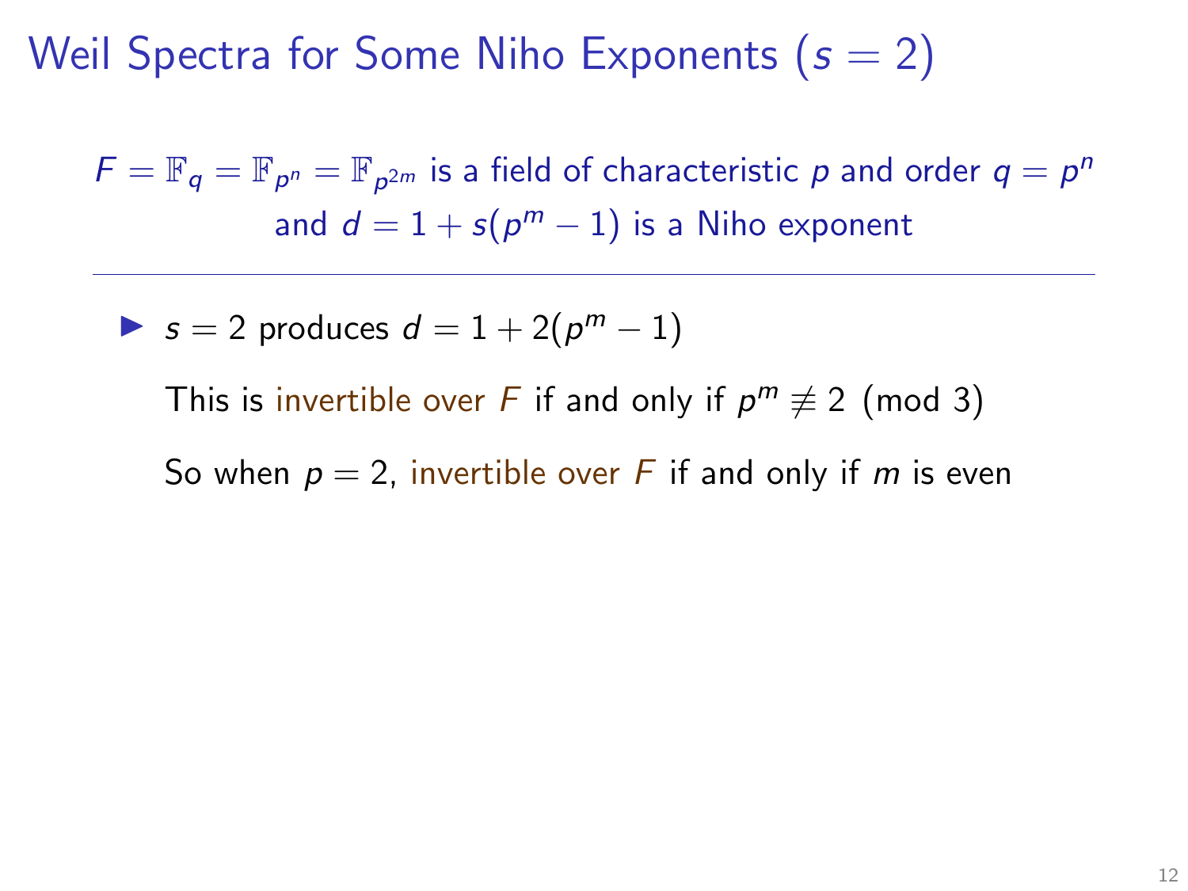# Weil Spectra for Some Niho Exponents ($s = 2$)

$F = \mathbb{F}_q = \mathbb{F}_{p^n} = \mathbb{F}_{p^{2m}}$ is a field of characteristic $p$ and order $q = p^n$ and $d = 1 + s(p^m - 1)$ is a Niho exponent

---

- $s = 2$ produces $d = 1 + 2(p^m - 1)$

  This is invertible over $F$ if and only if $p^m \not\equiv 2 \pmod 3$

  So when $p = 2$, invertible over $F$ if and only if $m$ is even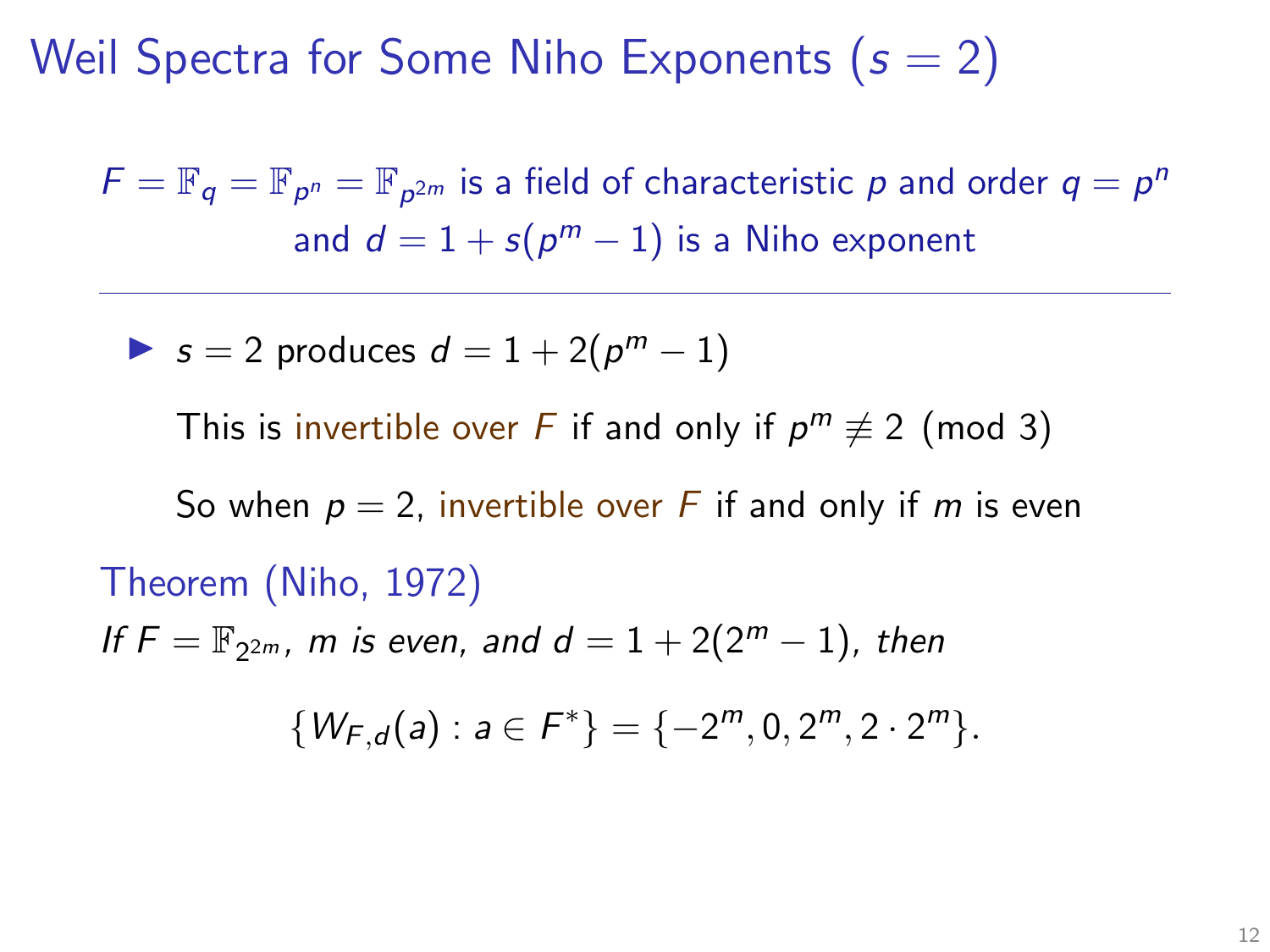# Weil Spectra for Some Niho Exponents ($s = 2$)

$F = \mathbb{F}_q = \mathbb{F}_{p^n} = \mathbb{F}_{p^{2m}}$ is a field of characteristic $p$ and order $q = p^n$ and $d = 1 + s(p^m - 1)$ is a Niho exponent

---

- $s = 2$ produces $d = 1 + 2(p^m - 1)$

  This is invertible over $F$ if and only if $p^m \not\equiv 2 \pmod 3$

  So when $p = 2$, invertible over $F$ if and only if $m$ is even

**Theorem (Niho, 1972)**

*If $F = \mathbb{F}_{2^{2m}}$, $m$ is even, and $d = 1 + 2(2^m - 1)$, then*

$$\{W_{F,d}(a) : a \in F^*\} = \{-2^m, 0, 2^m, 2 \cdot 2^m\}.$$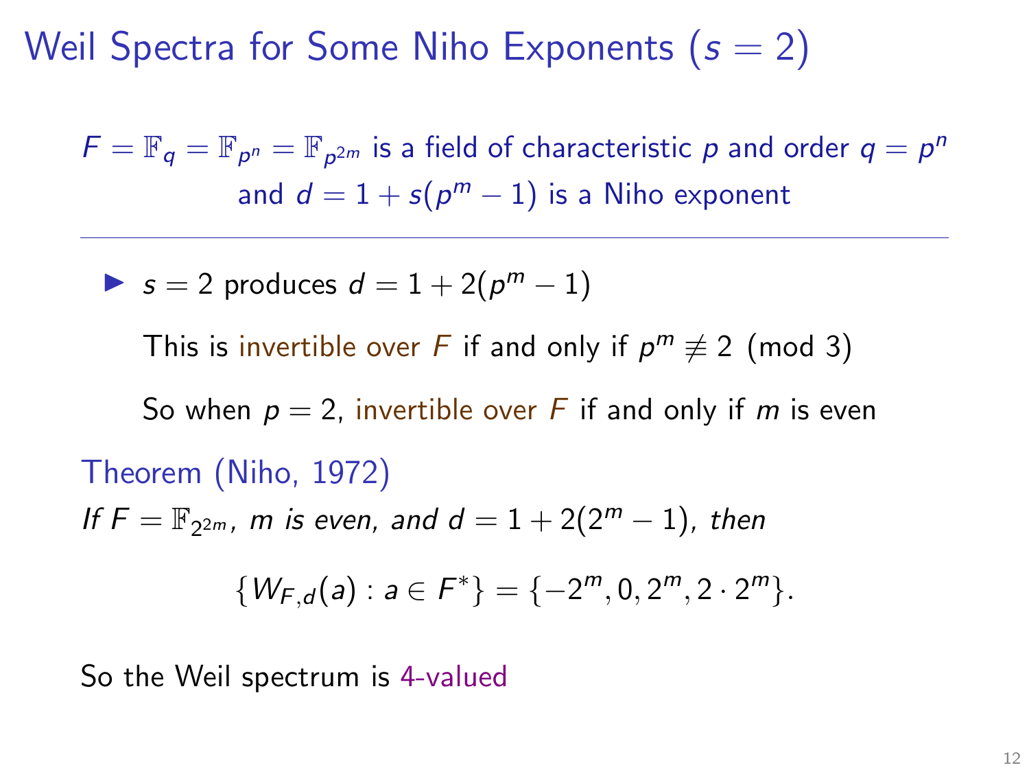# Weil Spectra for Some Niho Exponents ($s = 2$)

$F = \mathbb{F}_q = \mathbb{F}_{p^n} = \mathbb{F}_{p^{2m}}$ is a field of characteristic $p$ and order $q = p^n$ and $d = 1 + s(p^m - 1)$ is a Niho exponent

---

- $s = 2$ produces $d = 1 + 2(p^m - 1)$

  This is invertible over $F$ if and only if $p^m \not\equiv 2 \pmod 3$

  So when $p = 2$, invertible over $F$ if and only if $m$ is even

**Theorem (Niho, 1972)**

*If $F = \mathbb{F}_{2^{2m}}$, $m$ is even, and $d = 1 + 2(2^m - 1)$, then*

$$\{W_{F,d}(a) : a \in F^*\} = \{-2^m, 0, 2^m, 2 \cdot 2^m\}.$$

So the Weil spectrum is 4-valued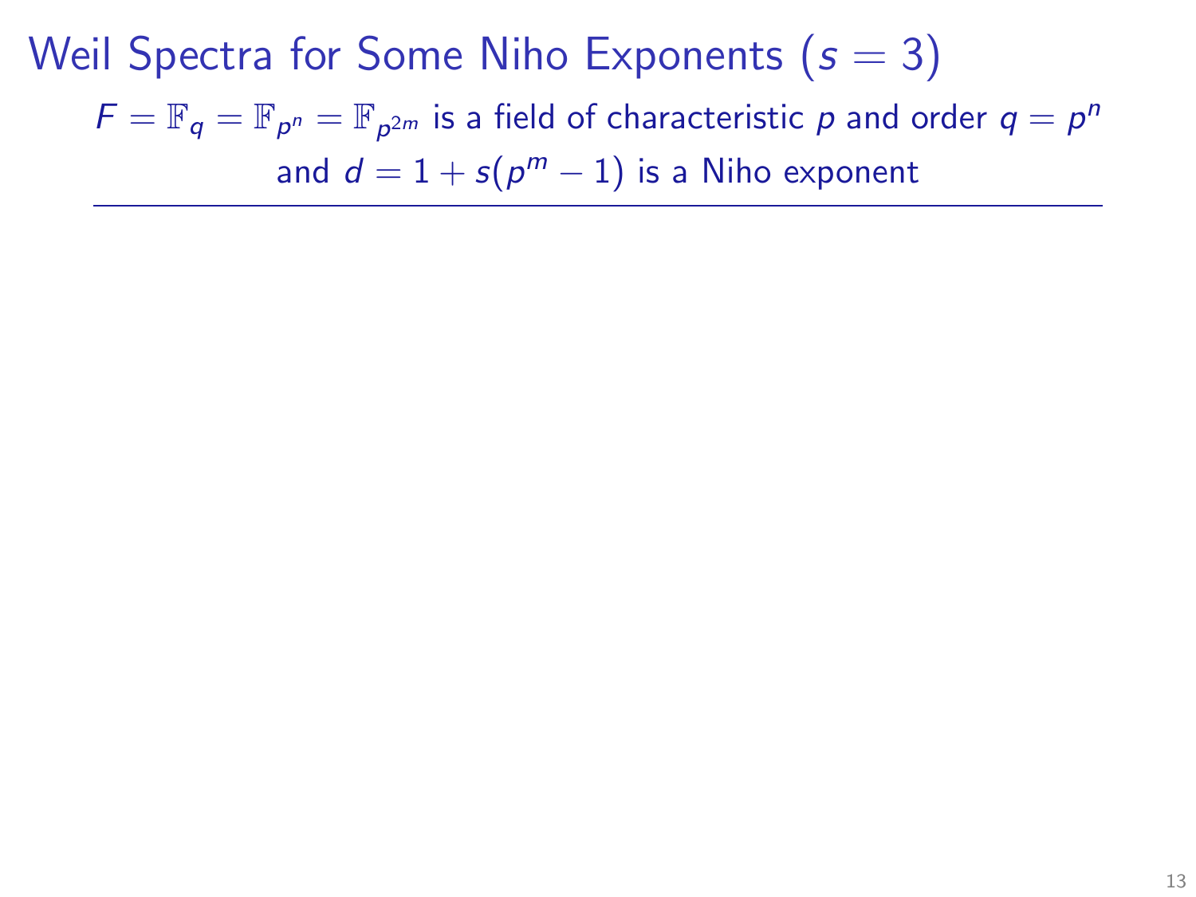# Weil Spectra for Some Niho Exponents ($s = 3$)

$F = \mathbb{F}_q = \mathbb{F}_{p^n} = \mathbb{F}_{p^{2m}}$ is a field of characteristic $p$ and order $q = p^n$ and $d = 1 + s(p^m - 1)$ is a Niho exponent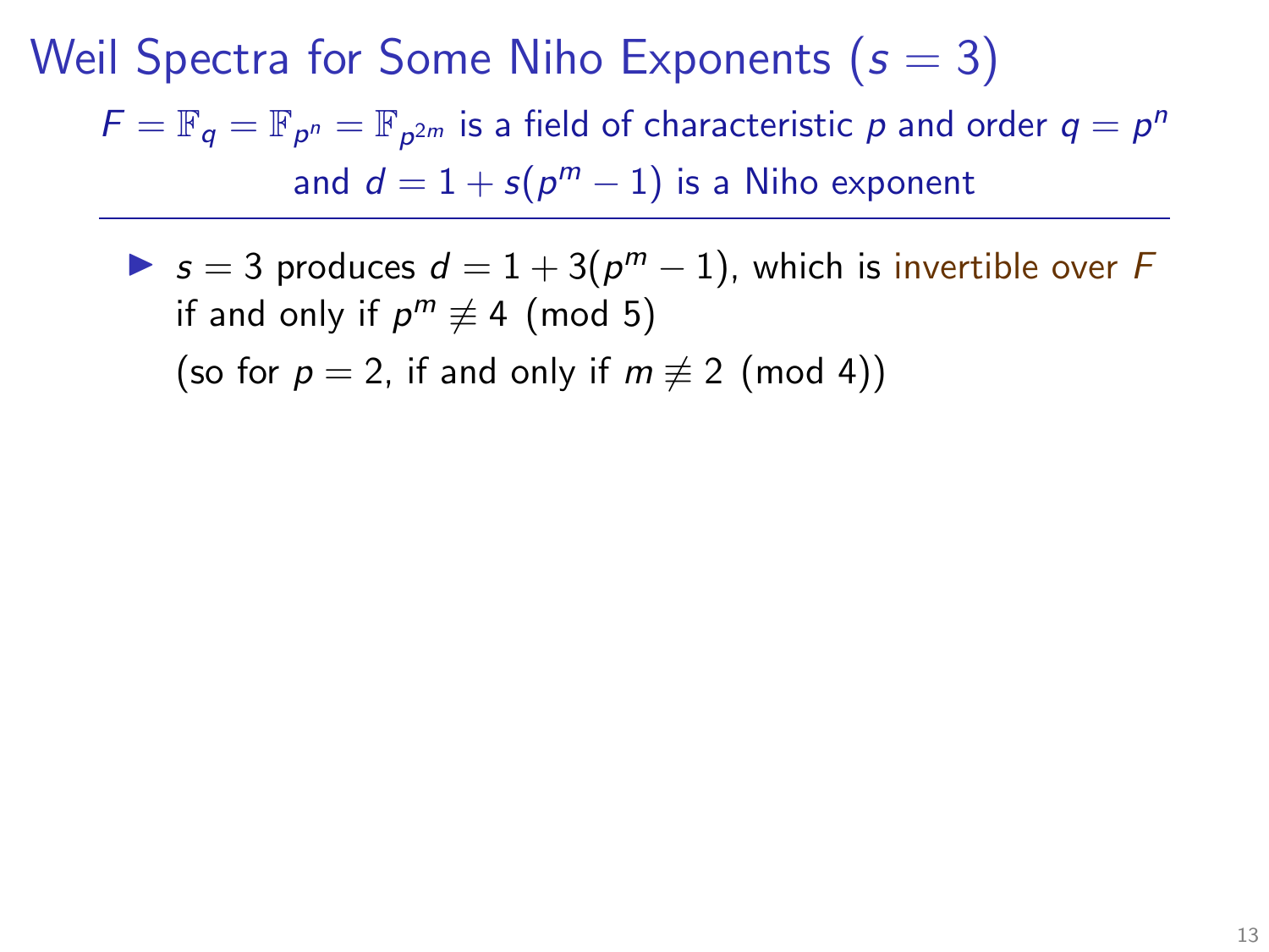# Weil Spectra for Some Niho Exponents ($s = 3$)

$F = \mathbb{F}_q = \mathbb{F}_{p^n} = \mathbb{F}_{p^{2m}}$ is a field of characteristic $p$ and order $q = p^n$ and $d = 1 + s(p^m - 1)$ is a Niho exponent

---

- $s = 3$ produces $d = 1 + 3(p^m - 1)$, which is invertible over $F$ if and only if $p^m \not\equiv 4 \pmod{5}$
  (so for $p = 2$, if and only if $m \not\equiv 2 \pmod{4}$)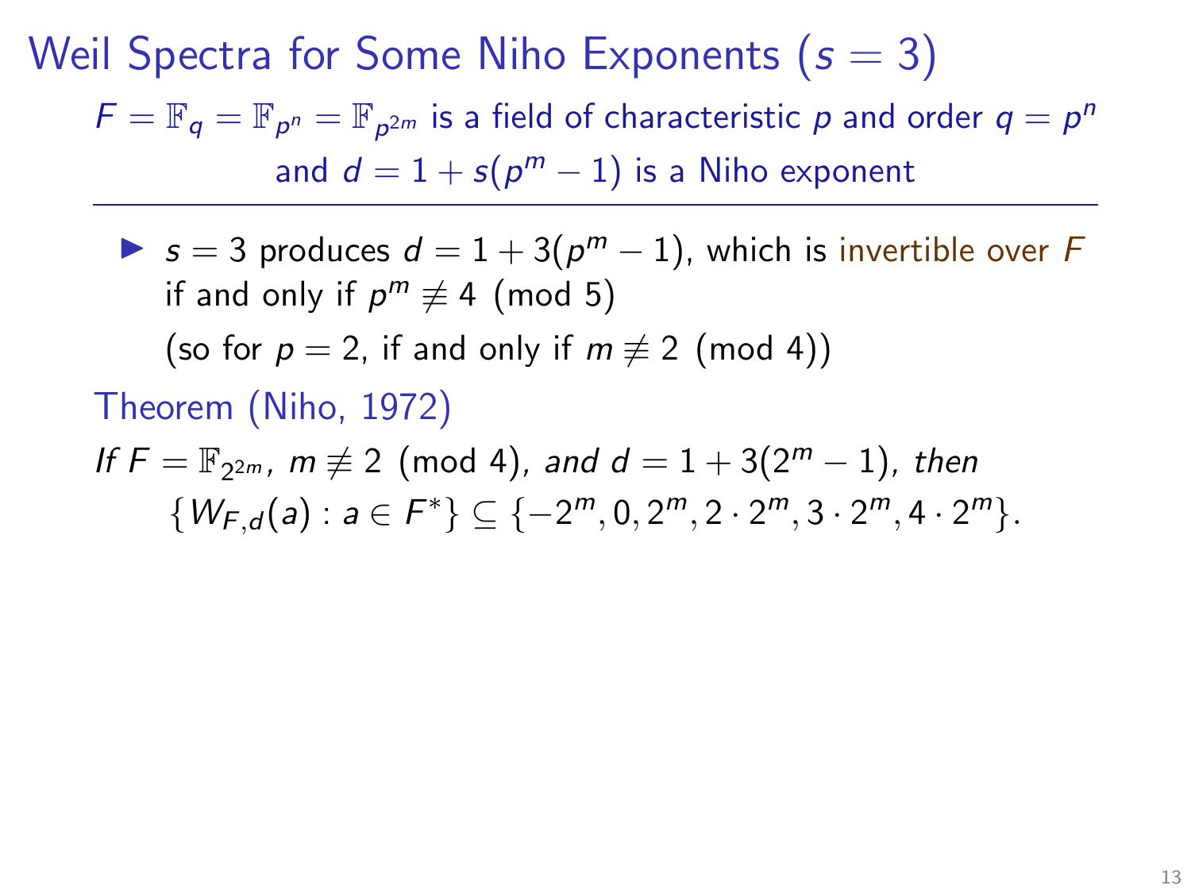# Weil Spectra for Some Niho Exponents ($s = 3$)

$F = \mathbb{F}_q = \mathbb{F}_{p^n} = \mathbb{F}_{p^{2m}}$ is a field of characteristic $p$ and order $q = p^n$ and $d = 1 + s(p^m - 1)$ is a Niho exponent

---

- $s = 3$ produces $d = 1 + 3(p^m - 1)$, which is invertible over $F$ if and only if $p^m \not\equiv 4 \pmod{5}$

  (so for $p = 2$, if and only if $m \not\equiv 2 \pmod{4}$)

Theorem (Niho, 1972)

*If $F = \mathbb{F}_{2^{2m}}$, $m \not\equiv 2 \pmod{4}$, and $d = 1 + 3(2^m - 1)$, then*

$$\{W_{F,d}(a) : a \in F^*\} \subseteq \{-2^m, 0, 2^m, 2 \cdot 2^m, 3 \cdot 2^m, 4 \cdot 2^m\}.$$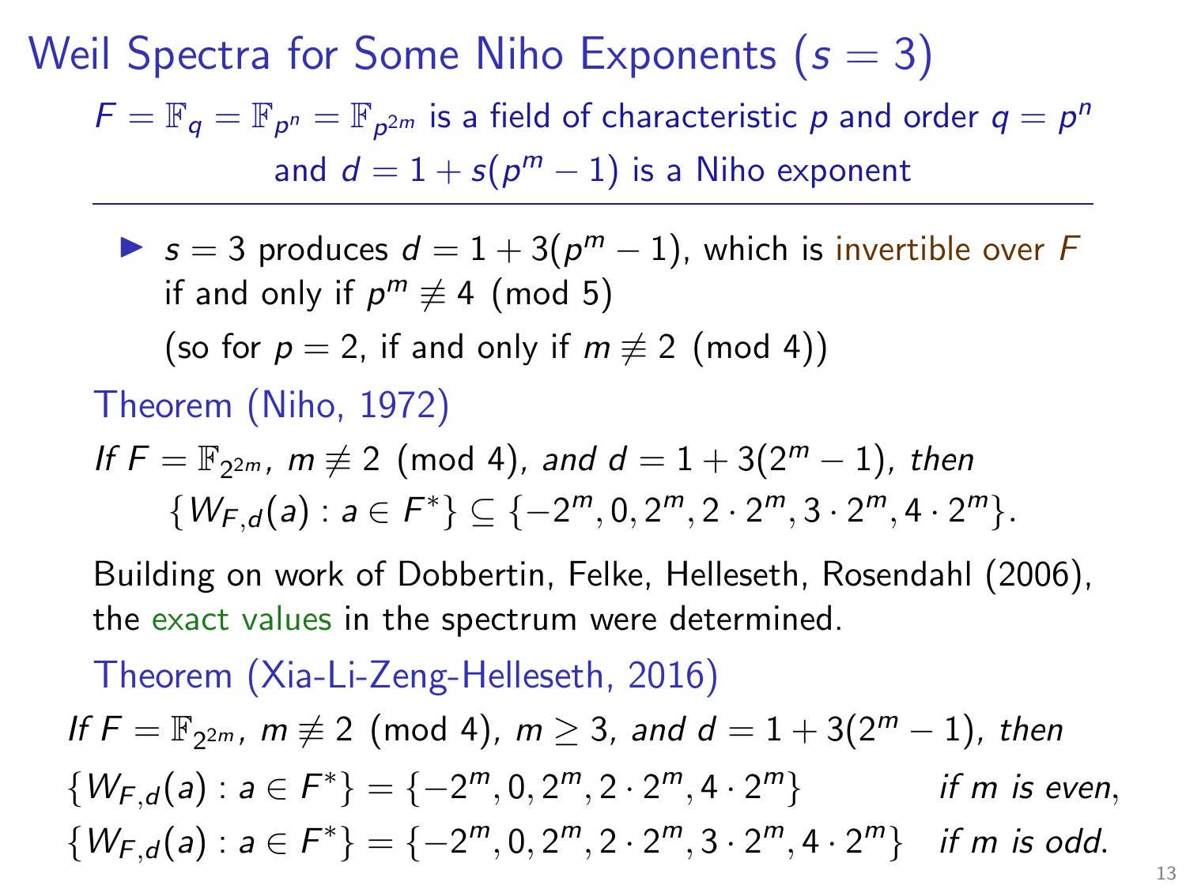# Weil Spectra for Some Niho Exponents ($s = 3$)

$F = \mathbb{F}_q = \mathbb{F}_{p^n} = \mathbb{F}_{p^{2m}}$ is a field of characteristic $p$ and order $q = p^n$ and $d = 1 + s(p^m - 1)$ is a Niho exponent

---

- $s = 3$ produces $d = 1 + 3(p^m - 1)$, which is invertible over $F$ if and only if $p^m \not\equiv 4 \pmod 5$

  (so for $p = 2$, if and only if $m \not\equiv 2 \pmod 4$)

**Theorem (Niho, 1972)**

*If $F = \mathbb{F}_{2^{2m}}$, $m \not\equiv 2 \pmod 4$, and $d = 1 + 3(2^m - 1)$, then*

$$\{W_{F,d}(a) : a \in F^*\} \subseteq \{-2^m, 0, 2^m, 2 \cdot 2^m, 3 \cdot 2^m, 4 \cdot 2^m\}.$$

Building on work of Dobbertin, Felke, Helleseth, Rosendahl (2006), the exact values in the spectrum were determined.

**Theorem (Xia-Li-Zeng-Helleseth, 2016)**

*If $F = \mathbb{F}_{2^{2m}}$, $m \not\equiv 2 \pmod 4$, $m \geq 3$, and $d = 1 + 3(2^m - 1)$, then*

$$\{W_{F,d}(a) : a \in F^*\} = \{-2^m, 0, 2^m, 2 \cdot 2^m, 4 \cdot 2^m\} \quad \text{if } m \text{ is even},$$

$$\{W_{F,d}(a) : a \in F^*\} = \{-2^m, 0, 2^m, 2 \cdot 2^m, 3 \cdot 2^m, 4 \cdot 2^m\} \quad \text{if } m \text{ is odd}.$$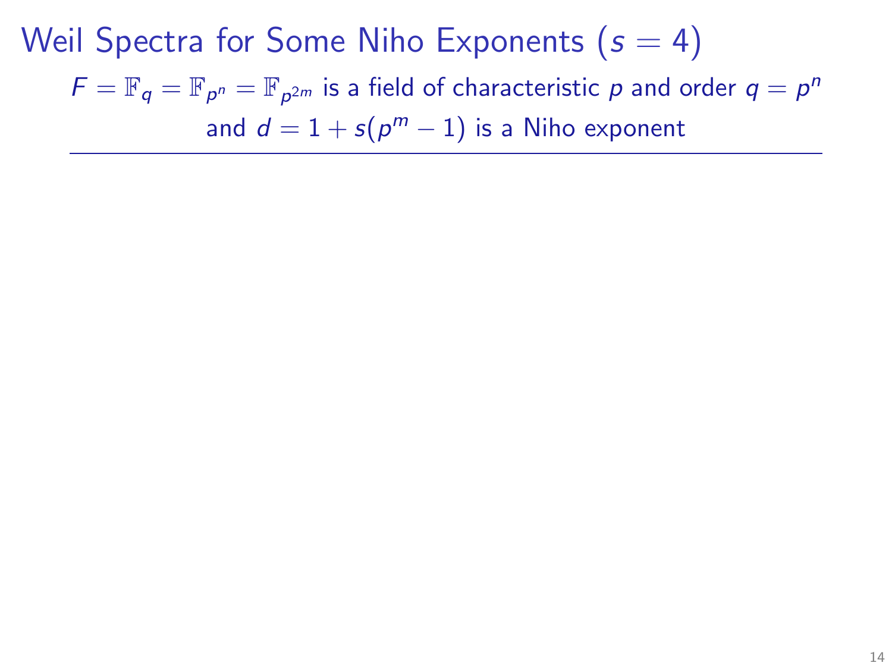# Weil Spectra for Some Niho Exponents ($s = 4$)

$F = \mathbb{F}_q = \mathbb{F}_{p^n} = \mathbb{F}_{p^{2m}}$ is a field of characteristic $p$ and order $q = p^n$ and $d = 1 + s(p^m - 1)$ is a Niho exponent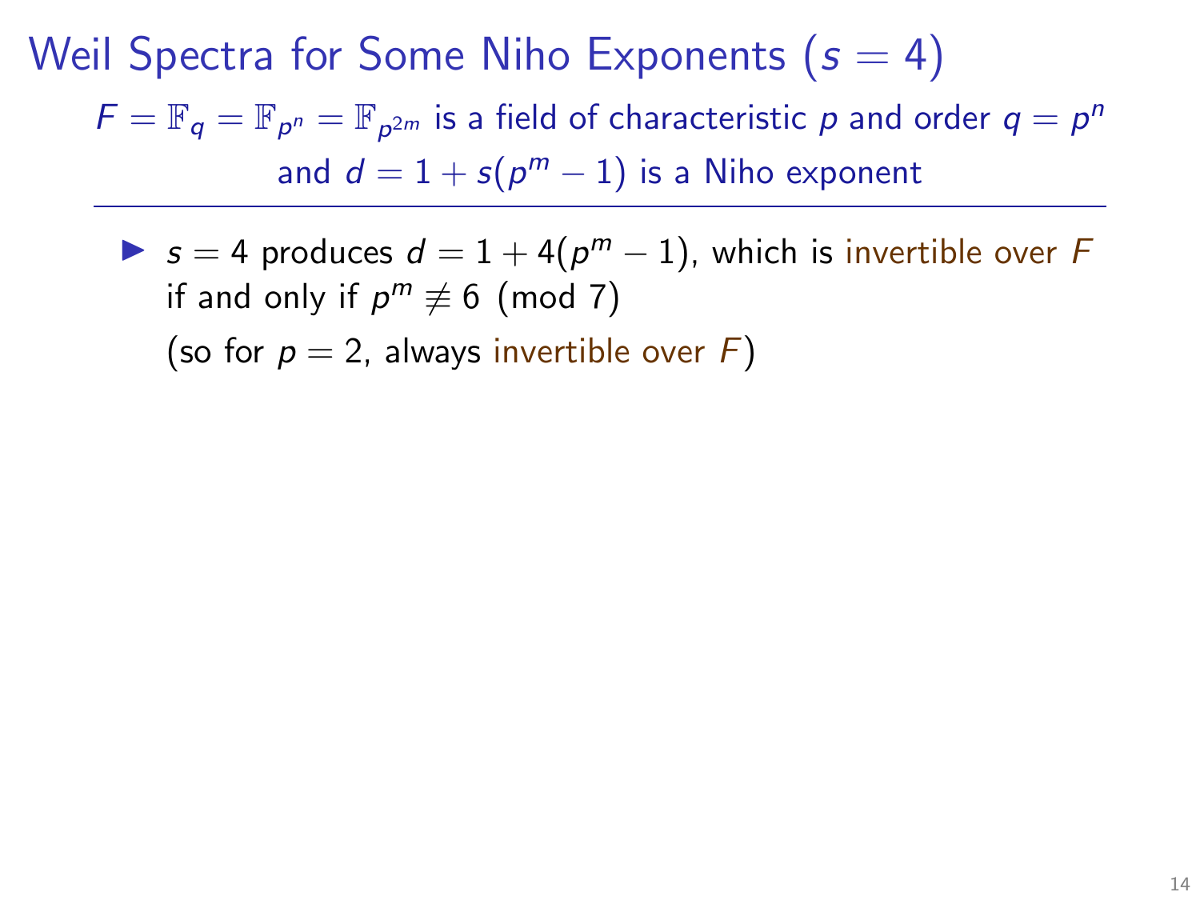# Weil Spectra for Some Niho Exponents ($s = 4$)

$F = \mathbb{F}_q = \mathbb{F}_{p^n} = \mathbb{F}_{p^{2m}}$ is a field of characteristic $p$ and order $q = p^n$ and $d = 1 + s(p^m - 1)$ is a Niho exponent

---

- $s = 4$ produces $d = 1 + 4(p^m - 1)$, which is invertible over $F$ if and only if $p^m \not\equiv 6 \pmod 7$

  (so for $p = 2$, always invertible over $F$)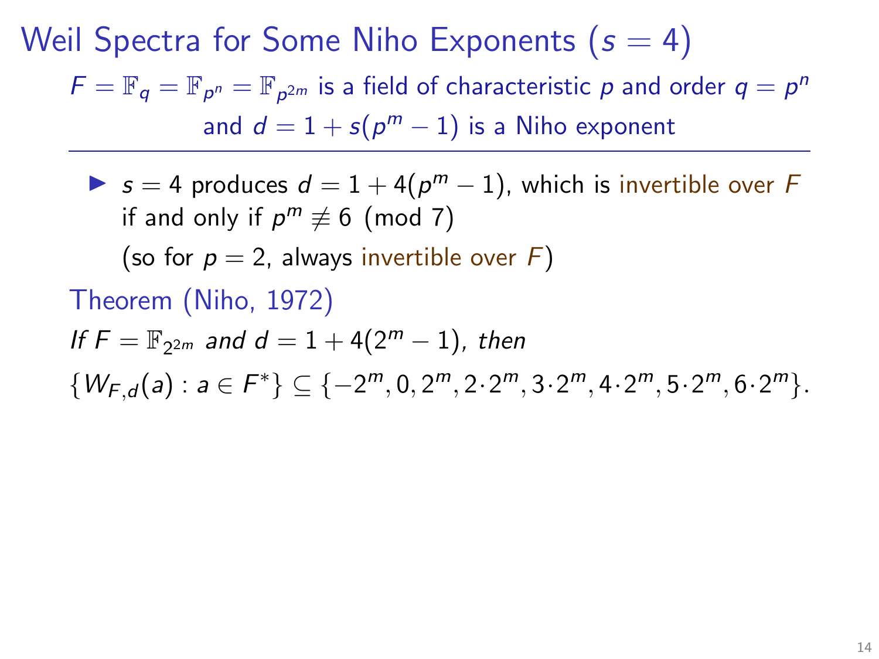# Weil Spectra for Some Niho Exponents ($s = 4$)

$F = \mathbb{F}_q = \mathbb{F}_{p^n} = \mathbb{F}_{p^{2m}}$ is a field of characteristic $p$ and order $q = p^n$ and $d = 1 + s(p^m - 1)$ is a Niho exponent

---

- $s = 4$ produces $d = 1 + 4(p^m - 1)$, which is invertible over $F$ if and only if $p^m \not\equiv 6 \pmod 7$

  (so for $p = 2$, always invertible over $F$)

**Theorem (Niho, 1972)**

*If $F = \mathbb{F}_{2^{2m}}$ and $d = 1 + 4(2^m - 1)$, then*

$\{W_{F,d}(a) : a \in F^*\} \subseteq \{-2^m, 0, 2^m, 2 \cdot 2^m, 3 \cdot 2^m, 4 \cdot 2^m, 5 \cdot 2^m, 6 \cdot 2^m\}$.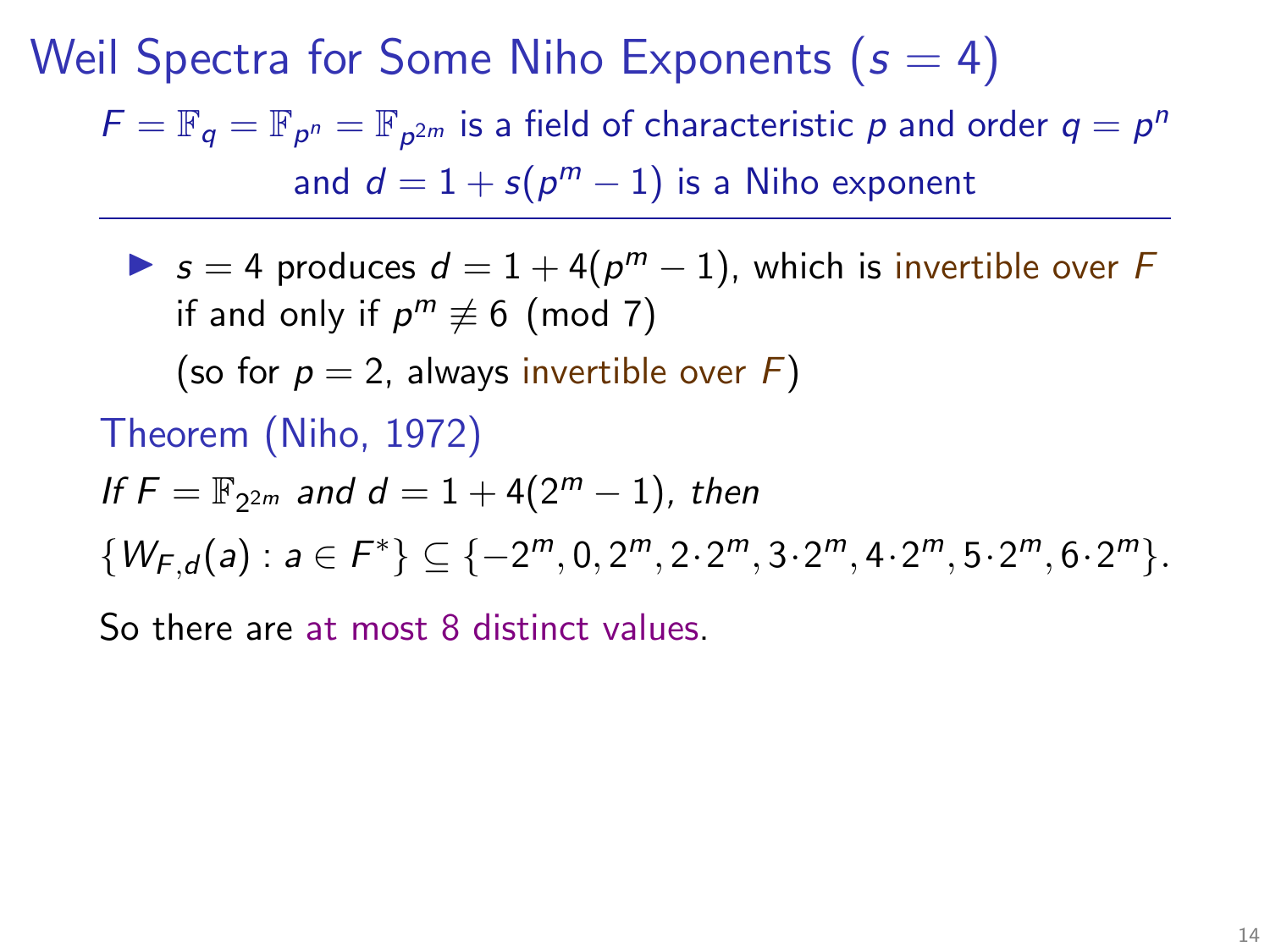# Weil Spectra for Some Niho Exponents ($s = 4$)

$F = \mathbb{F}_q = \mathbb{F}_{p^n} = \mathbb{F}_{p^{2m}}$ is a field of characteristic $p$ and order $q = p^n$ and $d = 1 + s(p^m - 1)$ is a Niho exponent

---

- $s = 4$ produces $d = 1 + 4(p^m - 1)$, which is invertible over $F$ if and only if $p^m \not\equiv 6 \pmod 7$

  (so for $p = 2$, always invertible over $F$)

**Theorem (Niho, 1972)**

*If $F = \mathbb{F}_{2^{2m}}$ and $d = 1 + 4(2^m - 1)$, then*

$\{W_{F,d}(a) : a \in F^*\} \subseteq \{-2^m, 0, 2^m, 2 \cdot 2^m, 3 \cdot 2^m, 4 \cdot 2^m, 5 \cdot 2^m, 6 \cdot 2^m\}$.

So there are at most 8 distinct values.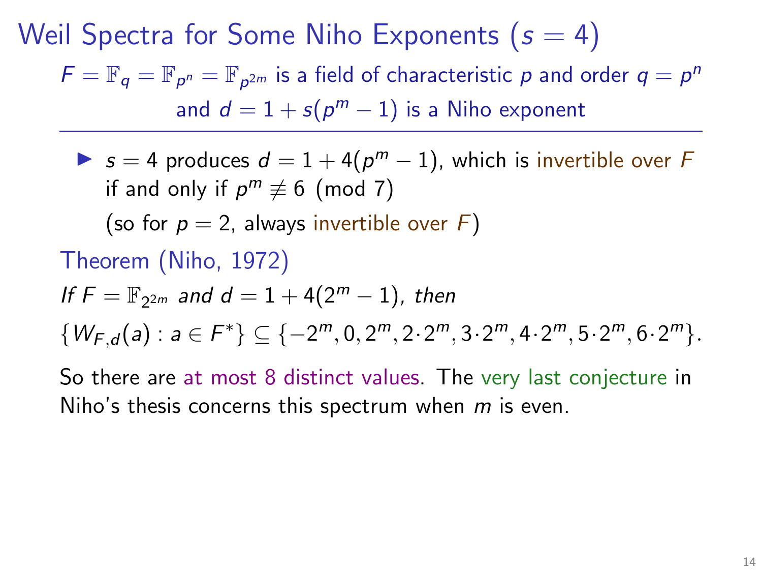# Weil Spectra for Some Niho Exponents ($s = 4$)

$F = \mathbb{F}_q = \mathbb{F}_{p^n} = \mathbb{F}_{p^{2m}}$ is a field of characteristic $p$ and order $q = p^n$ and $d = 1 + s(p^m - 1)$ is a Niho exponent

---

- $s = 4$ produces $d = 1 + 4(p^m - 1)$, which is invertible over $F$ if and only if $p^m \not\equiv 6 \pmod 7$

  (so for $p = 2$, always invertible over $F$)

**Theorem (Niho, 1972)**

*If $F = \mathbb{F}_{2^{2m}}$ and $d = 1 + 4(2^m - 1)$, then*

$$\{W_{F,d}(a) : a \in F^*\} \subseteq \{-2^m, 0, 2^m, 2\cdot 2^m, 3\cdot 2^m, 4\cdot 2^m, 5\cdot 2^m, 6\cdot 2^m\}.$$

So there are at most 8 distinct values. The very last conjecture in Niho's thesis concerns this spectrum when $m$ is even.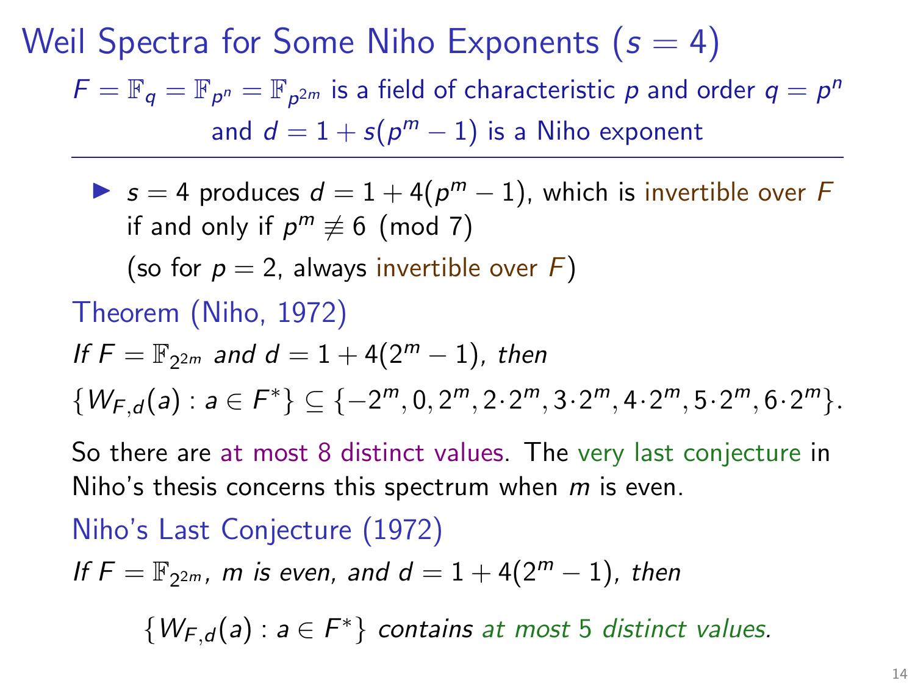# Weil Spectra for Some Niho Exponents ($s = 4$)

$F = \mathbb{F}_q = \mathbb{F}_{p^n} = \mathbb{F}_{p^{2m}}$ is a field of characteristic $p$ and order $q = p^n$ and $d = 1 + s(p^m - 1)$ is a Niho exponent

---

- $s = 4$ produces $d = 1 + 4(p^m - 1)$, which is invertible over $F$ if and only if $p^m \not\equiv 6 \pmod 7$

  (so for $p = 2$, always invertible over $F$)

**Theorem (Niho, 1972)**

*If $F = \mathbb{F}_{2^{2m}}$ and $d = 1 + 4(2^m - 1)$, then*

$$\{W_{F,d}(a) : a \in F^*\} \subseteq \{-2^m, 0, 2^m, 2 \cdot 2^m, 3 \cdot 2^m, 4 \cdot 2^m, 5 \cdot 2^m, 6 \cdot 2^m\}.$$

So there are at most 8 distinct values. The very last conjecture in Niho's thesis concerns this spectrum when $m$ is even.

**Niho's Last Conjecture (1972)**

*If $F = \mathbb{F}_{2^{2m}}$, $m$ is even, and $d = 1 + 4(2^m - 1)$, then*

$$\{W_{F,d}(a) : a \in F^*\} \text{ contains at most 5 distinct values.}$$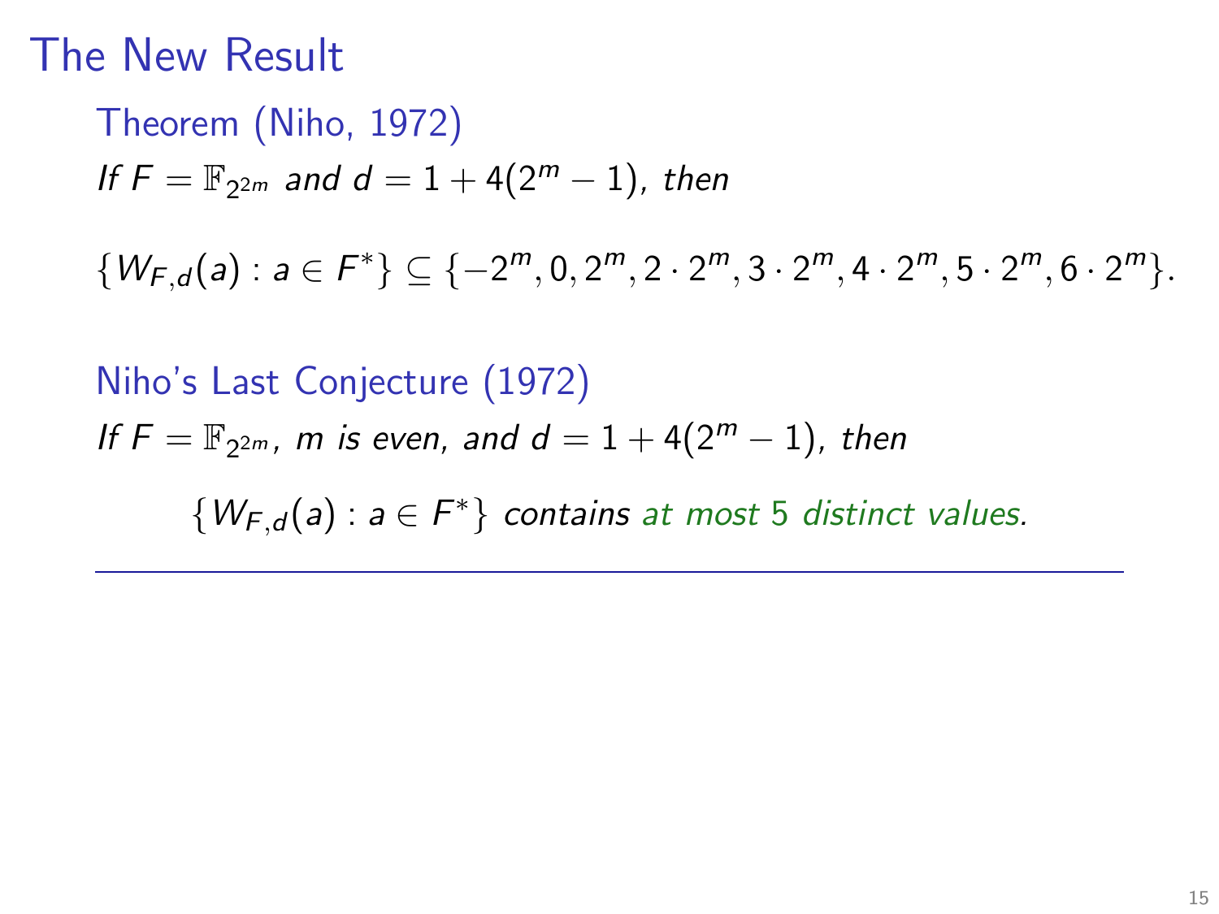# The New Result

**Theorem (Niho, 1972)**

*If $F = \mathbb{F}_{2^{2m}}$ and $d = 1 + 4(2^m - 1)$, then*

$$\{W_{F,d}(a) : a \in F^*\} \subseteq \{-2^m, 0, 2^m, 2 \cdot 2^m, 3 \cdot 2^m, 4 \cdot 2^m, 5 \cdot 2^m, 6 \cdot 2^m\}.$$

**Niho's Last Conjecture (1972)**

*If $F = \mathbb{F}_{2^{2m}}$, $m$ is even, and $d = 1 + 4(2^m - 1)$, then*

$\{W_{F,d}(a) : a \in F^*\}$ *contains at most 5 distinct values.*

---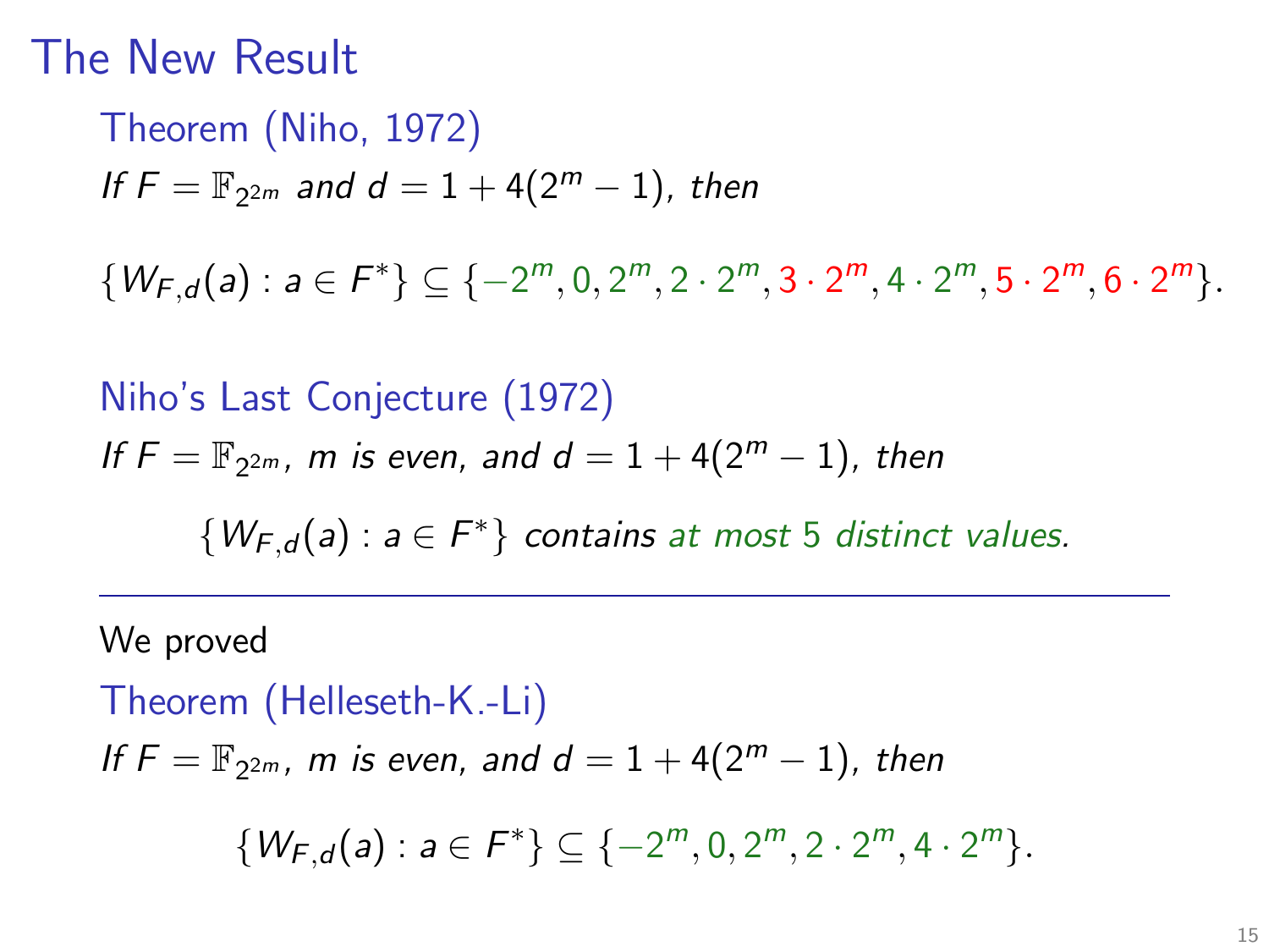# The New Result

**Theorem (Niho, 1972)**

*If $F = \mathbb{F}_{2^{2m}}$ and $d = 1 + 4(2^m - 1)$, then*

$$\{W_{F,d}(a) : a \in F^*\} \subseteq \{-2^m, 0, 2^m, 2 \cdot 2^m, 3 \cdot 2^m, 4 \cdot 2^m, 5 \cdot 2^m, 6 \cdot 2^m\}.$$

**Niho's Last Conjecture (1972)**

*If $F = \mathbb{F}_{2^{2m}}$, $m$ is even, and $d = 1 + 4(2^m - 1)$, then*

*$\{W_{F,d}(a) : a \in F^*\}$ contains at most 5 distinct values.*

---

We proved

**Theorem (Helleseth-K.-Li)**

*If $F = \mathbb{F}_{2^{2m}}$, $m$ is even, and $d = 1 + 4(2^m - 1)$, then*

$$\{W_{F,d}(a) : a \in F^*\} \subseteq \{-2^m, 0, 2^m, 2 \cdot 2^m, 4 \cdot 2^m\}.$$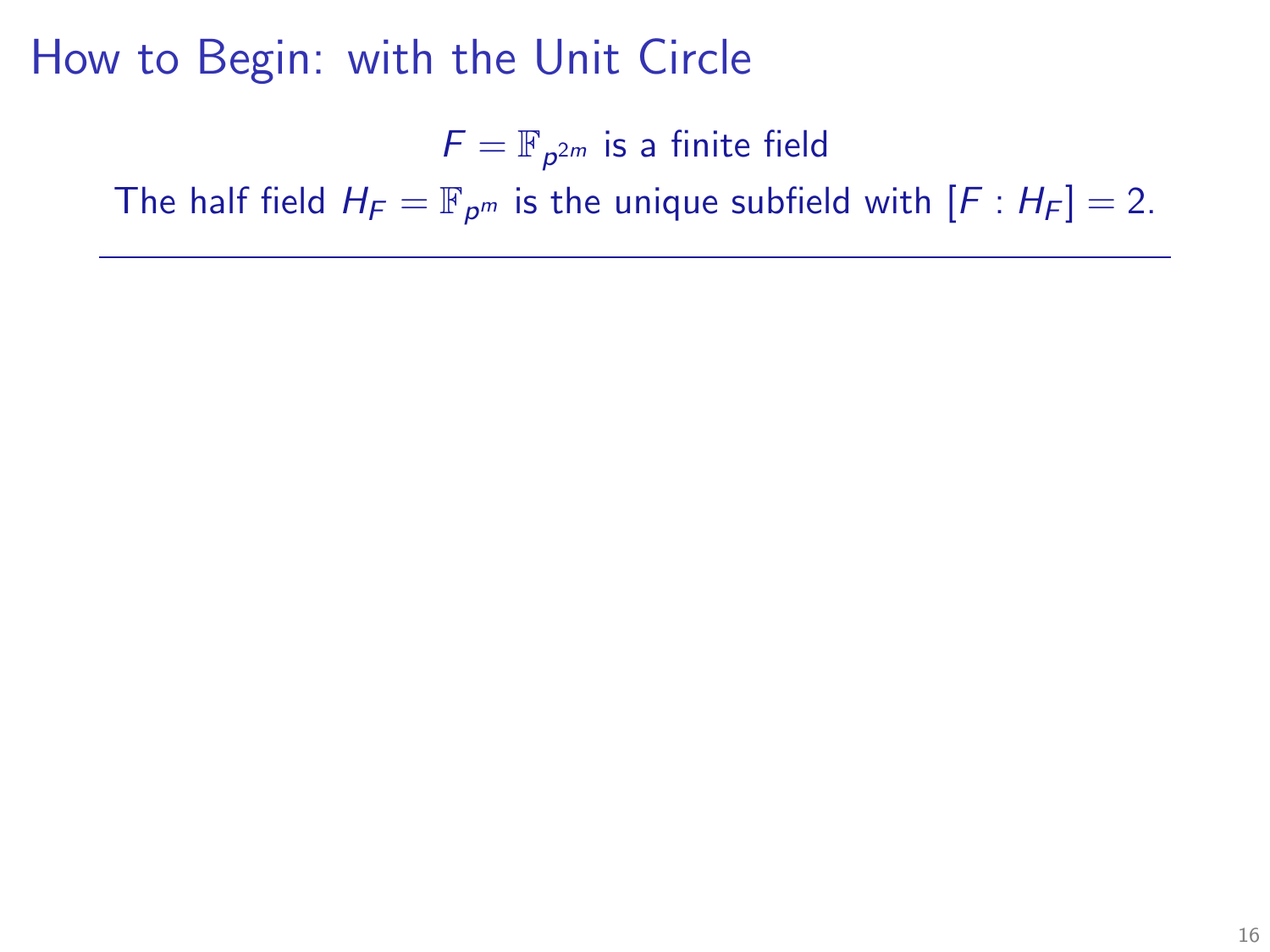# How to Begin: with the Unit Circle

$F = \mathbb{F}_{p^{2m}}$ is a finite field

The half field $H_F = \mathbb{F}_{p^m}$ is the unique subfield with $[F : H_F] = 2$.

---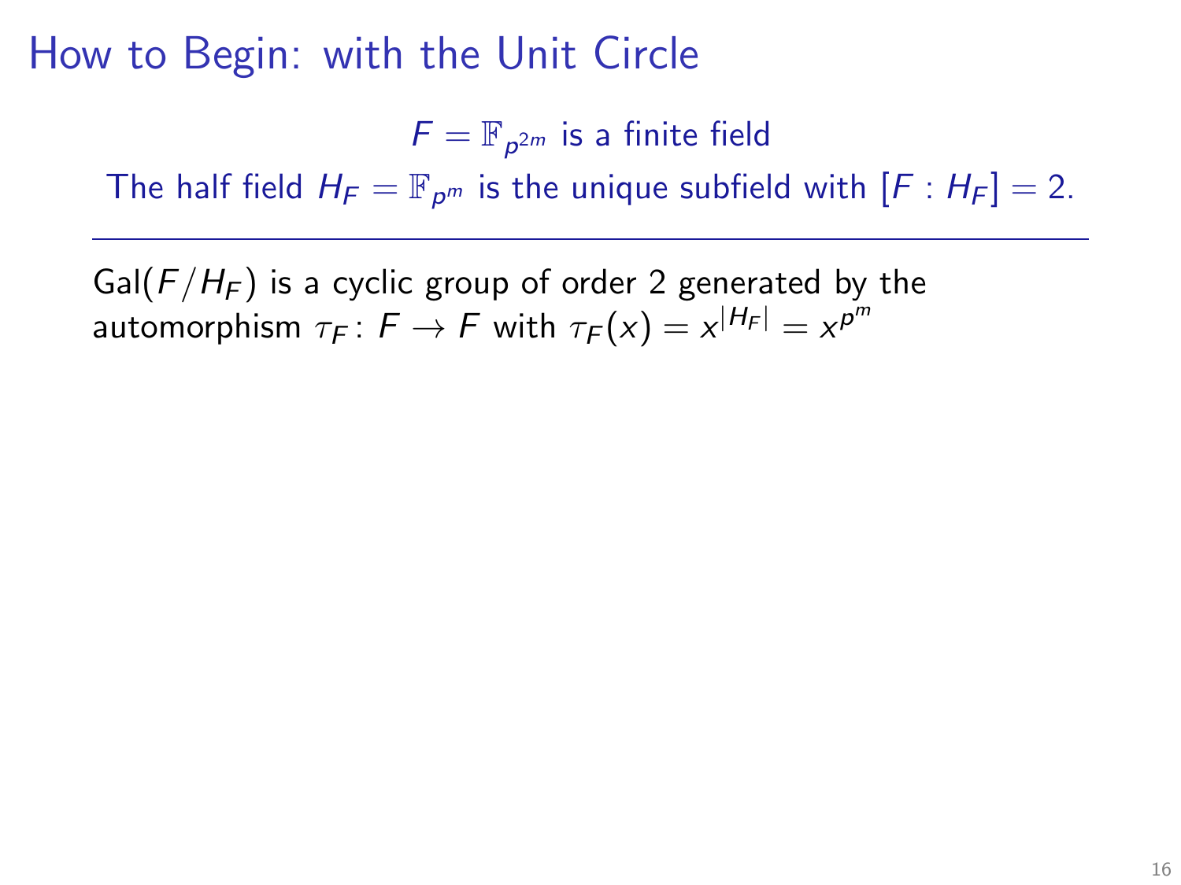# How to Begin: with the Unit Circle

$F = \mathbb{F}_{p^{2m}}$ is a finite field

The half field $H_F = \mathbb{F}_{p^m}$ is the unique subfield with $[F : H_F] = 2$.

---

$\mathrm{Gal}(F/H_F)$ is a cyclic group of order 2 generated by the automorphism $\tau_F \colon F \to F$ with $\tau_F(x) = x^{|H_F|} = x^{p^m}$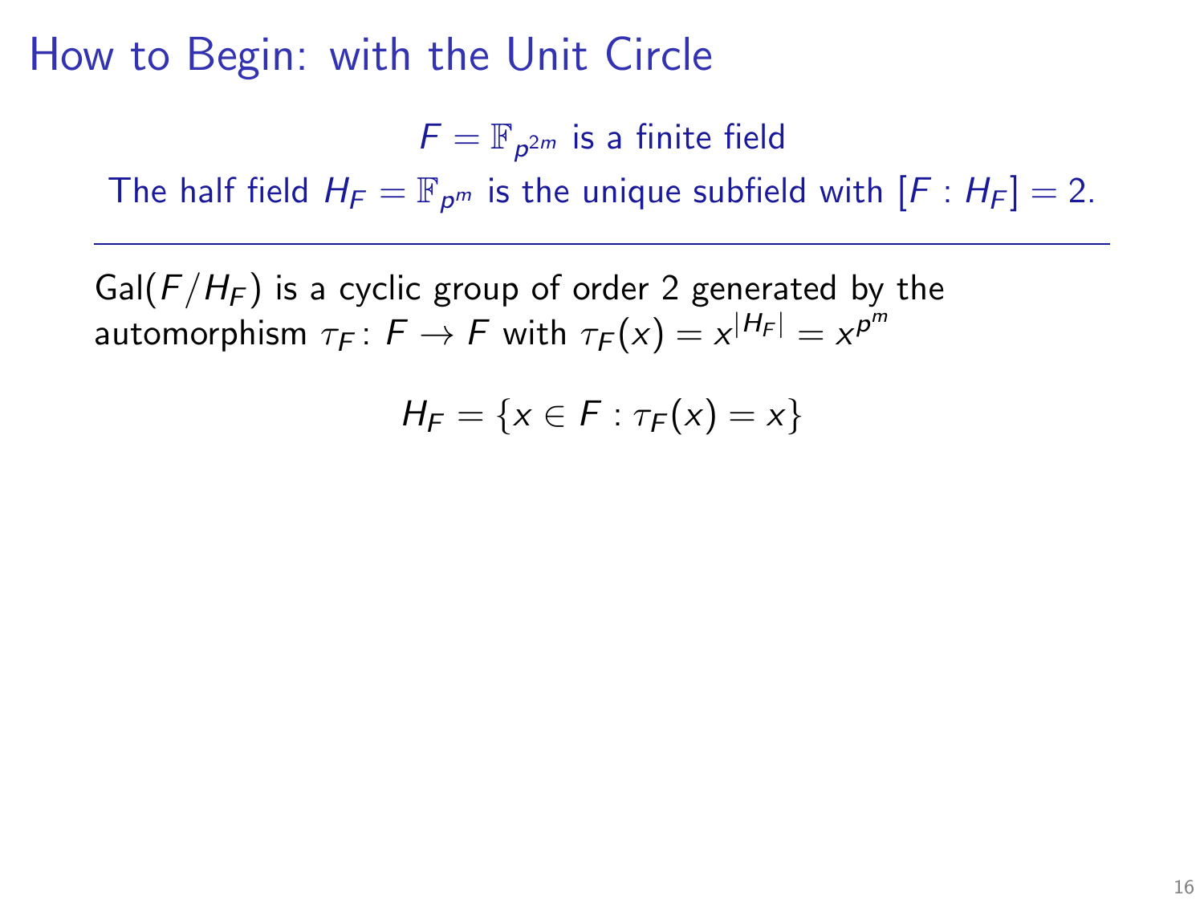# How to Begin: with the Unit Circle

$F = \mathbb{F}_{p^{2m}}$ is a finite field

The half field $H_F = \mathbb{F}_{p^m}$ is the unique subfield with $[F : H_F] = 2$.

---

$\text{Gal}(F/H_F)$ is a cyclic group of order 2 generated by the automorphism $\tau_F \colon F \to F$ with $\tau_F(x) = x^{|H_F|} = x^{p^m}$

$$H_F = \{x \in F : \tau_F(x) = x\}$$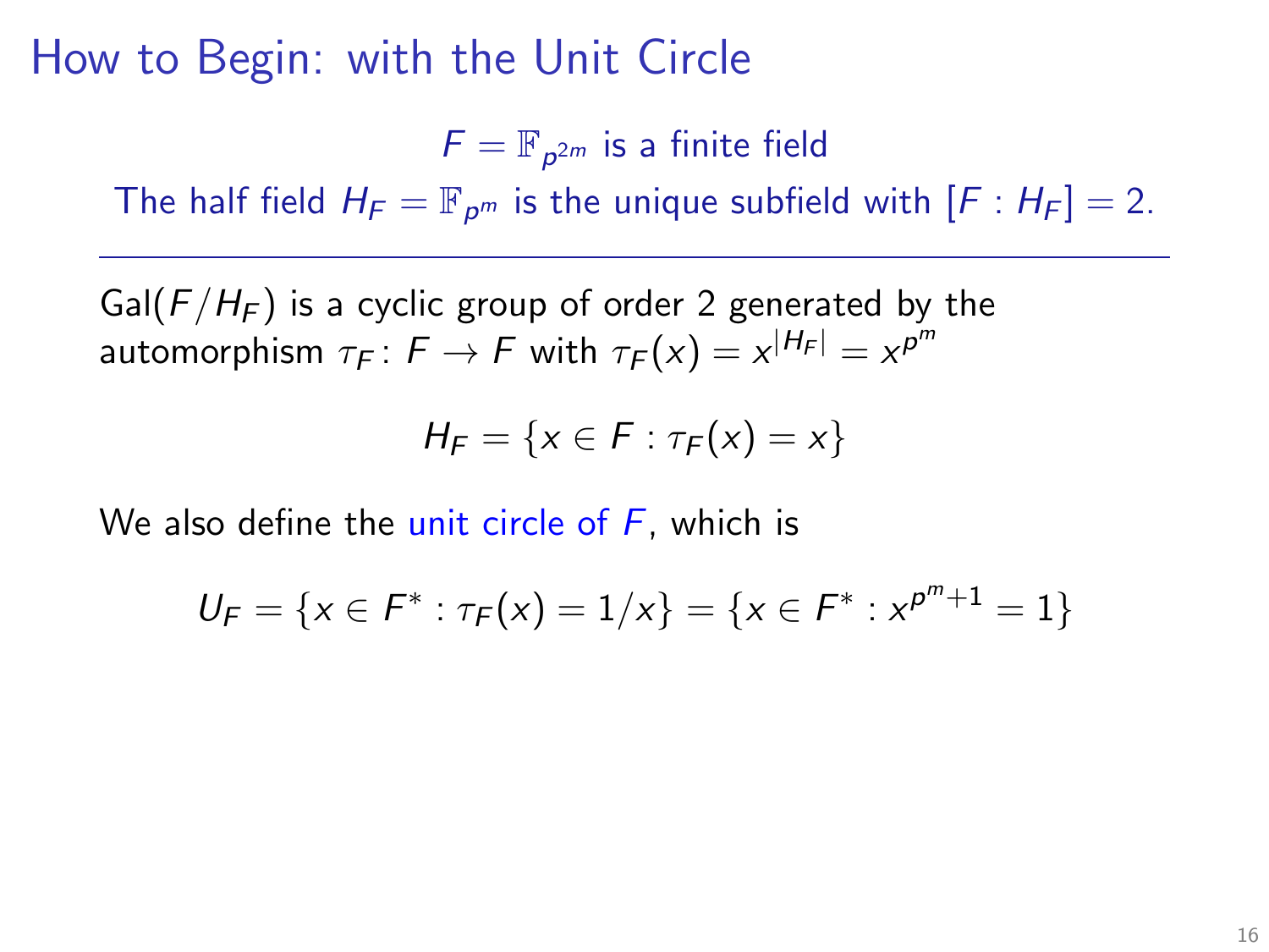# How to Begin: with the Unit Circle

$F = \mathbb{F}_{p^{2m}}$ is a finite field

The half field $H_F = \mathbb{F}_{p^m}$ is the unique subfield with $[F : H_F] = 2$.

---

$\mathrm{Gal}(F/H_F)$ is a cyclic group of order 2 generated by the automorphism $\tau_F \colon F \to F$ with $\tau_F(x) = x^{|H_F|} = x^{p^m}$

$$H_F = \{x \in F : \tau_F(x) = x\}$$

We also define the unit circle of $F$, which is

$$U_F = \{x \in F^* : \tau_F(x) = 1/x\} = \{x \in F^* : x^{p^m+1} = 1\}$$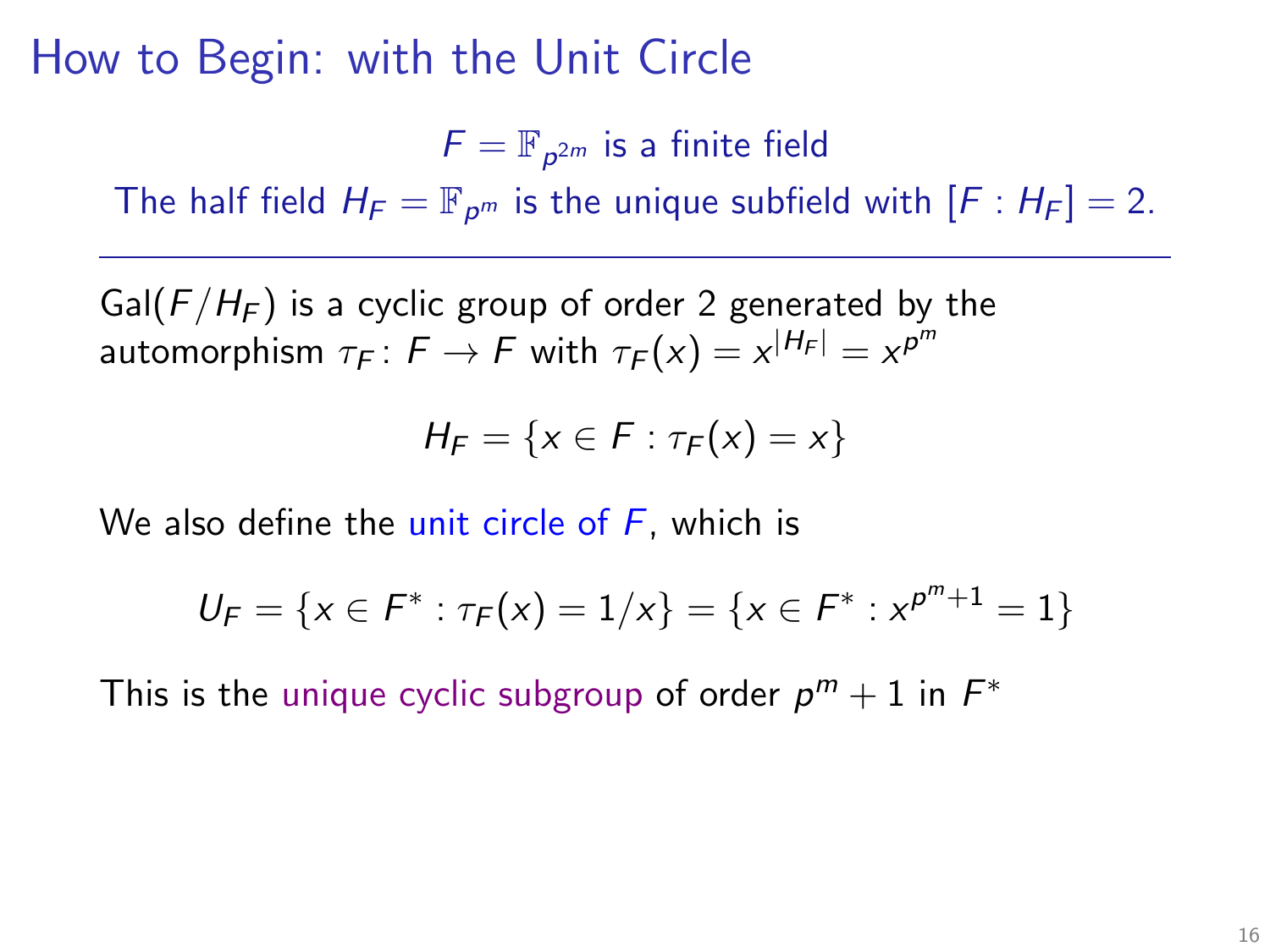# How to Begin: with the Unit Circle

$F = \mathbb{F}_{p^{2m}}$ is a finite field

The half field $H_F = \mathbb{F}_{p^m}$ is the unique subfield with $[F : H_F] = 2$.

---

$\mathrm{Gal}(F/H_F)$ is a cyclic group of order 2 generated by the automorphism $\tau_F \colon F \to F$ with $\tau_F(x) = x^{|H_F|} = x^{p^m}$

$$H_F = \{x \in F : \tau_F(x) = x\}$$

We also define the unit circle of $F$, which is

$$U_F = \{x \in F^* : \tau_F(x) = 1/x\} = \{x \in F^* : x^{p^m+1} = 1\}$$

This is the unique cyclic subgroup of order $p^m + 1$ in $F^*$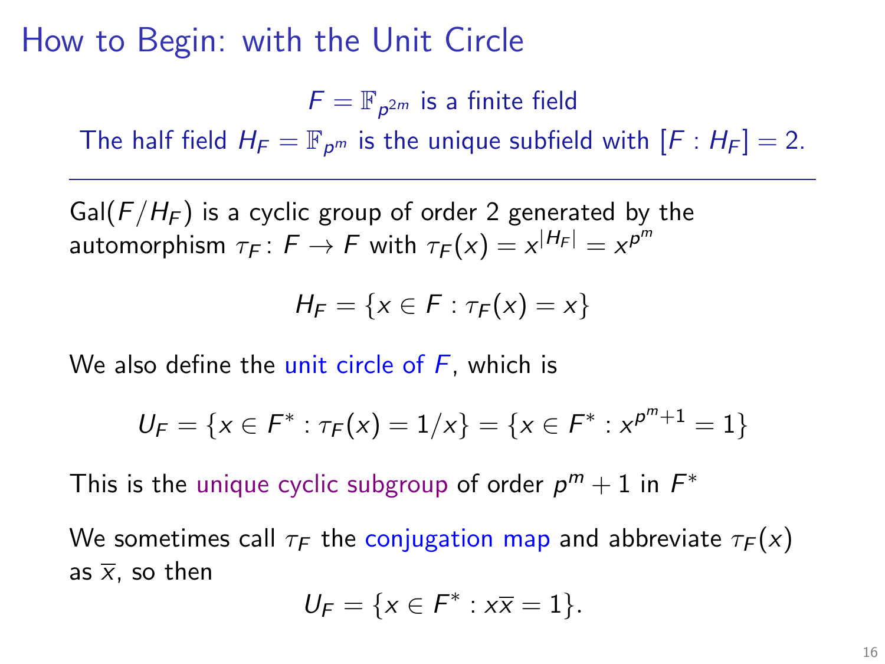# How to Begin: with the Unit Circle

$F = \mathbb{F}_{p^{2m}}$ is a finite field

The half field $H_F = \mathbb{F}_{p^m}$ is the unique subfield with $[F : H_F] = 2$.

---

$\mathrm{Gal}(F/H_F)$ is a cyclic group of order 2 generated by the automorphism $\tau_F \colon F \to F$ with $\tau_F(x) = x^{|H_F|} = x^{p^m}$

$$H_F = \{x \in F : \tau_F(x) = x\}$$

We also define the unit circle of $F$, which is

$$U_F = \{x \in F^* : \tau_F(x) = 1/x\} = \{x \in F^* : x^{p^m+1} = 1\}$$

This is the unique cyclic subgroup of order $p^m + 1$ in $F^*$

We sometimes call $\tau_F$ the conjugation map and abbreviate $\tau_F(x)$ as $\overline{x}$, so then

$$U_F = \{x \in F^* : x\overline{x} = 1\}.$$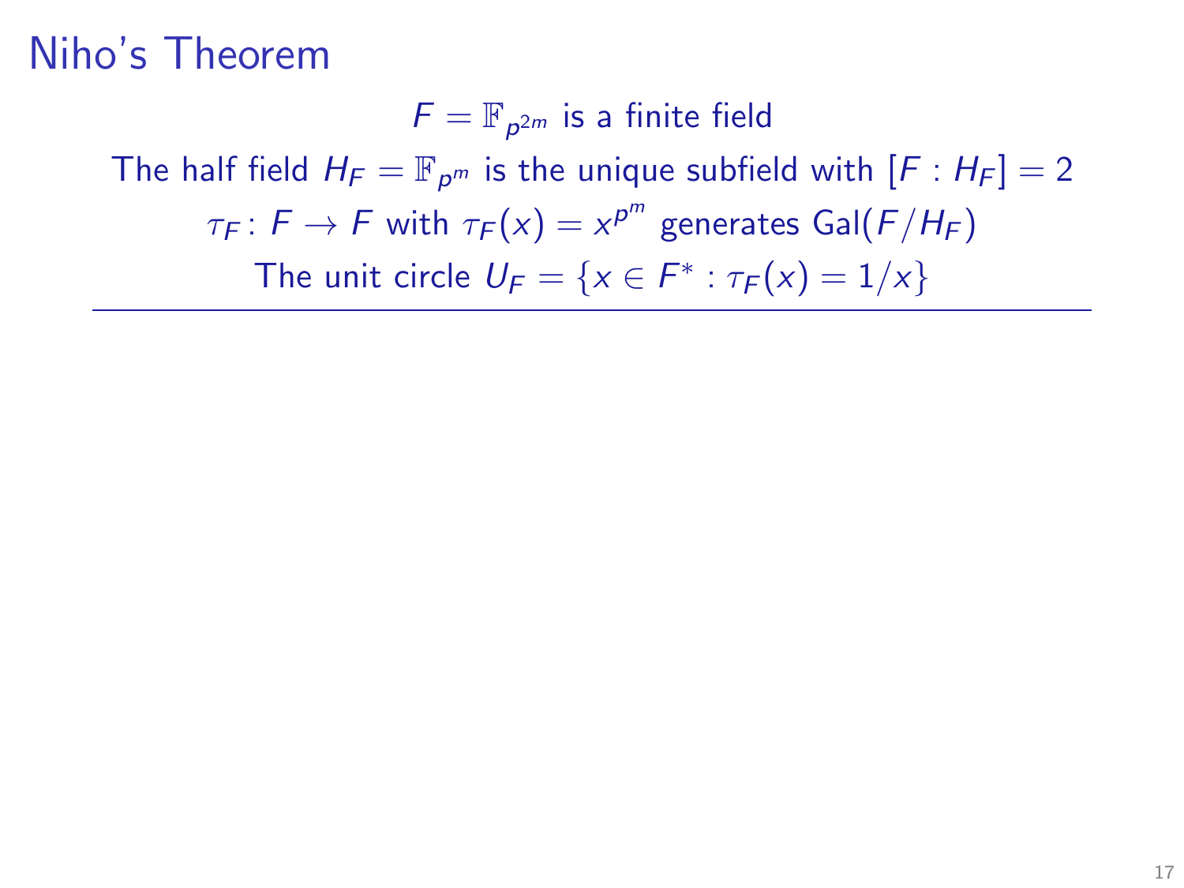# Niho's Theorem

$F = \mathbb{F}_{p^{2m}}$ is a finite field

The half field $H_F = \mathbb{F}_{p^m}$ is the unique subfield with $[F : H_F] = 2$

$\tau_F \colon F \to F$ with $\tau_F(x) = x^{p^m}$ generates $\mathrm{Gal}(F/H_F)$

The unit circle $U_F = \{x \in F^* : \tau_F(x) = 1/x\}$

---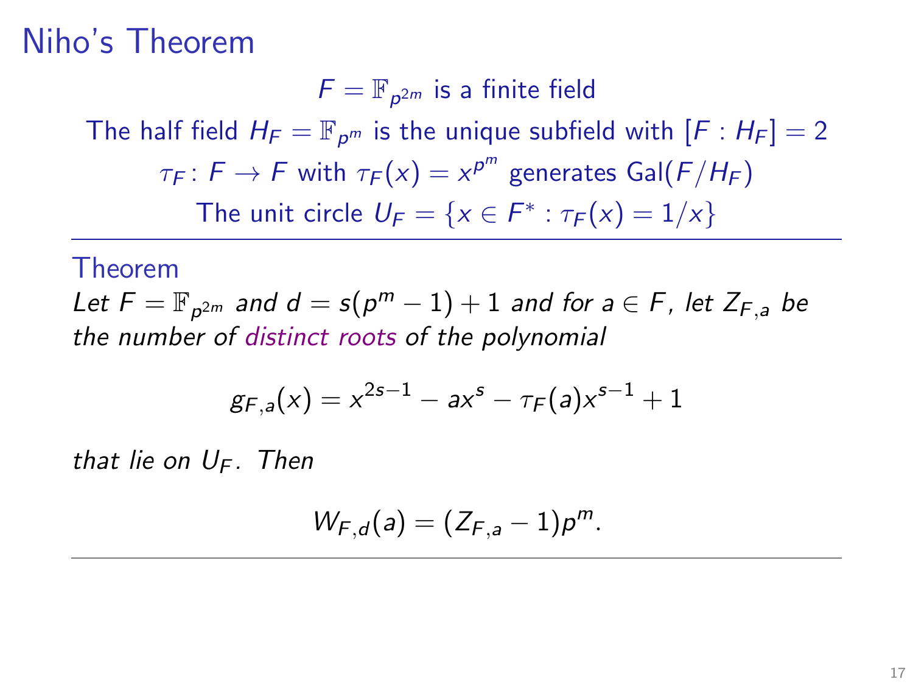# Niho's Theorem

$F = \mathbb{F}_{p^{2m}}$ is a finite field

The half field $H_F = \mathbb{F}_{p^m}$ is the unique subfield with $[F : H_F] = 2$

$\tau_F \colon F \to F$ with $\tau_F(x) = x^{p^m}$ generates $\mathrm{Gal}(F/H_F)$

The unit circle $U_F = \{x \in F^* : \tau_F(x) = 1/x\}$

---

**Theorem**

*Let $F = \mathbb{F}_{p^{2m}}$ and $d = s(p^m - 1) + 1$ and for $a \in F$, let $Z_{F,a}$ be the number of distinct roots of the polynomial*

$$g_{F,a}(x) = x^{2s-1} - ax^s - \tau_F(a)x^{s-1} + 1$$

*that lie on $U_F$. Then*

$$W_{F,d}(a) = (Z_{F,a} - 1)p^m.$$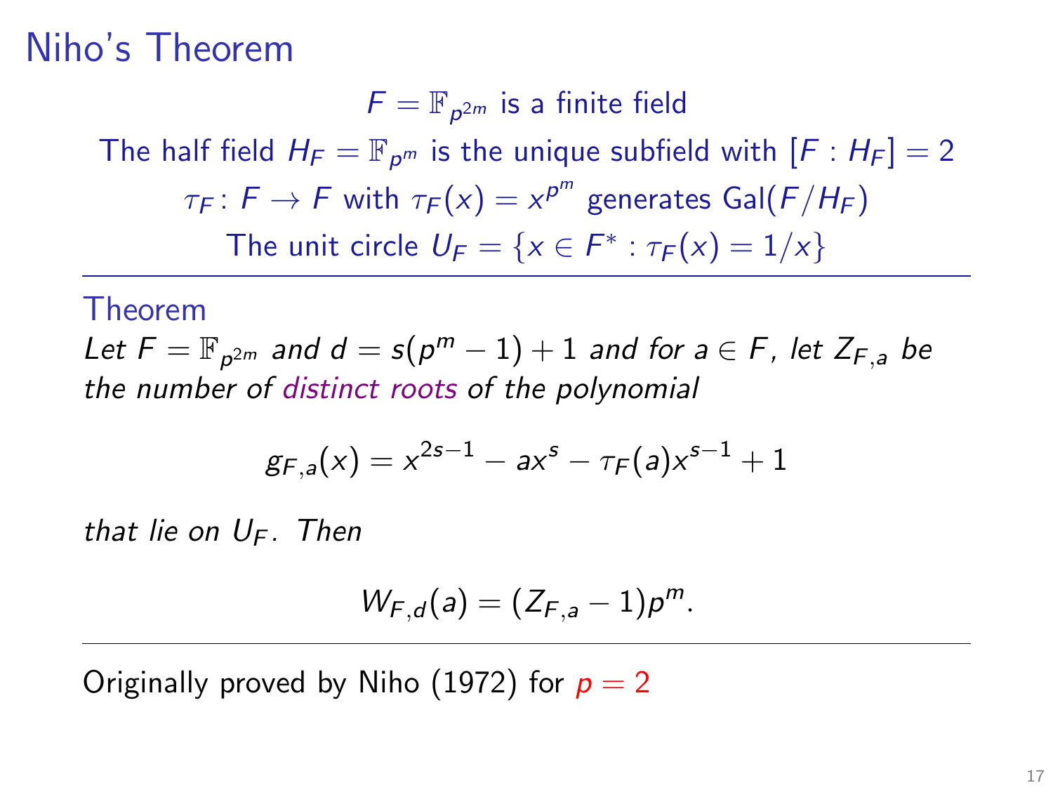# Niho's Theorem

$F = \mathbb{F}_{p^{2m}}$ is a finite field

The half field $H_F = \mathbb{F}_{p^m}$ is the unique subfield with $[F : H_F] = 2$

$\tau_F \colon F \to F$ with $\tau_F(x) = x^{p^m}$ generates $\mathrm{Gal}(F/H_F)$

The unit circle $U_F = \{x \in F^* : \tau_F(x) = 1/x\}$

---

**Theorem**

*Let $F = \mathbb{F}_{p^{2m}}$ and $d = s(p^m - 1) + 1$ and for $a \in F$, let $Z_{F,a}$ be the number of distinct roots of the polynomial*

$$g_{F,a}(x) = x^{2s-1} - ax^s - \tau_F(a)x^{s-1} + 1$$

*that lie on $U_F$. Then*

$$W_{F,d}(a) = (Z_{F,a} - 1)p^m.$$

---

Originally proved by Niho (1972) for $p = 2$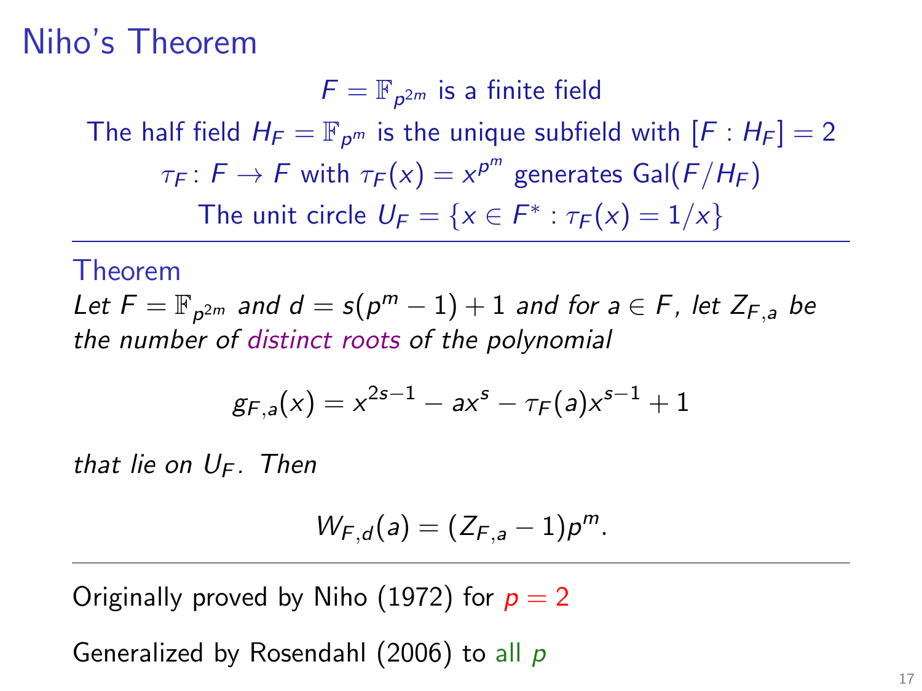# Niho's Theorem

$F = \mathbb{F}_{p^{2m}}$ is a finite field

The half field $H_F = \mathbb{F}_{p^m}$ is the unique subfield with $[F : H_F] = 2$

$\tau_F \colon F \to F$ with $\tau_F(x) = x^{p^m}$ generates $\mathrm{Gal}(F/H_F)$

The unit circle $U_F = \{x \in F^* : \tau_F(x) = 1/x\}$

---

**Theorem**

*Let $F = \mathbb{F}_{p^{2m}}$ and $d = s(p^m - 1) + 1$ and for $a \in F$, let $Z_{F,a}$ be the number of distinct roots of the polynomial*

$$g_{F,a}(x) = x^{2s-1} - a x^s - \tau_F(a) x^{s-1} + 1$$

*that lie on $U_F$. Then*

$$W_{F,d}(a) = (Z_{F,a} - 1)p^m.$$

---

Originally proved by Niho (1972) for $p = 2$

Generalized by Rosendahl (2006) to all $p$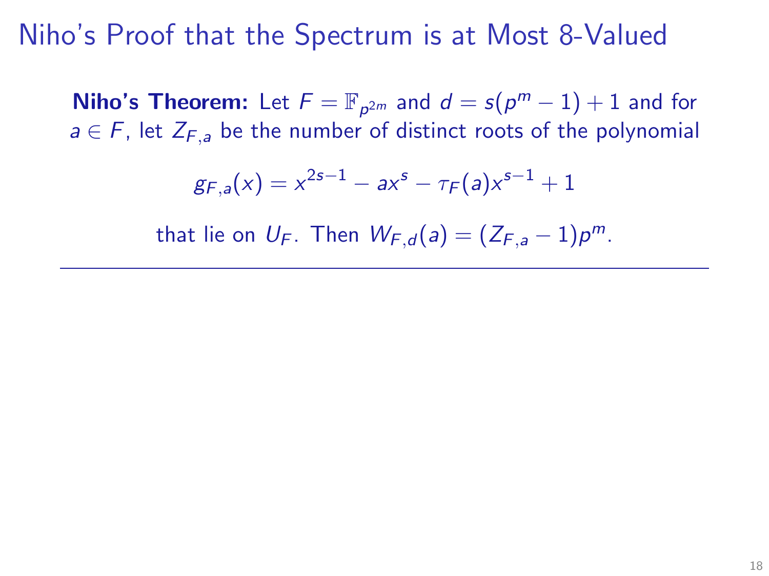# Niho's Proof that the Spectrum is at Most 8-Valued

**Niho's Theorem:** Let $F = \mathbb{F}_{p^{2m}}$ and $d = s(p^m - 1) + 1$ and for $a \in F$, let $Z_{F,a}$ be the number of distinct roots of the polynomial

$$g_{F,a}(x) = x^{2s-1} - ax^s - \tau_F(a)x^{s-1} + 1$$

that lie on $U_F$. Then $W_{F,d}(a) = (Z_{F,a} - 1)p^m$.

---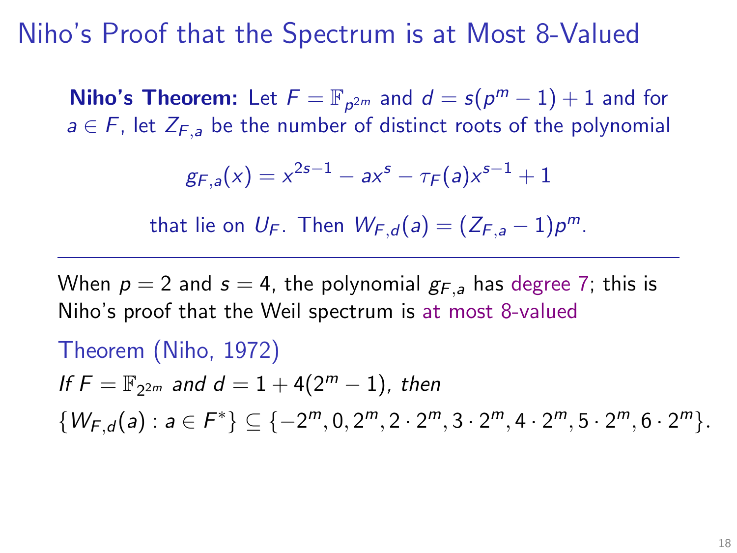# Niho's Proof that the Spectrum is at Most 8-Valued

**Niho's Theorem:** Let $F = \mathbb{F}_{p^{2m}}$ and $d = s(p^m - 1) + 1$ and for $a \in F$, let $Z_{F,a}$ be the number of distinct roots of the polynomial

$$g_{F,a}(x) = x^{2s-1} - ax^s - \tau_F(a)x^{s-1} + 1$$

that lie on $U_F$. Then $W_{F,d}(a) = (Z_{F,a} - 1)p^m$.

---

When $p = 2$ and $s = 4$, the polynomial $g_{F,a}$ has degree 7; this is Niho's proof that the Weil spectrum is at most 8-valued

**Theorem (Niho, 1972)**

*If $F = \mathbb{F}_{2^{2m}}$ and $d = 1 + 4(2^m - 1)$, then*

$$\{W_{F,d}(a) : a \in F^*\} \subseteq \{-2^m, 0, 2^m, 2 \cdot 2^m, 3 \cdot 2^m, 4 \cdot 2^m, 5 \cdot 2^m, 6 \cdot 2^m\}.$$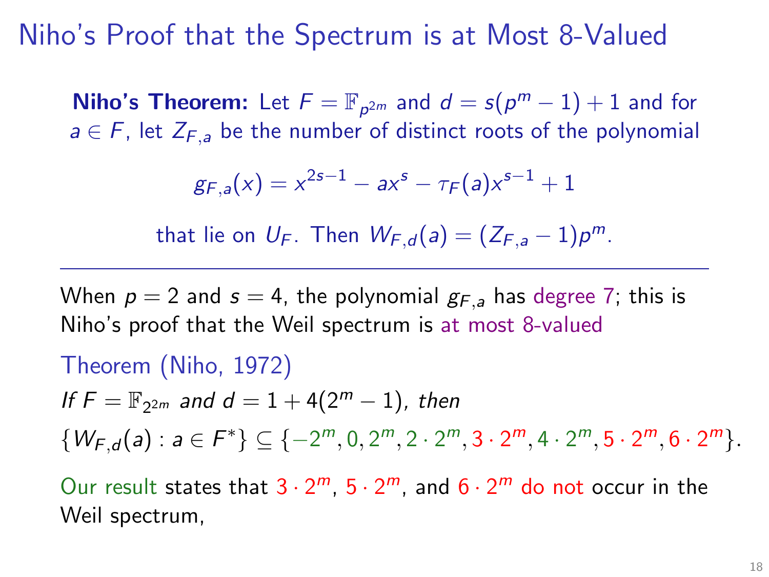# Niho's Proof that the Spectrum is at Most 8-Valued

**Niho's Theorem:** Let $F = \mathbb{F}_{p^{2m}}$ and $d = s(p^m - 1) + 1$ and for $a \in F$, let $Z_{F,a}$ be the number of distinct roots of the polynomial

$$g_{F,a}(x) = x^{2s-1} - ax^s - \tau_F(a)x^{s-1} + 1$$

that lie on $U_F$. Then $W_{F,d}(a) = (Z_{F,a} - 1)p^m$.

---

When $p = 2$ and $s = 4$, the polynomial $g_{F,a}$ has degree 7; this is Niho's proof that the Weil spectrum is at most 8-valued

**Theorem (Niho, 1972)**

*If $F = \mathbb{F}_{2^{2m}}$ and $d = 1 + 4(2^m - 1)$, then*

$$\{W_{F,d}(a) : a \in F^*\} \subseteq \{-2^m, 0, 2^m, 2 \cdot 2^m, 3 \cdot 2^m, 4 \cdot 2^m, 5 \cdot 2^m, 6 \cdot 2^m\}.$$

Our result states that $3 \cdot 2^m$, $5 \cdot 2^m$, and $6 \cdot 2^m$ do not occur in the Weil spectrum,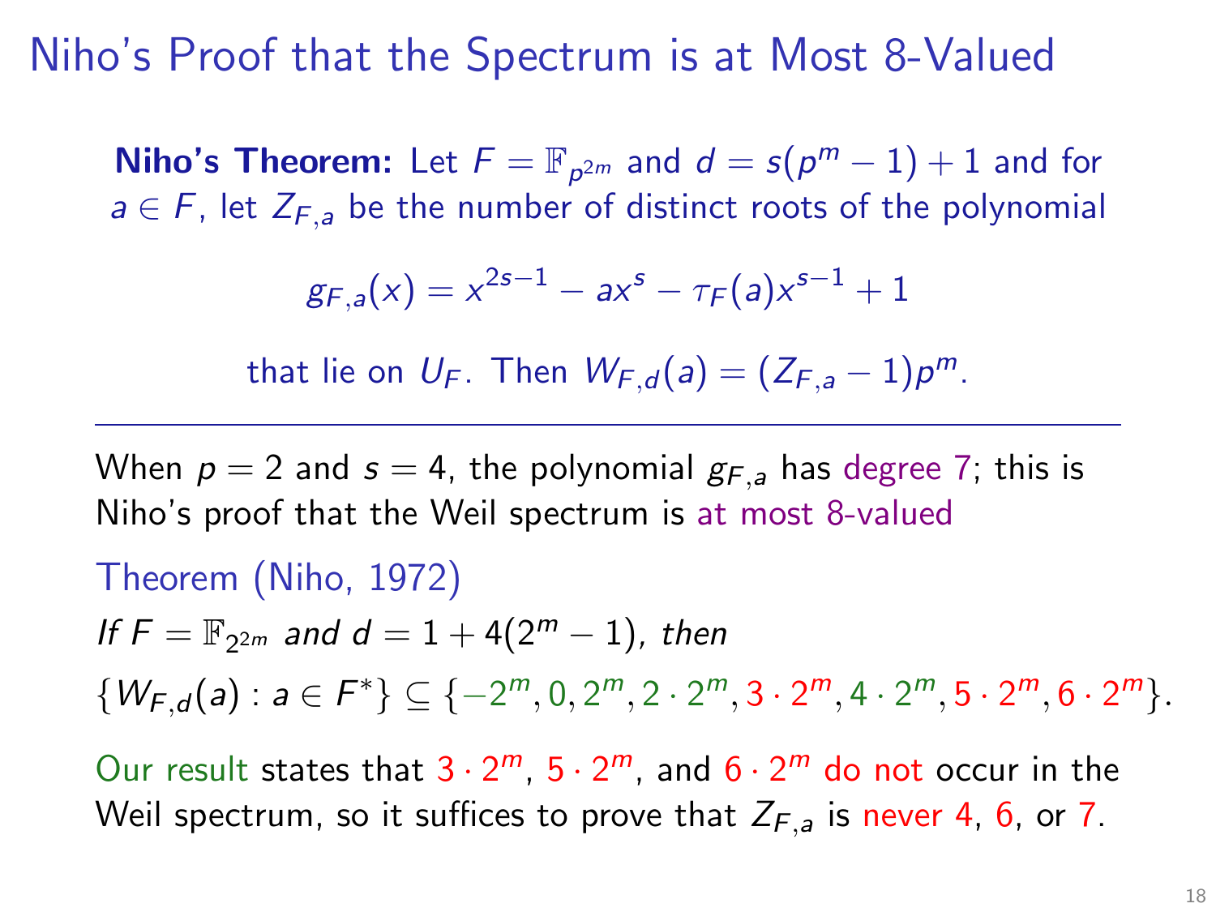# Niho's Proof that the Spectrum is at Most 8-Valued

**Niho's Theorem:** Let $F = \mathbb{F}_{p^{2m}}$ and $d = s(p^m - 1) + 1$ and for $a \in F$, let $Z_{F,a}$ be the number of distinct roots of the polynomial

$$g_{F,a}(x) = x^{2s-1} - ax^s - \tau_F(a)x^{s-1} + 1$$

that lie on $U_F$. Then $W_{F,d}(a) = (Z_{F,a} - 1)p^m$.

---

When $p = 2$ and $s = 4$, the polynomial $g_{F,a}$ has degree 7; this is Niho's proof that the Weil spectrum is at most 8-valued

Theorem (Niho, 1972)

*If $F = \mathbb{F}_{2^{2m}}$ and $d = 1 + 4(2^m - 1)$, then*

$$\{W_{F,d}(a) : a \in F^*\} \subseteq \{-2^m, 0, 2^m, 2 \cdot 2^m, 3 \cdot 2^m, 4 \cdot 2^m, 5 \cdot 2^m, 6 \cdot 2^m\}.$$

Our result states that $3 \cdot 2^m$, $5 \cdot 2^m$, and $6 \cdot 2^m$ do not occur in the Weil spectrum, so it suffices to prove that $Z_{F,a}$ is never 4, 6, or 7.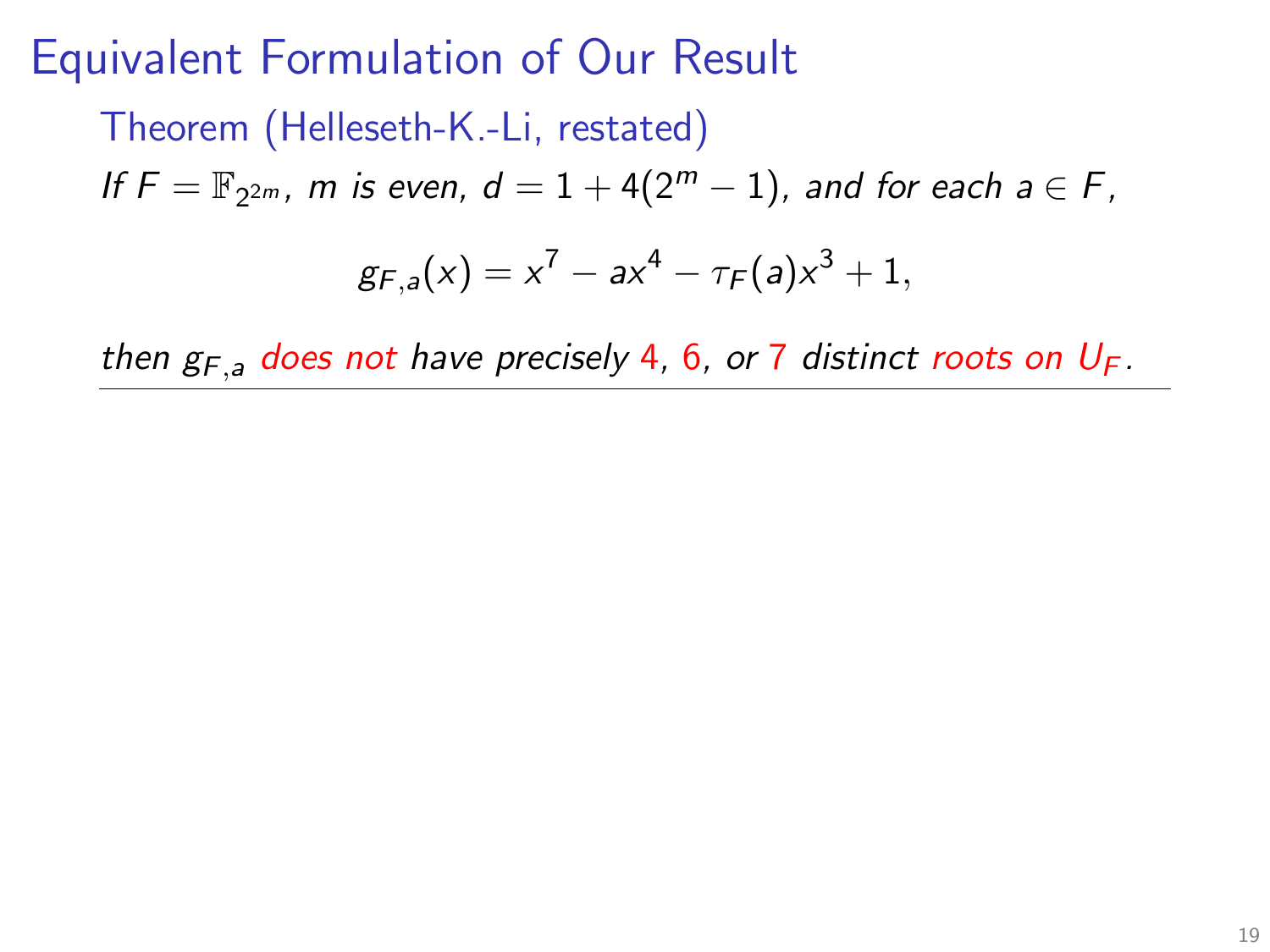# Equivalent Formulation of Our Result

**Theorem (Helleseth-K.-Li, restated)**

*If $F = \mathbb{F}_{2^{2m}}$, $m$ is even, $d = 1 + 4(2^m - 1)$, and for each $a \in F$,*

$$g_{F,a}(x) = x^7 - ax^4 - \tau_F(a)x^3 + 1,$$

*then $g_{F,a}$ does not have precisely 4, 6, or 7 distinct roots on $U_F$.*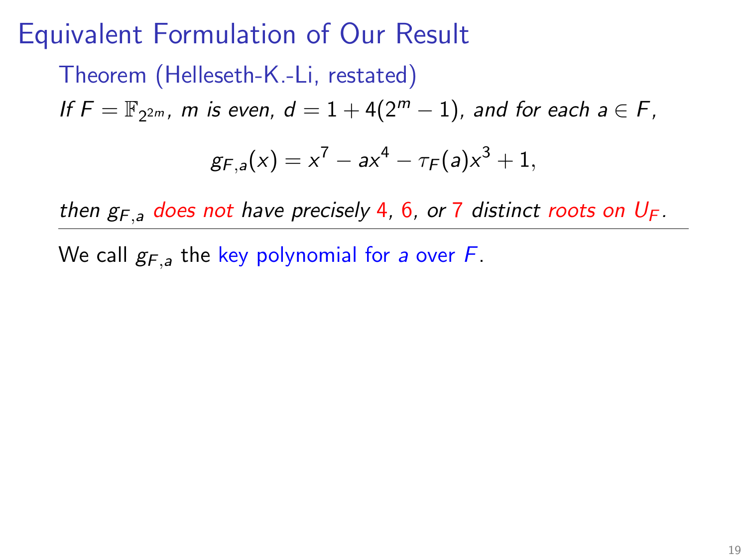# Equivalent Formulation of Our Result

## Theorem (Helleseth-K.-Li, restated)

*If $F = \mathbb{F}_{2^{2m}}$, $m$ is even, $d = 1 + 4(2^m - 1)$, and for each $a \in F$,*

$$g_{F,a}(x) = x^7 - ax^4 - \tau_F(a)x^3 + 1,$$

*then $g_{F,a}$ does not have precisely 4, 6, or 7 distinct roots on $U_F$.*

---

We call $g_{F,a}$ the key polynomial for $a$ over $F$.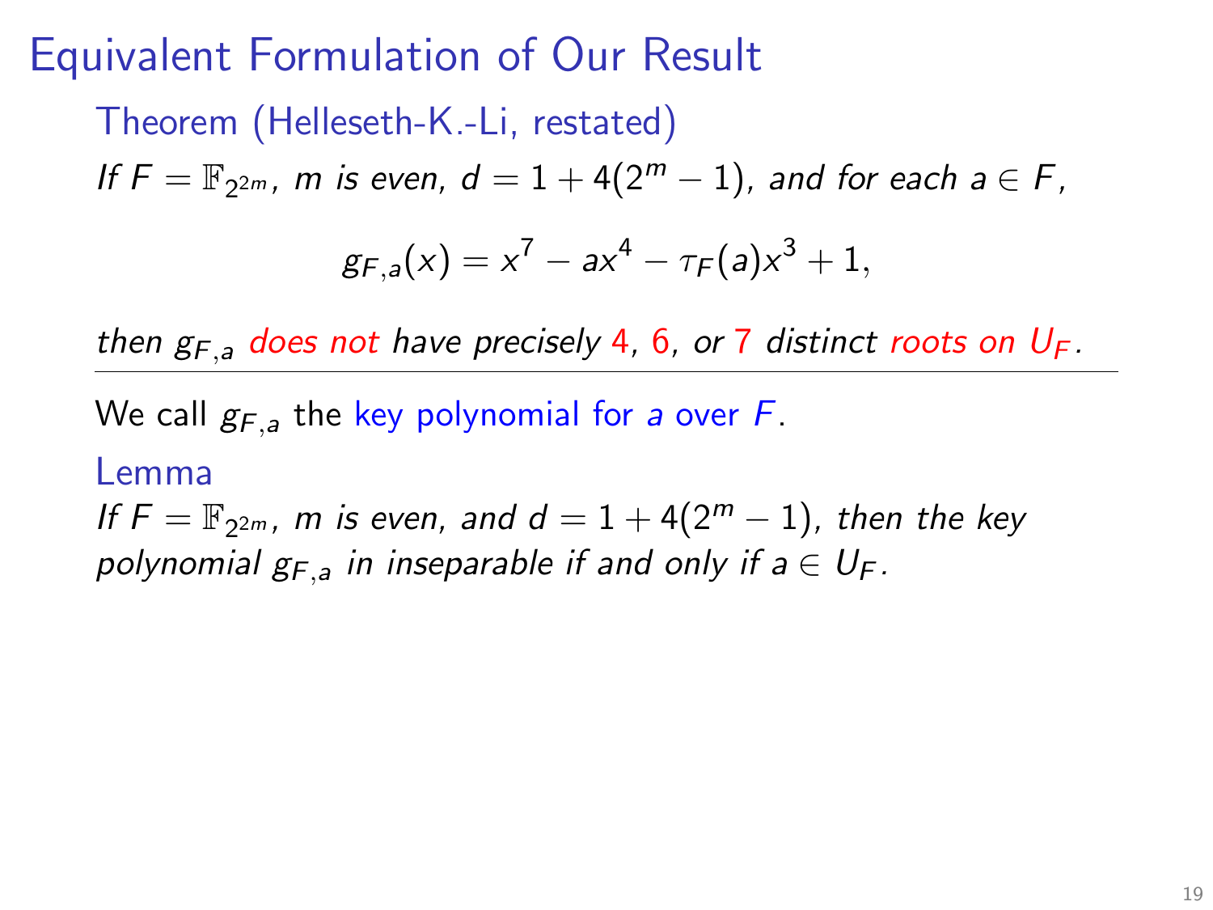# Equivalent Formulation of Our Result

**Theorem (Helleseth-K.-Li, restated)**

*If $F = \mathbb{F}_{2^{2m}}$, $m$ is even, $d = 1 + 4(2^m - 1)$, and for each $a \in F$,*

$$g_{F,a}(x) = x^7 - ax^4 - \tau_F(a)x^3 + 1,$$

*then $g_{F,a}$ does not have precisely 4, 6, or 7 distinct roots on $U_F$.*

---

We call $g_{F,a}$ the key polynomial for $a$ over $F$.

**Lemma**

*If $F = \mathbb{F}_{2^{2m}}$, $m$ is even, and $d = 1 + 4(2^m - 1)$, then the key polynomial $g_{F,a}$ in inseparable if and only if $a \in U_F$.*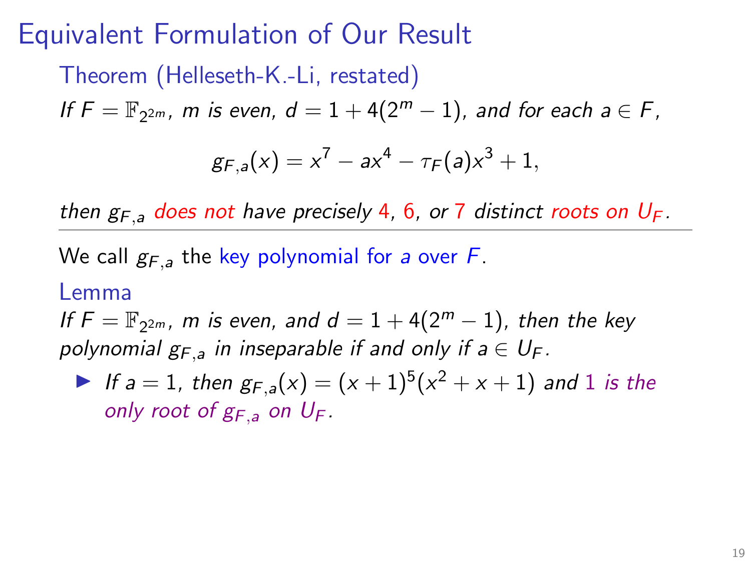# Equivalent Formulation of Our Result

### Theorem (Helleseth-K.-Li, restated)

*If $F = \mathbb{F}_{2^{2m}}$, $m$ is even, $d = 1 + 4(2^m - 1)$, and for each $a \in F$,*

$$g_{F,a}(x) = x^7 - ax^4 - \tau_F(a)x^3 + 1,$$

*then $g_{F,a}$ does not have precisely 4, 6, or 7 distinct roots on $U_F$.*

---

We call $g_{F,a}$ the key polynomial for $a$ over $F$.

### Lemma

*If $F = \mathbb{F}_{2^{2m}}$, $m$ is even, and $d = 1 + 4(2^m - 1)$, then the key polynomial $g_{F,a}$ in inseparable if and only if $a \in U_F$.*

- *If $a = 1$, then $g_{F,a}(x) = (x + 1)^5(x^2 + x + 1)$ and 1 is the only root of $g_{F,a}$ on $U_F$.*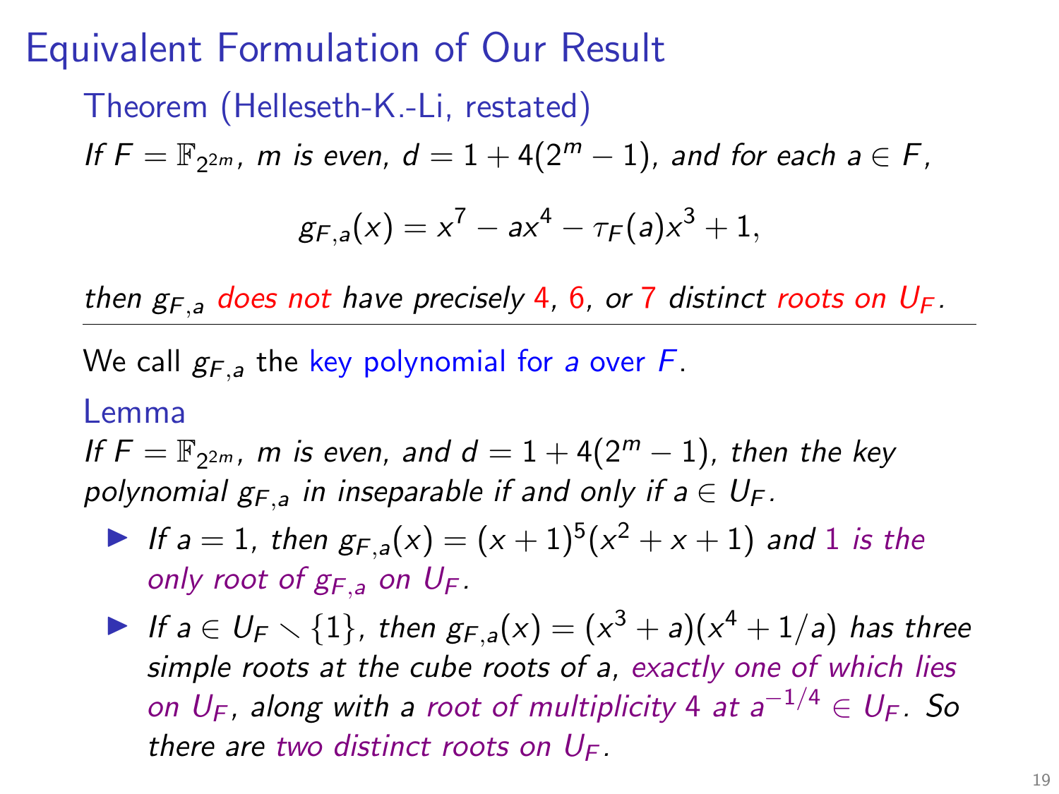# Equivalent Formulation of Our Result

### Theorem (Helleseth-K.-Li, restated)

*If $F = \mathbb{F}_{2^{2m}}$, $m$ is even, $d = 1 + 4(2^m - 1)$, and for each $a \in F$,*

$$g_{F,a}(x) = x^7 - ax^4 - \tau_F(a)x^3 + 1,$$

*then $g_{F,a}$ does not have precisely 4, 6, or 7 distinct roots on $U_F$.*

---

We call $g_{F,a}$ the key polynomial for $a$ over $F$.

### Lemma

*If $F = \mathbb{F}_{2^{2m}}$, $m$ is even, and $d = 1 + 4(2^m - 1)$, then the key polynomial $g_{F,a}$ in inseparable if and only if $a \in U_F$.*

- *If $a = 1$, then $g_{F,a}(x) = (x+1)^5(x^2+x+1)$ and 1 is the only root of $g_{F,a}$ on $U_F$.*
- *If $a \in U_F \setminus \{1\}$, then $g_{F,a}(x) = (x^3 + a)(x^4 + 1/a)$ has three simple roots at the cube roots of $a$, exactly one of which lies on $U_F$, along with a root of multiplicity 4 at $a^{-1/4} \in U_F$. So there are two distinct roots on $U_F$.*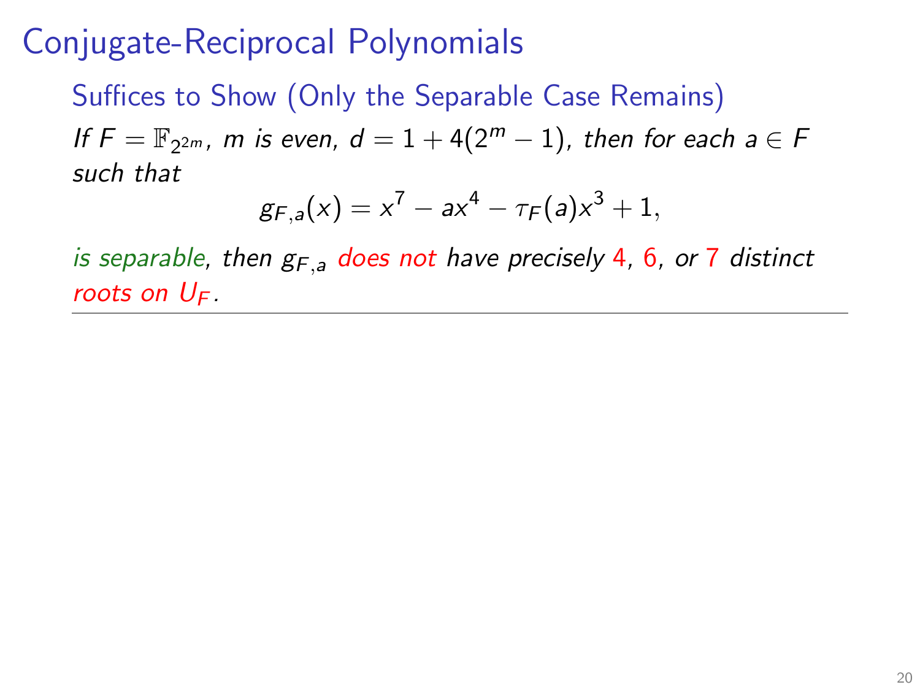# Conjugate-Reciprocal Polynomials

## Suffices to Show (Only the Separable Case Remains)

*If $F = \mathbb{F}_{2^{2m}}$, $m$ is even, $d = 1 + 4(2^m - 1)$, then for each $a \in F$ such that*

$$g_{F,a}(x) = x^7 - ax^4 - \tau_F(a)x^3 + 1,$$

*is separable, then $g_{F,a}$ does not have precisely 4, 6, or 7 distinct roots on $U_F$.*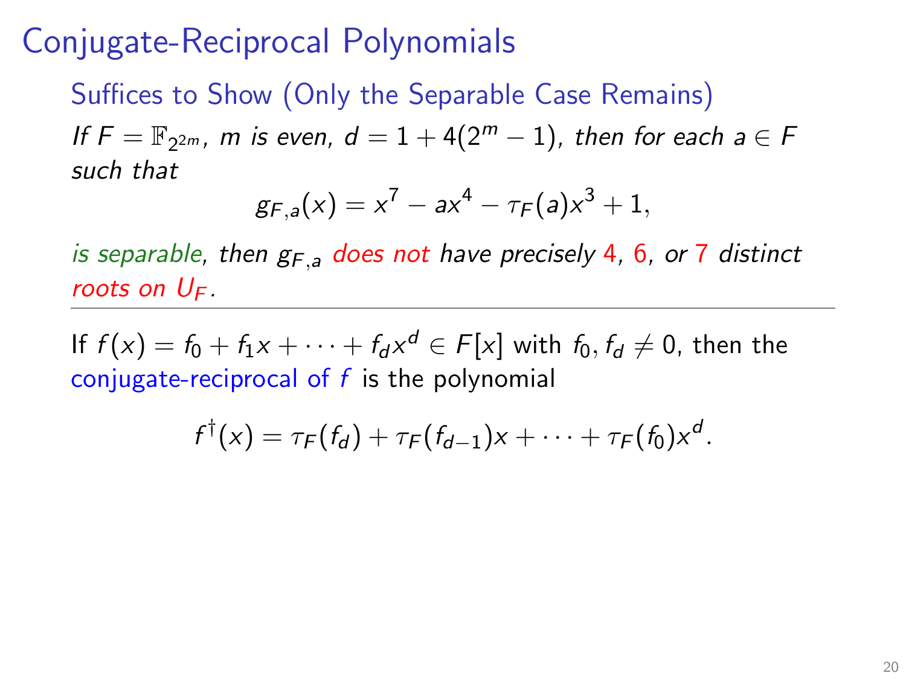# Conjugate-Reciprocal Polynomials

## Suffices to Show (Only the Separable Case Remains)

*If $F = \mathbb{F}_{2^{2m}}$, $m$ is even, $d = 1 + 4(2^m - 1)$, then for each $a \in F$ such that*

$$g_{F,a}(x) = x^7 - ax^4 - \tau_F(a)x^3 + 1,$$

*is separable, then $g_{F,a}$ does not have precisely 4, 6, or 7 distinct roots on $U_F$.*

---

If $f(x) = f_0 + f_1 x + \cdots + f_d x^d \in F[x]$ with $f_0, f_d \neq 0$, then the conjugate-reciprocal of $f$ is the polynomial

$$f^\dagger(x) = \tau_F(f_d) + \tau_F(f_{d-1})x + \cdots + \tau_F(f_0)x^d.$$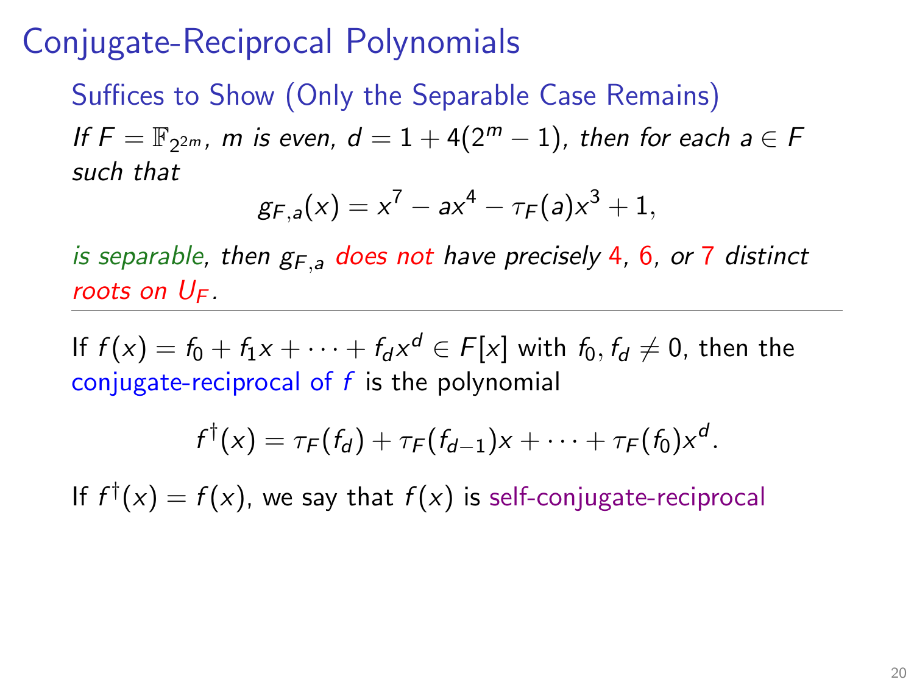# Conjugate-Reciprocal Polynomials

## Suffices to Show (Only the Separable Case Remains)

*If $F = \mathbb{F}_{2^{2m}}$, $m$ is even, $d = 1 + 4(2^m - 1)$, then for each $a \in F$ such that*

$$g_{F,a}(x) = x^7 - ax^4 - \tau_F(a)x^3 + 1,$$

*is separable, then $g_{F,a}$ does not have precisely 4, 6, or 7 distinct roots on $U_F$.*

---

If $f(x) = f_0 + f_1 x + \cdots + f_d x^d \in F[x]$ with $f_0, f_d \neq 0$, then the conjugate-reciprocal of $f$ is the polynomial

$$f^\dagger(x) = \tau_F(f_d) + \tau_F(f_{d-1})x + \cdots + \tau_F(f_0)x^d.$$

If $f^\dagger(x) = f(x)$, we say that $f(x)$ is self-conjugate-reciprocal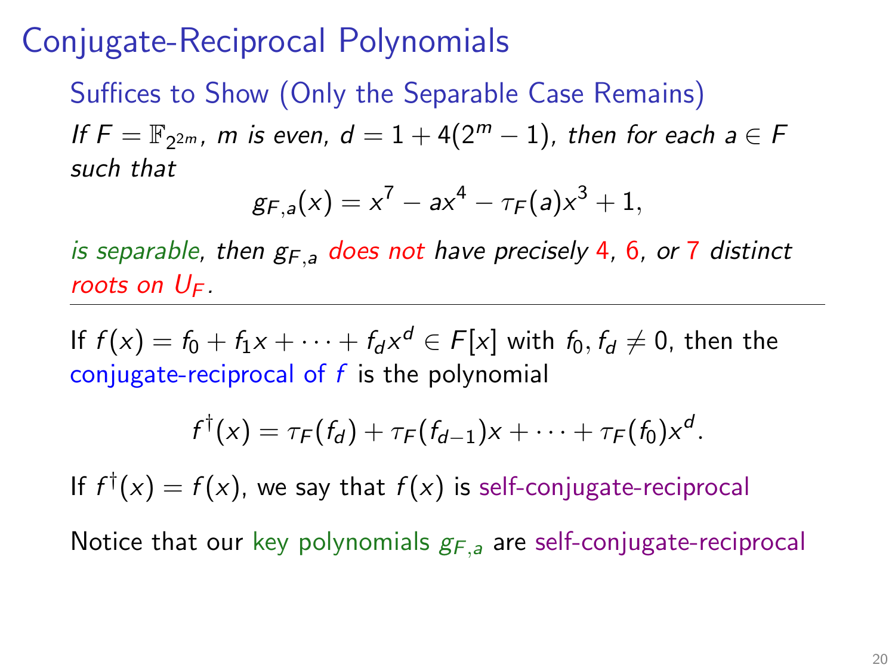# Conjugate-Reciprocal Polynomials

## Suffices to Show (Only the Separable Case Remains)

*If $F = \mathbb{F}_{2^{2m}}$, $m$ is even, $d = 1 + 4(2^m - 1)$, then for each $a \in F$ such that*

$$g_{F,a}(x) = x^7 - ax^4 - \tau_F(a)x^3 + 1,$$

*is separable, then $g_{F,a}$ does not have precisely 4, 6, or 7 distinct roots on $U_F$.*

---

If $f(x) = f_0 + f_1 x + \cdots + f_d x^d \in F[x]$ with $f_0, f_d \neq 0$, then the conjugate-reciprocal of $f$ is the polynomial

$$f^\dagger(x) = \tau_F(f_d) + \tau_F(f_{d-1})x + \cdots + \tau_F(f_0)x^d.$$

If $f^\dagger(x) = f(x)$, we say that $f(x)$ is self-conjugate-reciprocal

Notice that our key polynomials $g_{F,a}$ are self-conjugate-reciprocal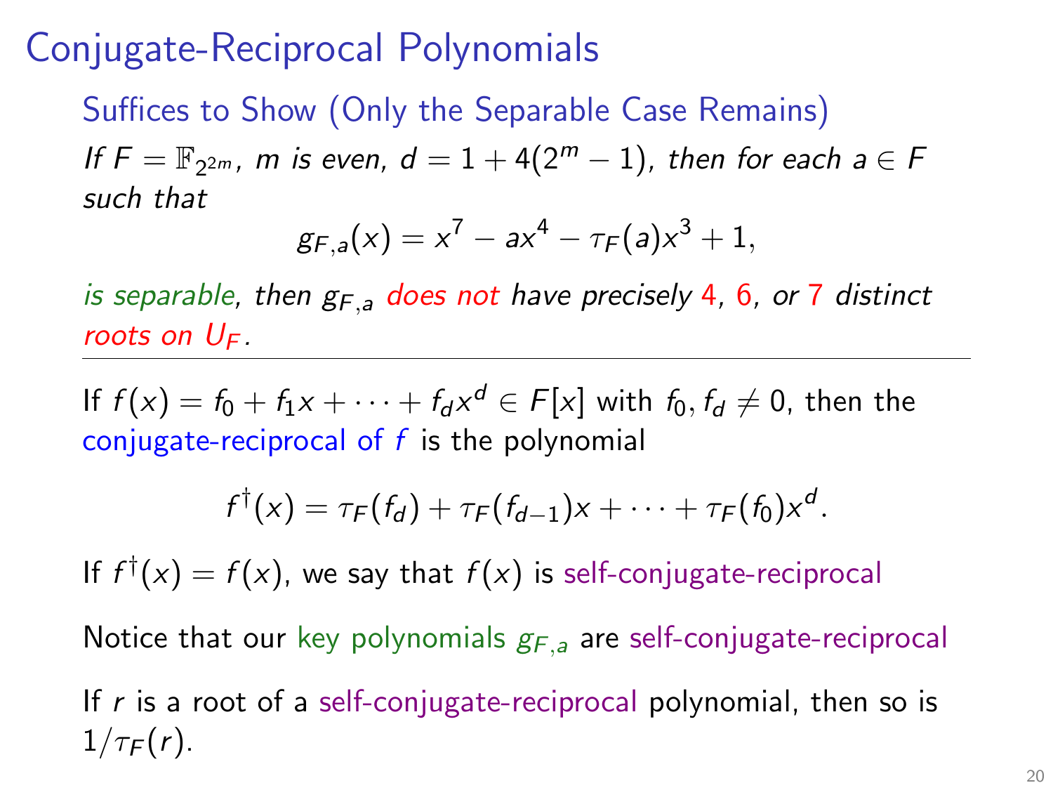# Conjugate-Reciprocal Polynomials

## Suffices to Show (Only the Separable Case Remains)

*If $F = \mathbb{F}_{2^{2m}}$, $m$ is even, $d = 1 + 4(2^m - 1)$, then for each $a \in F$ such that*

$$g_{F,a}(x) = x^7 - ax^4 - \tau_F(a)x^3 + 1,$$

*is separable, then $g_{F,a}$ does not have precisely 4, 6, or 7 distinct roots on $U_F$.*

---

If $f(x) = f_0 + f_1 x + \cdots + f_d x^d \in F[x]$ with $f_0, f_d \neq 0$, then the conjugate-reciprocal of $f$ is the polynomial

$$f^\dagger(x) = \tau_F(f_d) + \tau_F(f_{d-1})x + \cdots + \tau_F(f_0)x^d.$$

If $f^\dagger(x) = f(x)$, we say that $f(x)$ is self-conjugate-reciprocal

Notice that our key polynomials $g_{F,a}$ are self-conjugate-reciprocal

If $r$ is a root of a self-conjugate-reciprocal polynomial, then so is $1/\tau_F(r)$.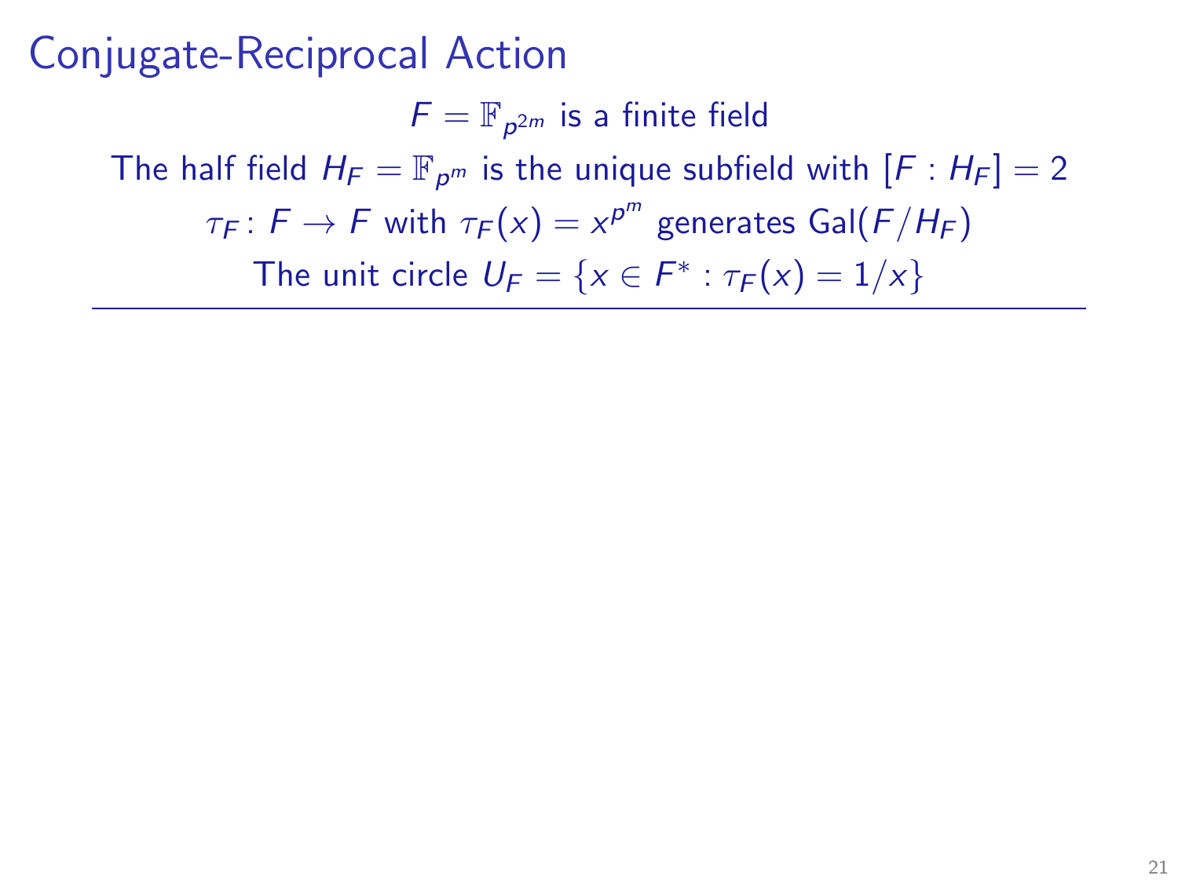# Conjugate-Reciprocal Action

$F = \mathbb{F}_{p^{2m}}$ is a finite field

The half field $H_F = \mathbb{F}_{p^m}$ is the unique subfield with $[F : H_F] = 2$

$\tau_F \colon F \to F$ with $\tau_F(x) = x^{p^m}$ generates $\mathrm{Gal}(F/H_F)$

The unit circle $U_F = \{x \in F^* : \tau_F(x) = 1/x\}$

---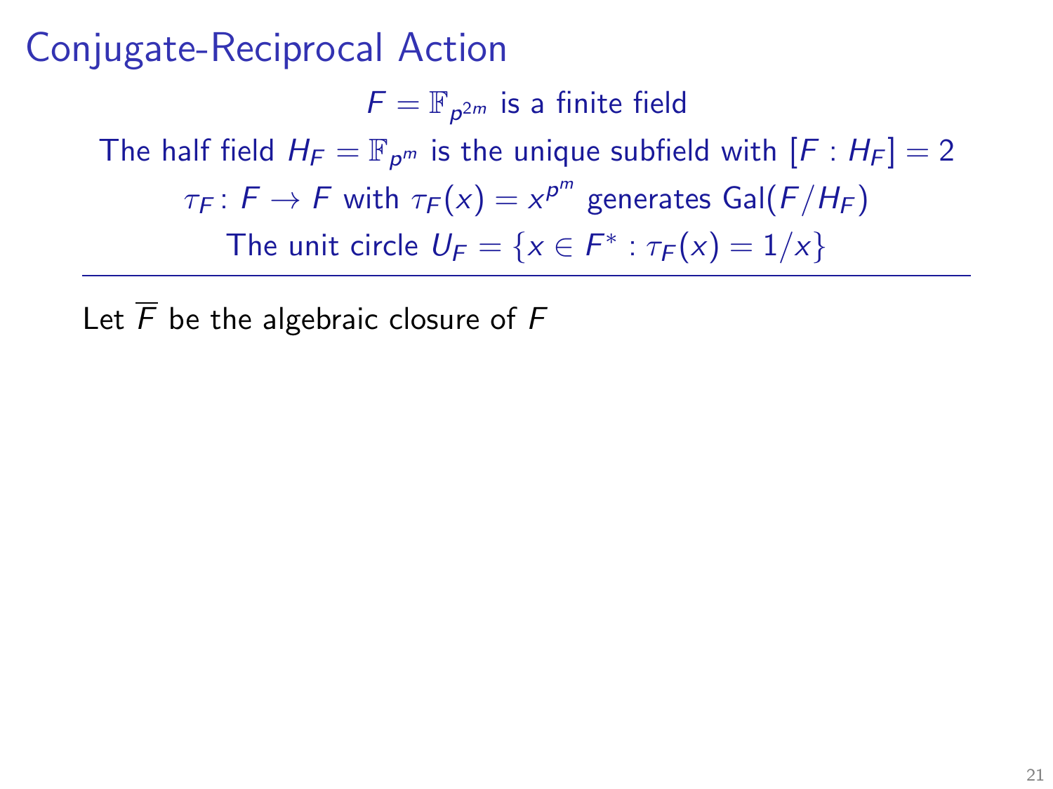# Conjugate-Reciprocal Action

$F = \mathbb{F}_{p^{2m}}$ is a finite field

The half field $H_F = \mathbb{F}_{p^m}$ is the unique subfield with $[F : H_F] = 2$

$\tau_F \colon F \to F$ with $\tau_F(x) = x^{p^m}$ generates $\mathrm{Gal}(F/H_F)$

The unit circle $U_F = \{x \in F^* : \tau_F(x) = 1/x\}$

---

Let $\overline{F}$ be the algebraic closure of $F$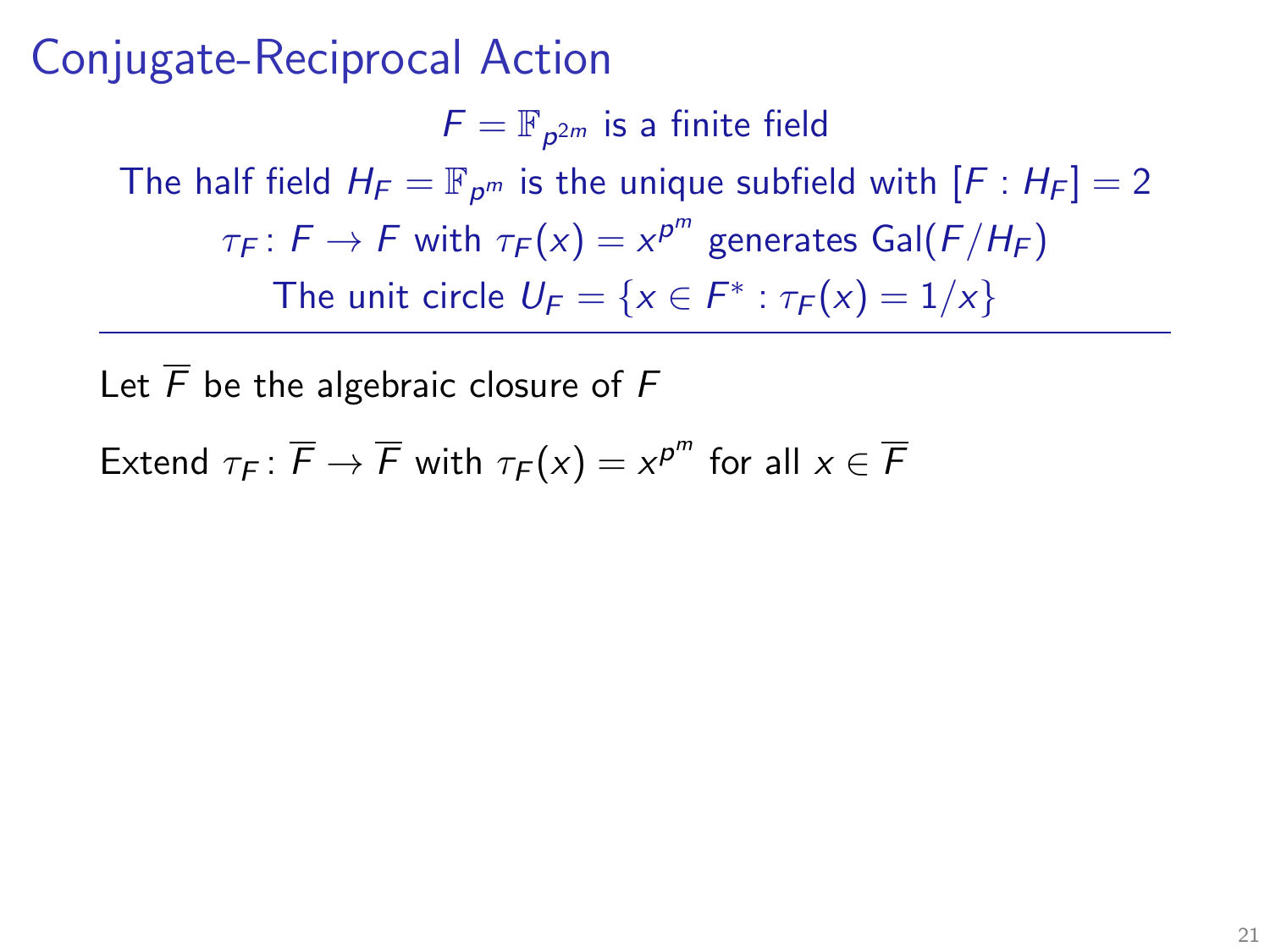# Conjugate-Reciprocal Action

$F = \mathbb{F}_{p^{2m}}$ is a finite field

The half field $H_F = \mathbb{F}_{p^m}$ is the unique subfield with $[F : H_F] = 2$

$\tau_F \colon F \to F$ with $\tau_F(x) = x^{p^m}$ generates $\mathrm{Gal}(F/H_F)$

The unit circle $U_F = \{x \in F^* : \tau_F(x) = 1/x\}$

---

Let $\overline{F}$ be the algebraic closure of $F$

Extend $\tau_F \colon \overline{F} \to \overline{F}$ with $\tau_F(x) = x^{p^m}$ for all $x \in \overline{F}$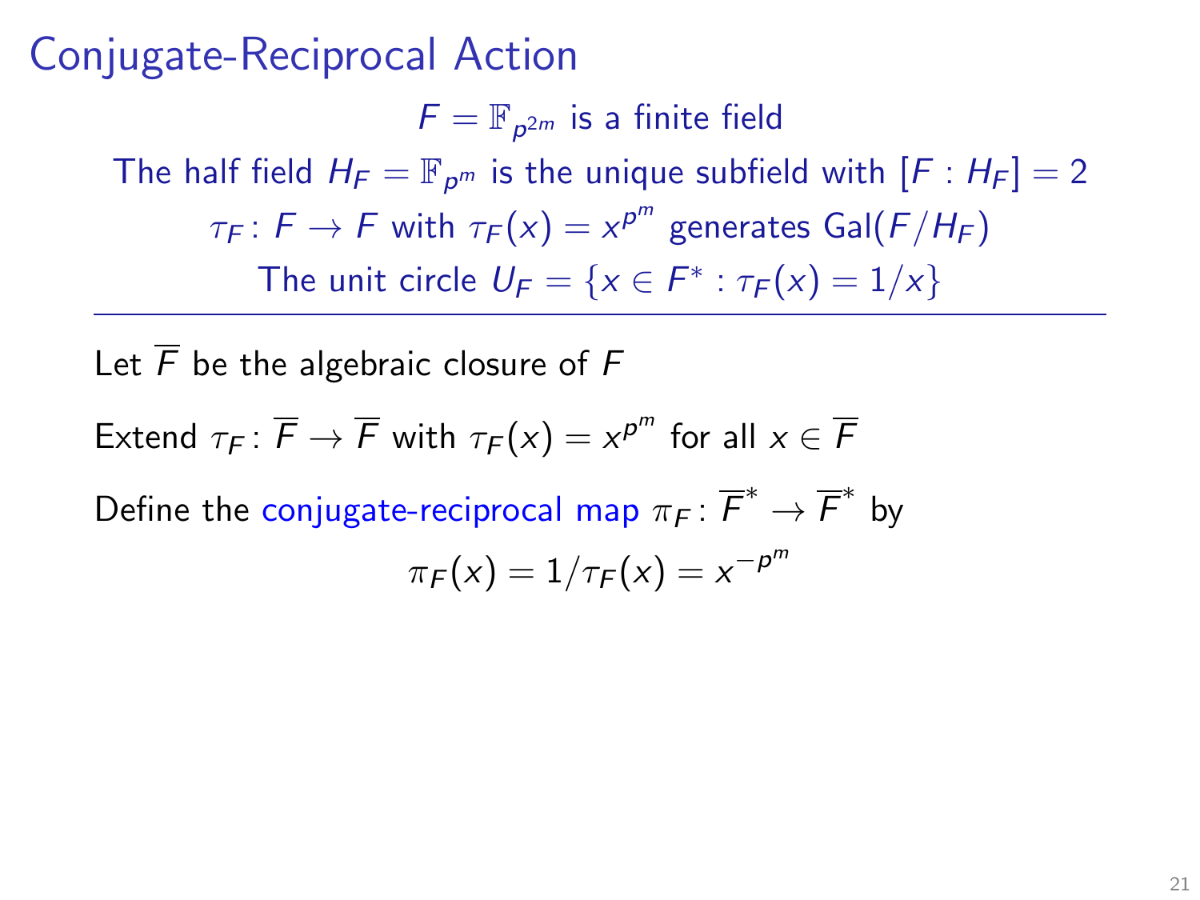# Conjugate-Reciprocal Action

$F = \mathbb{F}_{p^{2m}}$ is a finite field

The half field $H_F = \mathbb{F}_{p^m}$ is the unique subfield with $[F : H_F] = 2$

$\tau_F \colon F \to F$ with $\tau_F(x) = x^{p^m}$ generates $\mathrm{Gal}(F/H_F)$

The unit circle $U_F = \{x \in F^* : \tau_F(x) = 1/x\}$

---

Let $\overline{F}$ be the algebraic closure of $F$

Extend $\tau_F \colon \overline{F} \to \overline{F}$ with $\tau_F(x) = x^{p^m}$ for all $x \in \overline{F}$

Define the conjugate-reciprocal map $\pi_F \colon \overline{F}^* \to \overline{F}^*$ by

$$\pi_F(x) = 1/\tau_F(x) = x^{-p^m}$$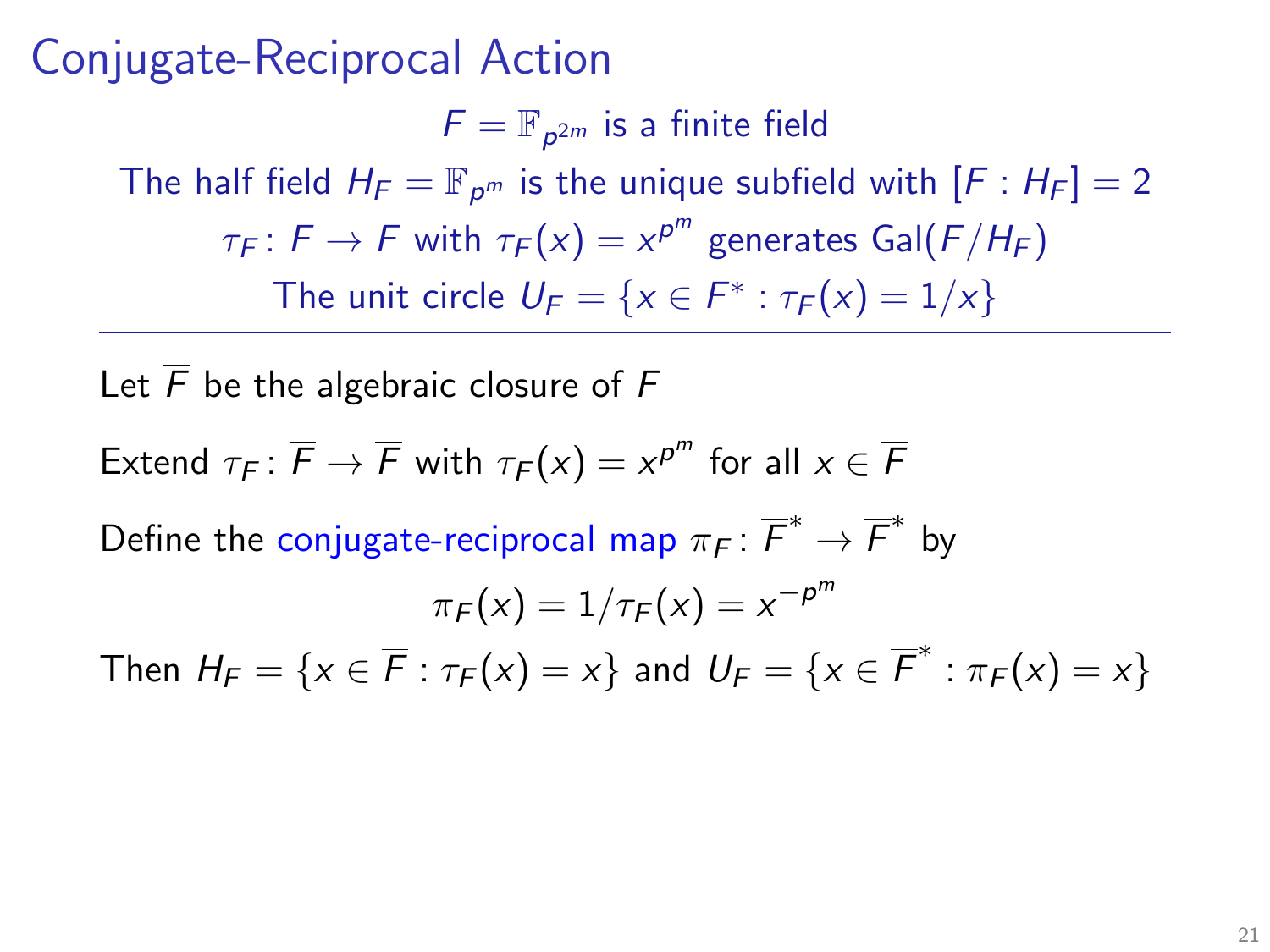# Conjugate-Reciprocal Action

$F = \mathbb{F}_{p^{2m}}$ is a finite field

The half field $H_F = \mathbb{F}_{p^m}$ is the unique subfield with $[F : H_F] = 2$

$\tau_F \colon F \to F$ with $\tau_F(x) = x^{p^m}$ generates $\mathrm{Gal}(F/H_F)$

The unit circle $U_F = \{x \in F^* : \tau_F(x) = 1/x\}$

---

Let $\overline{F}$ be the algebraic closure of $F$

Extend $\tau_F \colon \overline{F} \to \overline{F}$ with $\tau_F(x) = x^{p^m}$ for all $x \in \overline{F}$

Define the conjugate-reciprocal map $\pi_F \colon \overline{F}^* \to \overline{F}^*$ by

$$\pi_F(x) = 1/\tau_F(x) = x^{-p^m}$$

Then $H_F = \{x \in \overline{F} : \tau_F(x) = x\}$ and $U_F = \{x \in \overline{F}^* : \pi_F(x) = x\}$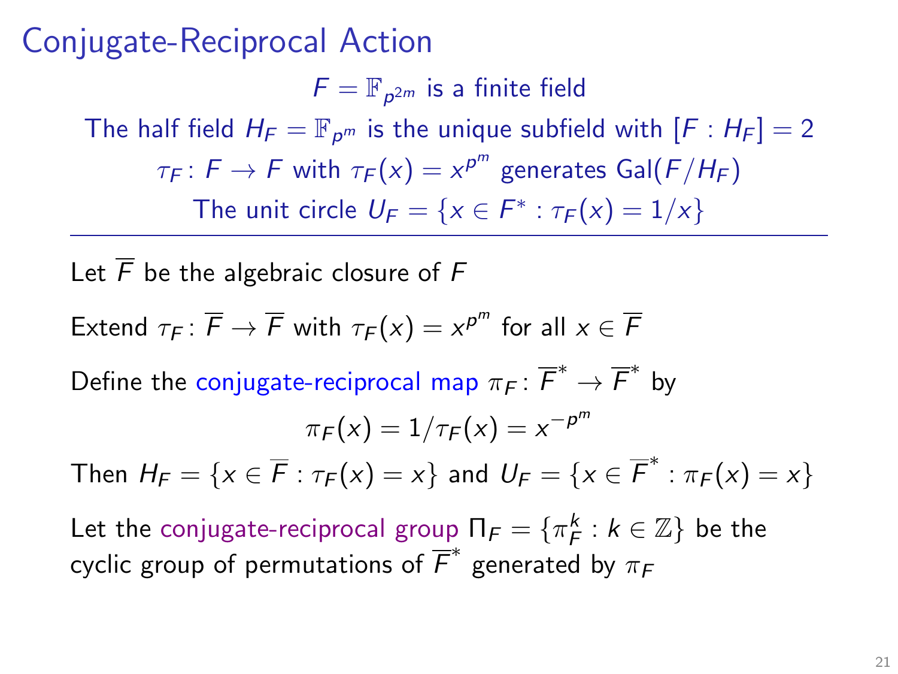# Conjugate-Reciprocal Action

$F = \mathbb{F}_{p^{2m}}$ is a finite field

The half field $H_F = \mathbb{F}_{p^m}$ is the unique subfield with $[F : H_F] = 2$

$\tau_F \colon F \to F$ with $\tau_F(x) = x^{p^m}$ generates $\mathrm{Gal}(F/H_F)$

The unit circle $U_F = \{x \in F^* : \tau_F(x) = 1/x\}$

---

Let $\overline{F}$ be the algebraic closure of $F$

Extend $\tau_F \colon \overline{F} \to \overline{F}$ with $\tau_F(x) = x^{p^m}$ for all $x \in \overline{F}$

Define the conjugate-reciprocal map $\pi_F \colon \overline{F}^* \to \overline{F}^*$ by

$$\pi_F(x) = 1/\tau_F(x) = x^{-p^m}$$

Then $H_F = \{x \in \overline{F} : \tau_F(x) = x\}$ and $U_F = \{x \in \overline{F}^* : \pi_F(x) = x\}$

Let the conjugate-reciprocal group $\Pi_F = \{\pi_F^k : k \in \mathbb{Z}\}$ be the cyclic group of permutations of $\overline{F}^*$ generated by $\pi_F$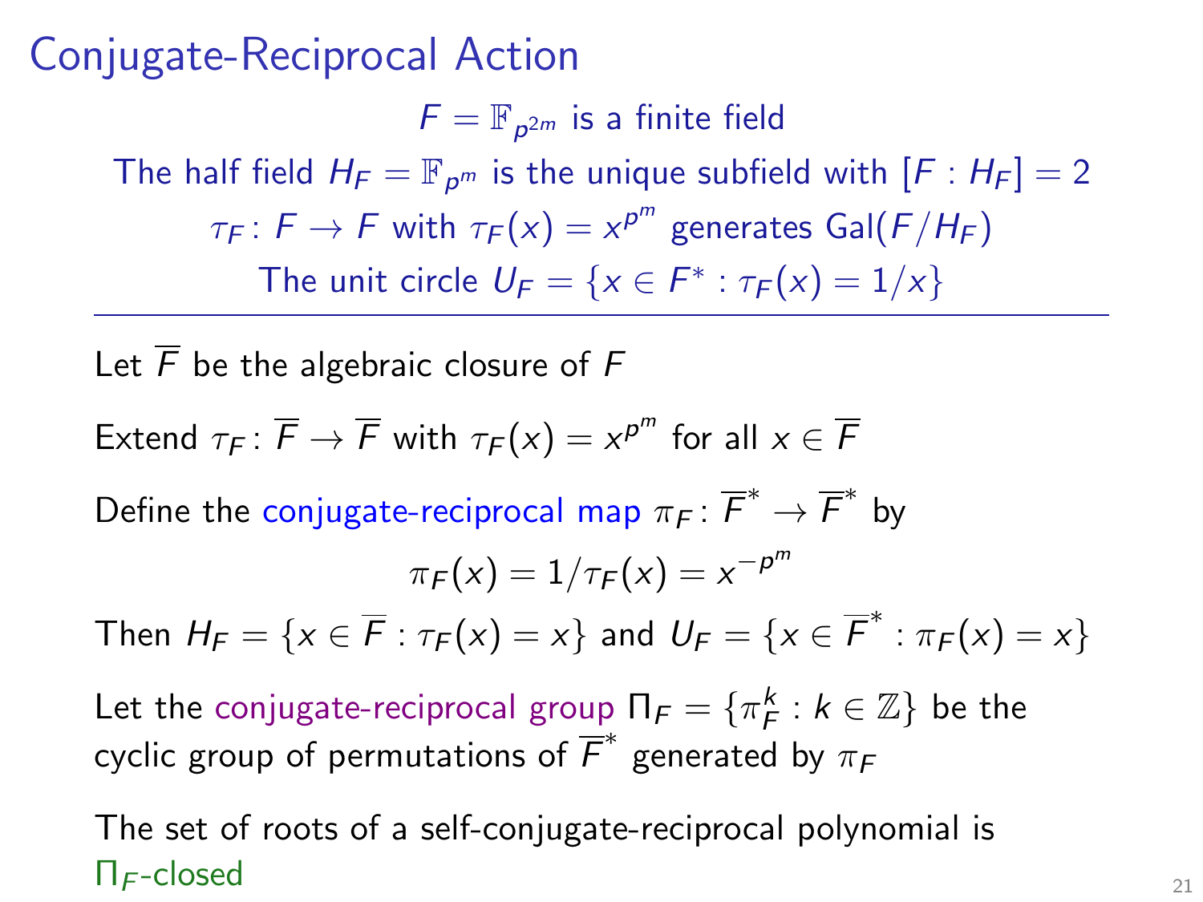# Conjugate-Reciprocal Action

$F = \mathbb{F}_{p^{2m}}$ is a finite field

The half field $H_F = \mathbb{F}_{p^m}$ is the unique subfield with $[F : H_F] = 2$

$\tau_F \colon F \to F$ with $\tau_F(x) = x^{p^m}$ generates $\mathrm{Gal}(F/H_F)$

The unit circle $U_F = \{x \in F^* : \tau_F(x) = 1/x\}$

---

Let $\overline{F}$ be the algebraic closure of $F$

Extend $\tau_F \colon \overline{F} \to \overline{F}$ with $\tau_F(x) = x^{p^m}$ for all $x \in \overline{F}$

Define the conjugate-reciprocal map $\pi_F \colon \overline{F}^* \to \overline{F}^*$ by

$$\pi_F(x) = 1/\tau_F(x) = x^{-p^m}$$

Then $H_F = \{x \in \overline{F} : \tau_F(x) = x\}$ and $U_F = \{x \in \overline{F}^* : \pi_F(x) = x\}$

Let the conjugate-reciprocal group $\Pi_F = \{\pi_F^k : k \in \mathbb{Z}\}$ be the cyclic group of permutations of $\overline{F}^*$ generated by $\pi_F$

The set of roots of a self-conjugate-reciprocal polynomial is $\Pi_F$-closed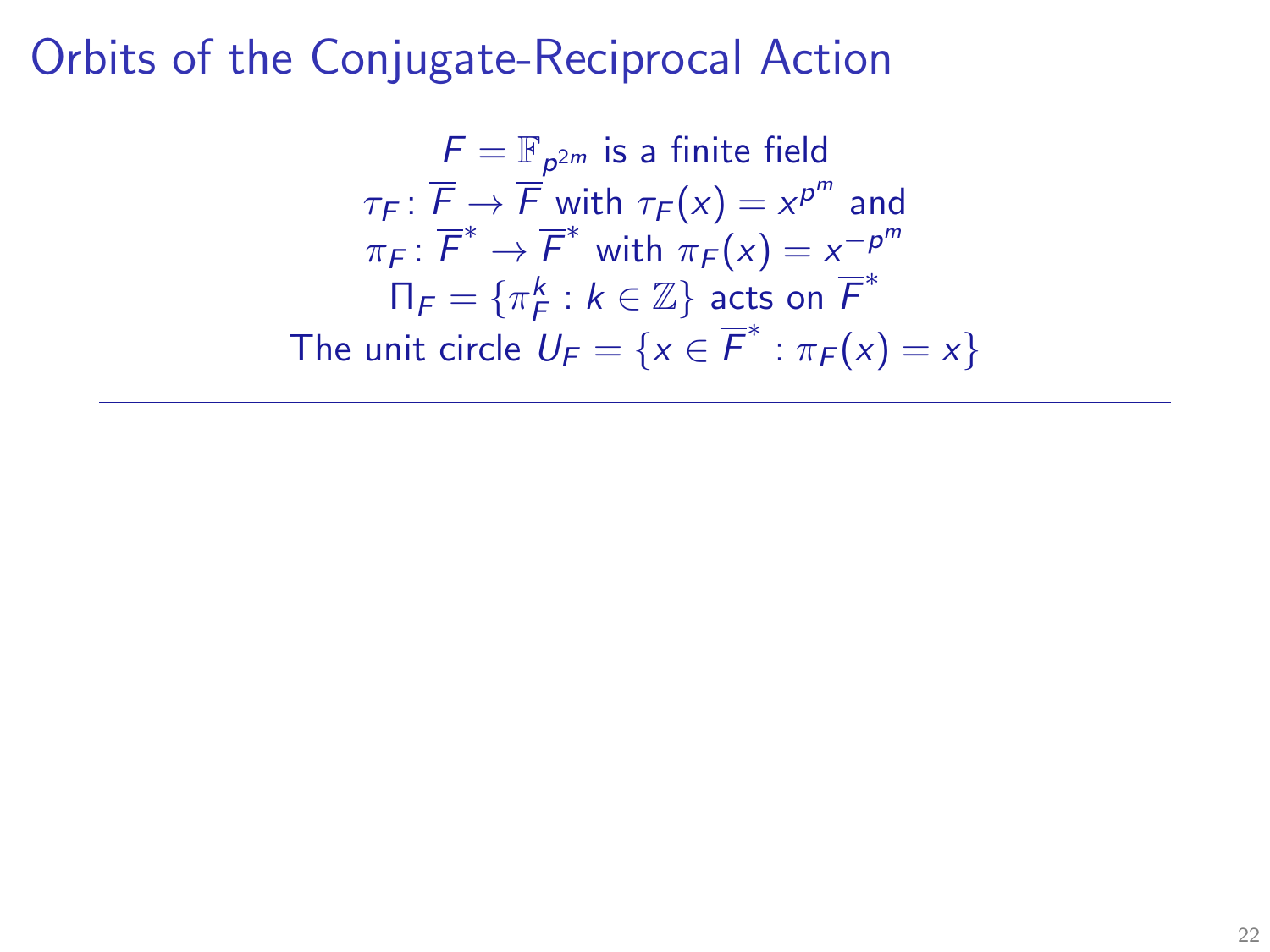# Orbits of the Conjugate-Reciprocal Action

$F = \mathbb{F}_{p^{2m}}$ is a finite field

$\tau_F \colon \overline{F} \to \overline{F}$ with $\tau_F(x) = x^{p^m}$ and

$\pi_F \colon \overline{F}^* \to \overline{F}^*$ with $\pi_F(x) = x^{-p^m}$

$\Pi_F = \{\pi_F^k : k \in \mathbb{Z}\}$ acts on $\overline{F}^*$

The unit circle $U_F = \{x \in \overline{F}^* : \pi_F(x) = x\}$

---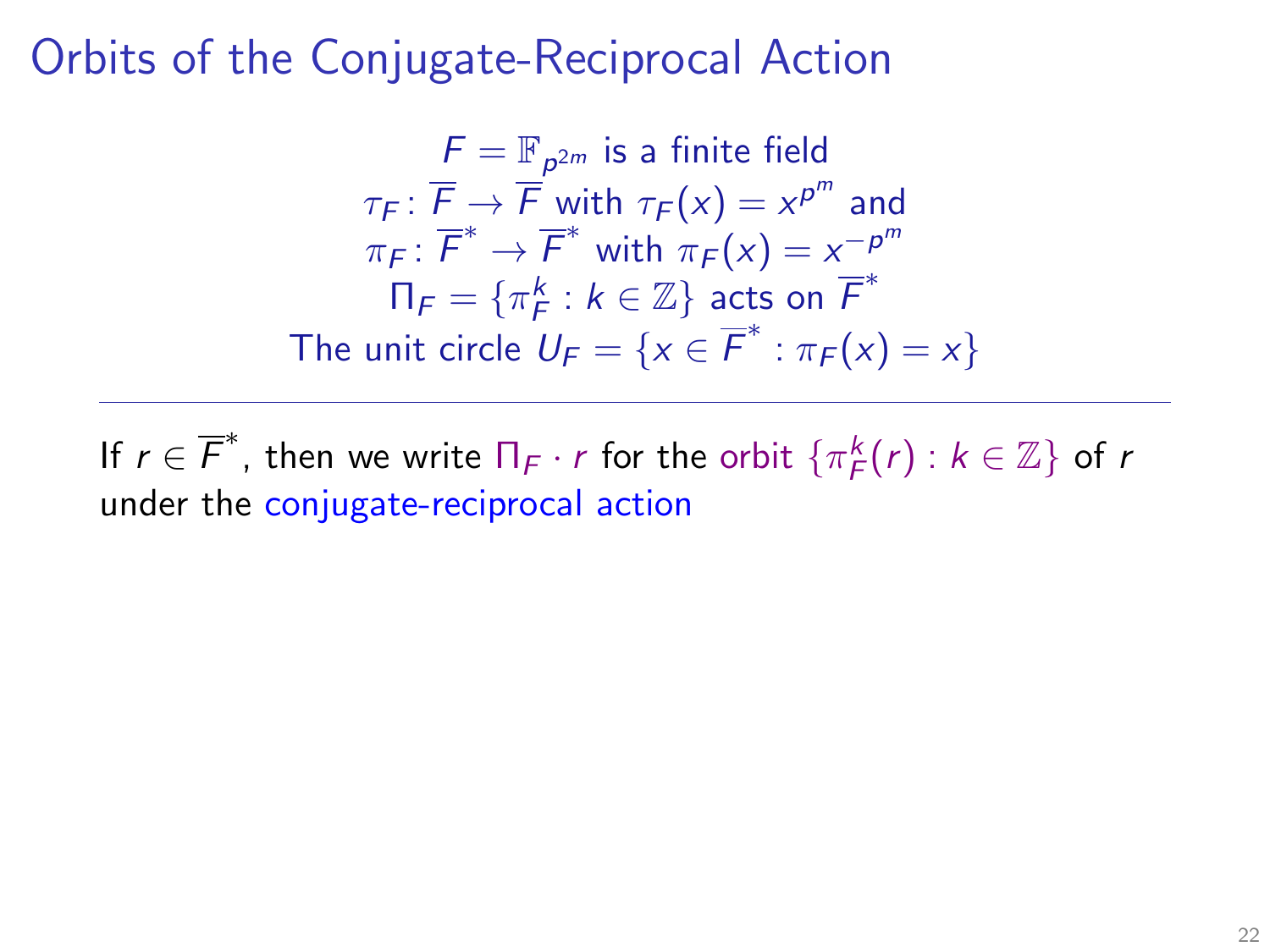# Orbits of the Conjugate-Reciprocal Action

$F = \mathbb{F}_{p^{2m}}$ is a finite field
$\tau_F \colon \overline{F} \to \overline{F}$ with $\tau_F(x) = x^{p^m}$ and
$\pi_F \colon \overline{F}^* \to \overline{F}^*$ with $\pi_F(x) = x^{-p^m}$
$\Pi_F = \{\pi_F^k : k \in \mathbb{Z}\}$ acts on $\overline{F}^*$
The unit circle $U_F = \{x \in \overline{F}^* : \pi_F(x) = x\}$

---

If $r \in \overline{F}^*$, then we write $\Pi_F \cdot r$ for the orbit $\{\pi_F^k(r) : k \in \mathbb{Z}\}$ of $r$ under the conjugate-reciprocal action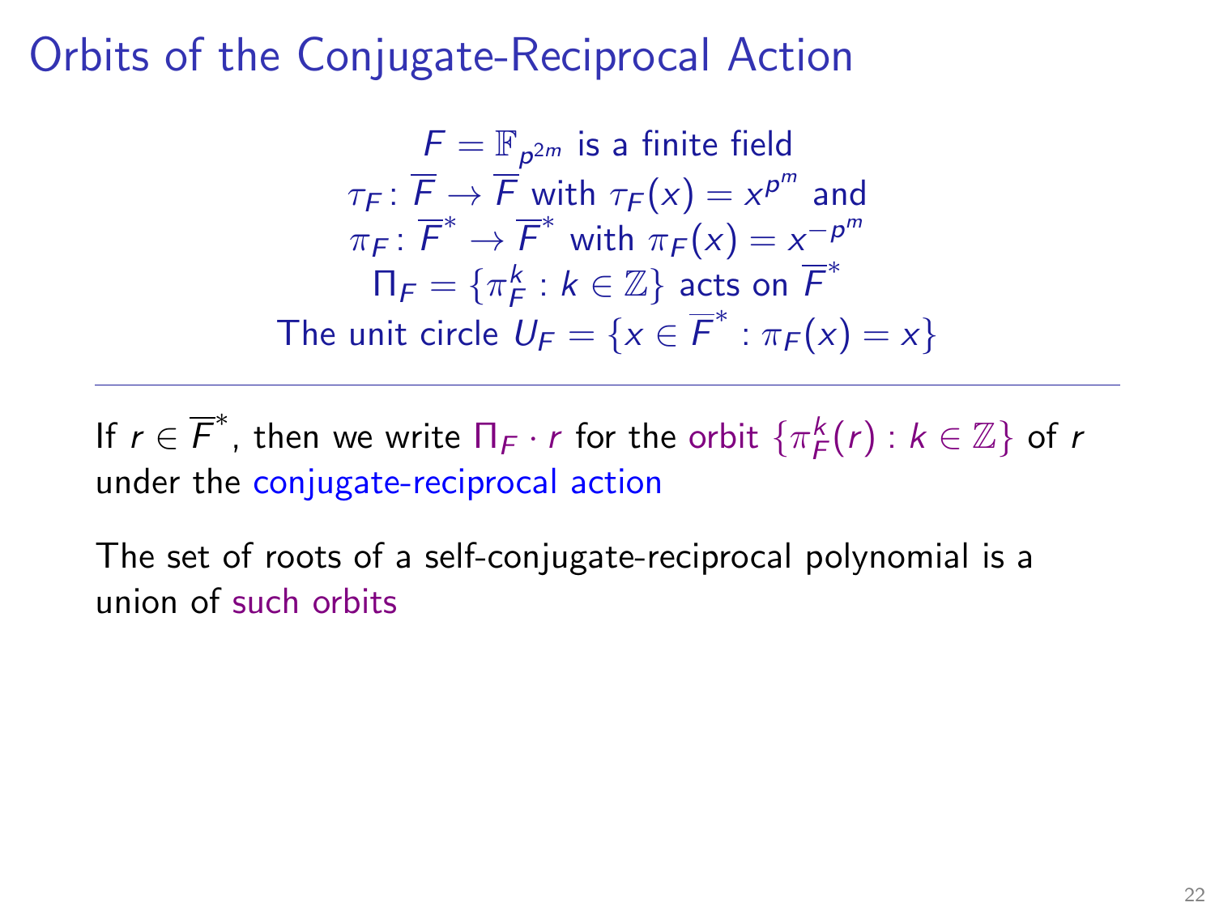# Orbits of the Conjugate-Reciprocal Action

$$F = \mathbb{F}_{p^{2m}} \text{ is a finite field}$$
$$\tau_F \colon \overline{F} \to \overline{F} \text{ with } \tau_F(x) = x^{p^m} \text{ and}$$
$$\pi_F \colon \overline{F}^* \to \overline{F}^* \text{ with } \pi_F(x) = x^{-p^m}$$
$$\Pi_F = \{\pi_F^k : k \in \mathbb{Z}\} \text{ acts on } \overline{F}^*$$
$$\text{The unit circle } U_F = \{x \in \overline{F}^* : \pi_F(x) = x\}$$

---

If $r \in \overline{F}^*$, then we write $\Pi_F \cdot r$ for the orbit $\{\pi_F^k(r) : k \in \mathbb{Z}\}$ of $r$ under the conjugate-reciprocal action

The set of roots of a self-conjugate-reciprocal polynomial is a union of such orbits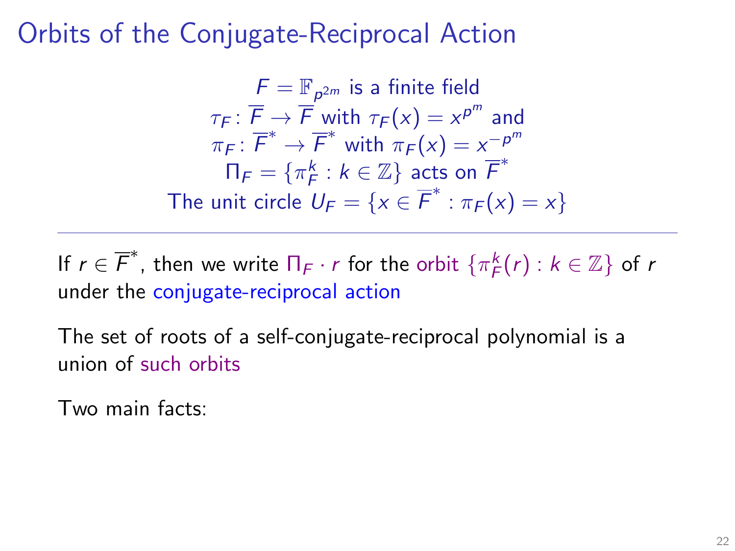# Orbits of the Conjugate-Reciprocal Action

$$F = \mathbb{F}_{p^{2m}} \text{ is a finite field}$$
$$\tau_F \colon \overline{F} \to \overline{F} \text{ with } \tau_F(x) = x^{p^m} \text{ and}$$
$$\pi_F \colon \overline{F}^* \to \overline{F}^* \text{ with } \pi_F(x) = x^{-p^m}$$
$$\Pi_F = \{\pi_F^k : k \in \mathbb{Z}\} \text{ acts on } \overline{F}^*$$
$$\text{The unit circle } U_F = \{x \in \overline{F}^* : \pi_F(x) = x\}$$

---

If $r \in \overline{F}^*$, then we write $\Pi_F \cdot r$ for the orbit $\{\pi_F^k(r) : k \in \mathbb{Z}\}$ of $r$ under the conjugate-reciprocal action

The set of roots of a self-conjugate-reciprocal polynomial is a union of such orbits

Two main facts: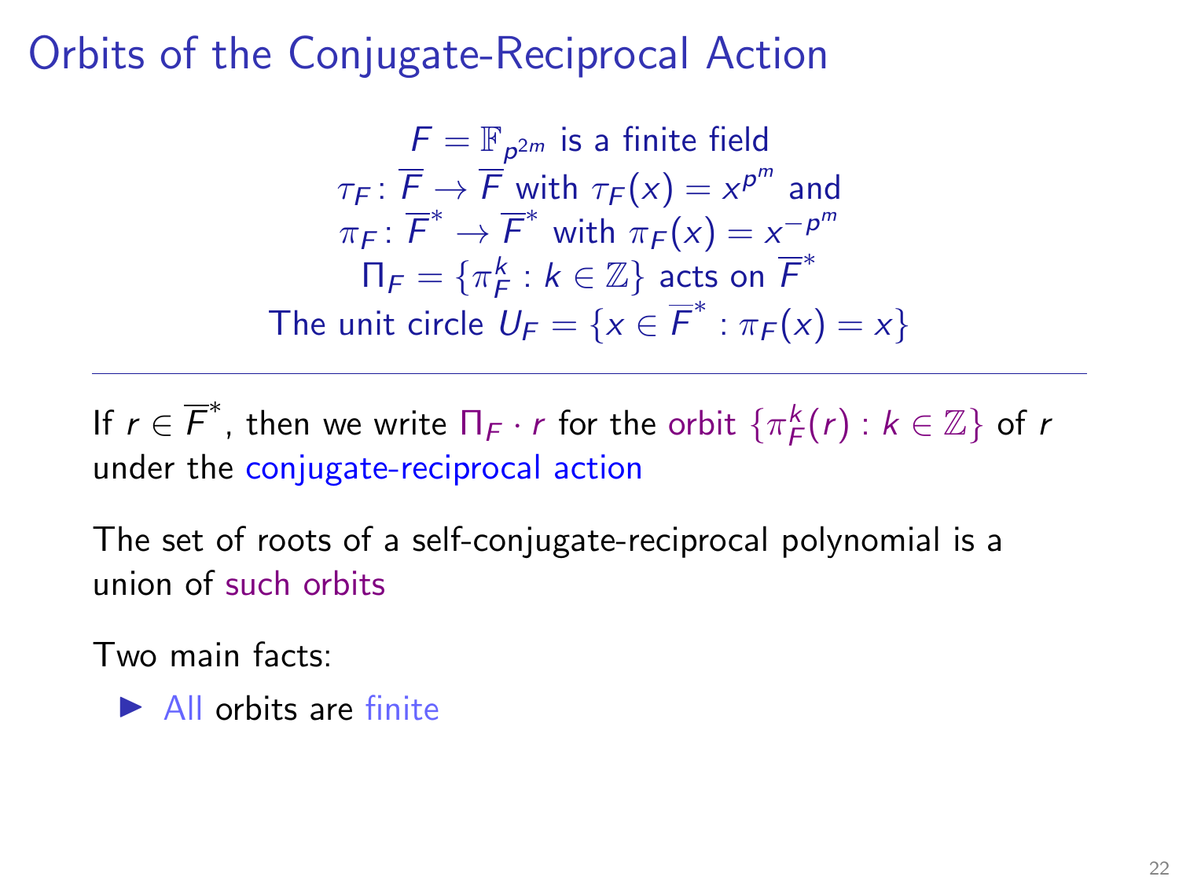# Orbits of the Conjugate-Reciprocal Action

$$F = \mathbb{F}_{p^{2m}} \text{ is a finite field}$$
$$\tau_F \colon \overline{F} \to \overline{F} \text{ with } \tau_F(x) = x^{p^m} \text{ and}$$
$$\pi_F \colon \overline{F}^* \to \overline{F}^* \text{ with } \pi_F(x) = x^{-p^m}$$
$$\Pi_F = \{\pi_F^k : k \in \mathbb{Z}\} \text{ acts on } \overline{F}^*$$
$$\text{The unit circle } U_F = \{x \in \overline{F}^* : \pi_F(x) = x\}$$

---

If $r \in \overline{F}^*$, then we write $\Pi_F \cdot r$ for the orbit $\{\pi_F^k(r) : k \in \mathbb{Z}\}$ of $r$ under the conjugate-reciprocal action

The set of roots of a self-conjugate-reciprocal polynomial is a union of such orbits

Two main facts:

- All orbits are finite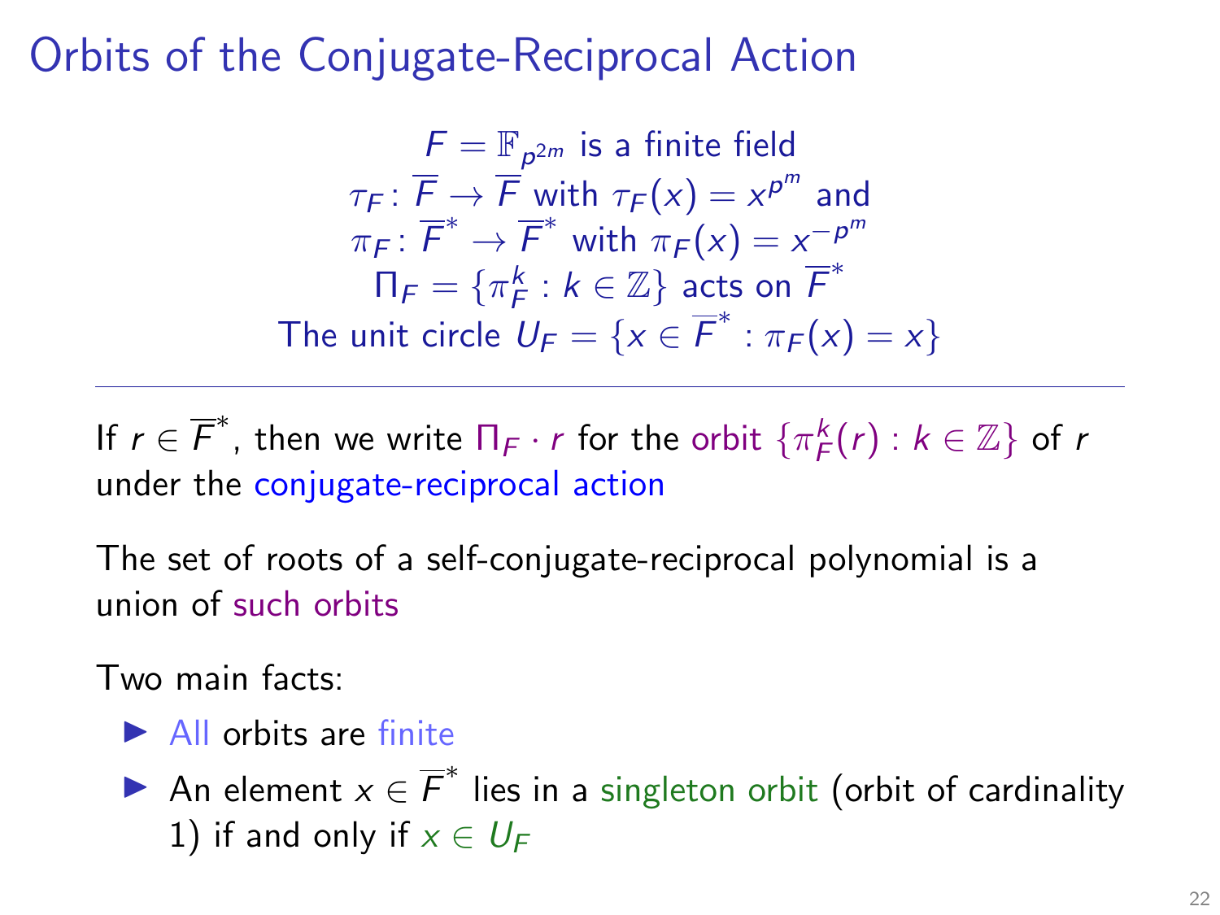# Orbits of the Conjugate-Reciprocal Action

$$F = \mathbb{F}_{p^{2m}} \text{ is a finite field}$$
$$\tau_F \colon \overline{F} \to \overline{F} \text{ with } \tau_F(x) = x^{p^m} \text{ and}$$
$$\pi_F \colon \overline{F}^* \to \overline{F}^* \text{ with } \pi_F(x) = x^{-p^m}$$
$$\Pi_F = \{\pi_F^k : k \in \mathbb{Z}\} \text{ acts on } \overline{F}^*$$
$$\text{The unit circle } U_F = \{x \in \overline{F}^* : \pi_F(x) = x\}$$

---

If $r \in \overline{F}^*$, then we write $\Pi_F \cdot r$ for the orbit $\{\pi_F^k(r) : k \in \mathbb{Z}\}$ of $r$ under the conjugate-reciprocal action

The set of roots of a self-conjugate-reciprocal polynomial is a union of such orbits

Two main facts:

- All orbits are finite
- An element $x \in \overline{F}^*$ lies in a singleton orbit (orbit of cardinality 1) if and only if $x \in U_F$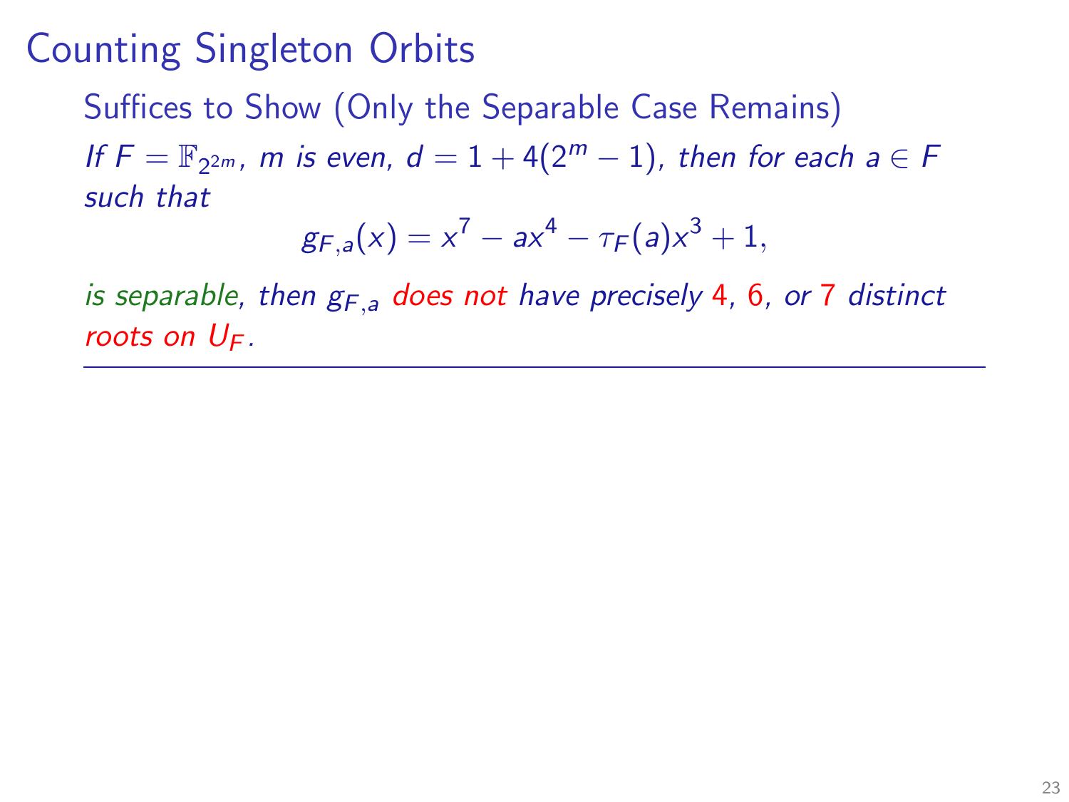# Counting Singleton Orbits

Suffices to Show (Only the Separable Case Remains)

*If $F = \mathbb{F}_{2^{2m}}$, $m$ is even, $d = 1 + 4(2^m - 1)$, then for each $a \in F$ such that*

$$g_{F,a}(x) = x^7 - ax^4 - \tau_F(a)x^3 + 1,$$

*is separable, then $g_{F,a}$ does not have precisely 4, 6, or 7 distinct roots on $U_F$.*

---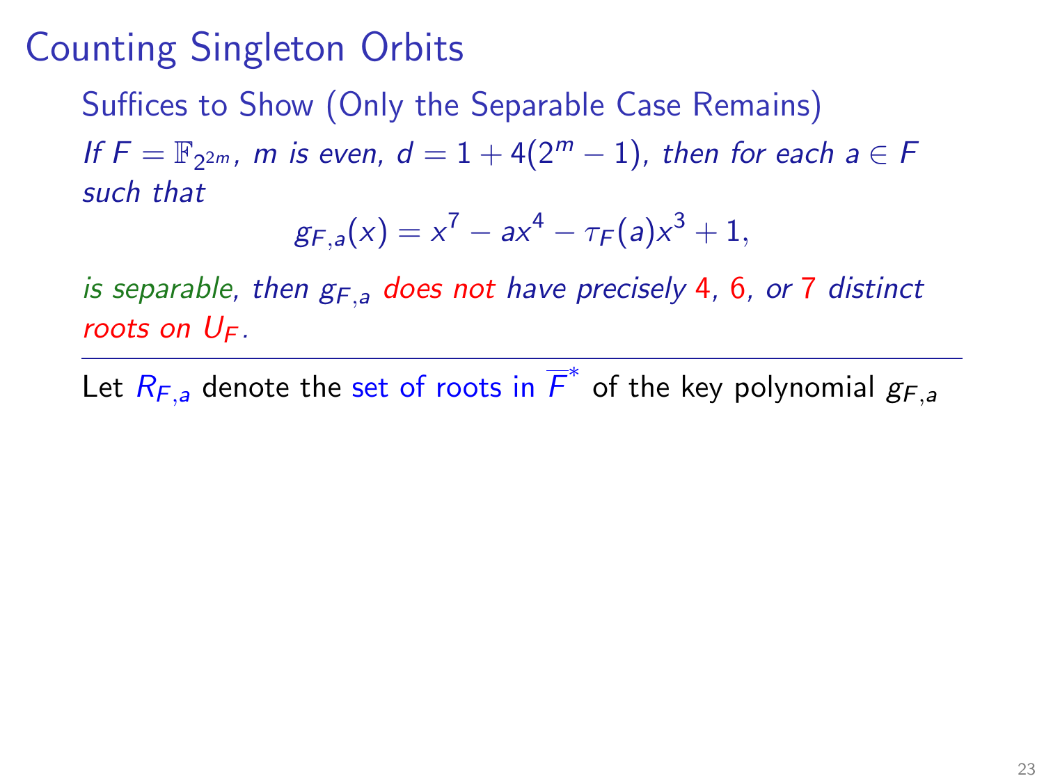# Counting Singleton Orbits

### Suffices to Show (Only the Separable Case Remains)

*If $F = \mathbb{F}_{2^{2m}}$, $m$ is even, $d = 1 + 4(2^m - 1)$, then for each $a \in F$ such that*

$$g_{F,a}(x) = x^7 - ax^4 - \tau_F(a)x^3 + 1,$$

*is separable, then $g_{F,a}$ does not have precisely 4, 6, or 7 distinct roots on $U_F$.*

---

Let $R_{F,a}$ denote the set of roots in $\overline{F}^*$ of the key polynomial $g_{F,a}$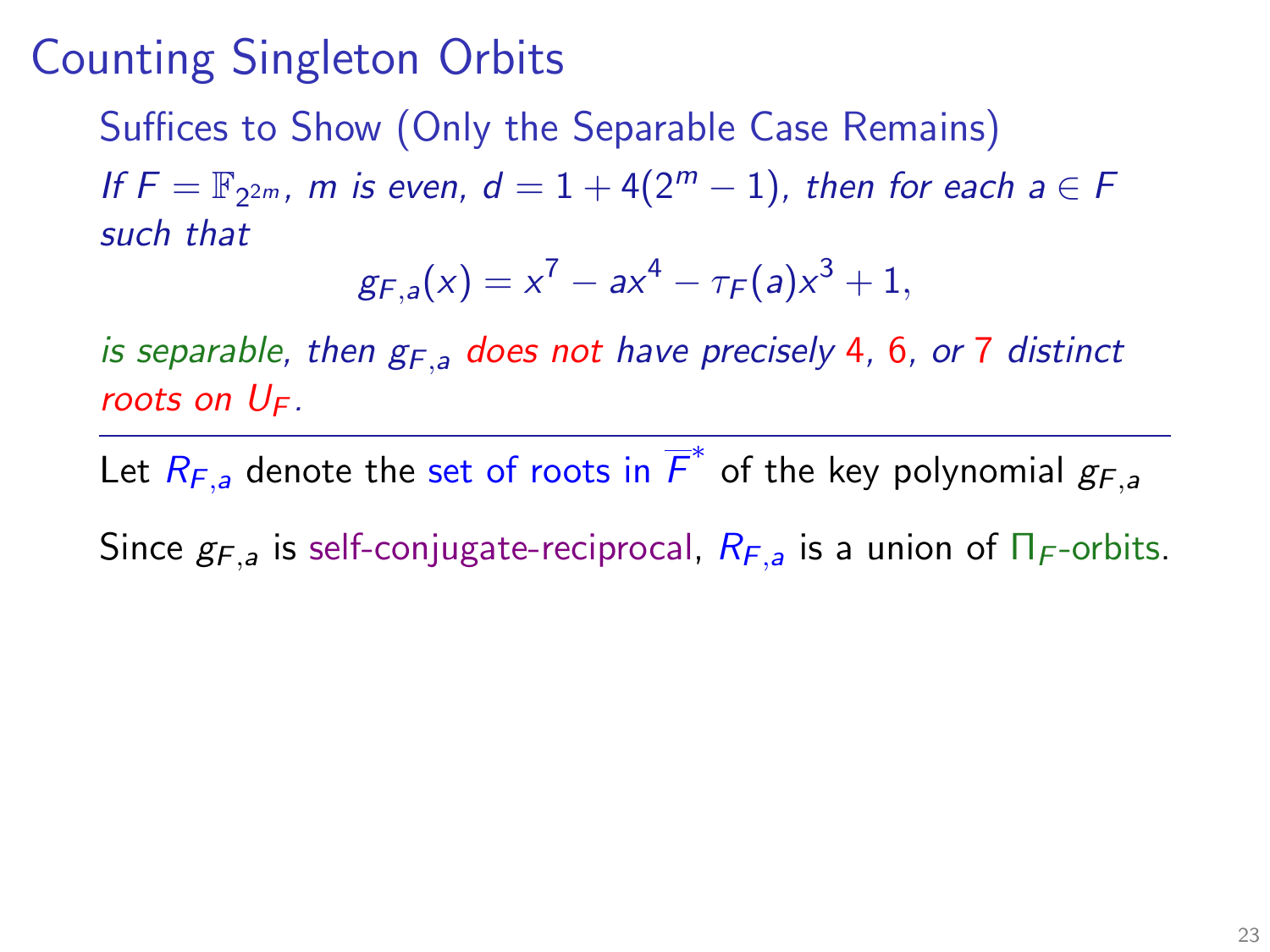# Counting Singleton Orbits

Suffices to Show (Only the Separable Case Remains)

*If $F = \mathbb{F}_{2^{2m}}$, $m$ is even, $d = 1 + 4(2^m - 1)$, then for each $a \in F$ such that*

$$g_{F,a}(x) = x^7 - ax^4 - \tau_F(a)x^3 + 1,$$

*is separable, then $g_{F,a}$ does not have precisely 4, 6, or 7 distinct roots on $U_F$.*

---

Let $R_{F,a}$ denote the set of roots in $\overline{F}^*$ of the key polynomial $g_{F,a}$

Since $g_{F,a}$ is self-conjugate-reciprocal, $R_{F,a}$ is a union of $\Pi_F$-orbits.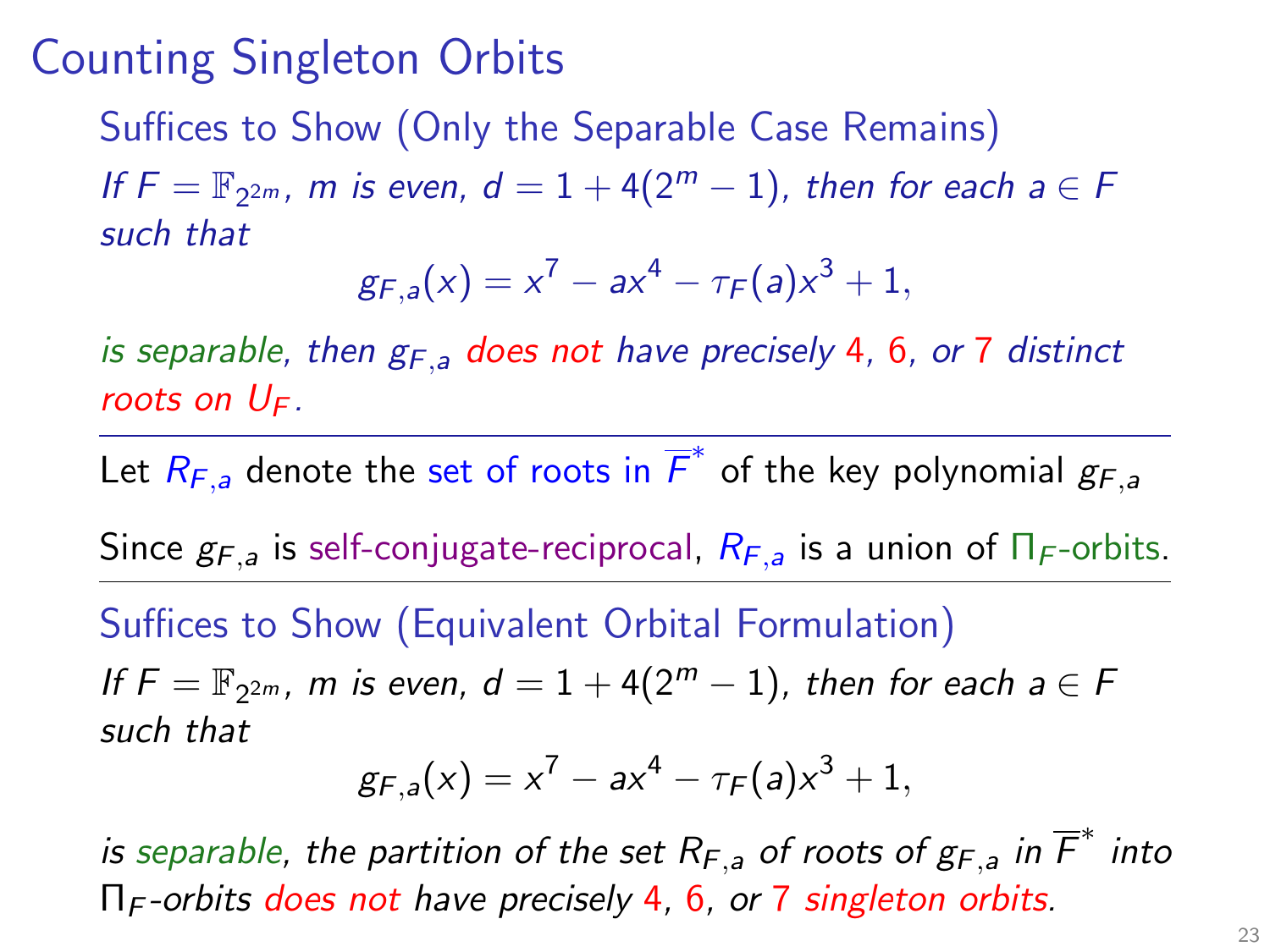# Counting Singleton Orbits

**Suffices to Show (Only the Separable Case Remains)**

*If $F = \mathbb{F}_{2^{2m}}$, $m$ is even, $d = 1 + 4(2^m - 1)$, then for each $a \in F$ such that*

$$g_{F,a}(x) = x^7 - ax^4 - \tau_F(a)x^3 + 1,$$

*is separable, then $g_{F,a}$ does not have precisely 4, 6, or 7 distinct roots on $U_F$.*

---

Let $R_{F,a}$ denote the set of roots in $\overline{F}^*$ of the key polynomial $g_{F,a}$

Since $g_{F,a}$ is self-conjugate-reciprocal, $R_{F,a}$ is a union of $\Pi_F$-orbits.

---

**Suffices to Show (Equivalent Orbital Formulation)**

*If $F = \mathbb{F}_{2^{2m}}$, $m$ is even, $d = 1 + 4(2^m - 1)$, then for each $a \in F$ such that*

$$g_{F,a}(x) = x^7 - ax^4 - \tau_F(a)x^3 + 1,$$

*is separable, the partition of the set $R_{F,a}$ of roots of $g_{F,a}$ in $\overline{F}^*$ into $\Pi_F$-orbits does not have precisely 4, 6, or 7 singleton orbits.*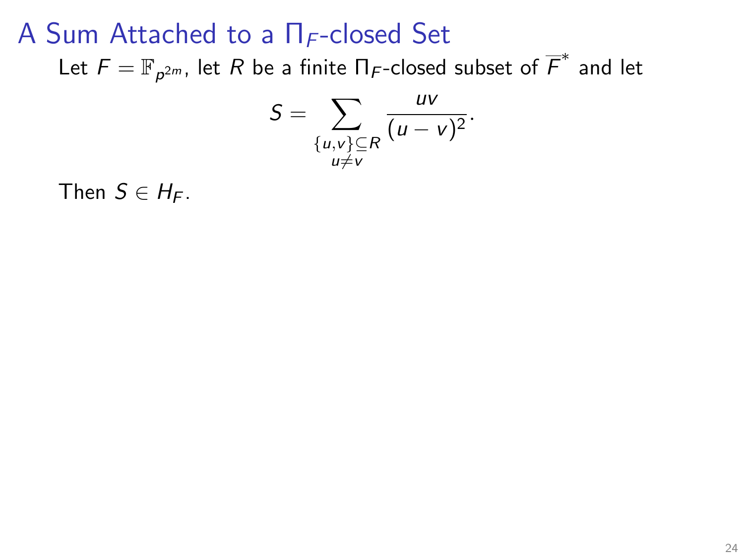# A Sum Attached to a $\Pi_F$-closed Set

Let $F = \mathbb{F}_{p^{2m}}$, let $R$ be a finite $\Pi_F$-closed subset of $\overline{F}^*$ and let

$$S = \sum_{\substack{\{u,v\} \subseteq R \\ u \neq v}} \frac{uv}{(u-v)^2}.$$

Then $S \in H_F$.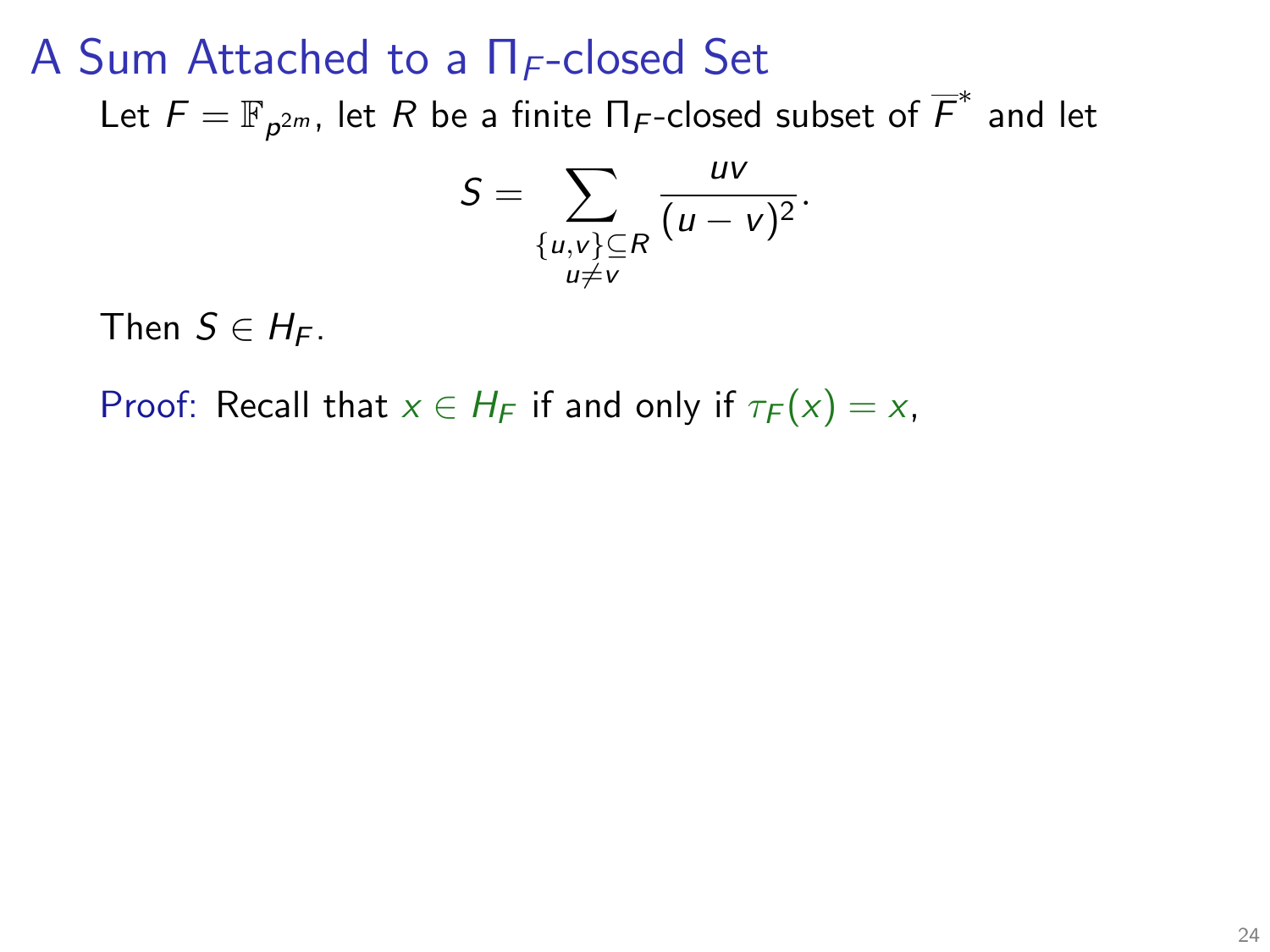# A Sum Attached to a $\Pi_F$-closed Set

Let $F = \mathbb{F}_{p^{2m}}$, let $R$ be a finite $\Pi_F$-closed subset of $\overline{F}^*$ and let

$$S = \sum_{\substack{\{u,v\} \subseteq R \\ u \neq v}} \frac{uv}{(u-v)^2}.$$

Then $S \in H_F$.

Proof: Recall that $x \in H_F$ if and only if $\tau_F(x) = x$,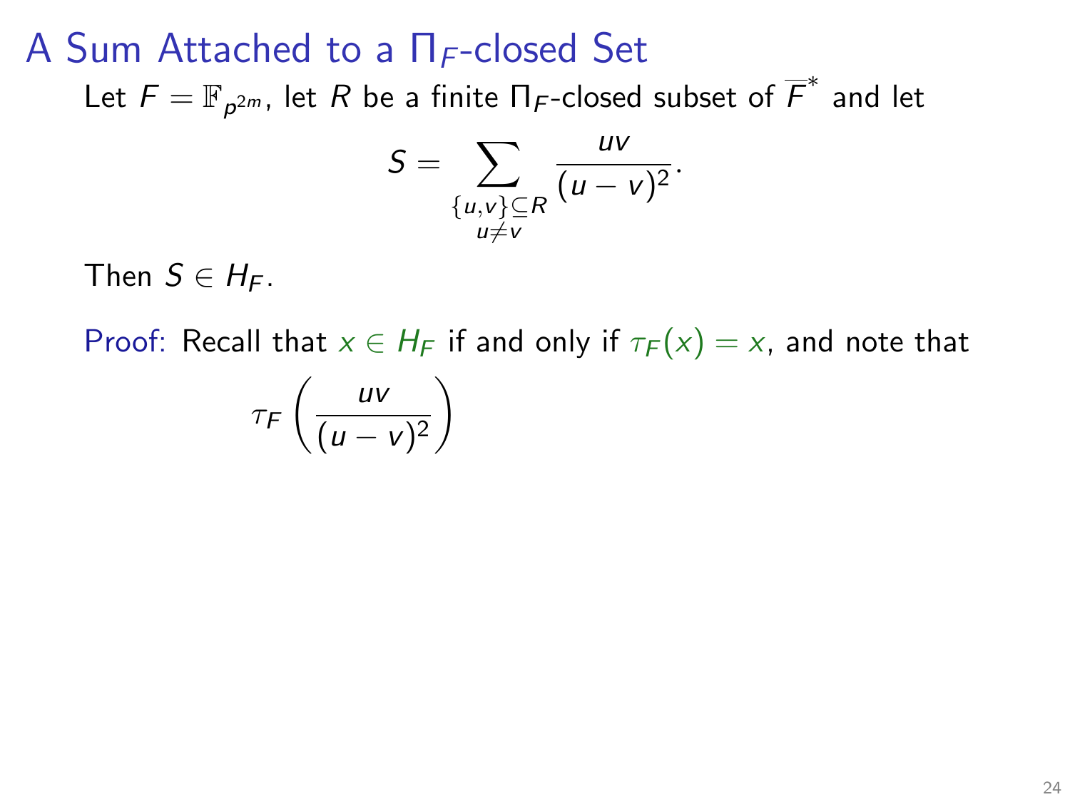# A Sum Attached to a $\Pi_F$-closed Set

Let $F = \mathbb{F}_{p^{2m}}$, let $R$ be a finite $\Pi_F$-closed subset of $\overline{F}^*$ and let

$$S = \sum_{\substack{\{u,v\} \subseteq R \\ u \neq v}} \frac{uv}{(u-v)^2}.$$

Then $S \in H_F$.

Proof: Recall that $x \in H_F$ if and only if $\tau_F(x) = x$, and note that

$$\tau_F\left(\frac{uv}{(u-v)^2}\right)$$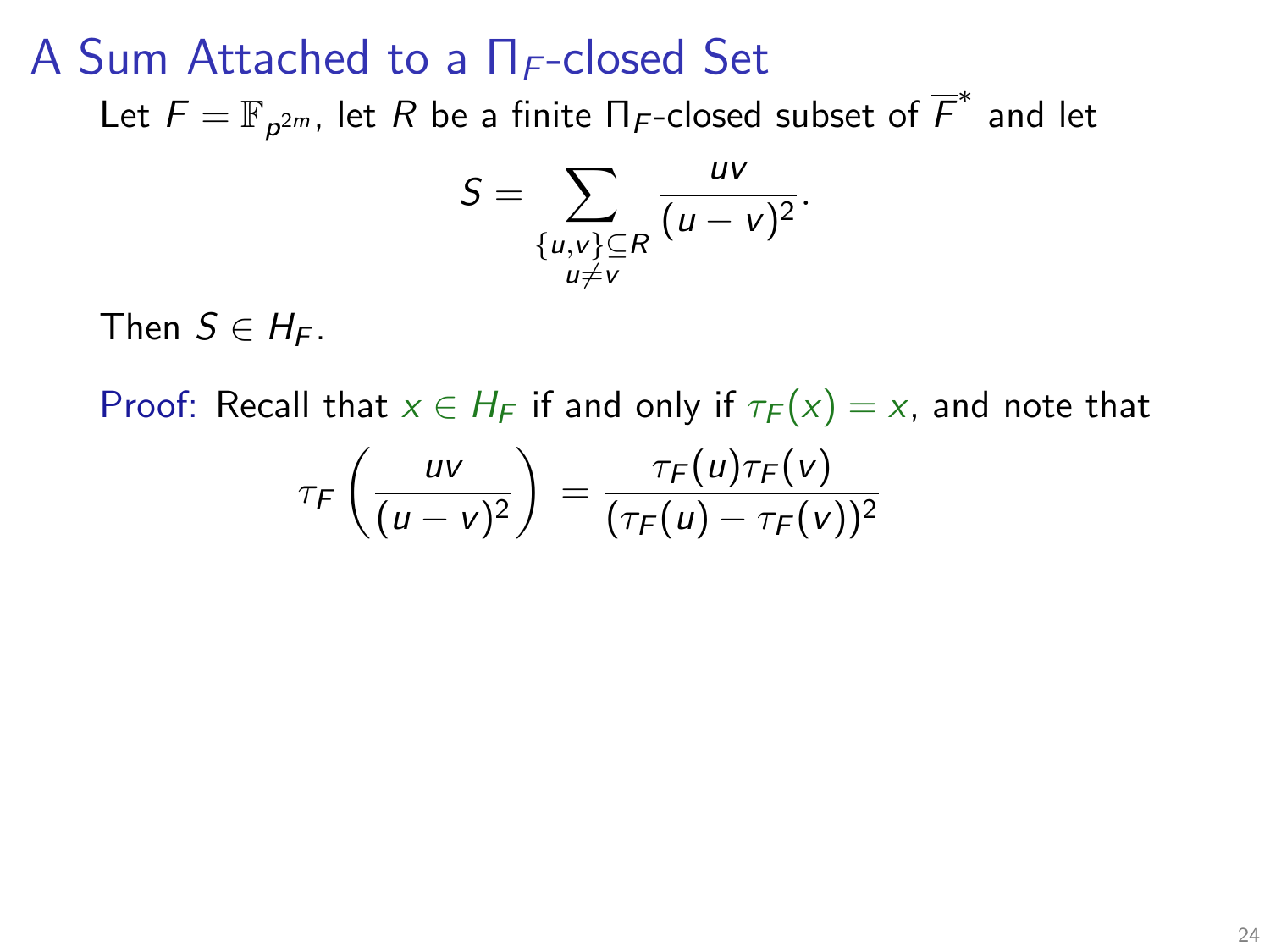# A Sum Attached to a $\Pi_F$-closed Set

Let $F = \mathbb{F}_{p^{2m}}$, let $R$ be a finite $\Pi_F$-closed subset of $\overline{F}^*$ and let

$$S = \sum_{\substack{\{u,v\} \subseteq R \\ u \neq v}} \frac{uv}{(u-v)^2}.$$

Then $S \in H_F$.

Proof: Recall that $x \in H_F$ if and only if $\tau_F(x) = x$, and note that

$$\tau_F\left(\frac{uv}{(u-v)^2}\right) = \frac{\tau_F(u)\tau_F(v)}{(\tau_F(u) - \tau_F(v))^2}$$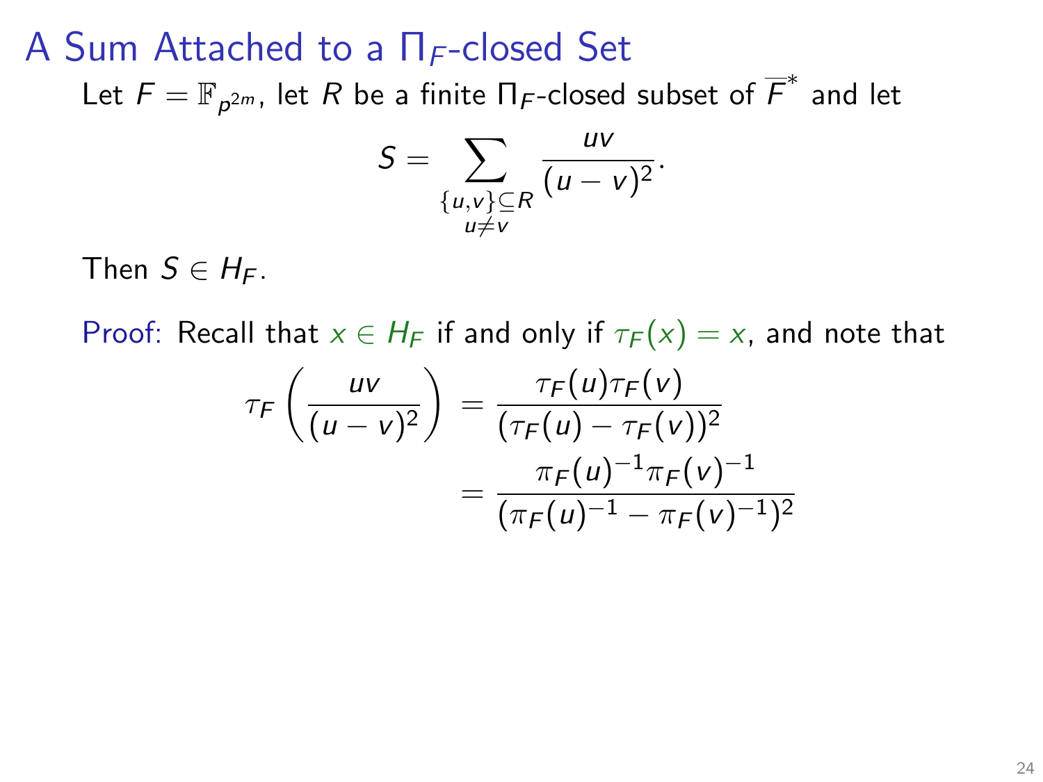# A Sum Attached to a $\Pi_F$-closed Set

Let $F = \mathbb{F}_{p^{2m}}$, let $R$ be a finite $\Pi_F$-closed subset of $\overline{F}^*$ and let

$$S = \sum_{\substack{\{u,v\} \subseteq R \\ u \neq v}} \frac{uv}{(u-v)^2}.$$

Then $S \in H_F$.

Proof: Recall that $x \in H_F$ if and only if $\tau_F(x) = x$, and note that

$$\tau_F\left(\frac{uv}{(u-v)^2}\right) = \frac{\tau_F(u)\tau_F(v)}{(\tau_F(u) - \tau_F(v))^2}$$
$$= \frac{\pi_F(u)^{-1}\pi_F(v)^{-1}}{(\pi_F(u)^{-1} - \pi_F(v)^{-1})^2}$$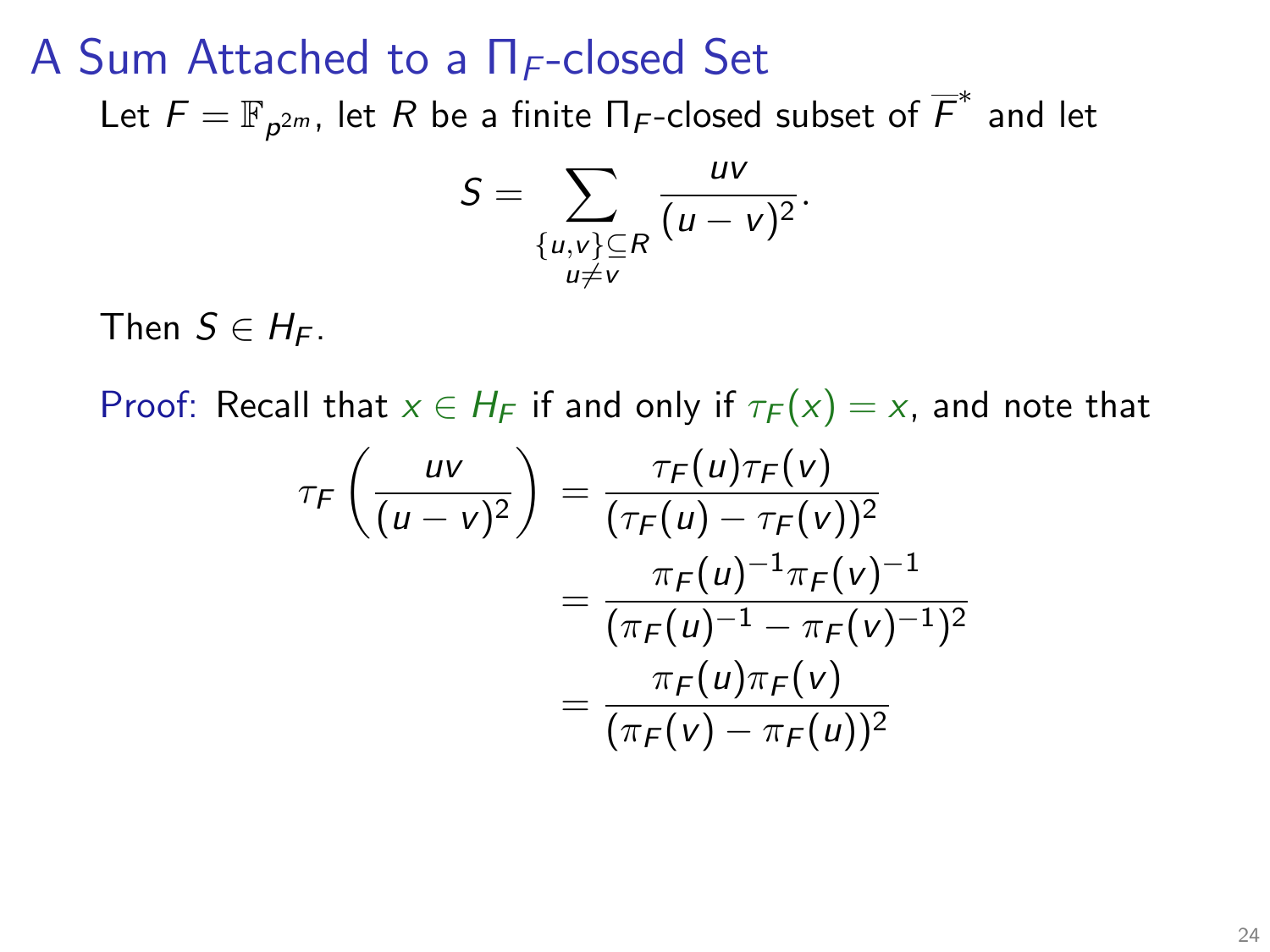# A Sum Attached to a $\Pi_F$-closed Set

Let $F = \mathbb{F}_{p^{2m}}$, let $R$ be a finite $\Pi_F$-closed subset of $\overline{F}^*$ and let

$$S = \sum_{\substack{\{u,v\} \subseteq R \\ u \neq v}} \frac{uv}{(u-v)^2}.$$

Then $S \in H_F$.

Proof: Recall that $x \in H_F$ if and only if $\tau_F(x) = x$, and note that

$$\begin{aligned}
\tau_F\left(\frac{uv}{(u-v)^2}\right) &= \frac{\tau_F(u)\tau_F(v)}{(\tau_F(u) - \tau_F(v))^2} \\
&= \frac{\pi_F(u)^{-1}\pi_F(v)^{-1}}{(\pi_F(u)^{-1} - \pi_F(v)^{-1})^2} \\
&= \frac{\pi_F(u)\pi_F(v)}{(\pi_F(v) - \pi_F(u))^2}
\end{aligned}$$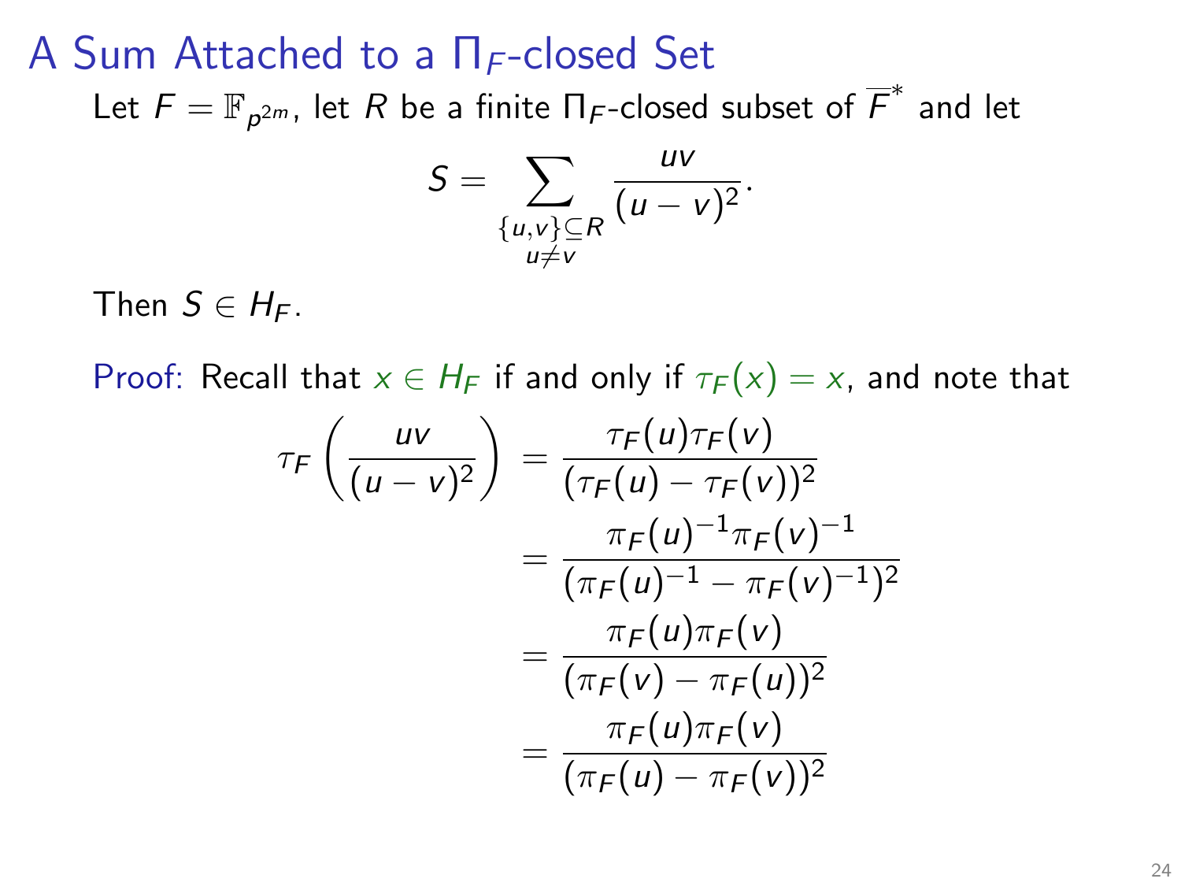# A Sum Attached to a $\Pi_F$-closed Set

Let $F = \mathbb{F}_{p^{2m}}$, let $R$ be a finite $\Pi_F$-closed subset of $\overline{F}^*$ and let

$$S = \sum_{\substack{\{u,v\} \subseteq R \\ u \neq v}} \frac{uv}{(u-v)^2}.$$

Then $S \in H_F$.

Proof: Recall that $x \in H_F$ if and only if $\tau_F(x) = x$, and note that

$$\begin{aligned}
\tau_F\left(\frac{uv}{(u-v)^2}\right) &= \frac{\tau_F(u)\tau_F(v)}{(\tau_F(u) - \tau_F(v))^2} \\
&= \frac{\pi_F(u)^{-1}\pi_F(v)^{-1}}{(\pi_F(u)^{-1} - \pi_F(v)^{-1})^2} \\
&= \frac{\pi_F(u)\pi_F(v)}{(\pi_F(v) - \pi_F(u))^2} \\
&= \frac{\pi_F(u)\pi_F(v)}{(\pi_F(u) - \pi_F(v))^2}
\end{aligned}$$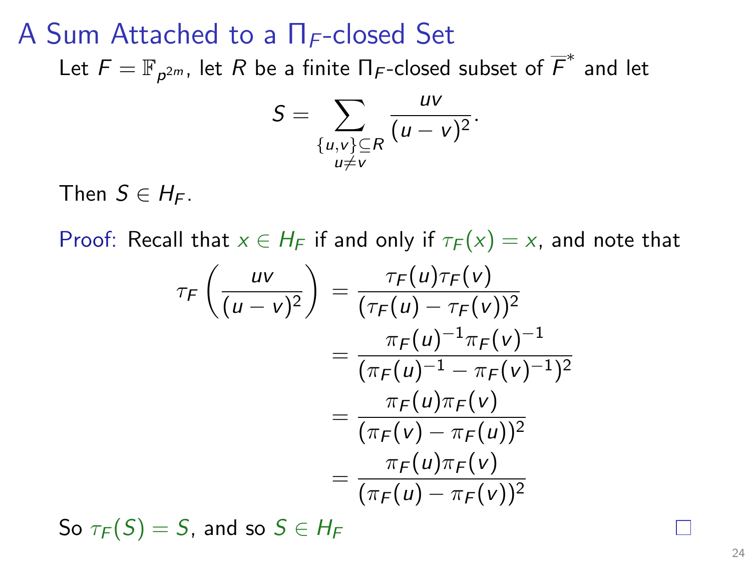## A Sum Attached to a $\Pi_F$-closed Set

Let $F = \mathbb{F}_{p^{2m}}$, let $R$ be a finite $\Pi_F$-closed subset of $\overline{F}^*$ and let

$$S = \sum_{\substack{\{u,v\} \subseteq R \\ u \neq v}} \frac{uv}{(u-v)^2}.$$

Then $S \in H_F$.

Proof: Recall that $x \in H_F$ if and only if $\tau_F(x) = x$, and note that

$$\begin{aligned}
\tau_F\left(\frac{uv}{(u-v)^2}\right) &= \frac{\tau_F(u)\tau_F(v)}{(\tau_F(u) - \tau_F(v))^2} \\
&= \frac{\pi_F(u)^{-1}\pi_F(v)^{-1}}{(\pi_F(u)^{-1} - \pi_F(v)^{-1})^2} \\
&= \frac{\pi_F(u)\pi_F(v)}{(\pi_F(v) - \pi_F(u))^2} \\
&= \frac{\pi_F(u)\pi_F(v)}{(\pi_F(u) - \pi_F(v))^2}
\end{aligned}$$

So $\tau_F(S) = S$, and so $S \in H_F$ □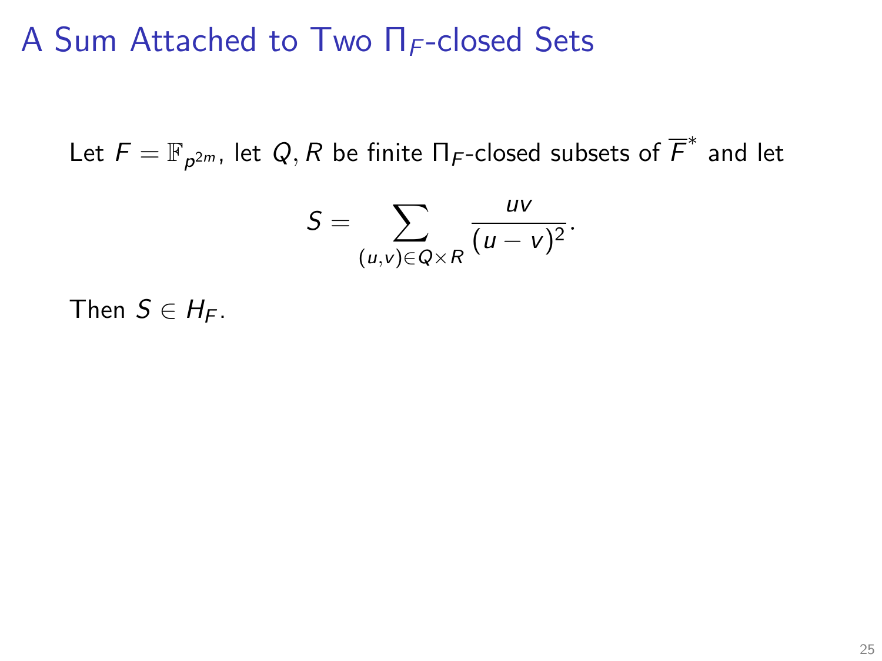# A Sum Attached to Two $\Pi_F$-closed Sets

Let $F = \mathbb{F}_{p^{2m}}$, let $Q, R$ be finite $\Pi_F$-closed subsets of $\overline{F}^*$ and let

$$S = \sum_{(u,v)\in Q\times R} \frac{uv}{(u-v)^2}.$$

Then $S \in H_F$.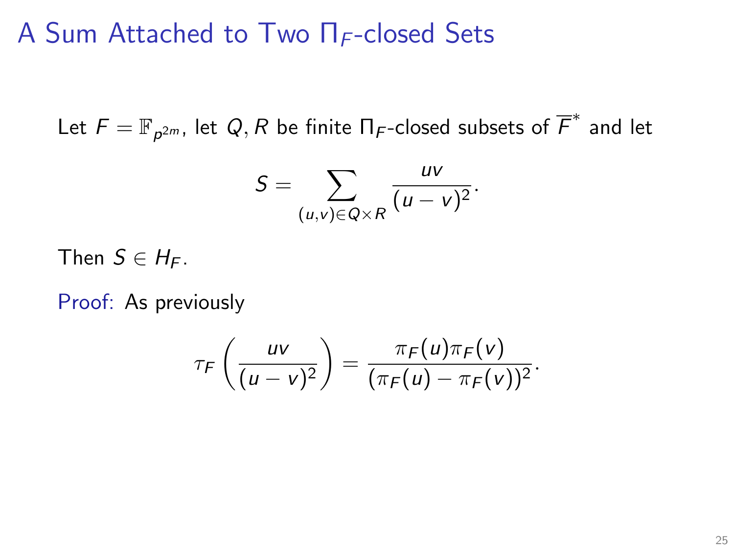# A Sum Attached to Two $\Pi_F$-closed Sets

Let $F = \mathbb{F}_{p^{2m}}$, let $Q, R$ be finite $\Pi_F$-closed subsets of $\overline{F}^*$ and let

$$S = \sum_{(u,v) \in Q \times R} \frac{uv}{(u-v)^2}.$$

Then $S \in H_F$.

Proof: As previously

$$\tau_F\left(\frac{uv}{(u-v)^2}\right) = \frac{\pi_F(u)\pi_F(v)}{(\pi_F(u) - \pi_F(v))^2}.$$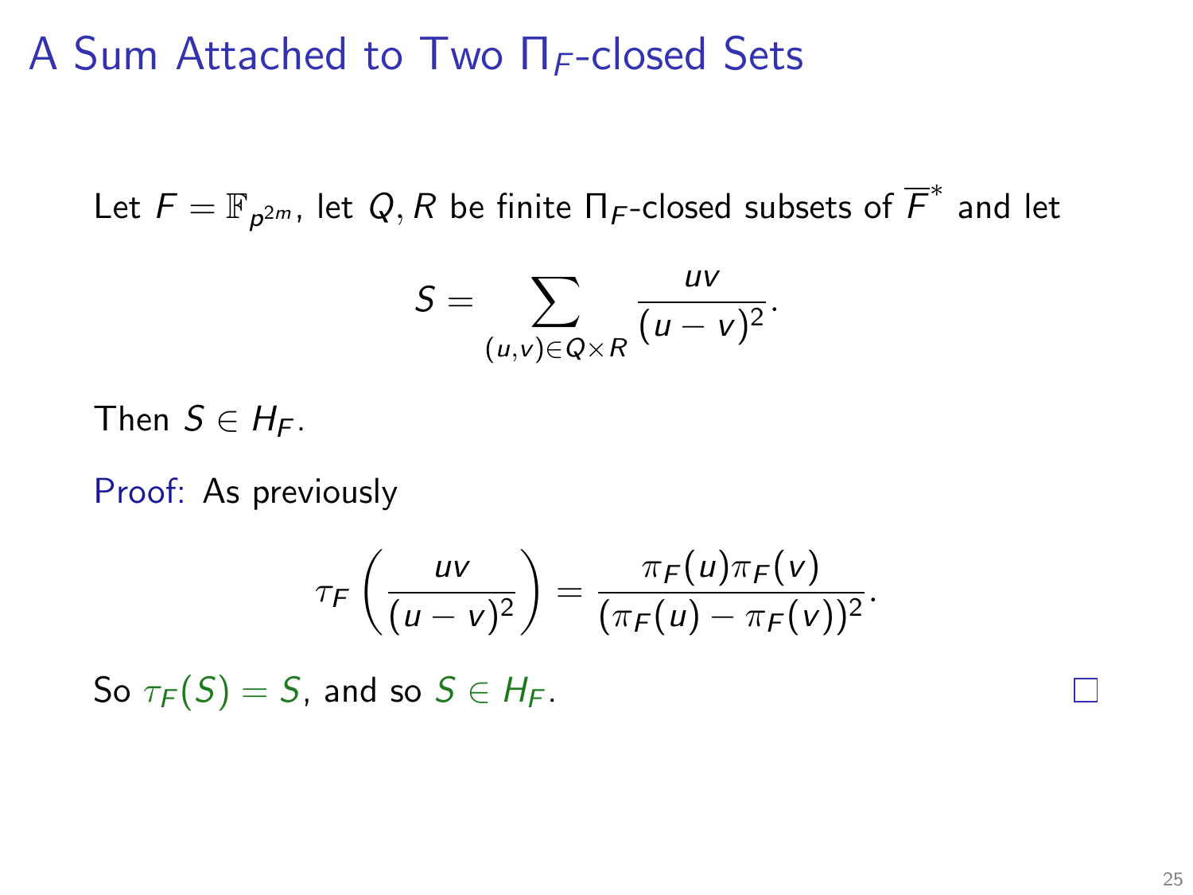# A Sum Attached to Two $\Pi_F$-closed Sets

Let $F = \mathbb{F}_{p^{2m}}$, let $Q, R$ be finite $\Pi_F$-closed subsets of $\overline{F}^*$ and let

$$S = \sum_{(u,v) \in Q \times R} \frac{uv}{(u-v)^2}.$$

Then $S \in H_F$.

Proof: As previously

$$\tau_F\left(\frac{uv}{(u-v)^2}\right) = \frac{\pi_F(u)\pi_F(v)}{(\pi_F(u) - \pi_F(v))^2}.$$

So $\tau_F(S) = S$, and so $S \in H_F$. □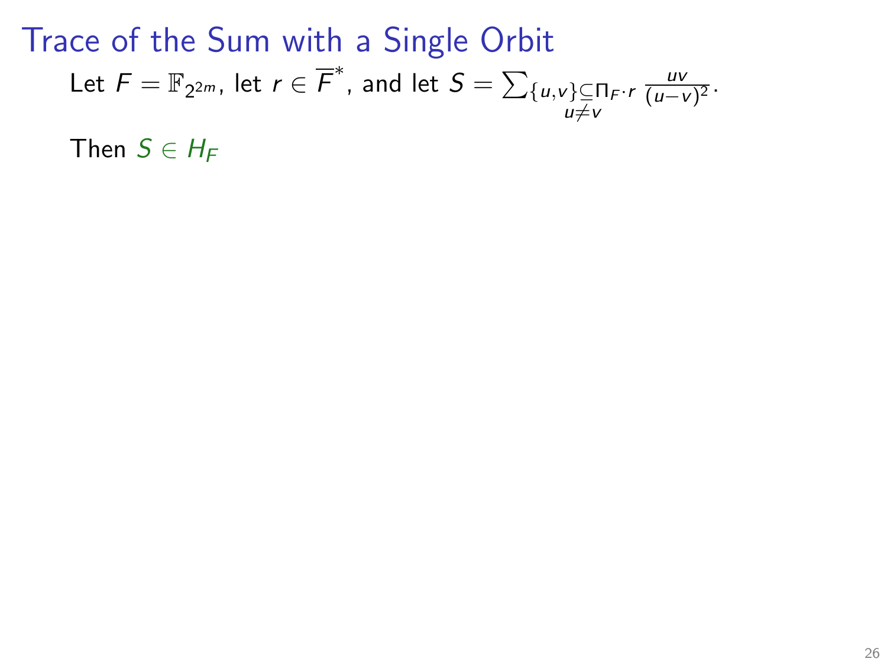# Trace of the Sum with a Single Orbit

Let $F = \mathbb{F}_{2^{2m}}$, let $r \in \overline{F}^*$, and let $S = \sum_{\substack{\{u,v\} \subseteq \Pi_F \cdot r \\ u \neq v}} \frac{uv}{(u-v)^2}$.

Then $S \in H_F$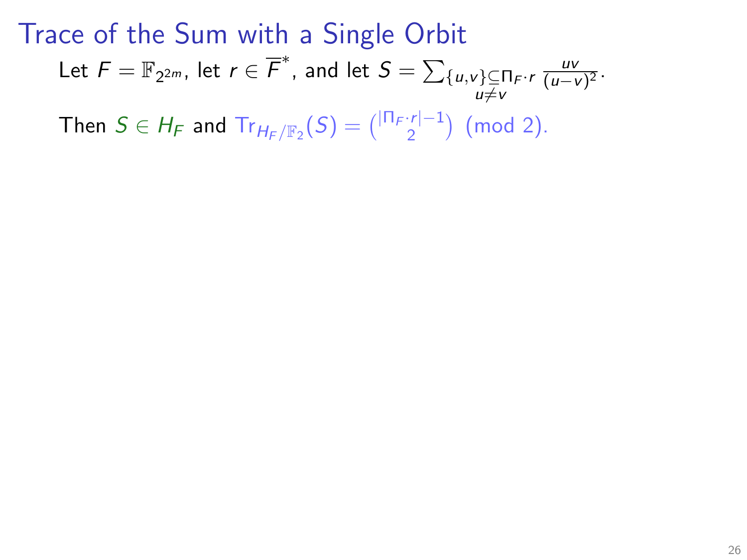# Trace of the Sum with a Single Orbit

Let $F = \mathbb{F}_{2^{2m}}$, let $r \in \overline{F}^*$, and let $S = \sum_{\substack{\{u,v\} \subseteq \Pi_F \cdot r \\ u \neq v}} \frac{uv}{(u-v)^2}$.

Then $S \in H_F$ and $\mathrm{Tr}_{H_F/\mathbb{F}_2}(S) = \binom{|\Pi_F \cdot r| - 1}{2} \pmod{2}$.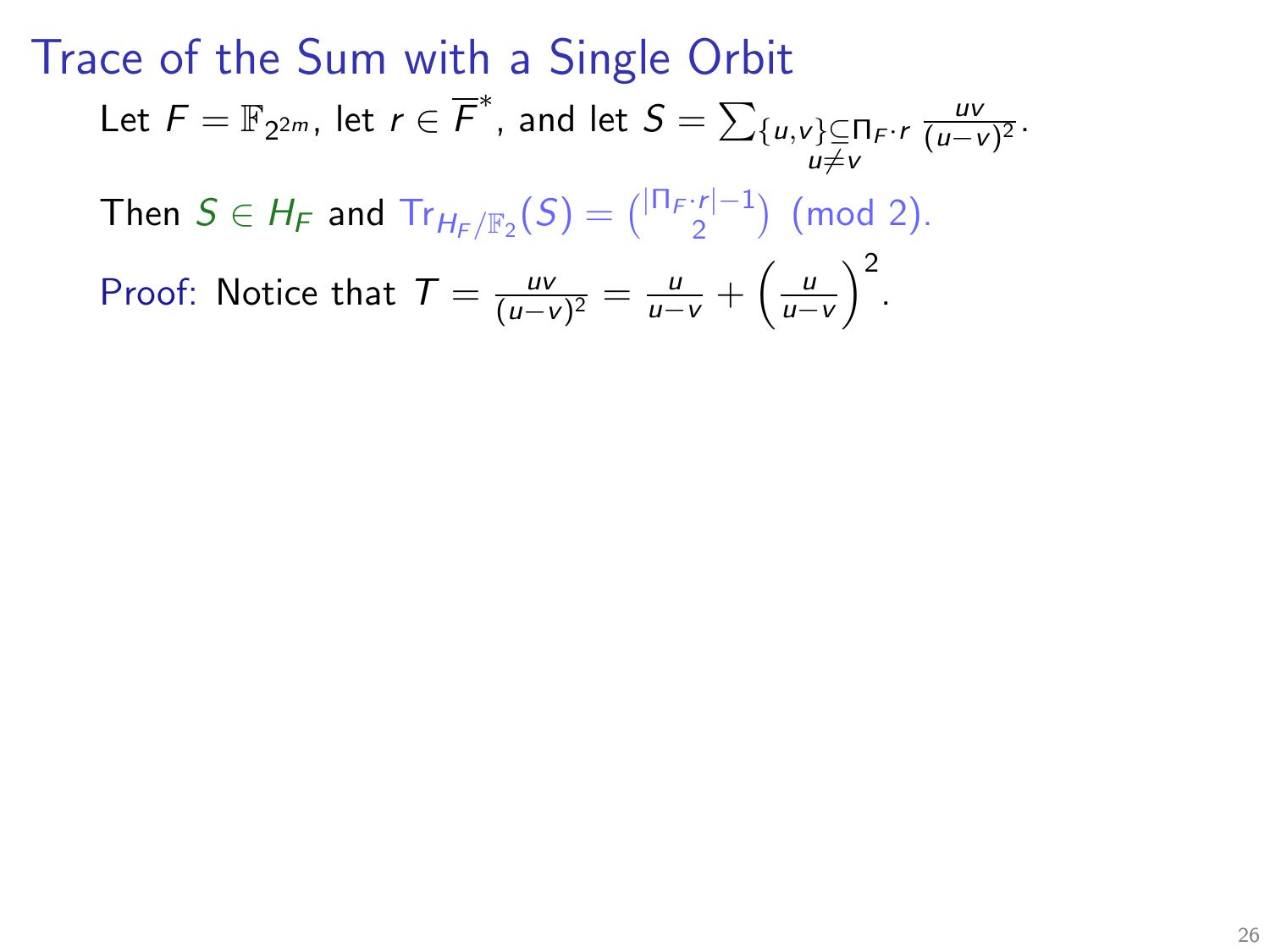# Trace of the Sum with a Single Orbit

Let $F = \mathbb{F}_{2^{2m}}$, let $r \in \overline{F}^*$, and let $S = \sum_{\substack{\{u,v\} \subseteq \Pi_F \cdot r \\ u \neq v}} \frac{uv}{(u-v)^2}$.

Then $S \in H_F$ and $\mathrm{Tr}_{H_F/\mathbb{F}_2}(S) = \binom{|\Pi_F \cdot r| - 1}{2} \pmod 2$.

Proof: Notice that $T = \frac{uv}{(u-v)^2} = \frac{u}{u-v} + \left(\frac{u}{u-v}\right)^2$.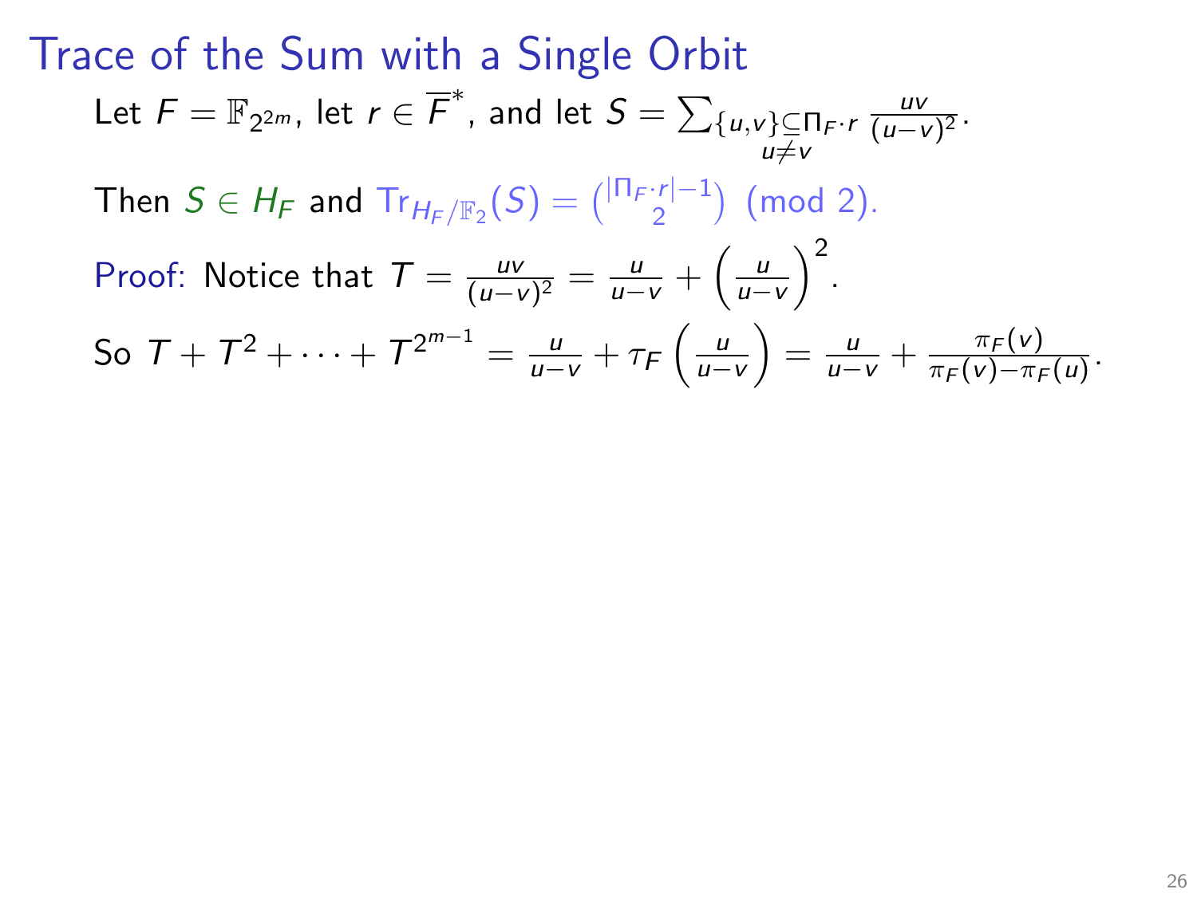# Trace of the Sum with a Single Orbit

Let $F = \mathbb{F}_{2^{2m}}$, let $r \in \overline{F}^*$, and let $S = \sum_{\substack{\{u,v\} \subseteq \Pi_F \cdot r \\ u \neq v}} \frac{uv}{(u-v)^2}$.

Then $S \in H_F$ and $\mathrm{Tr}_{H_F/\mathbb{F}_2}(S) = \binom{|\Pi_F \cdot r| - 1}{2} \pmod 2$.

Proof: Notice that $T = \frac{uv}{(u-v)^2} = \frac{u}{u-v} + \left(\frac{u}{u-v}\right)^2$.

So $T + T^2 + \cdots + T^{2^{m-1}} = \frac{u}{u-v} + \tau_F\left(\frac{u}{u-v}\right) = \frac{u}{u-v} + \frac{\pi_F(v)}{\pi_F(v) - \pi_F(u)}$.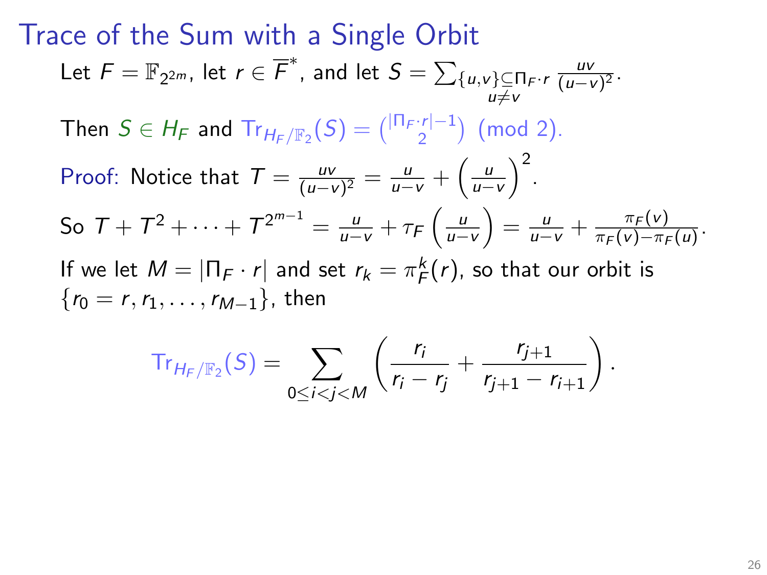# Trace of the Sum with a Single Orbit

Let $F = \mathbb{F}_{2^{2m}}$, let $r \in \overline{F}^*$, and let $S = \sum_{\substack{\{u,v\} \subseteq \Pi_F \cdot r \\ u \neq v}} \frac{uv}{(u-v)^2}$.

Then $S \in H_F$ and $\mathrm{Tr}_{H_F/\mathbb{F}_2}(S) = \binom{|\Pi_F \cdot r| - 1}{2} \pmod{2}$.

Proof: Notice that $T = \frac{uv}{(u-v)^2} = \frac{u}{u-v} + \left(\frac{u}{u-v}\right)^2$.

So $T + T^2 + \cdots + T^{2^{m-1}} = \frac{u}{u-v} + \tau_F\left(\frac{u}{u-v}\right) = \frac{u}{u-v} + \frac{\pi_F(v)}{\pi_F(v) - \pi_F(u)}$.

If we let $M = |\Pi_F \cdot r|$ and set $r_k = \pi_F^k(r)$, so that our orbit is $\{r_0 = r, r_1, \ldots, r_{M-1}\}$, then

$$\mathrm{Tr}_{H_F/\mathbb{F}_2}(S) = \sum_{0 \leq i < j < M} \left( \frac{r_i}{r_i - r_j} + \frac{r_{j+1}}{r_{j+1} - r_{i+1}} \right).$$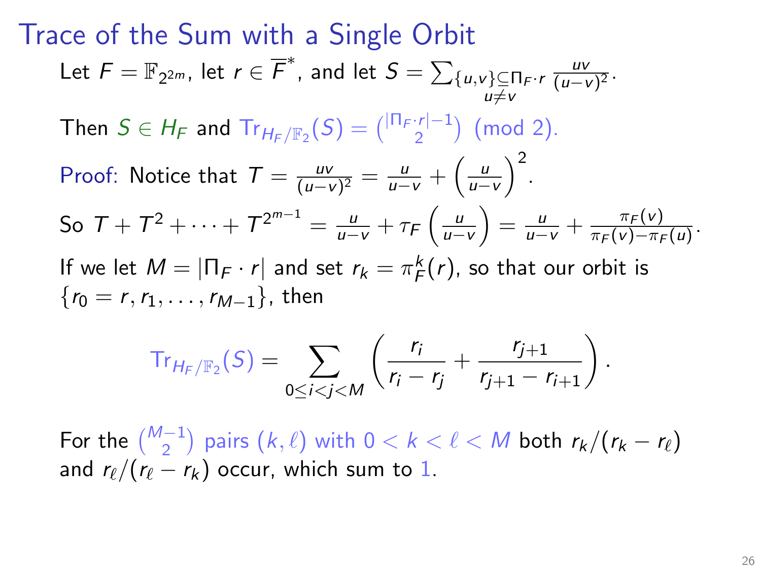# Trace of the Sum with a Single Orbit

Let $F = \mathbb{F}_{2^{2m}}$, let $r \in \overline{F}^*$, and let $S = \sum_{\substack{\{u,v\} \subseteq \Pi_F \cdot r \\ u \neq v}} \frac{uv}{(u-v)^2}$.

Then $S \in H_F$ and $\mathrm{Tr}_{H_F/\mathbb{F}_2}(S) = \binom{|\Pi_F \cdot r| - 1}{2} \pmod{2}$.

Proof: Notice that $T = \frac{uv}{(u-v)^2} = \frac{u}{u-v} + \left(\frac{u}{u-v}\right)^2$.

So $T + T^2 + \cdots + T^{2^{m-1}} = \frac{u}{u-v} + \tau_F\left(\frac{u}{u-v}\right) = \frac{u}{u-v} + \frac{\pi_F(v)}{\pi_F(v) - \pi_F(u)}$.

If we let $M = |\Pi_F \cdot r|$ and set $r_k = \pi_F^k(r)$, so that our orbit is $\{r_0 = r, r_1, \ldots, r_{M-1}\}$, then

$$\mathrm{Tr}_{H_F/\mathbb{F}_2}(S) = \sum_{0 \le i < j < M} \left( \frac{r_i}{r_i - r_j} + \frac{r_{j+1}}{r_{j+1} - r_{i+1}} \right).$$

For the $\binom{M-1}{2}$ pairs $(k, \ell)$ with $0 < k < \ell < M$ both $r_k/(r_k - r_\ell)$ and $r_\ell/(r_\ell - r_k)$ occur, which sum to $1$.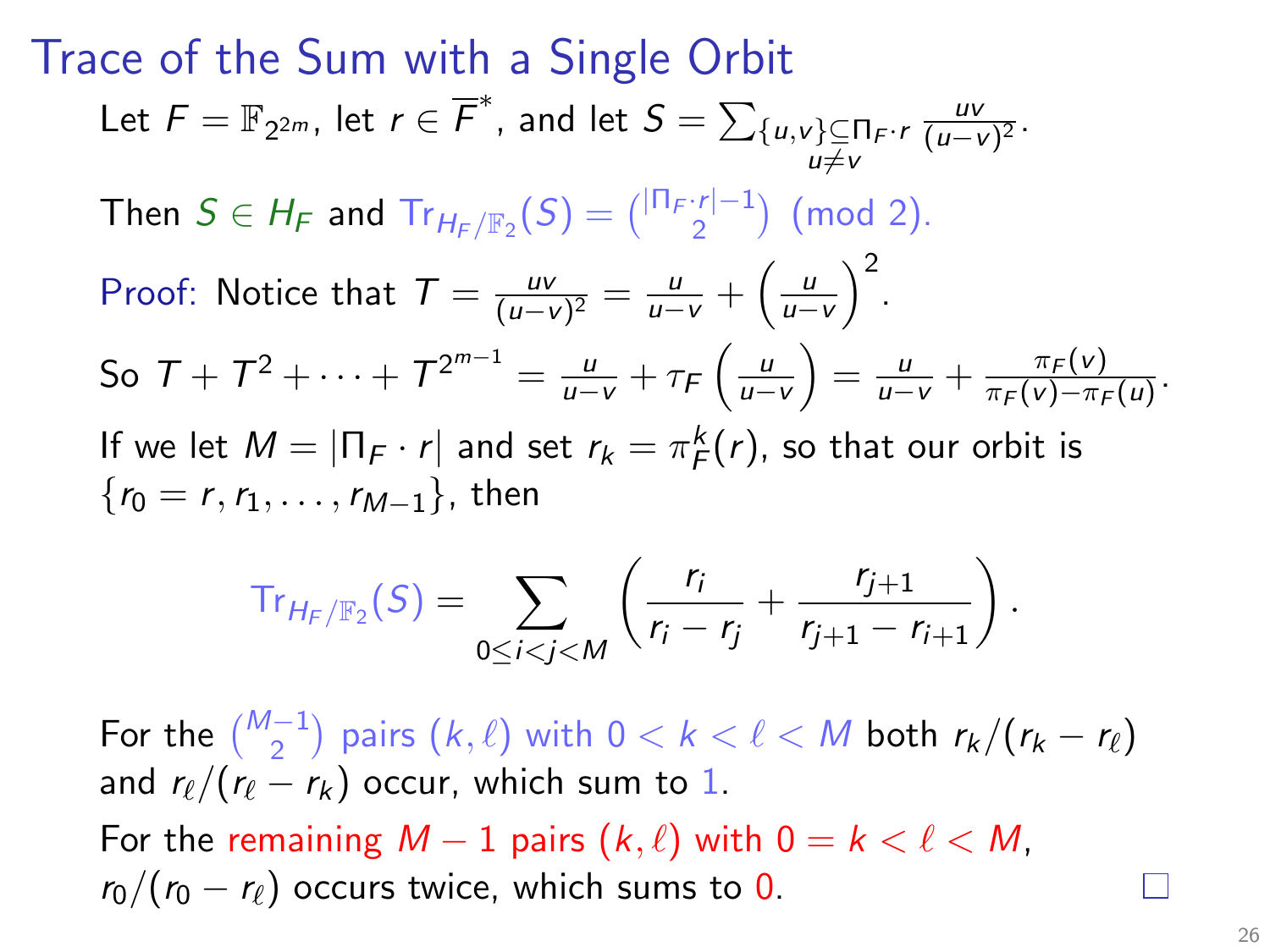# Trace of the Sum with a Single Orbit

Let $F = \mathbb{F}_{2^{2m}}$, let $r \in \overline{F}^*$, and let $S = \sum_{\substack{\{u,v\} \subseteq \Pi_F \cdot r \\ u \neq v}} \frac{uv}{(u-v)^2}$.

Then $S \in H_F$ and $\mathrm{Tr}_{H_F/\mathbb{F}_2}(S) = \binom{|\Pi_F \cdot r| - 1}{2} \pmod{2}$.

Proof: Notice that $T = \frac{uv}{(u-v)^2} = \frac{u}{u-v} + \left(\frac{u}{u-v}\right)^2$.

So $T + T^2 + \cdots + T^{2^{m-1}} = \frac{u}{u-v} + \tau_F\left(\frac{u}{u-v}\right) = \frac{u}{u-v} + \frac{\pi_F(v)}{\pi_F(v) - \pi_F(u)}$.

If we let $M = |\Pi_F \cdot r|$ and set $r_k = \pi_F^k(r)$, so that our orbit is $\{r_0 = r, r_1, \ldots, r_{M-1}\}$, then

$$\mathrm{Tr}_{H_F/\mathbb{F}_2}(S) = \sum_{0 \leq i < j < M} \left( \frac{r_i}{r_i - r_j} + \frac{r_{j+1}}{r_{j+1} - r_{i+1}} \right).$$

For the $\binom{M-1}{2}$ pairs $(k, \ell)$ with $0 < k < \ell < M$ both $r_k/(r_k - r_\ell)$ and $r_\ell/(r_\ell - r_k)$ occur, which sum to $1$.

For the remaining $M - 1$ pairs $(k, \ell)$ with $0 = k < \ell < M$, $r_0/(r_0 - r_\ell)$ occurs twice, which sums to $0$. □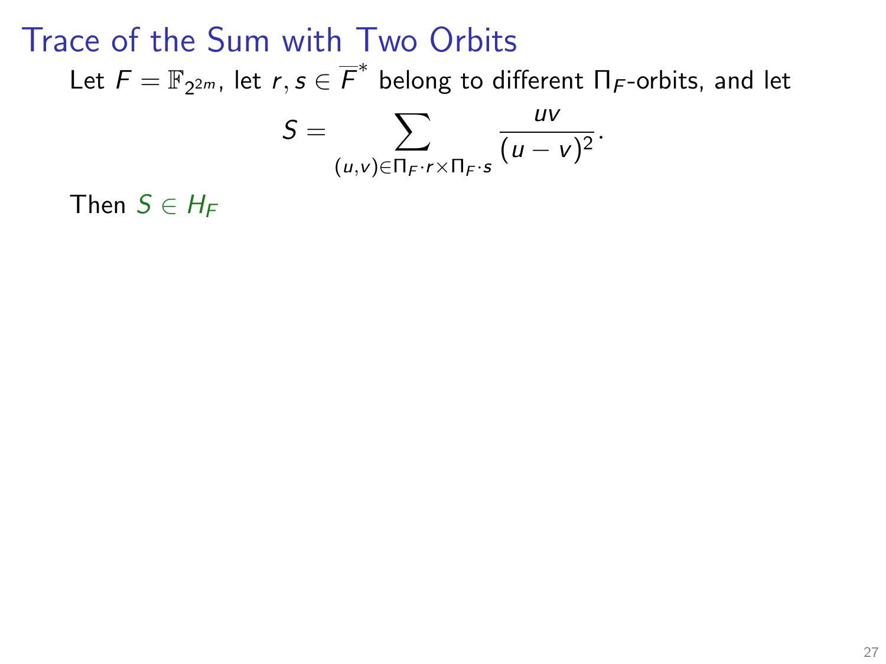# Trace of the Sum with Two Orbits

Let $F = \mathbb{F}_{2^{2m}}$, let $r, s \in \overline{F}^*$ belong to different $\Pi_F$-orbits, and let

$$S = \sum_{(u,v) \in \Pi_F \cdot r \times \Pi_F \cdot s} \frac{uv}{(u-v)^2}.$$

Then $S \in H_F$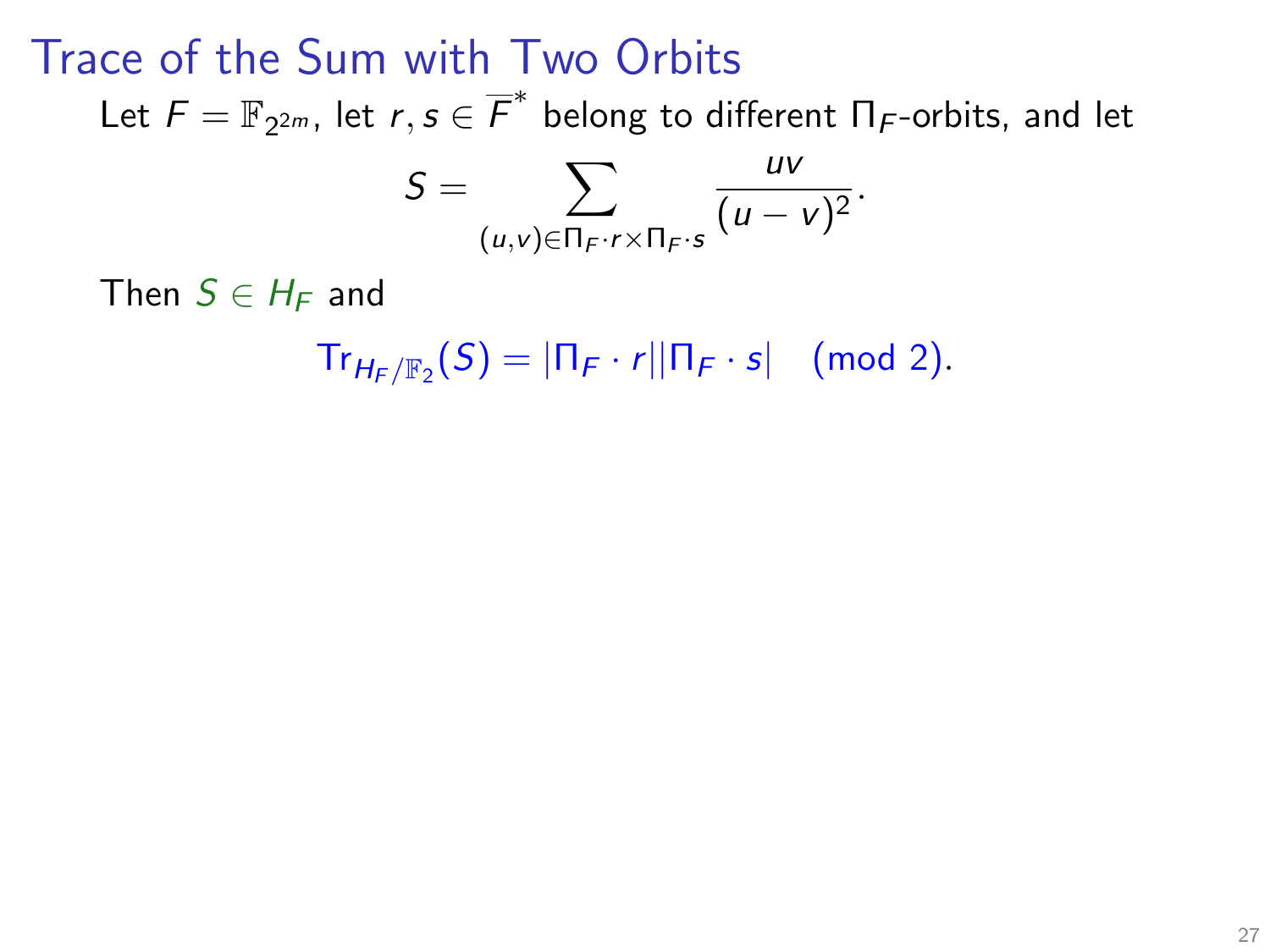# Trace of the Sum with Two Orbits

Let $F = \mathbb{F}_{2^{2m}}$, let $r, s \in \overline{F}^*$ belong to different $\Pi_F$-orbits, and let

$$S = \sum_{(u,v) \in \Pi_F \cdot r \times \Pi_F \cdot s} \frac{uv}{(u-v)^2}.$$

Then $S \in H_F$ and

$$\mathrm{Tr}_{H_F/\mathbb{F}_2}(S) = |\Pi_F \cdot r||\Pi_F \cdot s| \pmod{2}.$$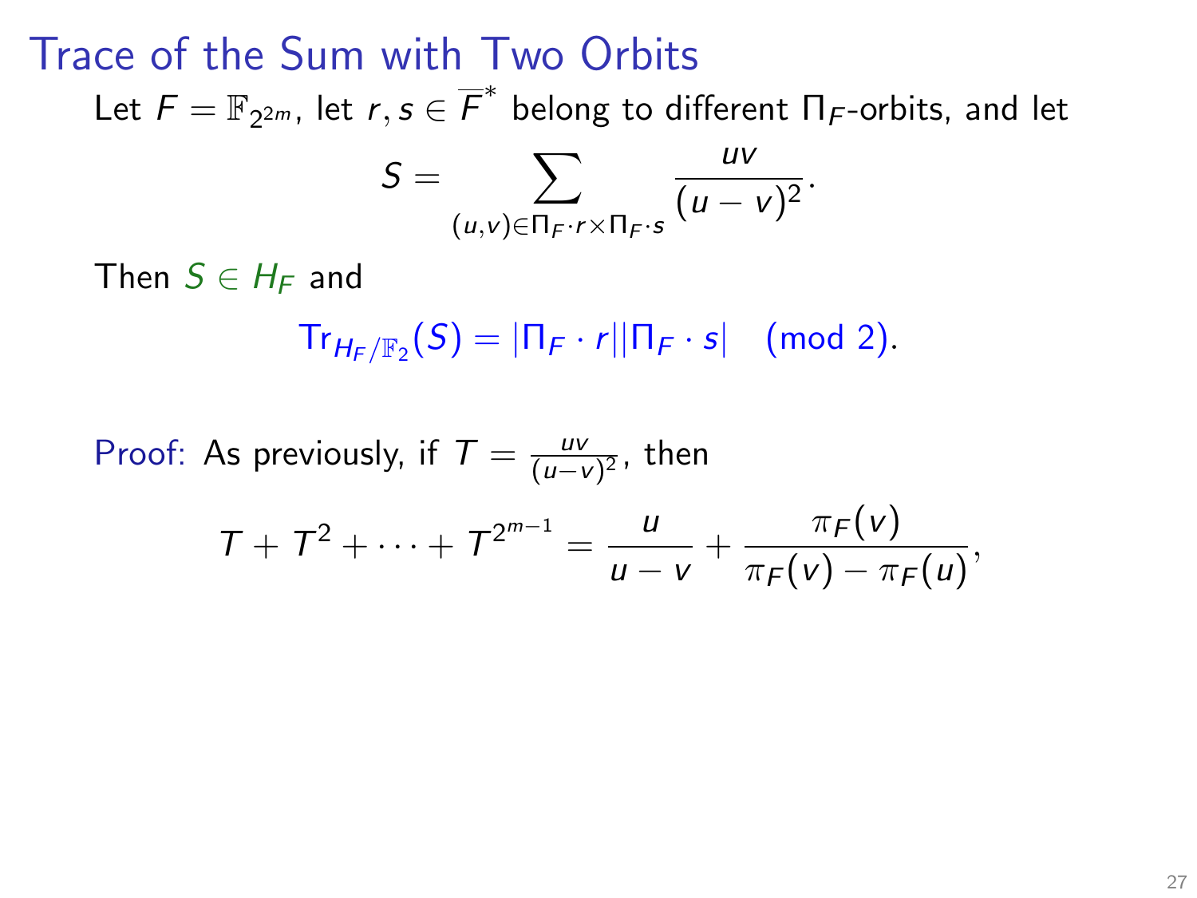# Trace of the Sum with Two Orbits

Let $F = \mathbb{F}_{2^{2m}}$, let $r, s \in \overline{F}^*$ belong to different $\Pi_F$-orbits, and let

$$S = \sum_{(u,v) \in \Pi_F \cdot r \times \Pi_F \cdot s} \frac{uv}{(u-v)^2}.$$

Then $S \in H_F$ and

$$\mathrm{Tr}_{H_F/\mathbb{F}_2}(S) = |\Pi_F \cdot r||\Pi_F \cdot s| \pmod 2.$$

Proof: As previously, if $T = \frac{uv}{(u-v)^2}$, then

$$T + T^2 + \cdots + T^{2^{m-1}} = \frac{u}{u-v} + \frac{\pi_F(v)}{\pi_F(v) - \pi_F(u)},$$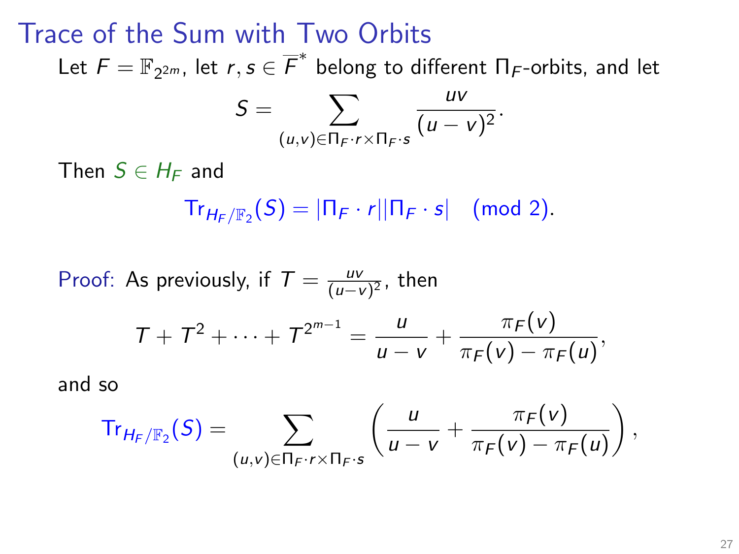# Trace of the Sum with Two Orbits

Let $F = \mathbb{F}_{2^{2m}}$, let $r, s \in \overline{F}^*$ belong to different $\Pi_F$-orbits, and let

$$S = \sum_{(u,v) \in \Pi_F \cdot r \times \Pi_F \cdot s} \frac{uv}{(u-v)^2}.$$

Then $S \in H_F$ and

$$\mathrm{Tr}_{H_F/\mathbb{F}_2}(S) = |\Pi_F \cdot r||\Pi_F \cdot s| \pmod 2.$$

Proof: As previously, if $T = \frac{uv}{(u-v)^2}$, then

$$T + T^2 + \cdots + T^{2^{m-1}} = \frac{u}{u-v} + \frac{\pi_F(v)}{\pi_F(v) - \pi_F(u)},$$

and so

$$\mathrm{Tr}_{H_F/\mathbb{F}_2}(S) = \sum_{(u,v) \in \Pi_F \cdot r \times \Pi_F \cdot s} \left( \frac{u}{u-v} + \frac{\pi_F(v)}{\pi_F(v) - \pi_F(u)} \right),$$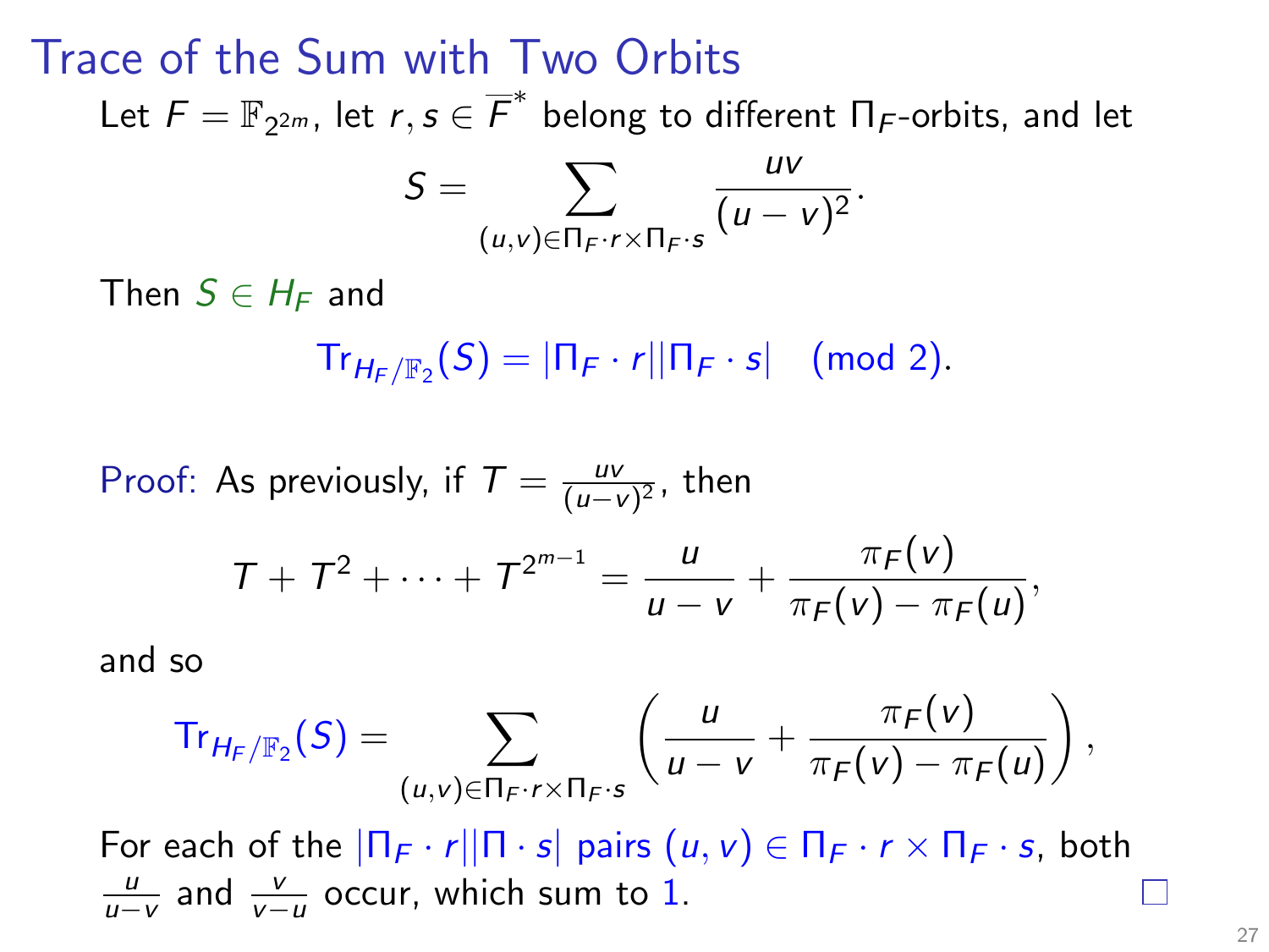# Trace of the Sum with Two Orbits

Let $F = \mathbb{F}_{2^{2m}}$, let $r, s \in \overline{F}^*$ belong to different $\Pi_F$-orbits, and let

$$S = \sum_{(u,v) \in \Pi_F \cdot r \times \Pi_F \cdot s} \frac{uv}{(u-v)^2}.$$

Then $S \in H_F$ and

$$\mathrm{Tr}_{H_F/\mathbb{F}_2}(S) = |\Pi_F \cdot r||\Pi_F \cdot s| \pmod 2.$$

Proof: As previously, if $T = \frac{uv}{(u-v)^2}$, then

$$T + T^2 + \cdots + T^{2^{m-1}} = \frac{u}{u-v} + \frac{\pi_F(v)}{\pi_F(v) - \pi_F(u)},$$

and so

$$\mathrm{Tr}_{H_F/\mathbb{F}_2}(S) = \sum_{(u,v) \in \Pi_F \cdot r \times \Pi_F \cdot s} \left( \frac{u}{u-v} + \frac{\pi_F(v)}{\pi_F(v) - \pi_F(u)} \right),$$

For each of the $|\Pi_F \cdot r||\Pi \cdot s|$ pairs $(u, v) \in \Pi_F \cdot r \times \Pi_F \cdot s$, both $\frac{u}{u-v}$ and $\frac{v}{v-u}$ occur, which sum to $1$. □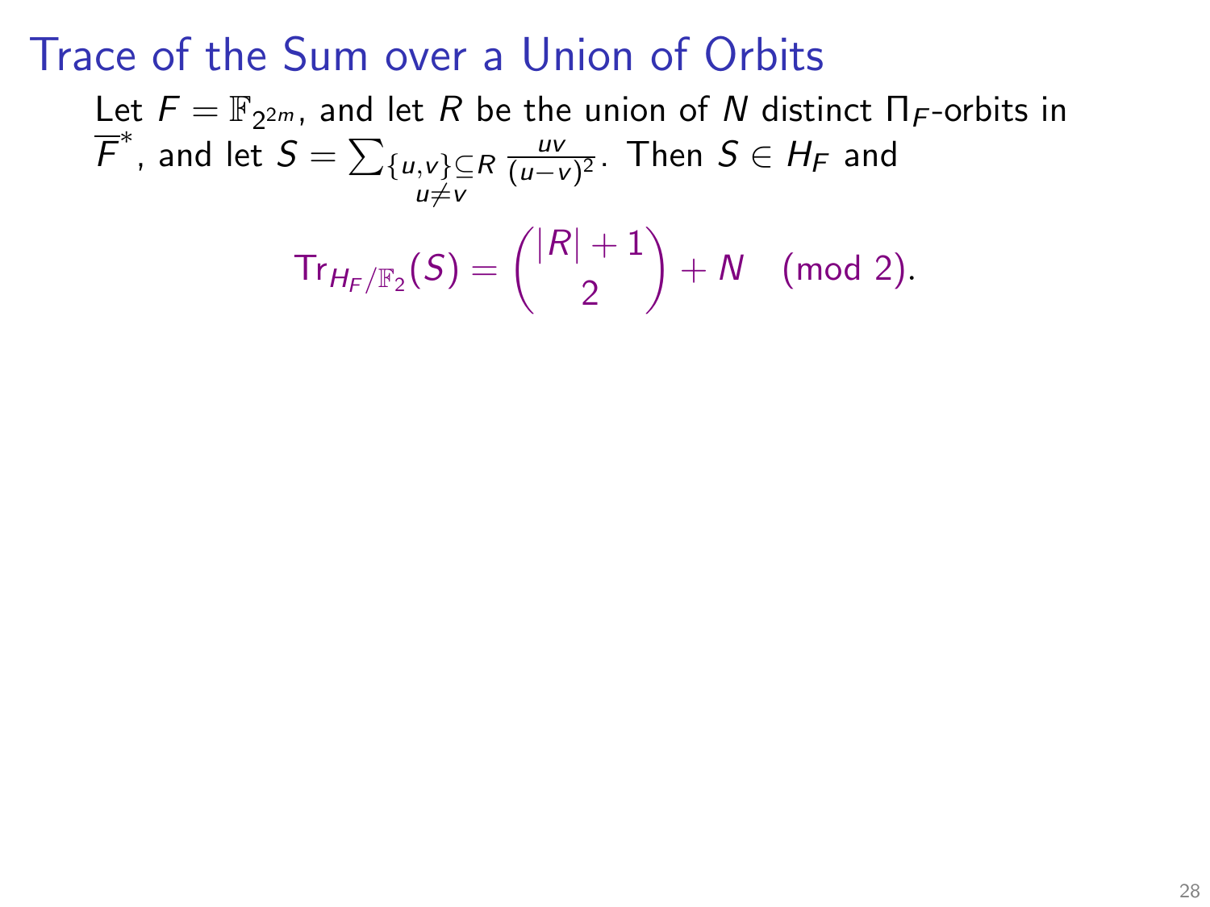# Trace of the Sum over a Union of Orbits

Let $F = \mathbb{F}_{2^{2m}}$, and let $R$ be the union of $N$ distinct $\Pi_F$-orbits in $\overline{F}^*$, and let $S = \sum_{\substack{\{u,v\} \subseteq R \\ u \neq v}} \frac{uv}{(u-v)^2}$. Then $S \in H_F$ and

$$\mathrm{Tr}_{H_F/\mathbb{F}_2}(S) = \binom{|R|+1}{2} + N \pmod{2}.$$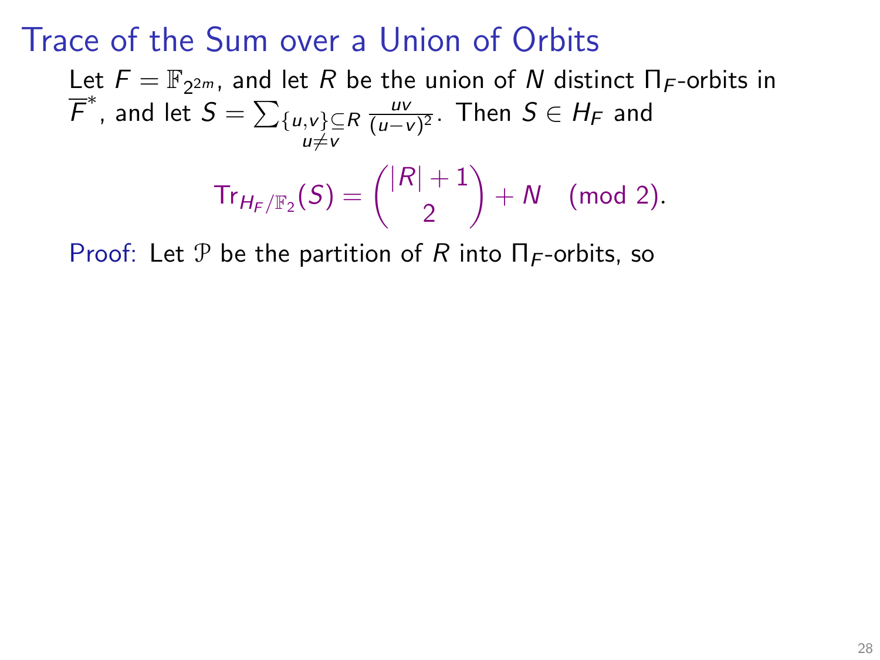# Trace of the Sum over a Union of Orbits

Let $F = \mathbb{F}_{2^{2m}}$, and let $R$ be the union of $N$ distinct $\Pi_F$-orbits in $\overline{F}^*$, and let $S = \sum_{\substack{\{u,v\}\subseteq R \\ u \neq v}} \frac{uv}{(u-v)^2}$. Then $S \in H_F$ and

$$\operatorname{Tr}_{H_F/\mathbb{F}_2}(S) = \binom{|R|+1}{2} + N \pmod{2}.$$

Proof: Let $\mathcal{P}$ be the partition of $R$ into $\Pi_F$-orbits, so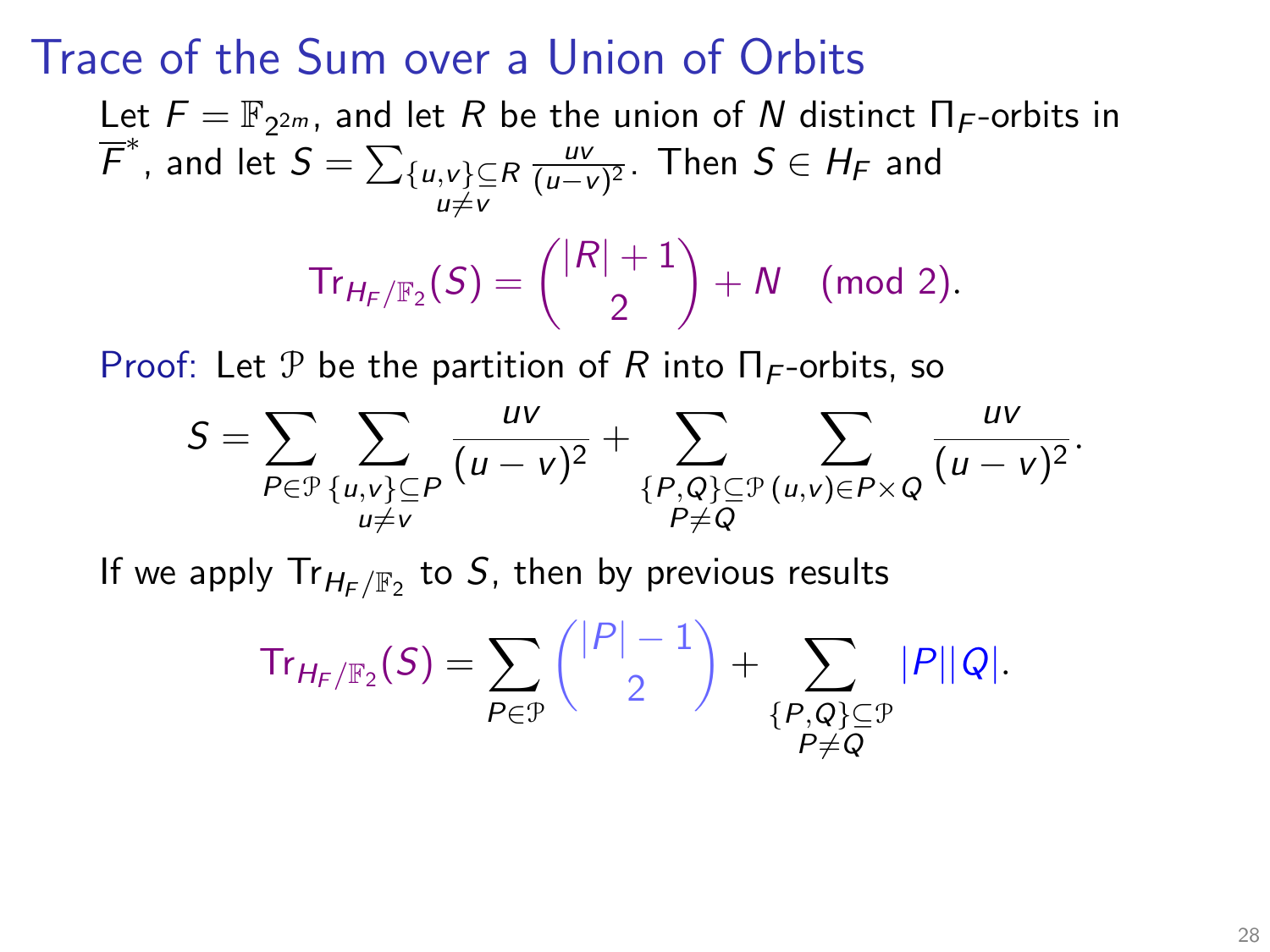# Trace of the Sum over a Union of Orbits

Let $F = \mathbb{F}_{2^{2m}}$, and let $R$ be the union of $N$ distinct $\Pi_F$-orbits in $\overline{F}^*$, and let $S = \sum_{\substack{\{u,v\} \subseteq R \\ u \neq v}} \frac{uv}{(u-v)^2}$. Then $S \in H_F$ and

$$\mathrm{Tr}_{H_F/\mathbb{F}_2}(S) = \binom{|R|+1}{2} + N \pmod{2}.$$

Proof: Let $\mathcal{P}$ be the partition of $R$ into $\Pi_F$-orbits, so

$$S = \sum_{P \in \mathcal{P}} \sum_{\substack{\{u,v\} \subseteq P \\ u \neq v}} \frac{uv}{(u-v)^2} + \sum_{\substack{\{P,Q\} \subseteq \mathcal{P} \\ P \neq Q}} \sum_{(u,v) \in P \times Q} \frac{uv}{(u-v)^2}.$$

If we apply $\mathrm{Tr}_{H_F/\mathbb{F}_2}$ to $S$, then by previous results

$$\mathrm{Tr}_{H_F/\mathbb{F}_2}(S) = \sum_{P \in \mathcal{P}} \binom{|P|-1}{2} + \sum_{\substack{\{P,Q\} \subseteq \mathcal{P} \\ P \neq Q}} |P||Q|.$$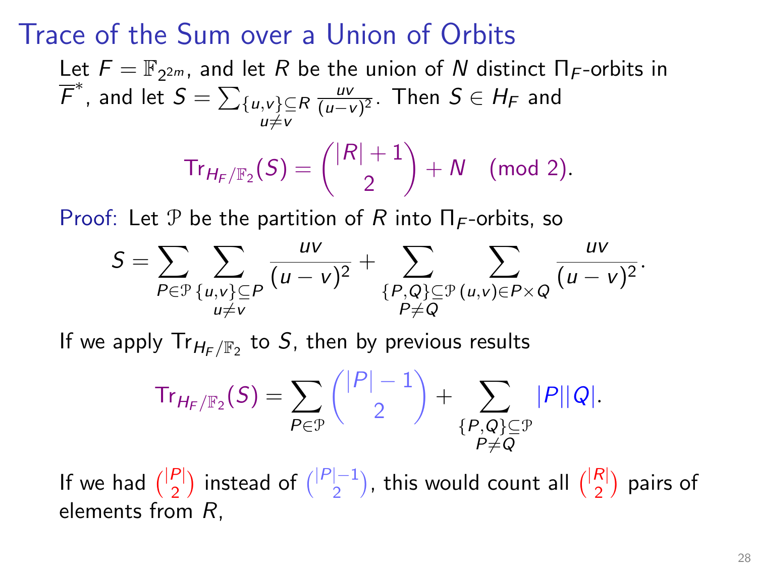# Trace of the Sum over a Union of Orbits

Let $F = \mathbb{F}_{2^{2m}}$, and let $R$ be the union of $N$ distinct $\Pi_F$-orbits in $\overline{F}^*$, and let $S = \sum_{\substack{\{u,v\}\subseteq R \\ u\neq v}} \frac{uv}{(u-v)^2}$. Then $S \in H_F$ and

$$\mathrm{Tr}_{H_F/\mathbb{F}_2}(S) = \binom{|R|+1}{2} + N \pmod 2.$$

Proof: Let $\mathcal{P}$ be the partition of $R$ into $\Pi_F$-orbits, so

$$S = \sum_{P\in\mathcal{P}} \sum_{\substack{\{u,v\}\subseteq P \\ u\neq v}} \frac{uv}{(u-v)^2} + \sum_{\substack{\{P,Q\}\subseteq\mathcal{P} \\ P\neq Q}} \sum_{(u,v)\in P\times Q} \frac{uv}{(u-v)^2}.$$

If we apply $\mathrm{Tr}_{H_F/\mathbb{F}_2}$ to $S$, then by previous results

$$\mathrm{Tr}_{H_F/\mathbb{F}_2}(S) = \sum_{P\in\mathcal{P}} \binom{|P|-1}{2} + \sum_{\substack{\{P,Q\}\subseteq\mathcal{P} \\ P\neq Q}} |P||Q|.$$

If we had $\binom{|P|}{2}$ instead of $\binom{|P|-1}{2}$, this would count all $\binom{|R|}{2}$ pairs of elements from $R$,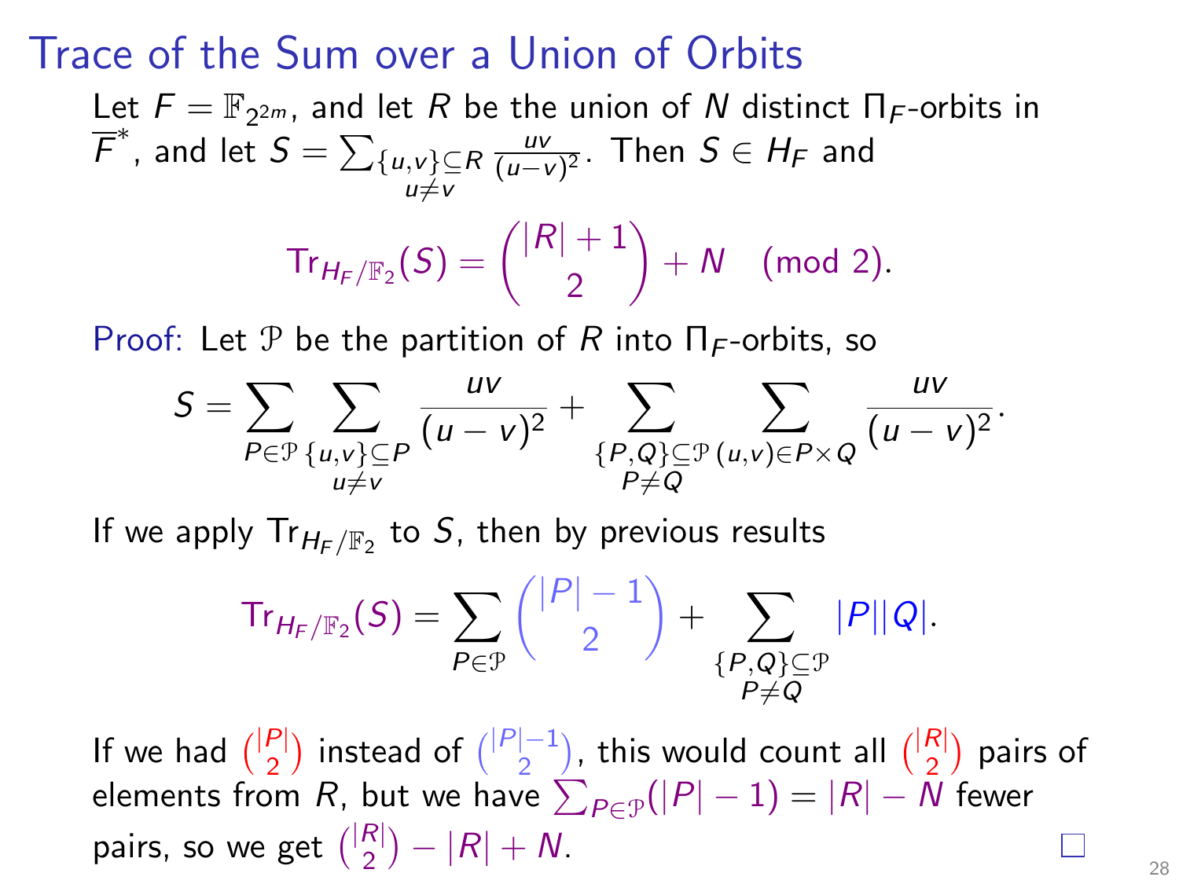# Trace of the Sum over a Union of Orbits

Let $F = \mathbb{F}_{2^{2m}}$, and let $R$ be the union of $N$ distinct $\Pi_F$-orbits in $\overline{F}^*$, and let $S = \sum_{\substack{\{u,v\} \subseteq R \\ u \neq v}} \frac{uv}{(u-v)^2}$. Then $S \in H_F$ and

$$\mathrm{Tr}_{H_F/\mathbb{F}_2}(S) = \binom{|R|+1}{2} + N \pmod{2}.$$

Proof: Let $\mathcal{P}$ be the partition of $R$ into $\Pi_F$-orbits, so

$$S = \sum_{P \in \mathcal{P}} \sum_{\substack{\{u,v\} \subseteq P \\ u \neq v}} \frac{uv}{(u-v)^2} + \sum_{\substack{\{P,Q\} \subseteq \mathcal{P} \\ P \neq Q}} \sum_{(u,v) \in P \times Q} \frac{uv}{(u-v)^2}.$$

If we apply $\mathrm{Tr}_{H_F/\mathbb{F}_2}$ to $S$, then by previous results

$$\mathrm{Tr}_{H_F/\mathbb{F}_2}(S) = \sum_{P \in \mathcal{P}} \binom{|P|-1}{2} + \sum_{\substack{\{P,Q\} \subseteq \mathcal{P} \\ P \neq Q}} |P||Q|.$$

If we had $\binom{|P|}{2}$ instead of $\binom{|P|-1}{2}$, this would count all $\binom{|R|}{2}$ pairs of elements from $R$, but we have $\sum_{P \in \mathcal{P}} (|P|-1) = |R| - N$ fewer pairs, so we get $\binom{|R|}{2} - |R| + N$. □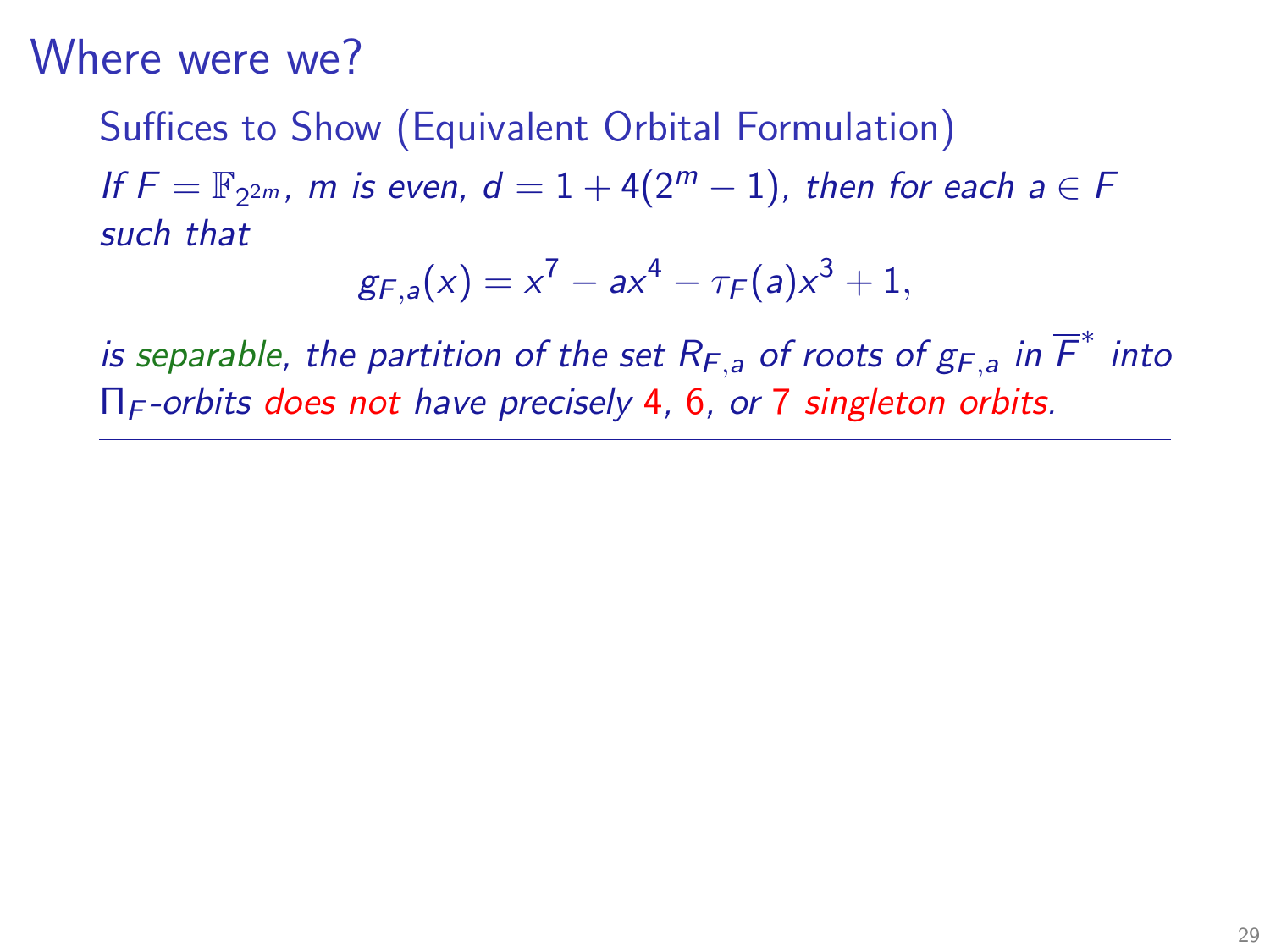# Where were we?

### Suffices to Show (Equivalent Orbital Formulation)

*If $F = \mathbb{F}_{2^{2m}}$, $m$ is even, $d = 1 + 4(2^m - 1)$, then for each $a \in F$ such that*

$$g_{F,a}(x) = x^7 - ax^4 - \tau_F(a)x^3 + 1,$$

*is separable, the partition of the set $R_{F,a}$ of roots of $g_{F,a}$ in $\overline{F}^*$ into $\Pi_F$-orbits does not have precisely 4, 6, or 7 singleton orbits.*

---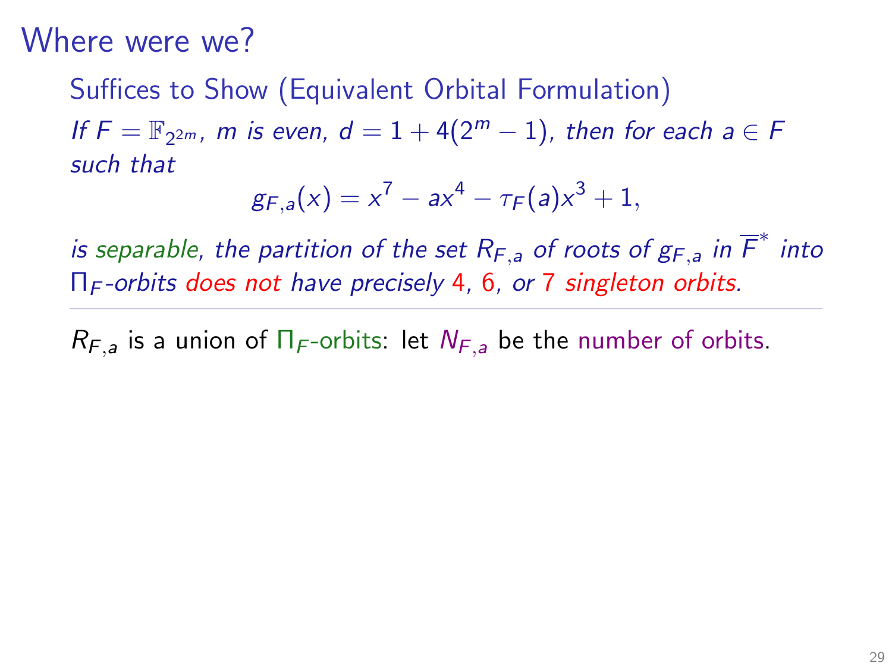# Where were we?

**Suffices to Show (Equivalent Orbital Formulation)**

*If $F = \mathbb{F}_{2^{2m}}$, $m$ is even, $d = 1 + 4(2^m - 1)$, then for each $a \in F$ such that*

$$g_{F,a}(x) = x^7 - ax^4 - \tau_F(a)x^3 + 1,$$

*is separable, the partition of the set $R_{F,a}$ of roots of $g_{F,a}$ in $\overline{F}^*$ into $\Pi_F$-orbits does not have precisely 4, 6, or 7 singleton orbits.*

---

$R_{F,a}$ is a union of $\Pi_F$-orbits: let $N_{F,a}$ be the number of orbits.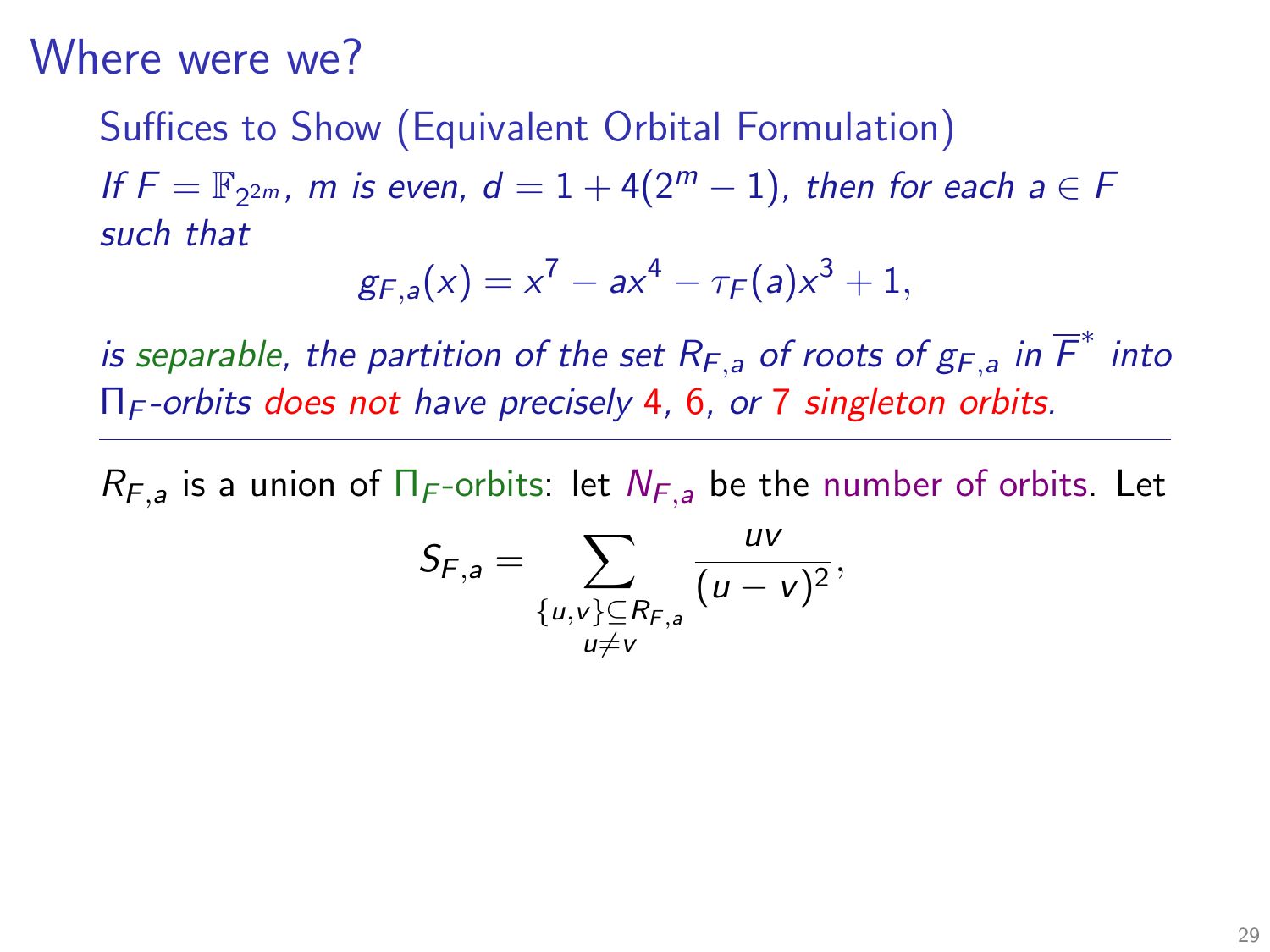# Where were we?

Suffices to Show (Equivalent Orbital Formulation)

*If $F = \mathbb{F}_{2^{2m}}$, $m$ is even, $d = 1 + 4(2^m - 1)$, then for each $a \in F$ such that*

$$g_{F,a}(x) = x^7 - ax^4 - \tau_F(a)x^3 + 1,$$

*is separable, the partition of the set $R_{F,a}$ of roots of $g_{F,a}$ in $\overline{F}^*$ into $\Pi_F$-orbits does not have precisely 4, 6, or 7 singleton orbits.*

---

$R_{F,a}$ is a union of $\Pi_F$-orbits: let $N_{F,a}$ be the number of orbits. Let

$$S_{F,a} = \sum_{\substack{\{u,v\} \subseteq R_{F,a} \\ u \neq v}} \frac{uv}{(u-v)^2},$$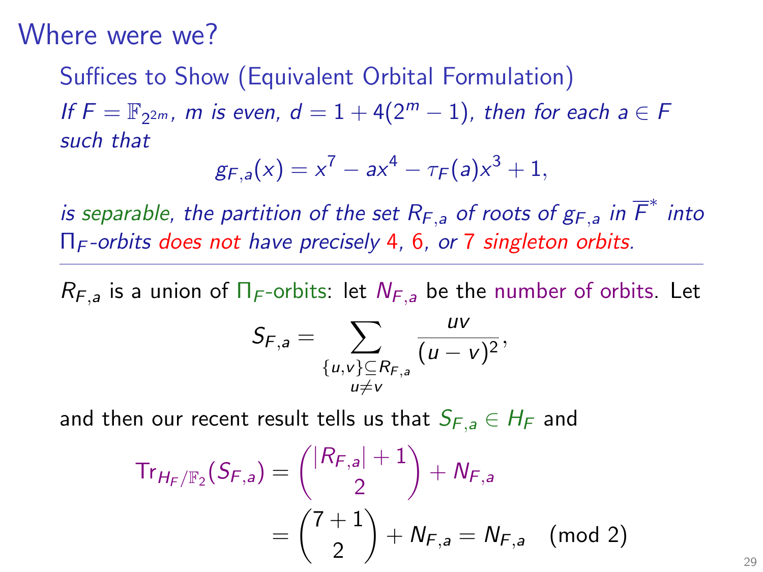# Where were we?

Suffices to Show (Equivalent Orbital Formulation)

*If $F = \mathbb{F}_{2^{2m}}$, $m$ is even, $d = 1 + 4(2^m - 1)$, then for each $a \in F$ such that*

$$g_{F,a}(x) = x^7 - ax^4 - \tau_F(a)x^3 + 1,$$

*is separable, the partition of the set $R_{F,a}$ of roots of $g_{F,a}$ in $\overline{F}^*$ into $\Pi_F$-orbits does not have precisely 4, 6, or 7 singleton orbits.*

---

$R_{F,a}$ is a union of $\Pi_F$-orbits: let $N_{F,a}$ be the number of orbits. Let

$$S_{F,a} = \sum_{\substack{\{u,v\} \subseteq R_{F,a} \\ u \neq v}} \frac{uv}{(u-v)^2},$$

and then our recent result tells us that $S_{F,a} \in H_F$ and

$$\begin{aligned}
\mathrm{Tr}_{H_F/\mathbb{F}_2}(S_{F,a}) &= \binom{|R_{F,a}| + 1}{2} + N_{F,a} \\
&= \binom{7+1}{2} + N_{F,a} = N_{F,a} \pmod 2
\end{aligned}$$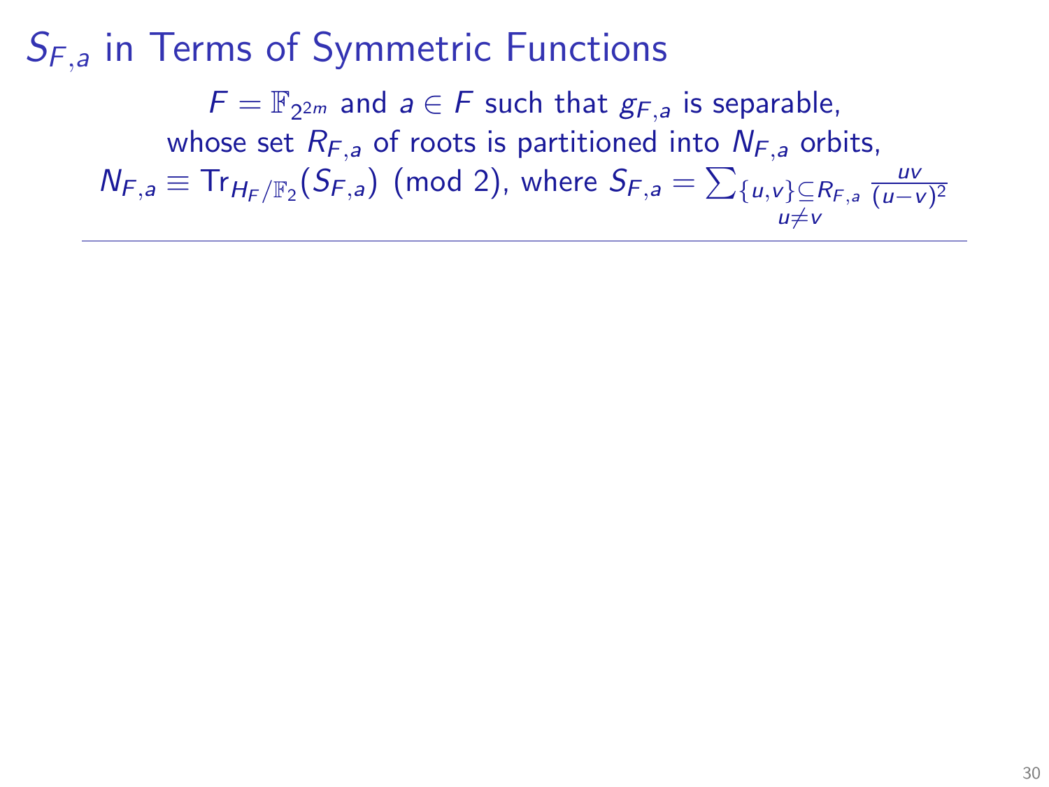# $S_{F,a}$ in Terms of Symmetric Functions

$F = \mathbb{F}_{2^{2m}}$ and $a \in F$ such that $g_{F,a}$ is separable,
whose set $R_{F,a}$ of roots is partitioned into $N_{F,a}$ orbits,
$N_{F,a} \equiv \mathrm{Tr}_{H_F/\mathbb{F}_2}(S_{F,a}) \pmod{2}$, where $S_{F,a} = \sum_{\substack{\{u,v\} \subseteq R_{F,a} \\ u \neq v}} \frac{uv}{(u-v)^2}$

---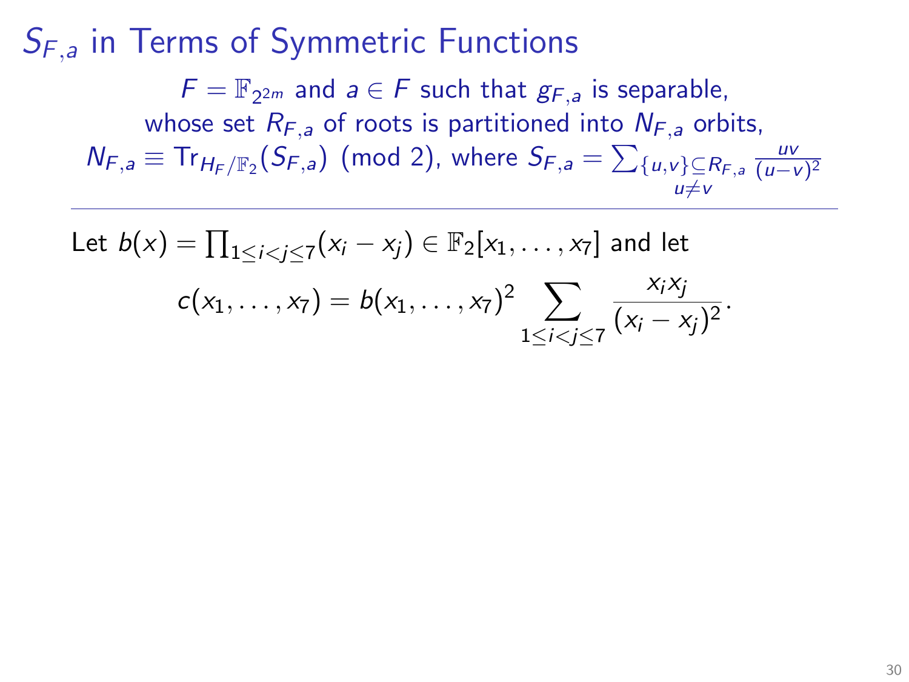# $S_{F,a}$ in Terms of Symmetric Functions

$F = \mathbb{F}_{2^{2m}}$ and $a \in F$ such that $g_{F,a}$ is separable,
whose set $R_{F,a}$ of roots is partitioned into $N_{F,a}$ orbits,
$N_{F,a} \equiv \mathrm{Tr}_{H_F/\mathbb{F}_2}(S_{F,a}) \pmod 2$, where $S_{F,a} = \sum_{\substack{\{u,v\}\subseteq R_{F,a} \\ u \neq v}} \frac{uv}{(u-v)^2}$

---

Let $b(x) = \prod_{1 \leq i < j \leq 7}(x_i - x_j) \in \mathbb{F}_2[x_1, \ldots, x_7]$ and let

$$c(x_1, \ldots, x_7) = b(x_1, \ldots, x_7)^2 \sum_{1 \leq i < j \leq 7} \frac{x_i x_j}{(x_i - x_j)^2}.$$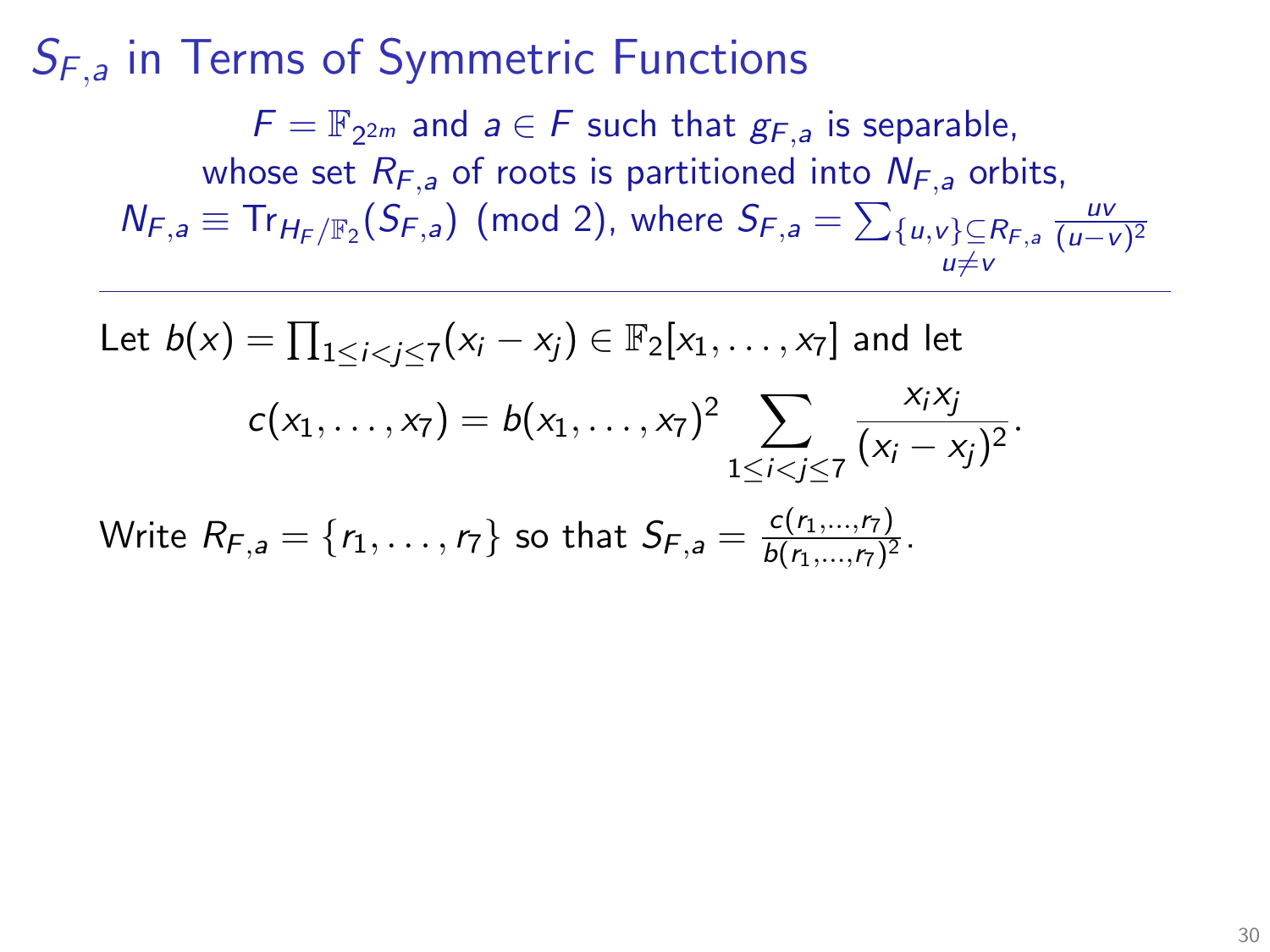# $S_{F,a}$ in Terms of Symmetric Functions

$F = \mathbb{F}_{2^{2m}}$ and $a \in F$ such that $g_{F,a}$ is separable, whose set $R_{F,a}$ of roots is partitioned into $N_{F,a}$ orbits, $N_{F,a} \equiv \mathrm{Tr}_{H_F/\mathbb{F}_2}(S_{F,a}) \pmod 2$, where $S_{F,a} = \sum_{\substack{\{u,v\} \subseteq R_{F,a} \\ u \neq v}} \frac{uv}{(u-v)^2}$

---

Let $b(x) = \prod_{1 \leq i < j \leq 7}(x_i - x_j) \in \mathbb{F}_2[x_1, \ldots, x_7]$ and let

$$c(x_1, \ldots, x_7) = b(x_1, \ldots, x_7)^2 \sum_{1 \leq i < j \leq 7} \frac{x_i x_j}{(x_i - x_j)^2}.$$

Write $R_{F,a} = \{r_1, \ldots, r_7\}$ so that $S_{F,a} = \frac{c(r_1, \ldots, r_7)}{b(r_1, \ldots, r_7)^2}$.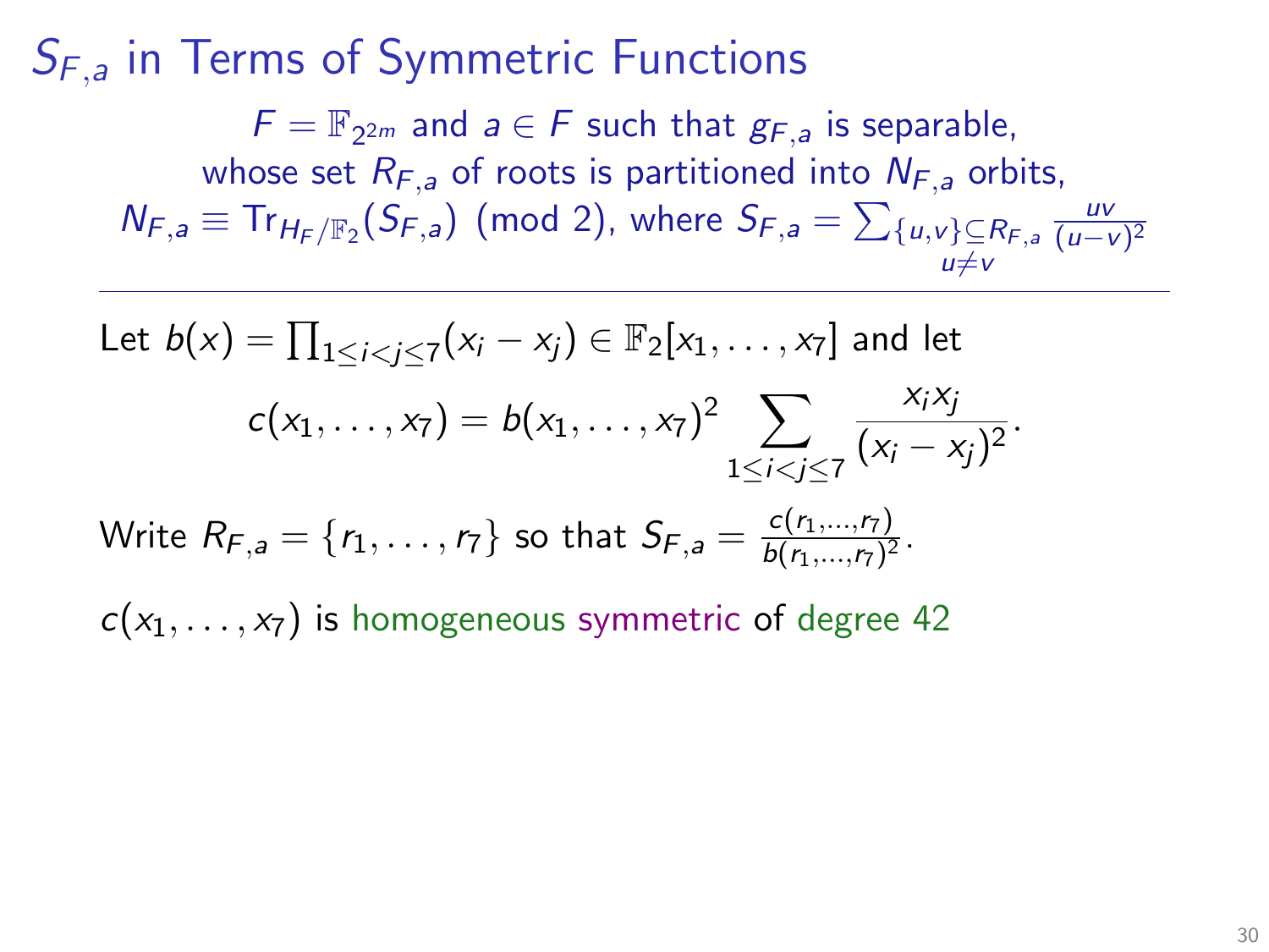# $S_{F,a}$ in Terms of Symmetric Functions

$F = \mathbb{F}_{2^{2m}}$ and $a \in F$ such that $g_{F,a}$ is separable, whose set $R_{F,a}$ of roots is partitioned into $N_{F,a}$ orbits, $N_{F,a} \equiv \mathrm{Tr}_{H_F/\mathbb{F}_2}(S_{F,a}) \pmod 2$, where $S_{F,a} = \sum_{\substack{\{u,v\} \subseteq R_{F,a} \\ u \neq v}} \frac{uv}{(u-v)^2}$

---

Let $b(x) = \prod_{1 \leq i < j \leq 7} (x_i - x_j) \in \mathbb{F}_2[x_1, \ldots, x_7]$ and let

$$c(x_1, \ldots, x_7) = b(x_1, \ldots, x_7)^2 \sum_{1 \leq i < j \leq 7} \frac{x_i x_j}{(x_i - x_j)^2}.$$

Write $R_{F,a} = \{r_1, \ldots, r_7\}$ so that $S_{F,a} = \frac{c(r_1, \ldots, r_7)}{b(r_1, \ldots, r_7)^2}$.

$c(x_1, \ldots, x_7)$ is homogeneous symmetric of degree 42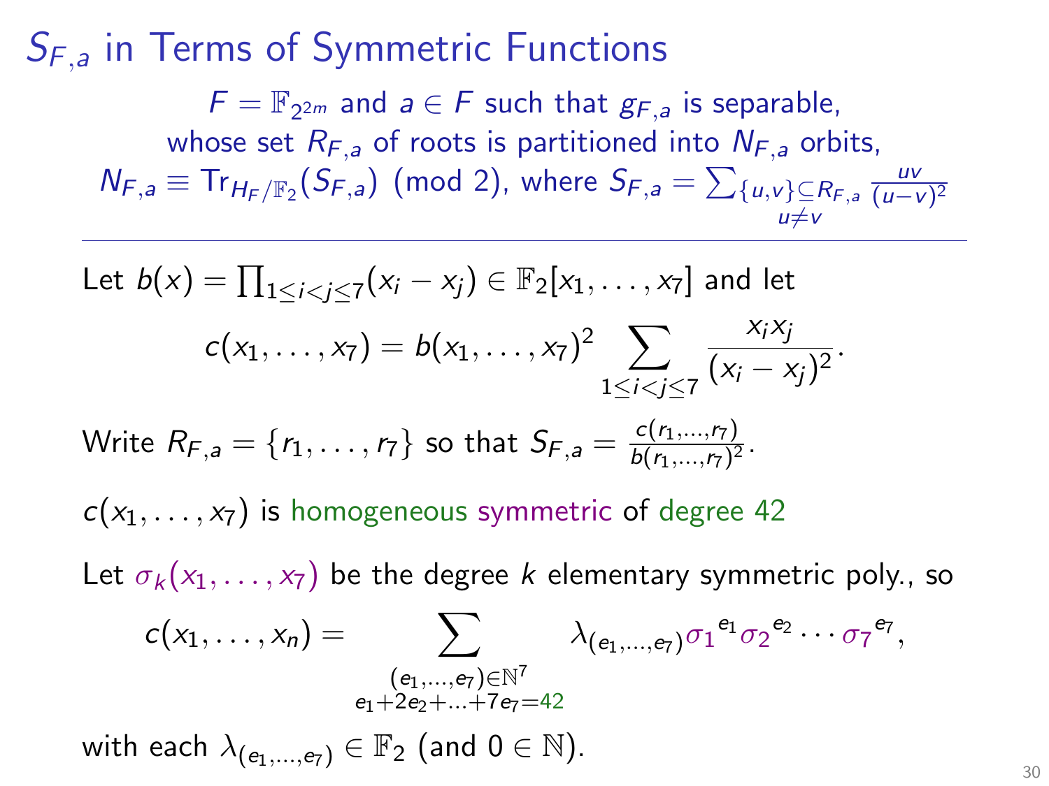# $S_{F,a}$ in Terms of Symmetric Functions

$F = \mathbb{F}_{2^{2m}}$ and $a \in F$ such that $g_{F,a}$ is separable, whose set $R_{F,a}$ of roots is partitioned into $N_{F,a}$ orbits, $N_{F,a} \equiv \mathrm{Tr}_{H_F/\mathbb{F}_2}(S_{F,a}) \pmod 2$, where $S_{F,a} = \sum_{\substack{\{u,v\} \subseteq R_{F,a} \\ u \neq v}} \frac{uv}{(u-v)^2}$

---

Let $b(x) = \prod_{1 \le i < j \le 7}(x_i - x_j) \in \mathbb{F}_2[x_1, \ldots, x_7]$ and let

$$c(x_1, \ldots, x_7) = b(x_1, \ldots, x_7)^2 \sum_{1 \le i < j \le 7} \frac{x_i x_j}{(x_i - x_j)^2}.$$

Write $R_{F,a} = \{r_1, \ldots, r_7\}$ so that $S_{F,a} = \frac{c(r_1, \ldots, r_7)}{b(r_1, \ldots, r_7)^2}$.

$c(x_1, \ldots, x_7)$ is homogeneous symmetric of degree 42

Let $\sigma_k(x_1, \ldots, x_7)$ be the degree $k$ elementary symmetric poly., so

$$c(x_1, \ldots, x_n) = \sum_{\substack{(e_1, \ldots, e_7) \in \mathbb{N}^7 \\ e_1 + 2e_2 + \ldots + 7e_7 = 42}} \lambda_{(e_1, \ldots, e_7)} {\sigma_1}^{e_1} {\sigma_2}^{e_2} \cdots {\sigma_7}^{e_7},$$

with each $\lambda_{(e_1, \ldots, e_7)} \in \mathbb{F}_2$ (and $0 \in \mathbb{N}$).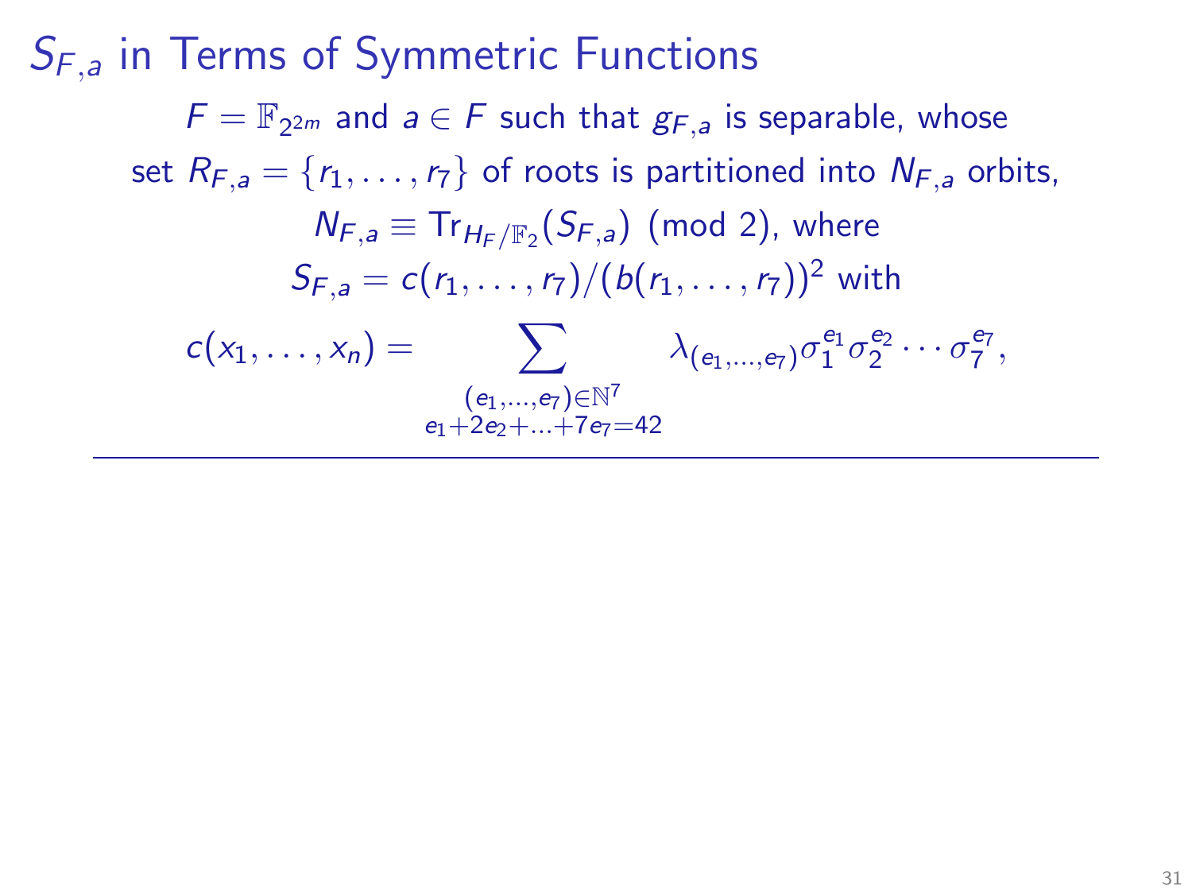# $S_{F,a}$ in Terms of Symmetric Functions

$F = \mathbb{F}_{2^{2m}}$ and $a \in F$ such that $g_{F,a}$ is separable, whose set $R_{F,a} = \{r_1, \ldots, r_7\}$ of roots is partitioned into $N_{F,a}$ orbits,

$$N_{F,a} \equiv \mathrm{Tr}_{H_F/\mathbb{F}_2}(S_{F,a}) \pmod{2}, \text{ where}$$

$$S_{F,a} = c(r_1, \ldots, r_7)/(b(r_1, \ldots, r_7))^2 \text{ with}$$

$$c(x_1, \ldots, x_n) = \sum_{\substack{(e_1, \ldots, e_7) \in \mathbb{N}^7 \\ e_1 + 2e_2 + \ldots + 7e_7 = 42}} \lambda_{(e_1, \ldots, e_7)} \sigma_1^{e_1} \sigma_2^{e_2} \cdots \sigma_7^{e_7},$$

---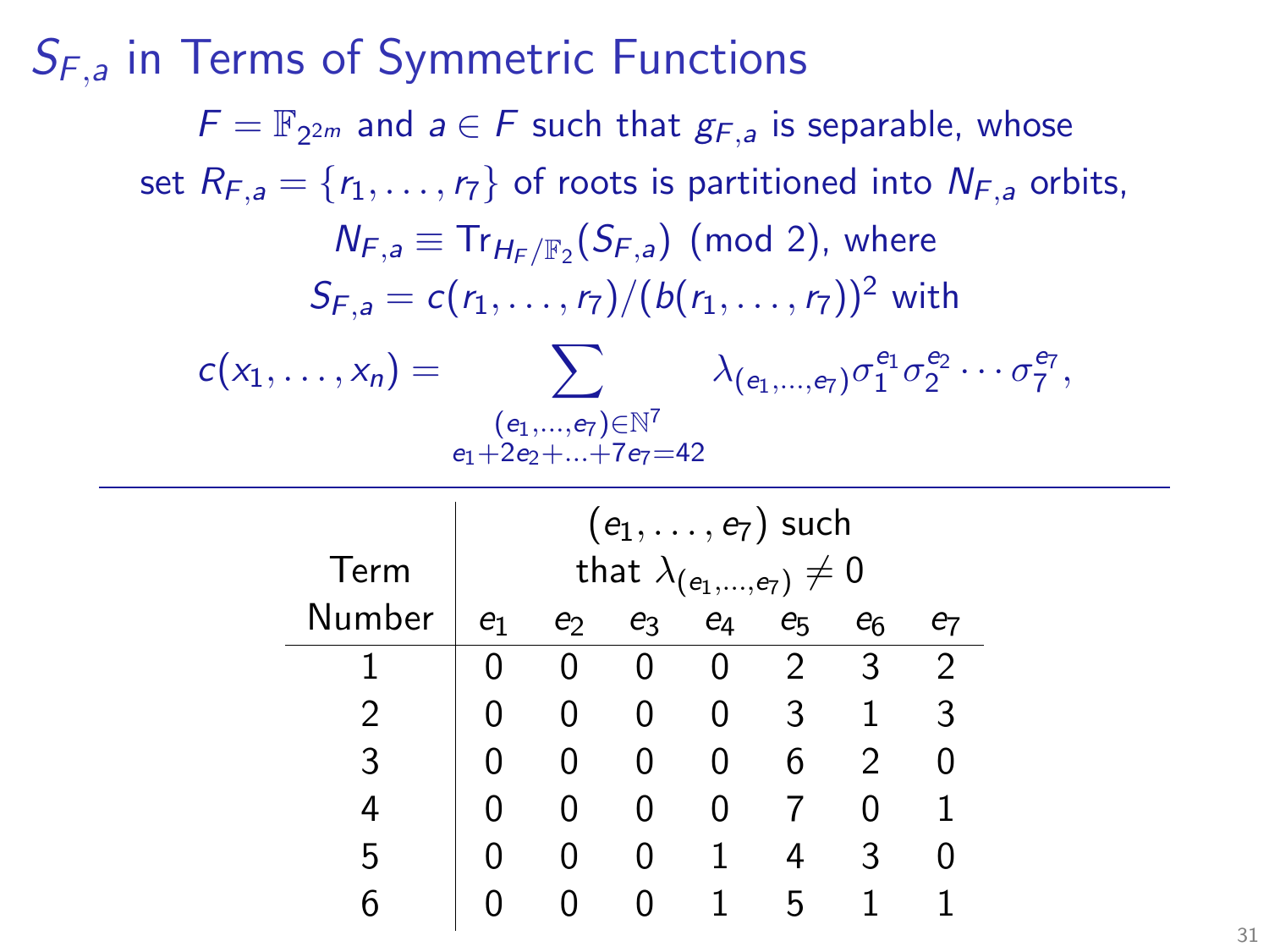# $S_{F,a}$ in Terms of Symmetric Functions

$F = \mathbb{F}_{2^{2m}}$ and $a \in F$ such that $g_{F,a}$ is separable, whose set $R_{F,a} = \{r_1, \ldots, r_7\}$ of roots is partitioned into $N_{F,a}$ orbits,

$$N_{F,a} \equiv \mathrm{Tr}_{H_F/\mathbb{F}_2}(S_{F,a}) \pmod 2, \text{ where}$$

$$S_{F,a} = c(r_1, \ldots, r_7)/(b(r_1, \ldots, r_7))^2 \text{ with}$$

$$c(x_1, \ldots, x_n) = \sum_{\substack{(e_1, \ldots, e_7) \in \mathbb{N}^7 \\ e_1 + 2e_2 + \ldots + 7e_7 = 42}} \lambda_{(e_1, \ldots, e_7)} \sigma_1^{e_1} \sigma_2^{e_2} \cdots \sigma_7^{e_7},$$

| Term Number | $(e_1, \ldots, e_7)$ such that $\lambda_{(e_1,\ldots,e_7)} \neq 0$ | | | | | | |
|---|---|---|---|---|---|---|---|
| | $e_1$ | $e_2$ | $e_3$ | $e_4$ | $e_5$ | $e_6$ | $e_7$ |
| 1 | 0 | 0 | 0 | 0 | 2 | 3 | 2 |
| 2 | 0 | 0 | 0 | 0 | 3 | 1 | 3 |
| 3 | 0 | 0 | 0 | 0 | 6 | 2 | 0 |
| 4 | 0 | 0 | 0 | 0 | 7 | 0 | 1 |
| 5 | 0 | 0 | 0 | 1 | 4 | 3 | 0 |
| 6 | 0 | 0 | 0 | 1 | 5 | 1 | 1 |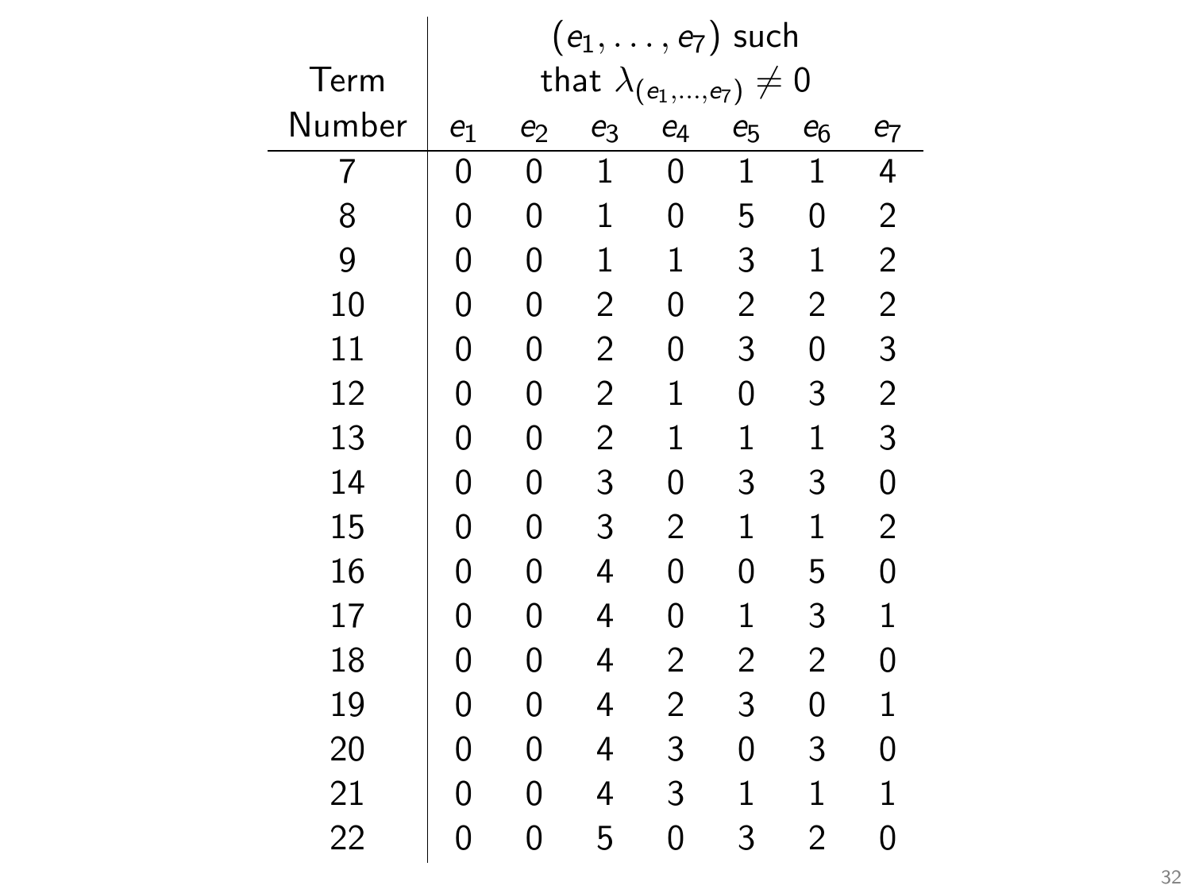| Term Number | $(e_1, \ldots, e_7)$ such that $\lambda_{(e_1,\ldots,e_7)} \neq 0$ | | | | | | |
|---|---|---|---|---|---|---|---|
| | $e_1$ | $e_2$ | $e_3$ | $e_4$ | $e_5$ | $e_6$ | $e_7$ |
| 7 | 0 | 0 | 1 | 0 | 1 | 1 | 4 |
| 8 | 0 | 0 | 1 | 0 | 5 | 0 | 2 |
| 9 | 0 | 0 | 1 | 1 | 3 | 1 | 2 |
| 10 | 0 | 0 | 2 | 0 | 2 | 2 | 2 |
| 11 | 0 | 0 | 2 | 0 | 3 | 0 | 3 |
| 12 | 0 | 0 | 2 | 1 | 0 | 3 | 2 |
| 13 | 0 | 0 | 2 | 1 | 1 | 1 | 3 |
| 14 | 0 | 0 | 3 | 0 | 3 | 3 | 0 |
| 15 | 0 | 0 | 3 | 2 | 1 | 1 | 2 |
| 16 | 0 | 0 | 4 | 0 | 0 | 5 | 0 |
| 17 | 0 | 0 | 4 | 0 | 1 | 3 | 1 |
| 18 | 0 | 0 | 4 | 2 | 2 | 2 | 0 |
| 19 | 0 | 0 | 4 | 2 | 3 | 0 | 1 |
| 20 | 0 | 0 | 4 | 3 | 0 | 3 | 0 |
| 21 | 0 | 0 | 4 | 3 | 1 | 1 | 1 |
| 22 | 0 | 0 | 5 | 0 | 3 | 2 | 0 |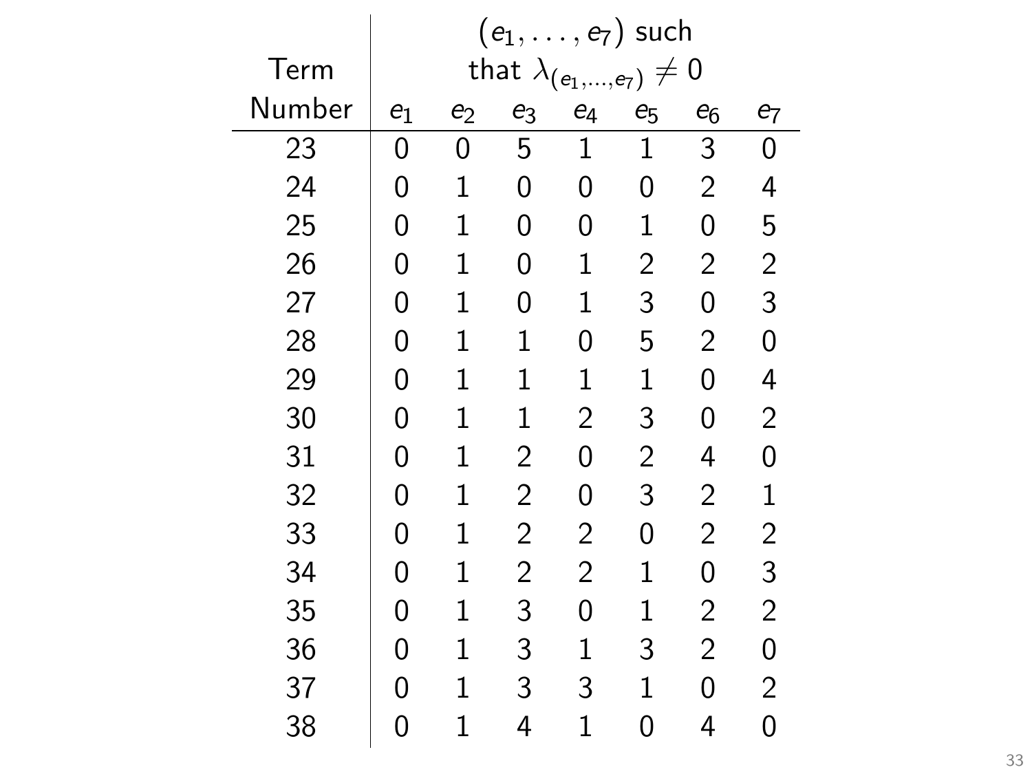| Term Number | $(e_1, \ldots, e_7)$ such that $\lambda_{(e_1,\ldots,e_7)} \neq 0$ | | | | | | |
|---|---|---|---|---|---|---|---|
| | $e_1$ | $e_2$ | $e_3$ | $e_4$ | $e_5$ | $e_6$ | $e_7$ |
| 23 | 0 | 0 | 5 | 1 | 1 | 3 | 0 |
| 24 | 0 | 1 | 0 | 0 | 0 | 2 | 4 |
| 25 | 0 | 1 | 0 | 0 | 1 | 0 | 5 |
| 26 | 0 | 1 | 0 | 1 | 2 | 2 | 2 |
| 27 | 0 | 1 | 0 | 1 | 3 | 0 | 3 |
| 28 | 0 | 1 | 1 | 0 | 5 | 2 | 0 |
| 29 | 0 | 1 | 1 | 1 | 1 | 0 | 4 |
| 30 | 0 | 1 | 1 | 2 | 3 | 0 | 2 |
| 31 | 0 | 1 | 2 | 0 | 2 | 4 | 0 |
| 32 | 0 | 1 | 2 | 0 | 3 | 2 | 1 |
| 33 | 0 | 1 | 2 | 2 | 0 | 2 | 2 |
| 34 | 0 | 1 | 2 | 2 | 1 | 0 | 3 |
| 35 | 0 | 1 | 3 | 0 | 1 | 2 | 2 |
| 36 | 0 | 1 | 3 | 1 | 3 | 2 | 0 |
| 37 | 0 | 1 | 3 | 3 | 1 | 0 | 2 |
| 38 | 0 | 1 | 4 | 1 | 0 | 4 | 0 |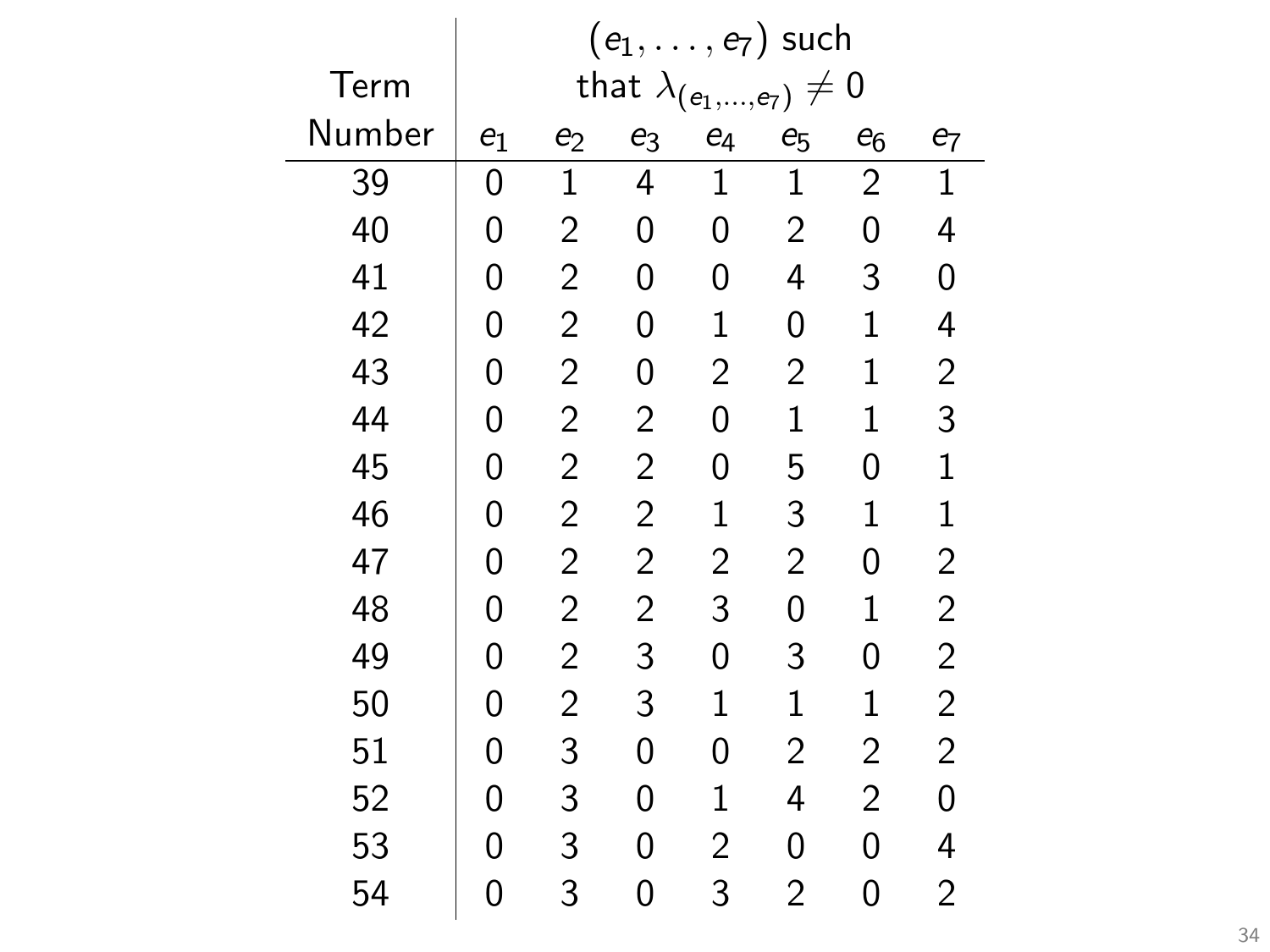| Term Number | $(e_1, \ldots, e_7)$ such that $\lambda_{(e_1,\ldots,e_7)} \neq 0$ | | | | | | |
|---|---|---|---|---|---|---|---|
| | $e_1$ | $e_2$ | $e_3$ | $e_4$ | $e_5$ | $e_6$ | $e_7$ |
| 39 | 0 | 1 | 4 | 1 | 1 | 2 | 1 |
| 40 | 0 | 2 | 0 | 0 | 2 | 0 | 4 |
| 41 | 0 | 2 | 0 | 0 | 4 | 3 | 0 |
| 42 | 0 | 2 | 0 | 1 | 0 | 1 | 4 |
| 43 | 0 | 2 | 0 | 2 | 2 | 1 | 2 |
| 44 | 0 | 2 | 2 | 0 | 1 | 1 | 3 |
| 45 | 0 | 2 | 2 | 0 | 5 | 0 | 1 |
| 46 | 0 | 2 | 2 | 1 | 3 | 1 | 1 |
| 47 | 0 | 2 | 2 | 2 | 2 | 0 | 2 |
| 48 | 0 | 2 | 2 | 3 | 0 | 1 | 2 |
| 49 | 0 | 2 | 3 | 0 | 3 | 0 | 2 |
| 50 | 0 | 2 | 3 | 1 | 1 | 1 | 2 |
| 51 | 0 | 3 | 0 | 0 | 2 | 2 | 2 |
| 52 | 0 | 3 | 0 | 1 | 4 | 2 | 0 |
| 53 | 0 | 3 | 0 | 2 | 0 | 0 | 4 |
| 54 | 0 | 3 | 0 | 3 | 2 | 0 | 2 |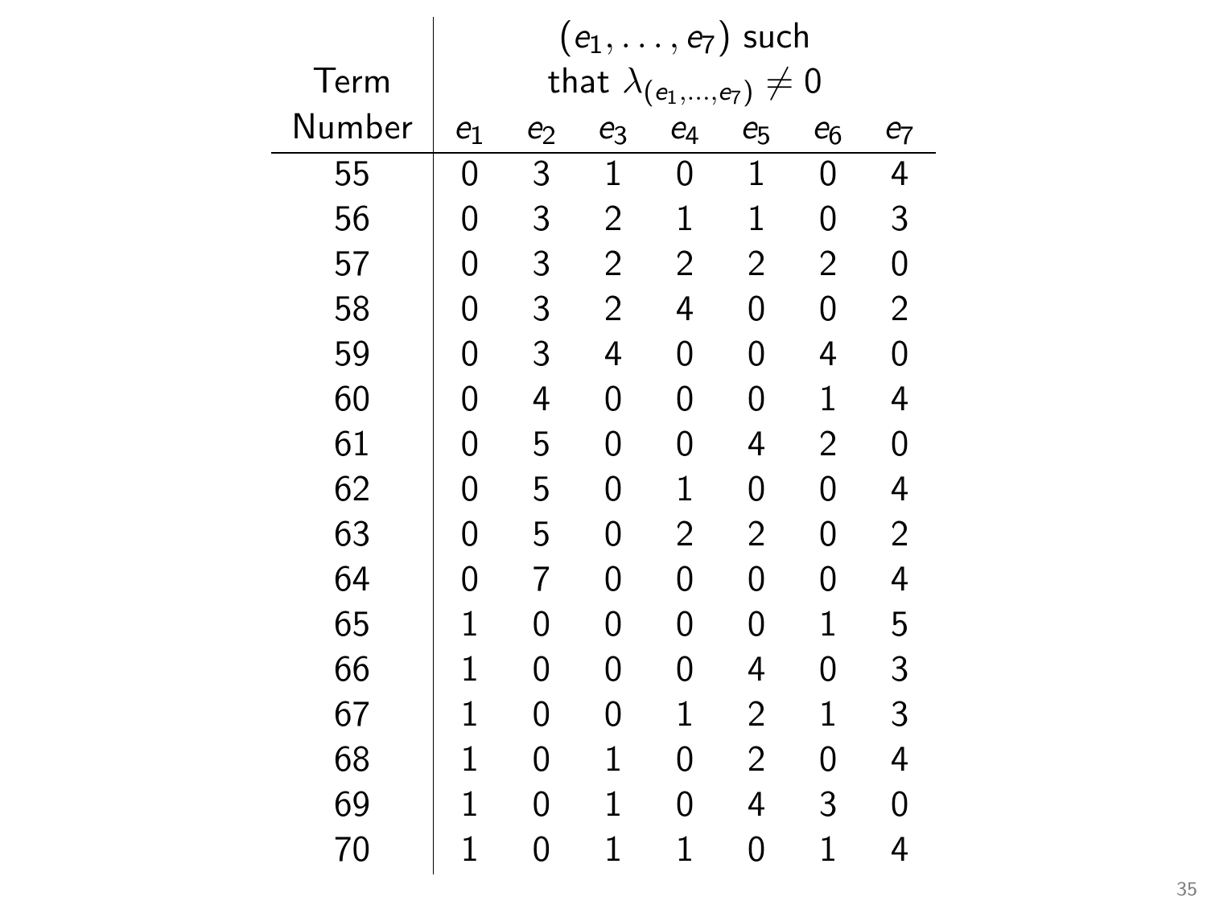| Term Number | $(e_1, \ldots, e_7)$ such that $\lambda_{(e_1,\ldots,e_7)} \neq 0$ | | | | | | |
|---|---|---|---|---|---|---|---|
| | $e_1$ | $e_2$ | $e_3$ | $e_4$ | $e_5$ | $e_6$ | $e_7$ |
| 55 | 0 | 3 | 1 | 0 | 1 | 0 | 4 |
| 56 | 0 | 3 | 2 | 1 | 1 | 0 | 3 |
| 57 | 0 | 3 | 2 | 2 | 2 | 2 | 0 |
| 58 | 0 | 3 | 2 | 4 | 0 | 0 | 2 |
| 59 | 0 | 3 | 4 | 0 | 0 | 4 | 0 |
| 60 | 0 | 4 | 0 | 0 | 0 | 1 | 4 |
| 61 | 0 | 5 | 0 | 0 | 4 | 2 | 0 |
| 62 | 0 | 5 | 0 | 1 | 0 | 0 | 4 |
| 63 | 0 | 5 | 0 | 2 | 2 | 0 | 2 |
| 64 | 0 | 7 | 0 | 0 | 0 | 0 | 4 |
| 65 | 1 | 0 | 0 | 0 | 0 | 1 | 5 |
| 66 | 1 | 0 | 0 | 0 | 4 | 0 | 3 |
| 67 | 1 | 0 | 0 | 1 | 2 | 1 | 3 |
| 68 | 1 | 0 | 1 | 0 | 2 | 0 | 4 |
| 69 | 1 | 0 | 1 | 0 | 4 | 3 | 0 |
| 70 | 1 | 0 | 1 | 1 | 0 | 1 | 4 |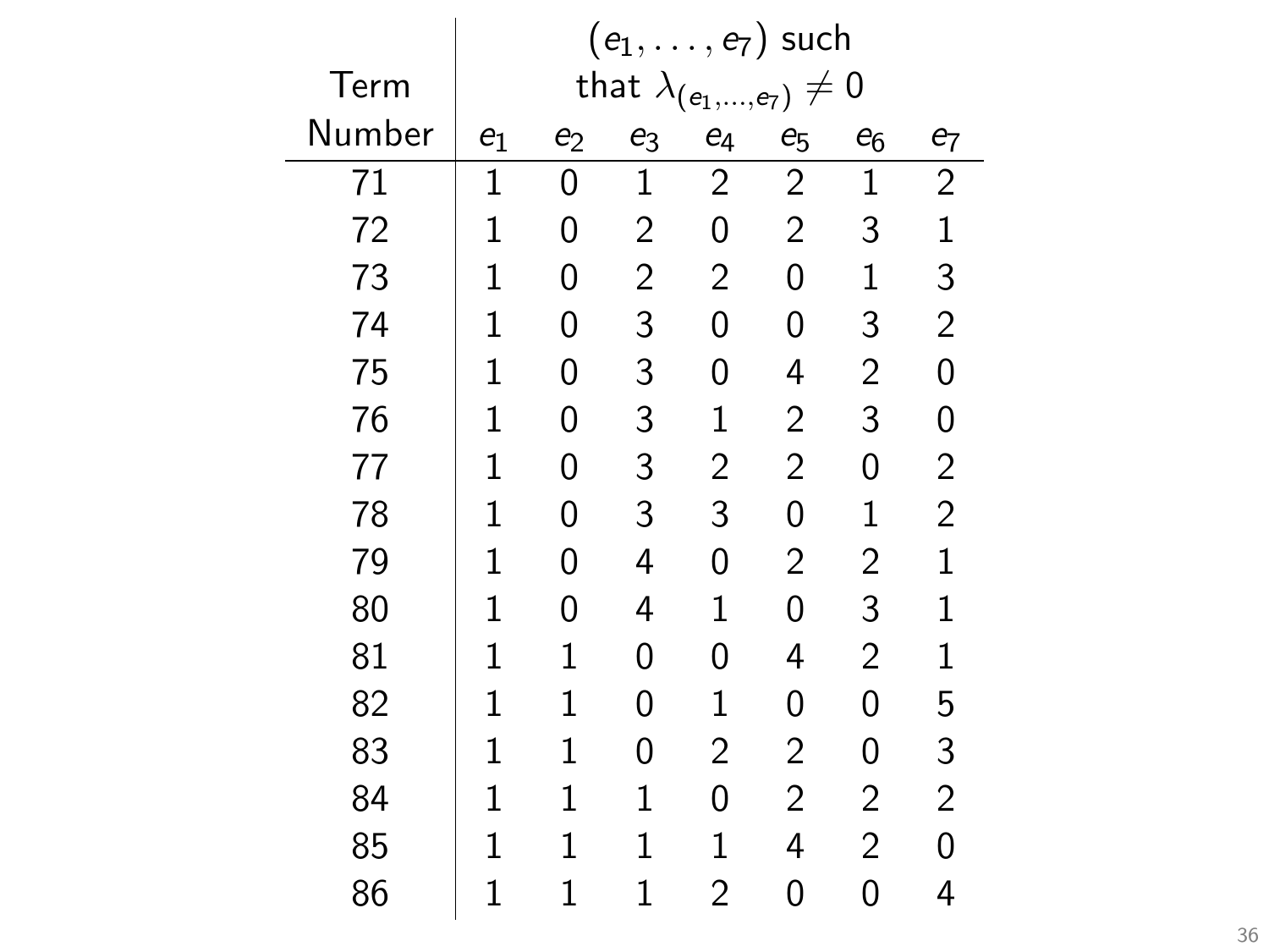| Term Number | $(e_1, \ldots, e_7)$ such that $\lambda_{(e_1,\ldots,e_7)} \neq 0$ | | | | | | |
|---|---|---|---|---|---|---|---|
| | $e_1$ | $e_2$ | $e_3$ | $e_4$ | $e_5$ | $e_6$ | $e_7$ |
| 71 | 1 | 0 | 1 | 2 | 2 | 1 | 2 |
| 72 | 1 | 0 | 2 | 0 | 2 | 3 | 1 |
| 73 | 1 | 0 | 2 | 2 | 0 | 1 | 3 |
| 74 | 1 | 0 | 3 | 0 | 0 | 3 | 2 |
| 75 | 1 | 0 | 3 | 0 | 4 | 2 | 0 |
| 76 | 1 | 0 | 3 | 1 | 2 | 3 | 0 |
| 77 | 1 | 0 | 3 | 2 | 2 | 0 | 2 |
| 78 | 1 | 0 | 3 | 3 | 0 | 1 | 2 |
| 79 | 1 | 0 | 4 | 0 | 2 | 2 | 1 |
| 80 | 1 | 0 | 4 | 1 | 0 | 3 | 1 |
| 81 | 1 | 1 | 0 | 0 | 4 | 2 | 1 |
| 82 | 1 | 1 | 0 | 1 | 0 | 0 | 5 |
| 83 | 1 | 1 | 0 | 2 | 2 | 0 | 3 |
| 84 | 1 | 1 | 1 | 0 | 2 | 2 | 2 |
| 85 | 1 | 1 | 1 | 1 | 4 | 2 | 0 |
| 86 | 1 | 1 | 1 | 2 | 0 | 0 | 4 |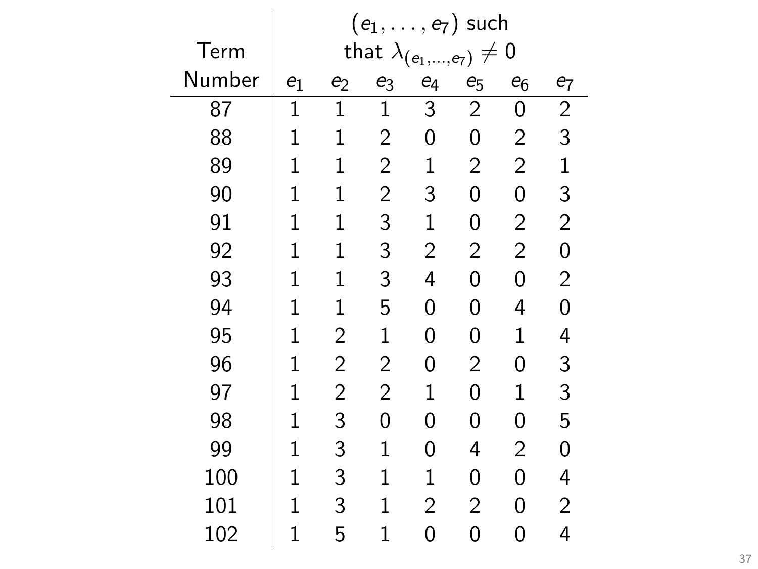| Term Number | $(e_1, \ldots, e_7)$ such that $\lambda_{(e_1,\ldots,e_7)} \neq 0$ | | | | | | |
|---|---|---|---|---|---|---|---|
| | $e_1$ | $e_2$ | $e_3$ | $e_4$ | $e_5$ | $e_6$ | $e_7$ |
| 87 | 1 | 1 | 1 | 3 | 2 | 0 | 2 |
| 88 | 1 | 1 | 2 | 0 | 0 | 2 | 3 |
| 89 | 1 | 1 | 2 | 1 | 2 | 2 | 1 |
| 90 | 1 | 1 | 2 | 3 | 0 | 0 | 3 |
| 91 | 1 | 1 | 3 | 1 | 0 | 2 | 2 |
| 92 | 1 | 1 | 3 | 2 | 2 | 2 | 0 |
| 93 | 1 | 1 | 3 | 4 | 0 | 0 | 2 |
| 94 | 1 | 1 | 5 | 0 | 0 | 4 | 0 |
| 95 | 1 | 2 | 1 | 0 | 0 | 1 | 4 |
| 96 | 1 | 2 | 2 | 0 | 2 | 0 | 3 |
| 97 | 1 | 2 | 2 | 1 | 0 | 1 | 3 |
| 98 | 1 | 3 | 0 | 0 | 0 | 0 | 5 |
| 99 | 1 | 3 | 1 | 0 | 4 | 2 | 0 |
| 100 | 1 | 3 | 1 | 1 | 0 | 0 | 4 |
| 101 | 1 | 3 | 1 | 2 | 2 | 0 | 2 |
| 102 | 1 | 5 | 1 | 0 | 0 | 0 | 4 |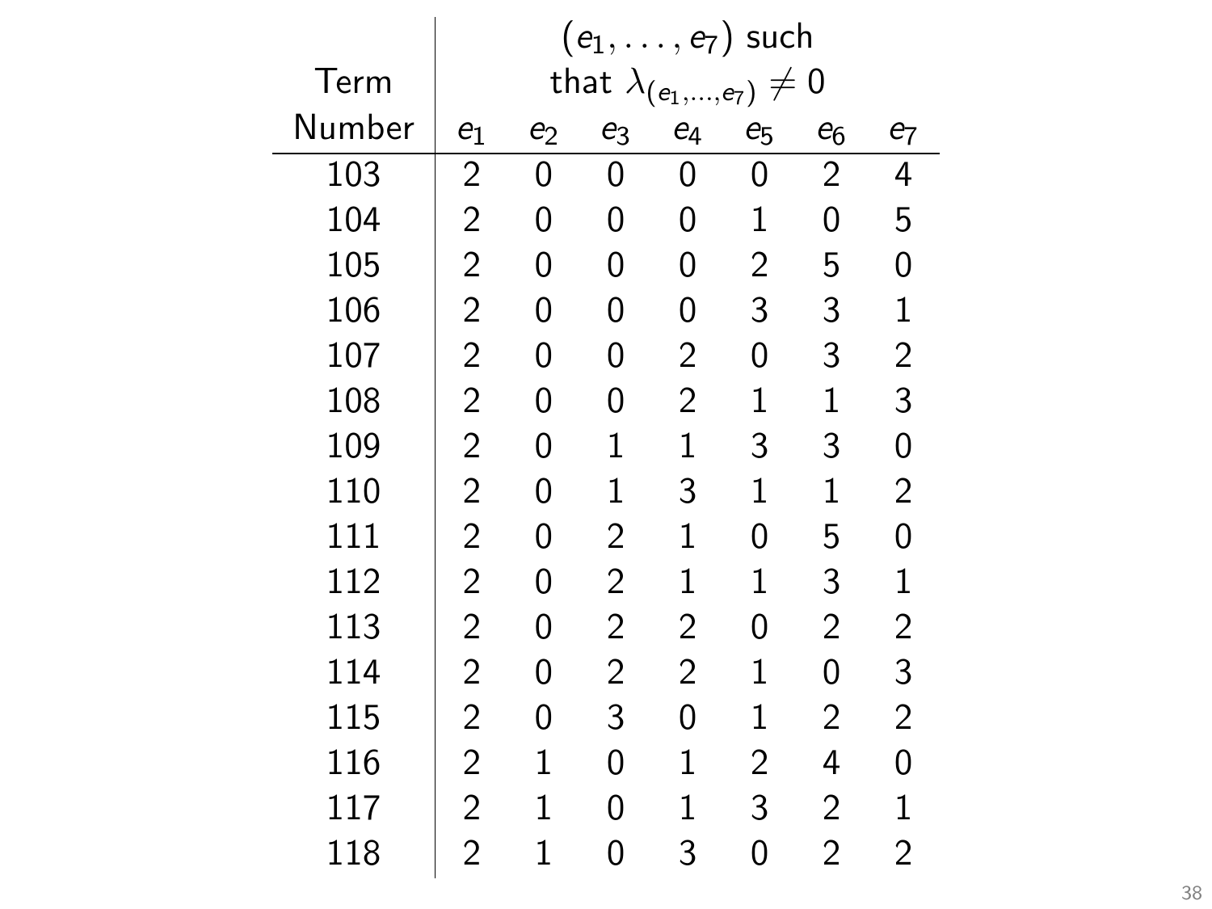| Term Number | $(e_1, \ldots, e_7)$ such that $\lambda_{(e_1,\ldots,e_7)} \neq 0$ | | | | | | |
|---|---|---|---|---|---|---|---|
| | $e_1$ | $e_2$ | $e_3$ | $e_4$ | $e_5$ | $e_6$ | $e_7$ |
| 103 | 2 | 0 | 0 | 0 | 0 | 2 | 4 |
| 104 | 2 | 0 | 0 | 0 | 1 | 0 | 5 |
| 105 | 2 | 0 | 0 | 0 | 2 | 5 | 0 |
| 106 | 2 | 0 | 0 | 0 | 3 | 3 | 1 |
| 107 | 2 | 0 | 0 | 2 | 0 | 3 | 2 |
| 108 | 2 | 0 | 0 | 2 | 1 | 1 | 3 |
| 109 | 2 | 0 | 1 | 1 | 3 | 3 | 0 |
| 110 | 2 | 0 | 1 | 3 | 1 | 1 | 2 |
| 111 | 2 | 0 | 2 | 1 | 0 | 5 | 0 |
| 112 | 2 | 0 | 2 | 1 | 1 | 3 | 1 |
| 113 | 2 | 0 | 2 | 2 | 0 | 2 | 2 |
| 114 | 2 | 0 | 2 | 2 | 1 | 0 | 3 |
| 115 | 2 | 0 | 3 | 0 | 1 | 2 | 2 |
| 116 | 2 | 1 | 0 | 1 | 2 | 4 | 0 |
| 117 | 2 | 1 | 0 | 1 | 3 | 2 | 1 |
| 118 | 2 | 1 | 0 | 3 | 0 | 2 | 2 |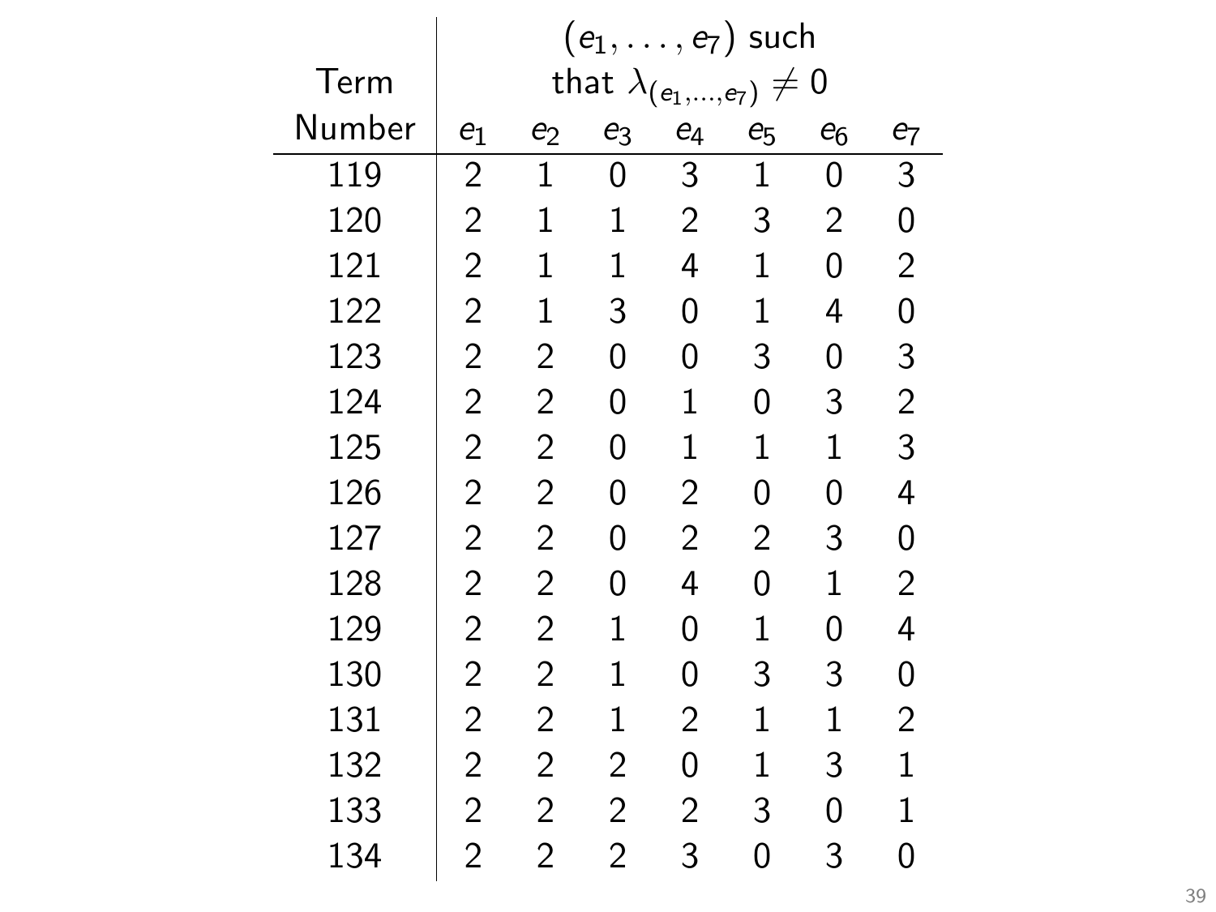| Term Number | $(e_1, \ldots, e_7)$ such that $\lambda_{(e_1,\ldots,e_7)} \neq 0$ | | | | | | |
|---|---|---|---|---|---|---|---|
| | $e_1$ | $e_2$ | $e_3$ | $e_4$ | $e_5$ | $e_6$ | $e_7$ |
| 119 | 2 | 1 | 0 | 3 | 1 | 0 | 3 |
| 120 | 2 | 1 | 1 | 2 | 3 | 2 | 0 |
| 121 | 2 | 1 | 1 | 4 | 1 | 0 | 2 |
| 122 | 2 | 1 | 3 | 0 | 1 | 4 | 0 |
| 123 | 2 | 2 | 0 | 0 | 3 | 0 | 3 |
| 124 | 2 | 2 | 0 | 1 | 0 | 3 | 2 |
| 125 | 2 | 2 | 0 | 1 | 1 | 1 | 3 |
| 126 | 2 | 2 | 0 | 2 | 0 | 0 | 4 |
| 127 | 2 | 2 | 0 | 2 | 2 | 3 | 0 |
| 128 | 2 | 2 | 0 | 4 | 0 | 1 | 2 |
| 129 | 2 | 2 | 1 | 0 | 1 | 0 | 4 |
| 130 | 2 | 2 | 1 | 0 | 3 | 3 | 0 |
| 131 | 2 | 2 | 1 | 2 | 1 | 1 | 2 |
| 132 | 2 | 2 | 2 | 0 | 1 | 3 | 1 |
| 133 | 2 | 2 | 2 | 2 | 3 | 0 | 1 |
| 134 | 2 | 2 | 2 | 3 | 0 | 3 | 0 |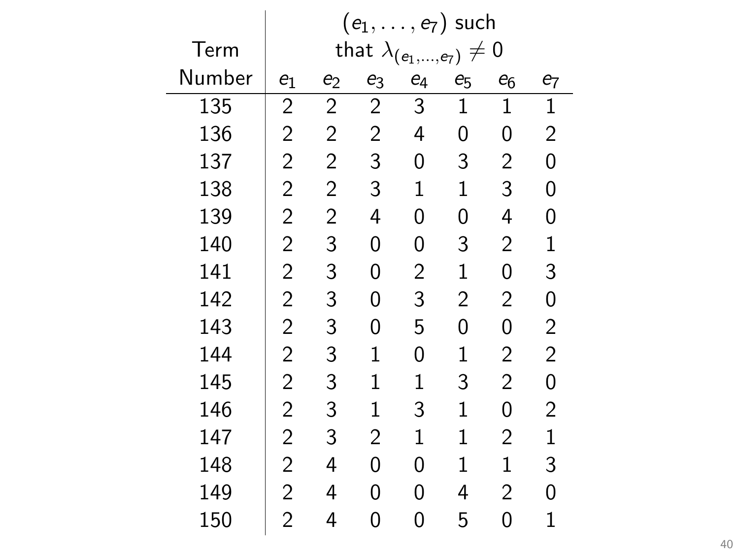| Term Number | $(e_1, \ldots, e_7)$ such that $\lambda_{(e_1,\ldots,e_7)} \neq 0$ | | | | | | |
|---|---|---|---|---|---|---|---|
| | $e_1$ | $e_2$ | $e_3$ | $e_4$ | $e_5$ | $e_6$ | $e_7$ |
| 135 | 2 | 2 | 2 | 3 | 1 | 1 | 1 |
| 136 | 2 | 2 | 2 | 4 | 0 | 0 | 2 |
| 137 | 2 | 2 | 3 | 0 | 3 | 2 | 0 |
| 138 | 2 | 2 | 3 | 1 | 1 | 3 | 0 |
| 139 | 2 | 2 | 4 | 0 | 0 | 4 | 0 |
| 140 | 2 | 3 | 0 | 0 | 3 | 2 | 1 |
| 141 | 2 | 3 | 0 | 2 | 1 | 0 | 3 |
| 142 | 2 | 3 | 0 | 3 | 2 | 2 | 0 |
| 143 | 2 | 3 | 0 | 5 | 0 | 0 | 2 |
| 144 | 2 | 3 | 1 | 0 | 1 | 2 | 2 |
| 145 | 2 | 3 | 1 | 1 | 3 | 2 | 0 |
| 146 | 2 | 3 | 1 | 3 | 1 | 0 | 2 |
| 147 | 2 | 3 | 2 | 1 | 1 | 2 | 1 |
| 148 | 2 | 4 | 0 | 0 | 1 | 1 | 3 |
| 149 | 2 | 4 | 0 | 0 | 4 | 2 | 0 |
| 150 | 2 | 4 | 0 | 0 | 5 | 0 | 1 |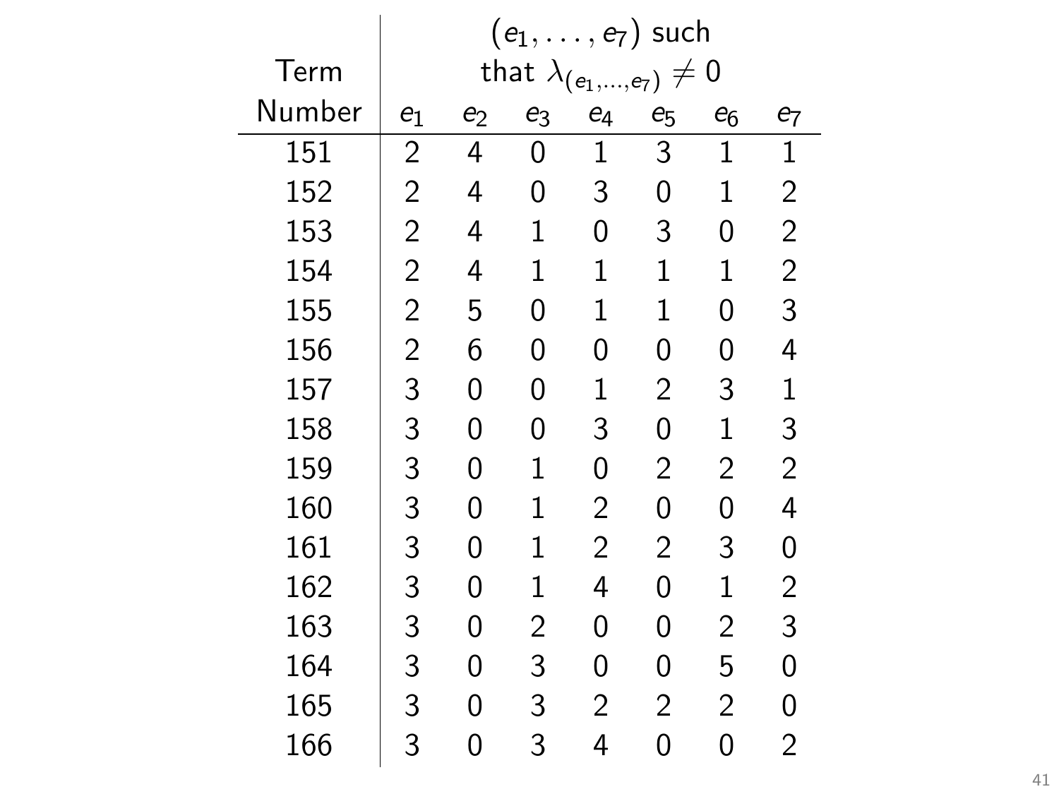| Term Number | $(e_1, \ldots, e_7)$ such that $\lambda_{(e_1,\ldots,e_7)} \neq 0$ | | | | | | |
|---|---|---|---|---|---|---|---|
| | $e_1$ | $e_2$ | $e_3$ | $e_4$ | $e_5$ | $e_6$ | $e_7$ |
| 151 | 2 | 4 | 0 | 1 | 3 | 1 | 1 |
| 152 | 2 | 4 | 0 | 3 | 0 | 1 | 2 |
| 153 | 2 | 4 | 1 | 0 | 3 | 0 | 2 |
| 154 | 2 | 4 | 1 | 1 | 1 | 1 | 2 |
| 155 | 2 | 5 | 0 | 1 | 1 | 0 | 3 |
| 156 | 2 | 6 | 0 | 0 | 0 | 0 | 4 |
| 157 | 3 | 0 | 0 | 1 | 2 | 3 | 1 |
| 158 | 3 | 0 | 0 | 3 | 0 | 1 | 3 |
| 159 | 3 | 0 | 1 | 0 | 2 | 2 | 2 |
| 160 | 3 | 0 | 1 | 2 | 0 | 0 | 4 |
| 161 | 3 | 0 | 1 | 2 | 2 | 3 | 0 |
| 162 | 3 | 0 | 1 | 4 | 0 | 1 | 2 |
| 163 | 3 | 0 | 2 | 0 | 0 | 2 | 3 |
| 164 | 3 | 0 | 3 | 0 | 0 | 5 | 0 |
| 165 | 3 | 0 | 3 | 2 | 2 | 2 | 0 |
| 166 | 3 | 0 | 3 | 4 | 0 | 0 | 2 |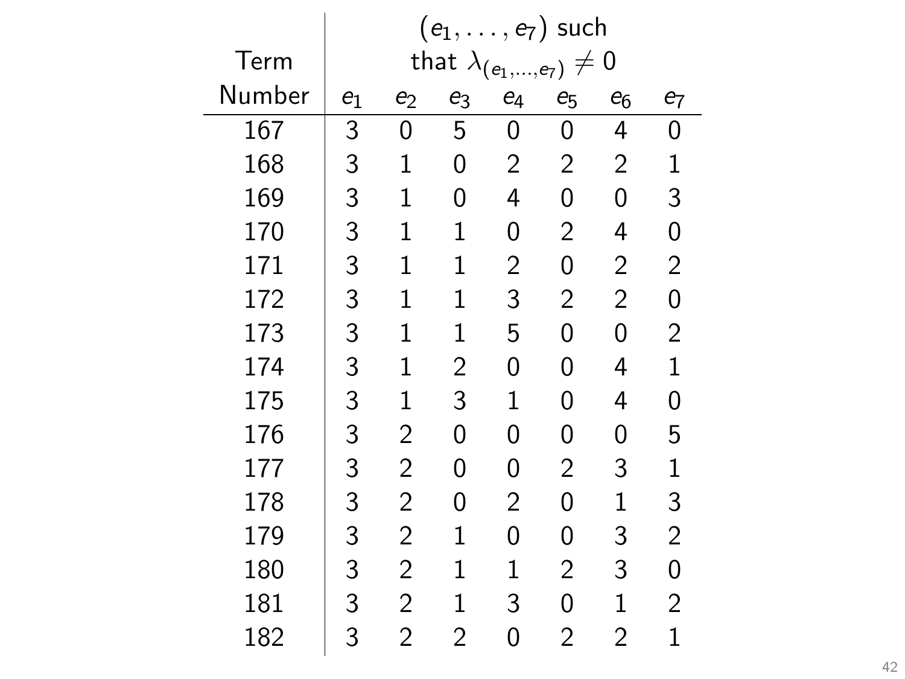| Term Number | $(e_1, \ldots, e_7)$ such that $\lambda_{(e_1,\ldots,e_7)} \neq 0$ | | | | | | |
|---|---|---|---|---|---|---|---|
| | $e_1$ | $e_2$ | $e_3$ | $e_4$ | $e_5$ | $e_6$ | $e_7$ |
| 167 | 3 | 0 | 5 | 0 | 0 | 4 | 0 |
| 168 | 3 | 1 | 0 | 2 | 2 | 2 | 1 |
| 169 | 3 | 1 | 0 | 4 | 0 | 0 | 3 |
| 170 | 3 | 1 | 1 | 0 | 2 | 4 | 0 |
| 171 | 3 | 1 | 1 | 2 | 0 | 2 | 2 |
| 172 | 3 | 1 | 1 | 3 | 2 | 2 | 0 |
| 173 | 3 | 1 | 1 | 5 | 0 | 0 | 2 |
| 174 | 3 | 1 | 2 | 0 | 0 | 4 | 1 |
| 175 | 3 | 1 | 3 | 1 | 0 | 4 | 0 |
| 176 | 3 | 2 | 0 | 0 | 0 | 0 | 5 |
| 177 | 3 | 2 | 0 | 0 | 2 | 3 | 1 |
| 178 | 3 | 2 | 0 | 2 | 0 | 1 | 3 |
| 179 | 3 | 2 | 1 | 0 | 0 | 3 | 2 |
| 180 | 3 | 2 | 1 | 1 | 2 | 3 | 0 |
| 181 | 3 | 2 | 1 | 3 | 0 | 1 | 2 |
| 182 | 3 | 2 | 2 | 0 | 2 | 2 | 1 |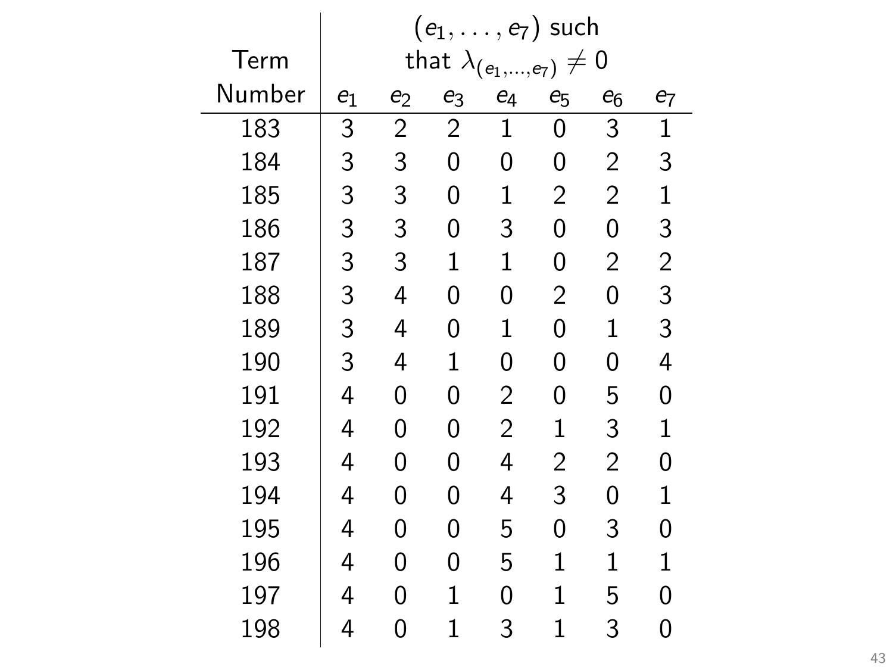| Term Number | $(e_1, \ldots, e_7)$ such that $\lambda_{(e_1,\ldots,e_7)} \neq 0$ | | | | | | |
|---|---|---|---|---|---|---|---|
| | $e_1$ | $e_2$ | $e_3$ | $e_4$ | $e_5$ | $e_6$ | $e_7$ |
| 183 | 3 | 2 | 2 | 1 | 0 | 3 | 1 |
| 184 | 3 | 3 | 0 | 0 | 0 | 2 | 3 |
| 185 | 3 | 3 | 0 | 1 | 2 | 2 | 1 |
| 186 | 3 | 3 | 0 | 3 | 0 | 0 | 3 |
| 187 | 3 | 3 | 1 | 1 | 0 | 2 | 2 |
| 188 | 3 | 4 | 0 | 0 | 2 | 0 | 3 |
| 189 | 3 | 4 | 0 | 1 | 0 | 1 | 3 |
| 190 | 3 | 4 | 1 | 0 | 0 | 0 | 4 |
| 191 | 4 | 0 | 0 | 2 | 0 | 5 | 0 |
| 192 | 4 | 0 | 0 | 2 | 1 | 3 | 1 |
| 193 | 4 | 0 | 0 | 4 | 2 | 2 | 0 |
| 194 | 4 | 0 | 0 | 4 | 3 | 0 | 1 |
| 195 | 4 | 0 | 0 | 5 | 0 | 3 | 0 |
| 196 | 4 | 0 | 0 | 5 | 1 | 1 | 1 |
| 197 | 4 | 0 | 1 | 0 | 1 | 5 | 0 |
| 198 | 4 | 0 | 1 | 3 | 1 | 3 | 0 |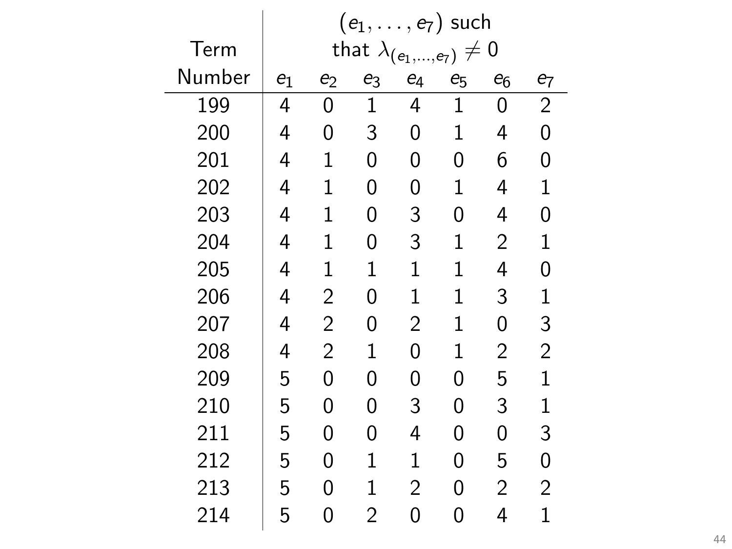| Term Number | $(e_1, \ldots, e_7)$ such that $\lambda_{(e_1,\ldots,e_7)} \neq 0$ | | | | | | |
|---|---|---|---|---|---|---|---|
| | $e_1$ | $e_2$ | $e_3$ | $e_4$ | $e_5$ | $e_6$ | $e_7$ |
| 199 | 4 | 0 | 1 | 4 | 1 | 0 | 2 |
| 200 | 4 | 0 | 3 | 0 | 1 | 4 | 0 |
| 201 | 4 | 1 | 0 | 0 | 0 | 6 | 0 |
| 202 | 4 | 1 | 0 | 0 | 1 | 4 | 1 |
| 203 | 4 | 1 | 0 | 3 | 0 | 4 | 0 |
| 204 | 4 | 1 | 0 | 3 | 1 | 2 | 1 |
| 205 | 4 | 1 | 1 | 1 | 1 | 4 | 0 |
| 206 | 4 | 2 | 0 | 1 | 1 | 3 | 1 |
| 207 | 4 | 2 | 0 | 2 | 1 | 0 | 3 |
| 208 | 4 | 2 | 1 | 0 | 1 | 2 | 2 |
| 209 | 5 | 0 | 0 | 0 | 0 | 5 | 1 |
| 210 | 5 | 0 | 0 | 3 | 0 | 3 | 1 |
| 211 | 5 | 0 | 0 | 4 | 0 | 0 | 3 |
| 212 | 5 | 0 | 1 | 1 | 0 | 5 | 0 |
| 213 | 5 | 0 | 1 | 2 | 0 | 2 | 2 |
| 214 | 5 | 0 | 2 | 0 | 0 | 4 | 1 |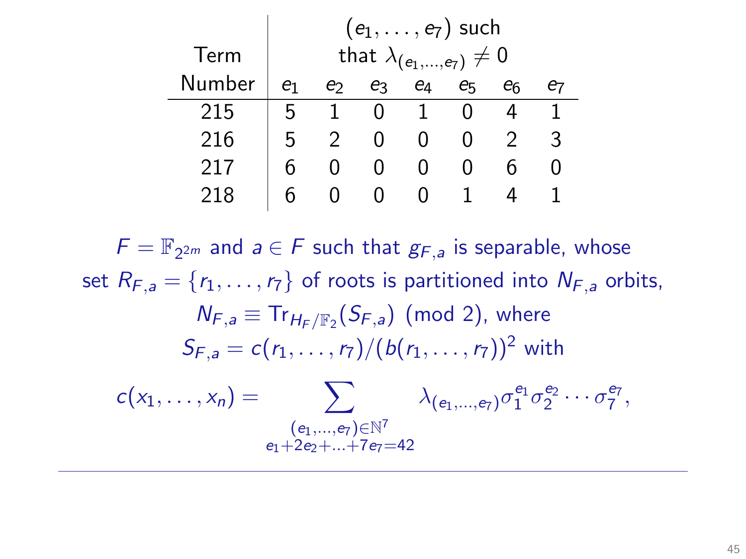| Term Number | $(e_1, \ldots, e_7)$ such that $\lambda_{(e_1,\ldots,e_7)} \neq 0$ | | | | | | |
|---|---|---|---|---|---|---|---|
| | $e_1$ | $e_2$ | $e_3$ | $e_4$ | $e_5$ | $e_6$ | $e_7$ |
| 215 | 5 | 1 | 0 | 1 | 0 | 4 | 1 |
| 216 | 5 | 2 | 0 | 0 | 0 | 2 | 3 |
| 217 | 6 | 0 | 0 | 0 | 0 | 6 | 0 |
| 218 | 6 | 0 | 0 | 0 | 1 | 4 | 1 |

$F = \mathbb{F}_{2^{2m}}$ and $a \in F$ such that $g_{F,a}$ is separable, whose set $R_{F,a} = \{r_1, \ldots, r_7\}$ of roots is partitioned into $N_{F,a}$ orbits, $N_{F,a} \equiv \mathrm{Tr}_{H_F/\mathbb{F}_2}(S_{F,a}) \pmod 2$, where $S_{F,a} = c(r_1, \ldots, r_7)/(b(r_1, \ldots, r_7))^2$ with

$$c(x_1, \ldots, x_n) = \sum_{\substack{(e_1,\ldots,e_7) \in \mathbb{N}^7 \\ e_1 + 2e_2 + \ldots + 7e_7 = 42}} \lambda_{(e_1,\ldots,e_7)} \sigma_1^{e_1} \sigma_2^{e_2} \cdots \sigma_7^{e_7},$$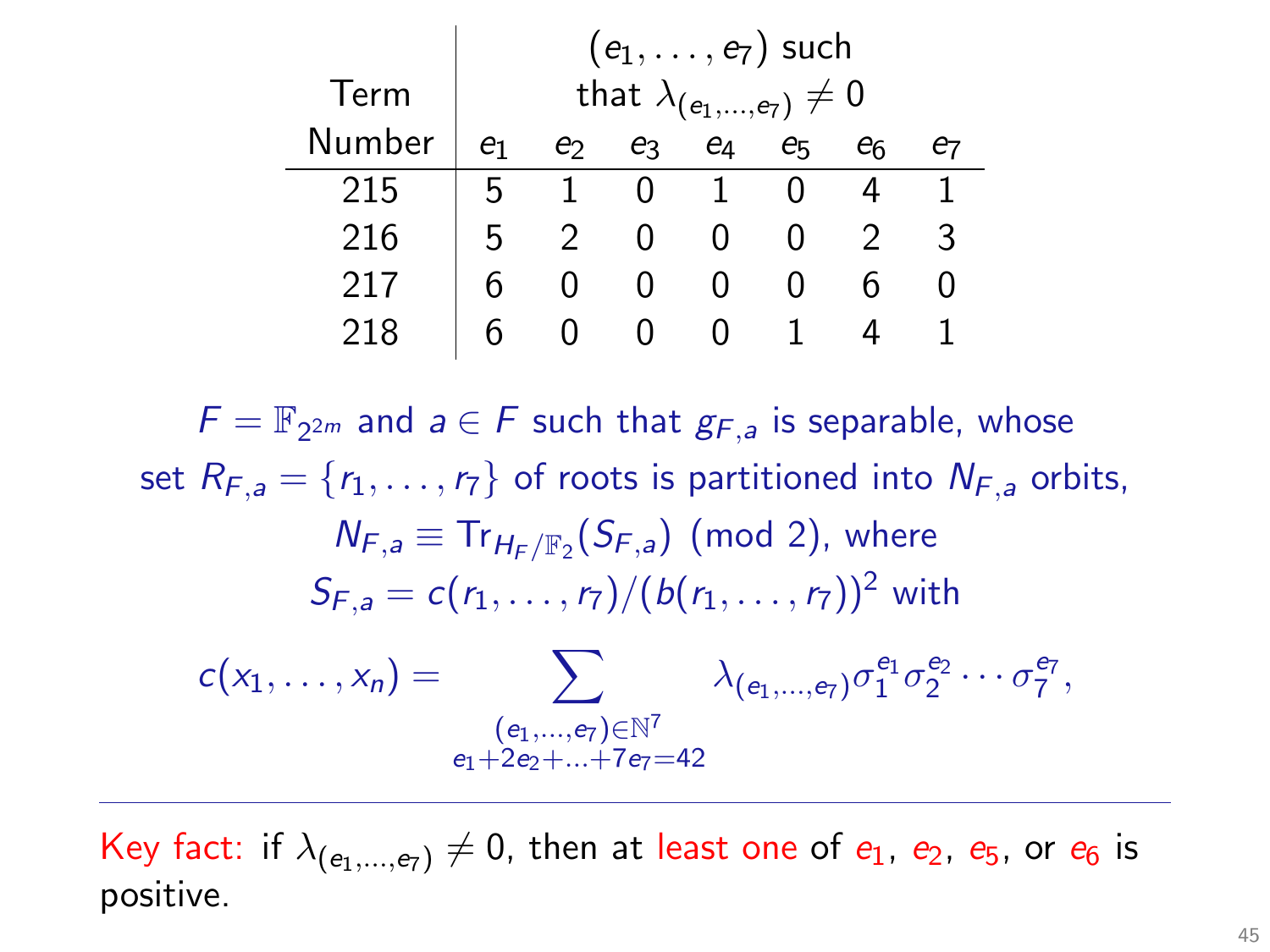| Term Number | $(e_1, \ldots, e_7)$ such that $\lambda_{(e_1,\ldots,e_7)} \neq 0$ | | | | | | |
|---|---|---|---|---|---|---|---|
| | $e_1$ | $e_2$ | $e_3$ | $e_4$ | $e_5$ | $e_6$ | $e_7$ |
| 215 | 5 | 1 | 0 | 1 | 0 | 4 | 1 |
| 216 | 5 | 2 | 0 | 0 | 0 | 2 | 3 |
| 217 | 6 | 0 | 0 | 0 | 0 | 6 | 0 |
| 218 | 6 | 0 | 0 | 0 | 1 | 4 | 1 |

$F = \mathbb{F}_{2^{2m}}$ and $a \in F$ such that $g_{F,a}$ is separable, whose set $R_{F,a} = \{r_1, \ldots, r_7\}$ of roots is partitioned into $N_{F,a}$ orbits,

$$N_{F,a} \equiv \mathrm{Tr}_{H_F/\mathbb{F}_2}(S_{F,a}) \pmod 2, \text{ where}$$

$$S_{F,a} = c(r_1, \ldots, r_7)/(b(r_1, \ldots, r_7))^2 \text{ with}$$

$$c(x_1, \ldots, x_n) = \sum_{\substack{(e_1,\ldots,e_7)\in\mathbb{N}^7 \\ e_1+2e_2+\ldots+7e_7=42}} \lambda_{(e_1,\ldots,e_7)} \sigma_1^{e_1}\sigma_2^{e_2}\cdots\sigma_7^{e_7},$$

---

Key fact: if $\lambda_{(e_1,\ldots,e_7)} \neq 0$, then at least one of $e_1$, $e_2$, $e_5$, or $e_6$ is positive.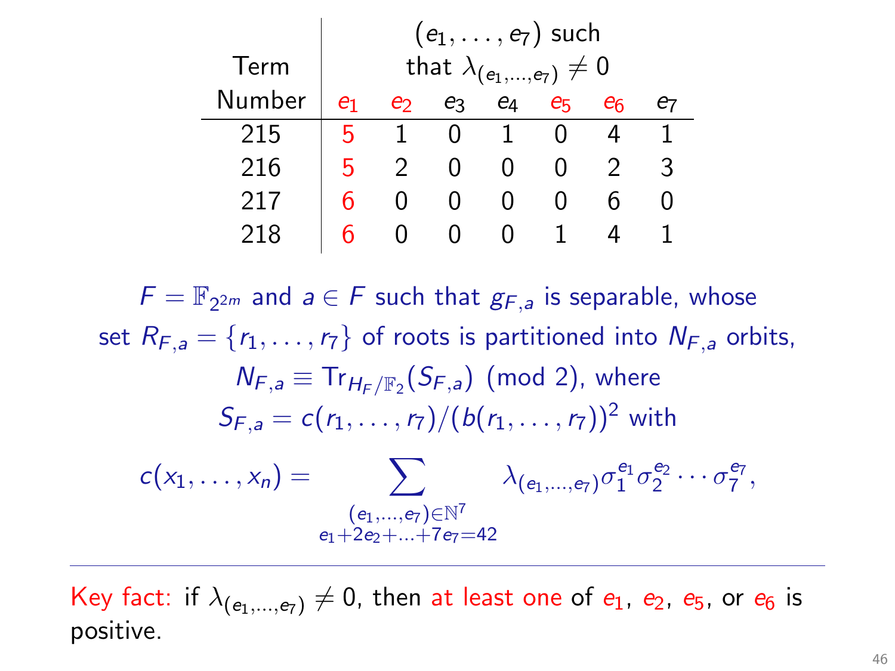| Term Number | $(e_1, \ldots, e_7)$ such that $\lambda_{(e_1,\ldots,e_7)} \neq 0$ | | | | | | |
|---|---|---|---|---|---|---|---|
| | $e_1$ | $e_2$ | $e_3$ | $e_4$ | $e_5$ | $e_6$ | $e_7$ |
| 215 | 5 | 1 | 0 | 1 | 0 | 4 | 1 |
| 216 | 5 | 2 | 0 | 0 | 0 | 2 | 3 |
| 217 | 6 | 0 | 0 | 0 | 0 | 6 | 0 |
| 218 | 6 | 0 | 0 | 0 | 1 | 4 | 1 |

$F = \mathbb{F}_{2^{2m}}$ and $a \in F$ such that $g_{F,a}$ is separable, whose set $R_{F,a} = \{r_1, \ldots, r_7\}$ of roots is partitioned into $N_{F,a}$ orbits, $N_{F,a} \equiv \mathrm{Tr}_{H_F/\mathbb{F}_2}(S_{F,a}) \pmod 2$, where $S_{F,a} = c(r_1, \ldots, r_7)/(b(r_1, \ldots, r_7))^2$ with

$$c(x_1, \ldots, x_n) = \sum_{\substack{(e_1,\ldots,e_7) \in \mathbb{N}^7 \\ e_1 + 2e_2 + \ldots + 7e_7 = 42}} \lambda_{(e_1,\ldots,e_7)} \sigma_1^{e_1} \sigma_2^{e_2} \cdots \sigma_7^{e_7},$$

---

Key fact: if $\lambda_{(e_1,\ldots,e_7)} \neq 0$, then at least one of $e_1$, $e_2$, $e_5$, or $e_6$ is positive.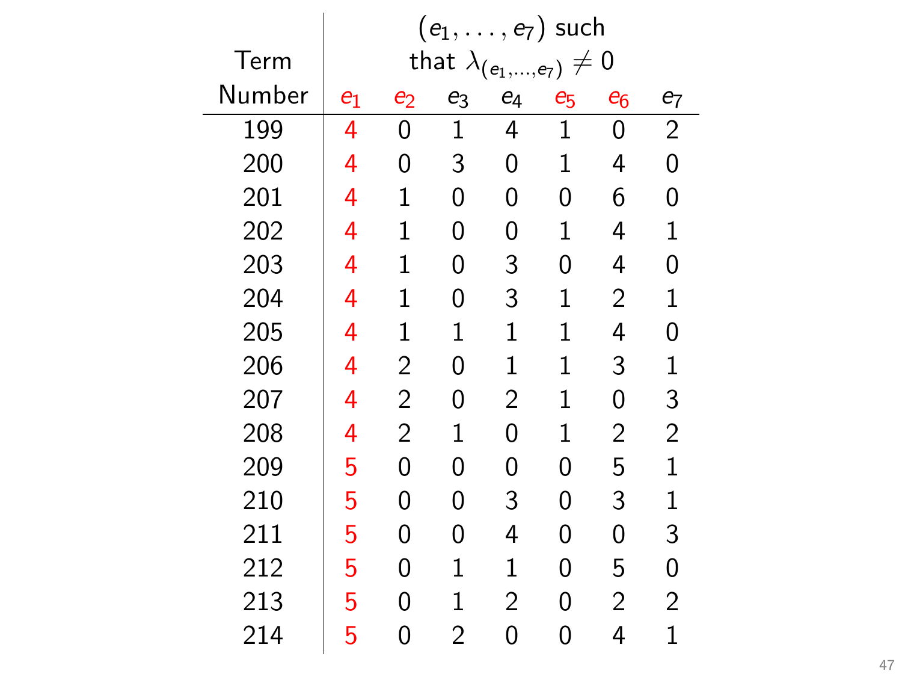| Term Number | $(e_1, \ldots, e_7)$ such that $\lambda_{(e_1,\ldots,e_7)} \neq 0$ | | | | | | |
|---|---|---|---|---|---|---|---|
| | $e_1$ | $e_2$ | $e_3$ | $e_4$ | $e_5$ | $e_6$ | $e_7$ |
| 199 | 4 | 0 | 1 | 4 | 1 | 0 | 2 |
| 200 | 4 | 0 | 3 | 0 | 1 | 4 | 0 |
| 201 | 4 | 1 | 0 | 0 | 0 | 6 | 0 |
| 202 | 4 | 1 | 0 | 0 | 1 | 4 | 1 |
| 203 | 4 | 1 | 0 | 3 | 0 | 4 | 0 |
| 204 | 4 | 1 | 0 | 3 | 1 | 2 | 1 |
| 205 | 4 | 1 | 1 | 1 | 1 | 4 | 0 |
| 206 | 4 | 2 | 0 | 1 | 1 | 3 | 1 |
| 207 | 4 | 2 | 0 | 2 | 1 | 0 | 3 |
| 208 | 4 | 2 | 1 | 0 | 1 | 2 | 2 |
| 209 | 5 | 0 | 0 | 0 | 0 | 5 | 1 |
| 210 | 5 | 0 | 0 | 3 | 0 | 3 | 1 |
| 211 | 5 | 0 | 0 | 4 | 0 | 0 | 3 |
| 212 | 5 | 0 | 1 | 1 | 0 | 5 | 0 |
| 213 | 5 | 0 | 1 | 2 | 0 | 2 | 2 |
| 214 | 5 | 0 | 2 | 0 | 0 | 4 | 1 |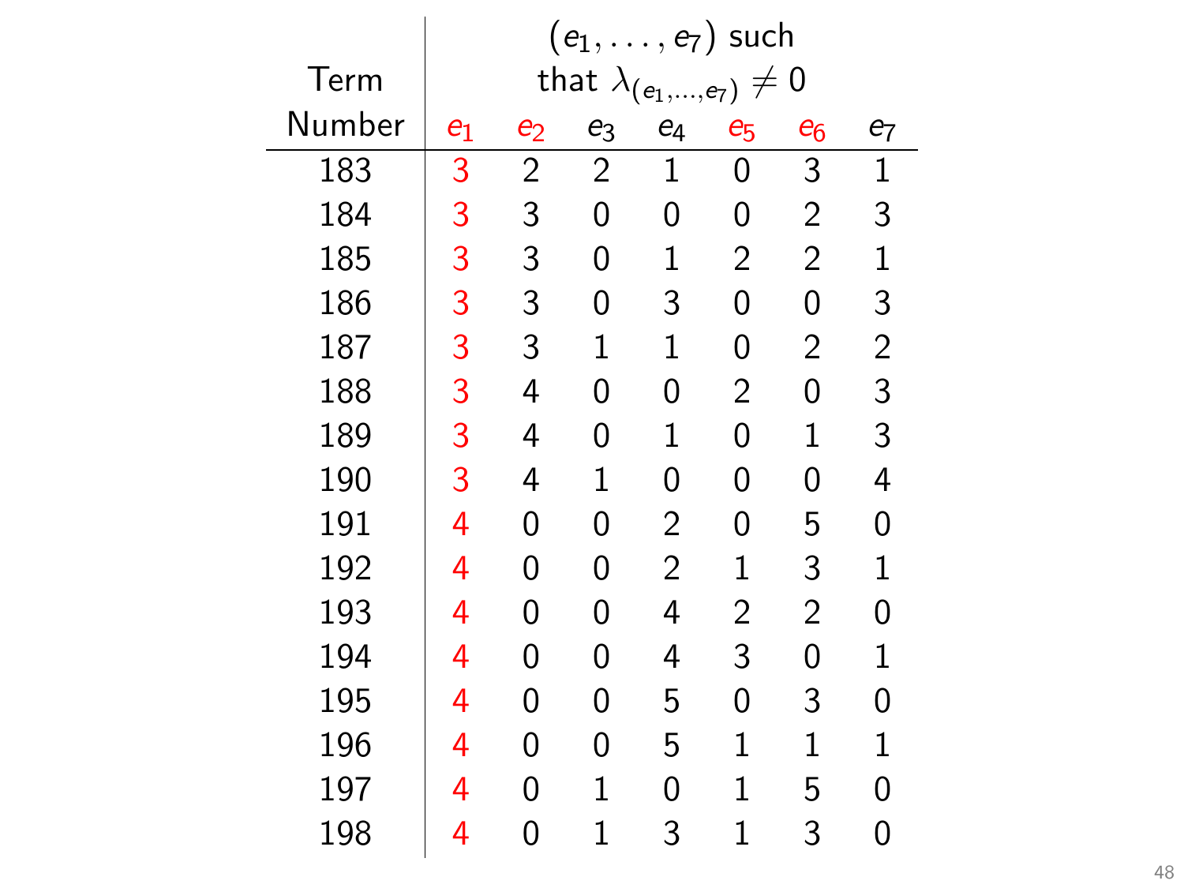| Term Number | $(e_1, \ldots, e_7)$ such that $\lambda_{(e_1,\ldots,e_7)} \neq 0$ | | | | | | |
|---|---|---|---|---|---|---|---|
| | $e_1$ | $e_2$ | $e_3$ | $e_4$ | $e_5$ | $e_6$ | $e_7$ |
| 183 | 3 | 2 | 2 | 1 | 0 | 3 | 1 |
| 184 | 3 | 3 | 0 | 0 | 0 | 2 | 3 |
| 185 | 3 | 3 | 0 | 1 | 2 | 2 | 1 |
| 186 | 3 | 3 | 0 | 3 | 0 | 0 | 3 |
| 187 | 3 | 3 | 1 | 1 | 0 | 2 | 2 |
| 188 | 3 | 4 | 0 | 0 | 2 | 0 | 3 |
| 189 | 3 | 4 | 0 | 1 | 0 | 1 | 3 |
| 190 | 3 | 4 | 1 | 0 | 0 | 0 | 4 |
| 191 | 4 | 0 | 0 | 2 | 0 | 5 | 0 |
| 192 | 4 | 0 | 0 | 2 | 1 | 3 | 1 |
| 193 | 4 | 0 | 0 | 4 | 2 | 2 | 0 |
| 194 | 4 | 0 | 0 | 4 | 3 | 0 | 1 |
| 195 | 4 | 0 | 0 | 5 | 0 | 3 | 0 |
| 196 | 4 | 0 | 0 | 5 | 1 | 1 | 1 |
| 197 | 4 | 0 | 1 | 0 | 1 | 5 | 0 |
| 198 | 4 | 0 | 1 | 3 | 1 | 3 | 0 |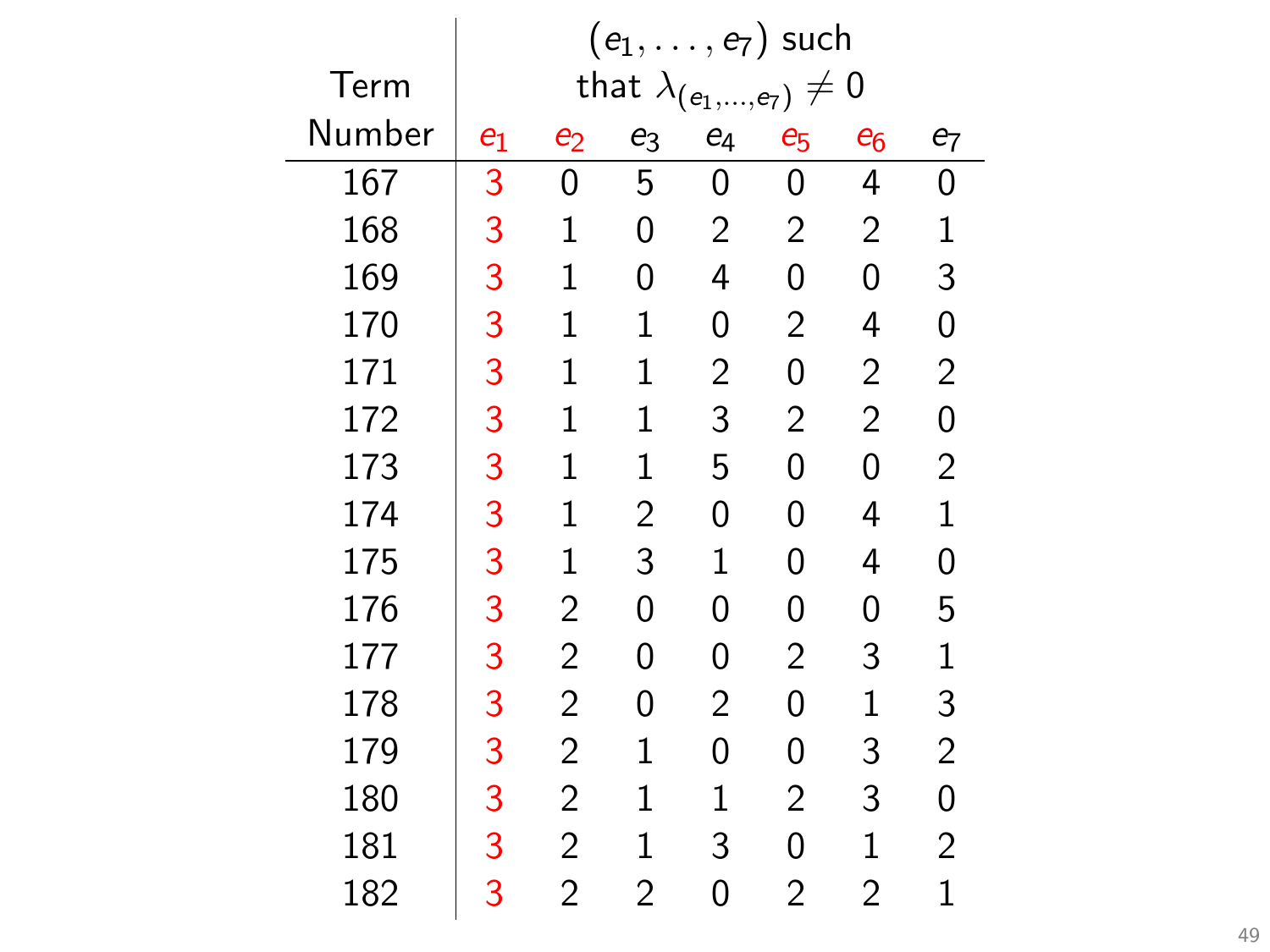| Term Number | $(e_1, \ldots, e_7)$ such that $\lambda_{(e_1,\ldots,e_7)} \neq 0$ | | | | | | |
|---|---|---|---|---|---|---|---|
| | $e_1$ | $e_2$ | $e_3$ | $e_4$ | $e_5$ | $e_6$ | $e_7$ |
| 167 | 3 | 0 | 5 | 0 | 0 | 4 | 0 |
| 168 | 3 | 1 | 0 | 2 | 2 | 2 | 1 |
| 169 | 3 | 1 | 0 | 4 | 0 | 0 | 3 |
| 170 | 3 | 1 | 1 | 0 | 2 | 4 | 0 |
| 171 | 3 | 1 | 1 | 2 | 0 | 2 | 2 |
| 172 | 3 | 1 | 1 | 3 | 2 | 2 | 0 |
| 173 | 3 | 1 | 1 | 5 | 0 | 0 | 2 |
| 174 | 3 | 1 | 2 | 0 | 0 | 4 | 1 |
| 175 | 3 | 1 | 3 | 1 | 0 | 4 | 0 |
| 176 | 3 | 2 | 0 | 0 | 0 | 0 | 5 |
| 177 | 3 | 2 | 0 | 0 | 2 | 3 | 1 |
| 178 | 3 | 2 | 0 | 2 | 0 | 1 | 3 |
| 179 | 3 | 2 | 1 | 0 | 0 | 3 | 2 |
| 180 | 3 | 2 | 1 | 1 | 2 | 3 | 0 |
| 181 | 3 | 2 | 1 | 3 | 0 | 1 | 2 |
| 182 | 3 | 2 | 2 | 0 | 2 | 2 | 1 |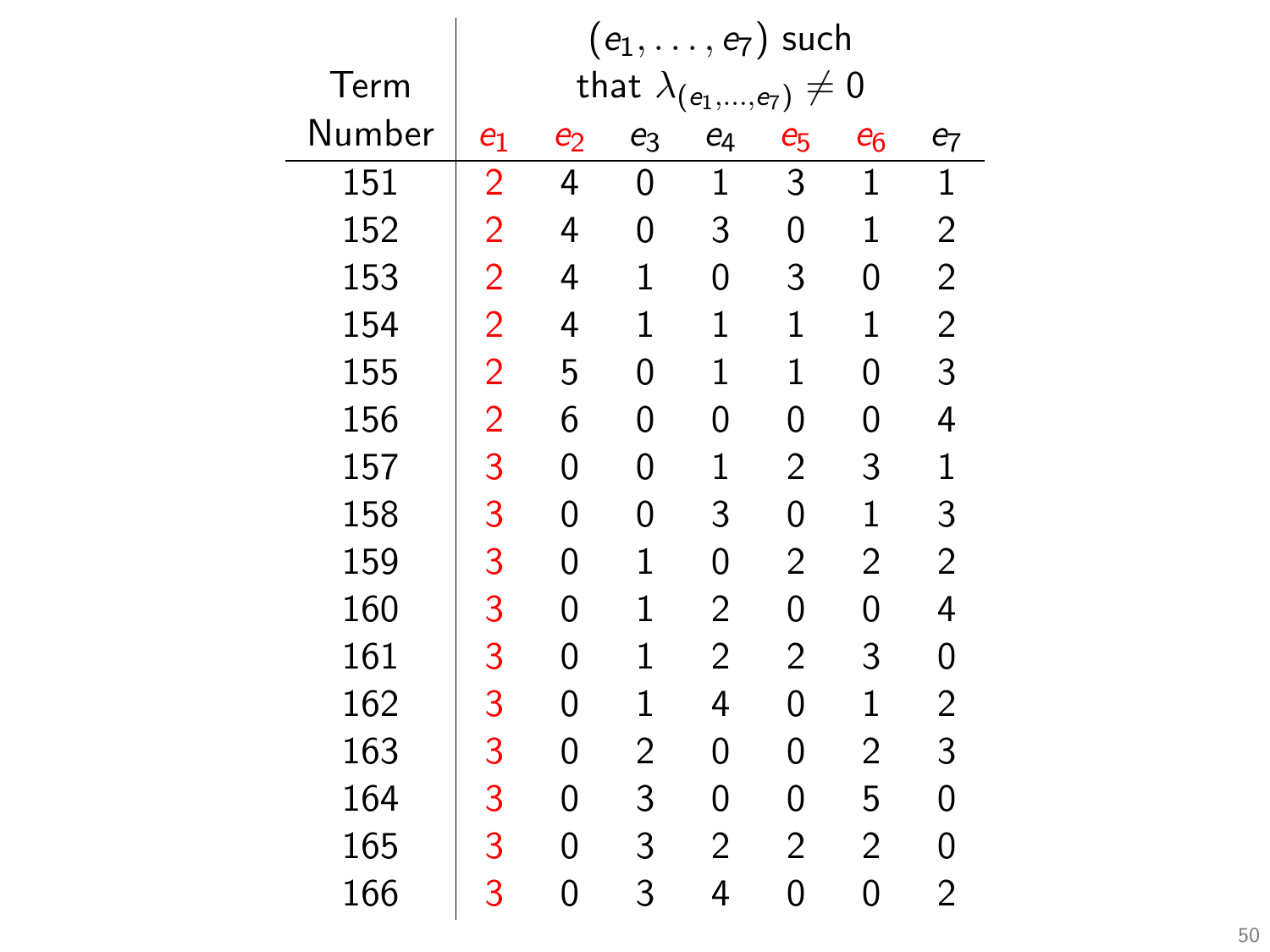| Term Number | $(e_1, \ldots, e_7)$ such that $\lambda_{(e_1,\ldots,e_7)} \neq 0$ | | | | | | |
|---|---|---|---|---|---|---|---|
| | $e_1$ | $e_2$ | $e_3$ | $e_4$ | $e_5$ | $e_6$ | $e_7$ |
| 151 | 2 | 4 | 0 | 1 | 3 | 1 | 1 |
| 152 | 2 | 4 | 0 | 3 | 0 | 1 | 2 |
| 153 | 2 | 4 | 1 | 0 | 3 | 0 | 2 |
| 154 | 2 | 4 | 1 | 1 | 1 | 1 | 2 |
| 155 | 2 | 5 | 0 | 1 | 1 | 0 | 3 |
| 156 | 2 | 6 | 0 | 0 | 0 | 0 | 4 |
| 157 | 3 | 0 | 0 | 1 | 2 | 3 | 1 |
| 158 | 3 | 0 | 0 | 3 | 0 | 1 | 3 |
| 159 | 3 | 0 | 1 | 0 | 2 | 2 | 2 |
| 160 | 3 | 0 | 1 | 2 | 0 | 0 | 4 |
| 161 | 3 | 0 | 1 | 2 | 2 | 3 | 0 |
| 162 | 3 | 0 | 1 | 4 | 0 | 1 | 2 |
| 163 | 3 | 0 | 2 | 0 | 0 | 2 | 3 |
| 164 | 3 | 0 | 3 | 0 | 0 | 5 | 0 |
| 165 | 3 | 0 | 3 | 2 | 2 | 2 | 0 |
| 166 | 3 | 0 | 3 | 4 | 0 | 0 | 2 |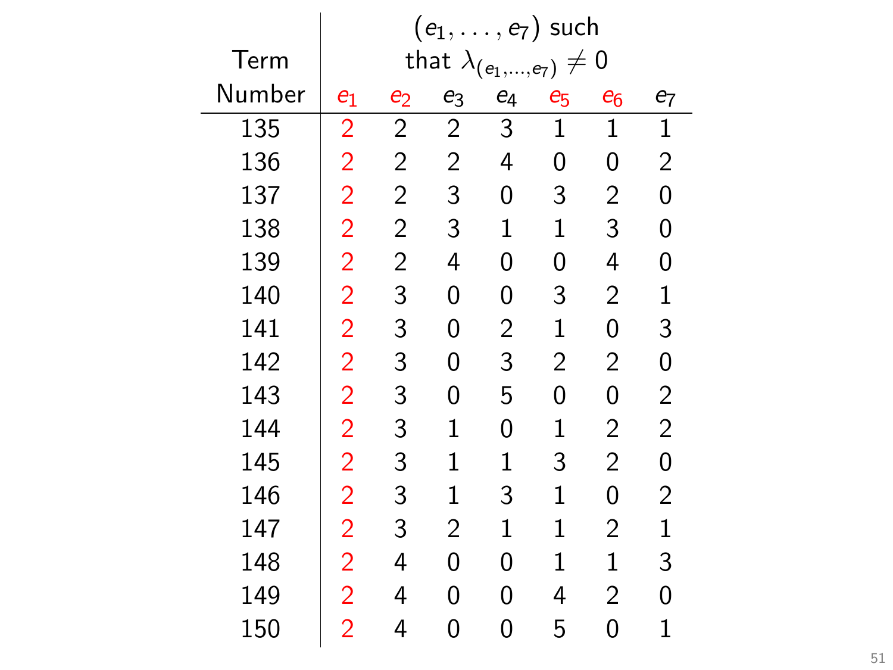| Term Number | $(e_1, \ldots, e_7)$ such that $\lambda_{(e_1,\ldots,e_7)} \neq 0$ | | | | | | |
|---|---|---|---|---|---|---|---|
| | $e_1$ | $e_2$ | $e_3$ | $e_4$ | $e_5$ | $e_6$ | $e_7$ |
| 135 | 2 | 2 | 2 | 3 | 1 | 1 | 1 |
| 136 | 2 | 2 | 2 | 4 | 0 | 0 | 2 |
| 137 | 2 | 2 | 3 | 0 | 3 | 2 | 0 |
| 138 | 2 | 2 | 3 | 1 | 1 | 3 | 0 |
| 139 | 2 | 2 | 4 | 0 | 0 | 4 | 0 |
| 140 | 2 | 3 | 0 | 0 | 3 | 2 | 1 |
| 141 | 2 | 3 | 0 | 2 | 1 | 0 | 3 |
| 142 | 2 | 3 | 0 | 3 | 2 | 2 | 0 |
| 143 | 2 | 3 | 0 | 5 | 0 | 0 | 2 |
| 144 | 2 | 3 | 1 | 0 | 1 | 2 | 2 |
| 145 | 2 | 3 | 1 | 1 | 3 | 2 | 0 |
| 146 | 2 | 3 | 1 | 3 | 1 | 0 | 2 |
| 147 | 2 | 3 | 2 | 1 | 1 | 2 | 1 |
| 148 | 2 | 4 | 0 | 0 | 1 | 1 | 3 |
| 149 | 2 | 4 | 0 | 0 | 4 | 2 | 0 |
| 150 | 2 | 4 | 0 | 0 | 5 | 0 | 1 |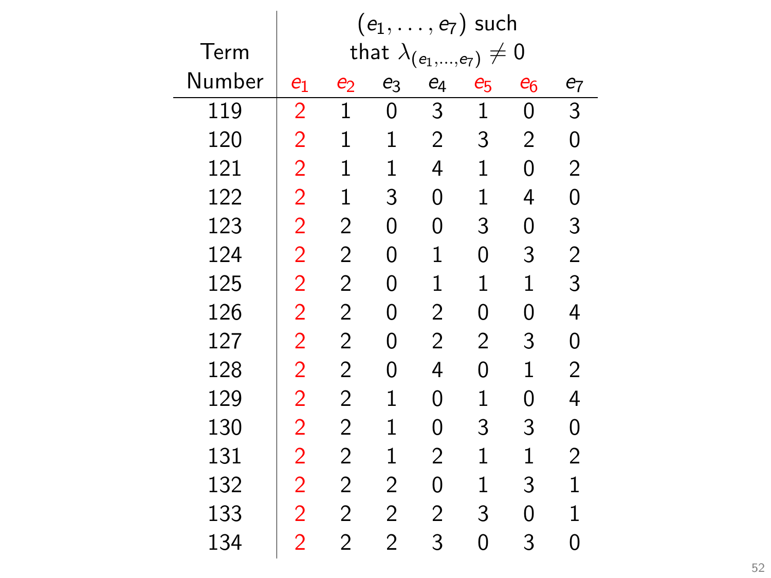| Term Number | $(e_1, \ldots, e_7)$ such that $\lambda_{(e_1,\ldots,e_7)} \neq 0$ | | | | | | |
|---|---|---|---|---|---|---|---|
| | $e_1$ | $e_2$ | $e_3$ | $e_4$ | $e_5$ | $e_6$ | $e_7$ |
| 119 | 2 | 1 | 0 | 3 | 1 | 0 | 3 |
| 120 | 2 | 1 | 1 | 2 | 3 | 2 | 0 |
| 121 | 2 | 1 | 1 | 4 | 1 | 0 | 2 |
| 122 | 2 | 1 | 3 | 0 | 1 | 4 | 0 |
| 123 | 2 | 2 | 0 | 0 | 3 | 0 | 3 |
| 124 | 2 | 2 | 0 | 1 | 0 | 3 | 2 |
| 125 | 2 | 2 | 0 | 1 | 1 | 1 | 3 |
| 126 | 2 | 2 | 0 | 2 | 0 | 0 | 4 |
| 127 | 2 | 2 | 0 | 2 | 2 | 3 | 0 |
| 128 | 2 | 2 | 0 | 4 | 0 | 1 | 2 |
| 129 | 2 | 2 | 1 | 0 | 1 | 0 | 4 |
| 130 | 2 | 2 | 1 | 0 | 3 | 3 | 0 |
| 131 | 2 | 2 | 1 | 2 | 1 | 1 | 2 |
| 132 | 2 | 2 | 2 | 0 | 1 | 3 | 1 |
| 133 | 2 | 2 | 2 | 2 | 3 | 0 | 1 |
| 134 | 2 | 2 | 2 | 3 | 0 | 3 | 0 |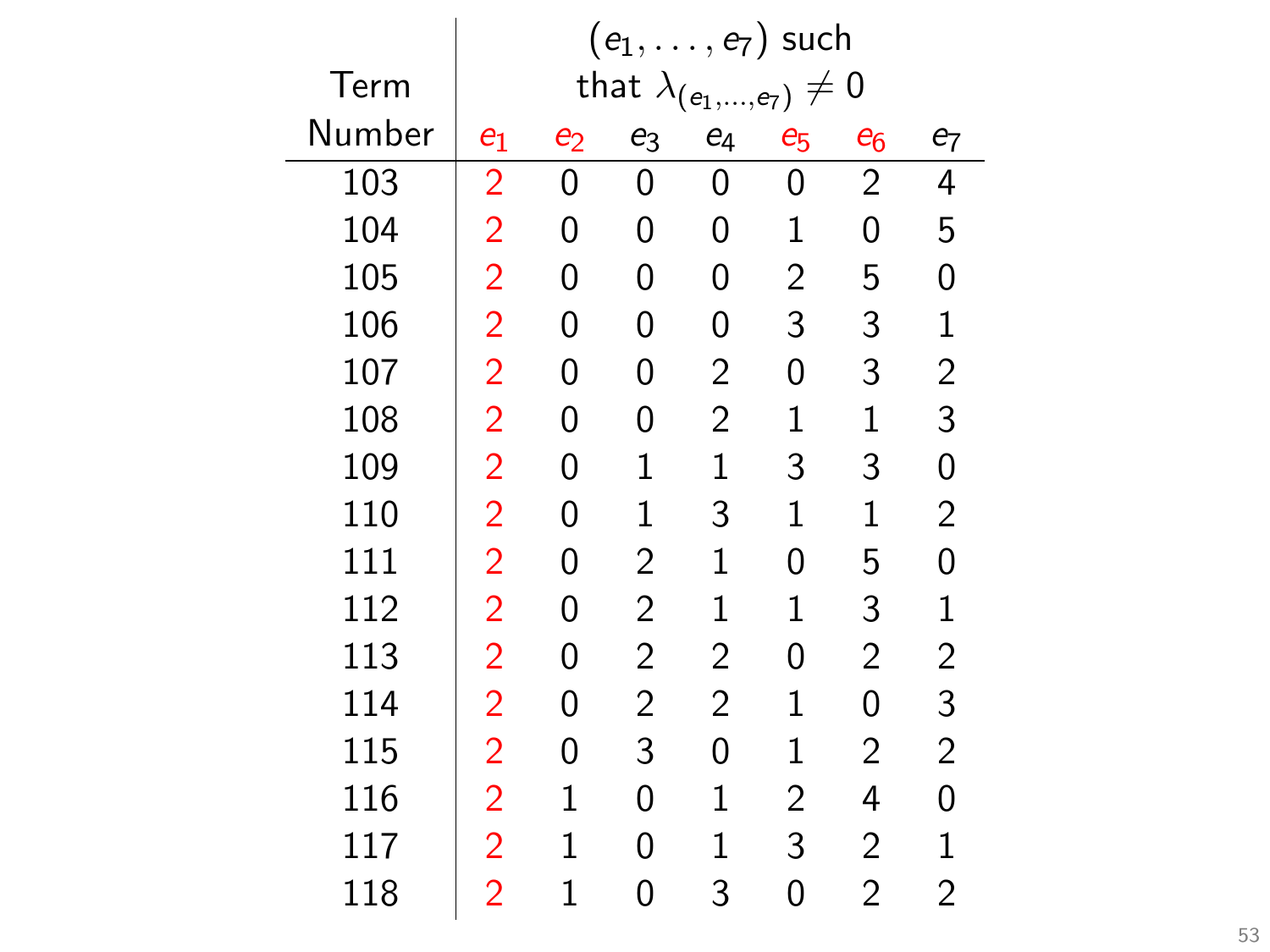| Term Number | $(e_1, \ldots, e_7)$ such that $\lambda_{(e_1,\ldots,e_7)} \neq 0$ | | | | | | |
|---|---|---|---|---|---|---|---|
| | $e_1$ | $e_2$ | $e_3$ | $e_4$ | $e_5$ | $e_6$ | $e_7$ |
| 103 | 2 | 0 | 0 | 0 | 0 | 2 | 4 |
| 104 | 2 | 0 | 0 | 0 | 1 | 0 | 5 |
| 105 | 2 | 0 | 0 | 0 | 2 | 5 | 0 |
| 106 | 2 | 0 | 0 | 0 | 3 | 3 | 1 |
| 107 | 2 | 0 | 0 | 2 | 0 | 3 | 2 |
| 108 | 2 | 0 | 0 | 2 | 1 | 1 | 3 |
| 109 | 2 | 0 | 1 | 1 | 3 | 3 | 0 |
| 110 | 2 | 0 | 1 | 3 | 1 | 1 | 2 |
| 111 | 2 | 0 | 2 | 1 | 0 | 5 | 0 |
| 112 | 2 | 0 | 2 | 1 | 1 | 3 | 1 |
| 113 | 2 | 0 | 2 | 2 | 0 | 2 | 2 |
| 114 | 2 | 0 | 2 | 2 | 1 | 0 | 3 |
| 115 | 2 | 0 | 3 | 0 | 1 | 2 | 2 |
| 116 | 2 | 1 | 0 | 1 | 2 | 4 | 0 |
| 117 | 2 | 1 | 0 | 1 | 3 | 2 | 1 |
| 118 | 2 | 1 | 0 | 3 | 0 | 2 | 2 |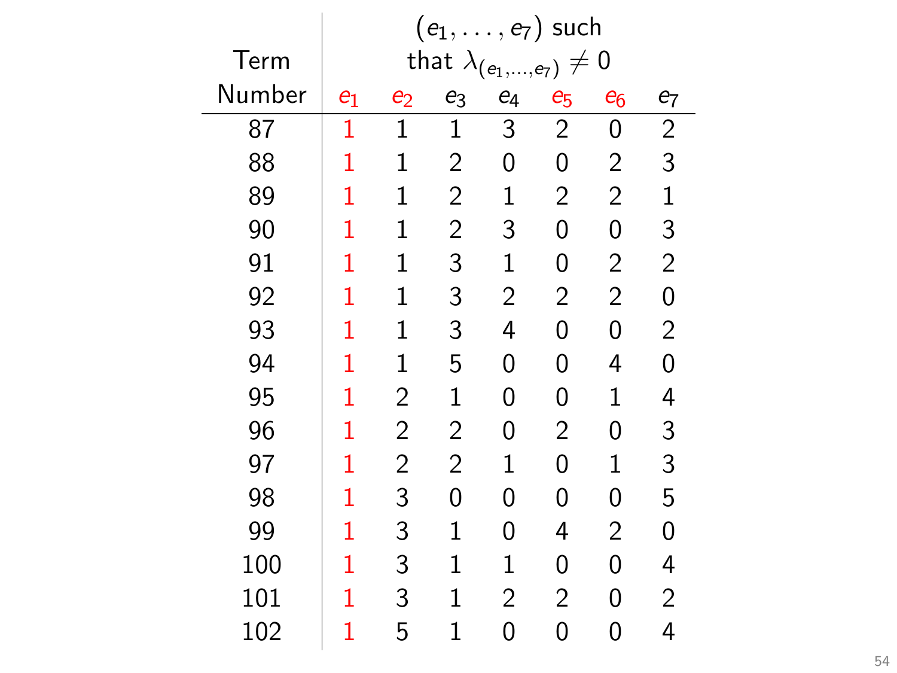| Term Number | $(e_1, \ldots, e_7)$ such that $\lambda_{(e_1,\ldots,e_7)} \neq 0$ | | | | | | |
|---|---|---|---|---|---|---|---|
| | $e_1$ | $e_2$ | $e_3$ | $e_4$ | $e_5$ | $e_6$ | $e_7$ |
| 87 | 1 | 1 | 1 | 3 | 2 | 0 | 2 |
| 88 | 1 | 1 | 2 | 0 | 0 | 2 | 3 |
| 89 | 1 | 1 | 2 | 1 | 2 | 2 | 1 |
| 90 | 1 | 1 | 2 | 3 | 0 | 0 | 3 |
| 91 | 1 | 1 | 3 | 1 | 0 | 2 | 2 |
| 92 | 1 | 1 | 3 | 2 | 2 | 2 | 0 |
| 93 | 1 | 1 | 3 | 4 | 0 | 0 | 2 |
| 94 | 1 | 1 | 5 | 0 | 0 | 4 | 0 |
| 95 | 1 | 2 | 1 | 0 | 0 | 1 | 4 |
| 96 | 1 | 2 | 2 | 0 | 2 | 0 | 3 |
| 97 | 1 | 2 | 2 | 1 | 0 | 1 | 3 |
| 98 | 1 | 3 | 0 | 0 | 0 | 0 | 5 |
| 99 | 1 | 3 | 1 | 0 | 4 | 2 | 0 |
| 100 | 1 | 3 | 1 | 1 | 0 | 0 | 4 |
| 101 | 1 | 3 | 1 | 2 | 2 | 0 | 2 |
| 102 | 1 | 5 | 1 | 0 | 0 | 0 | 4 |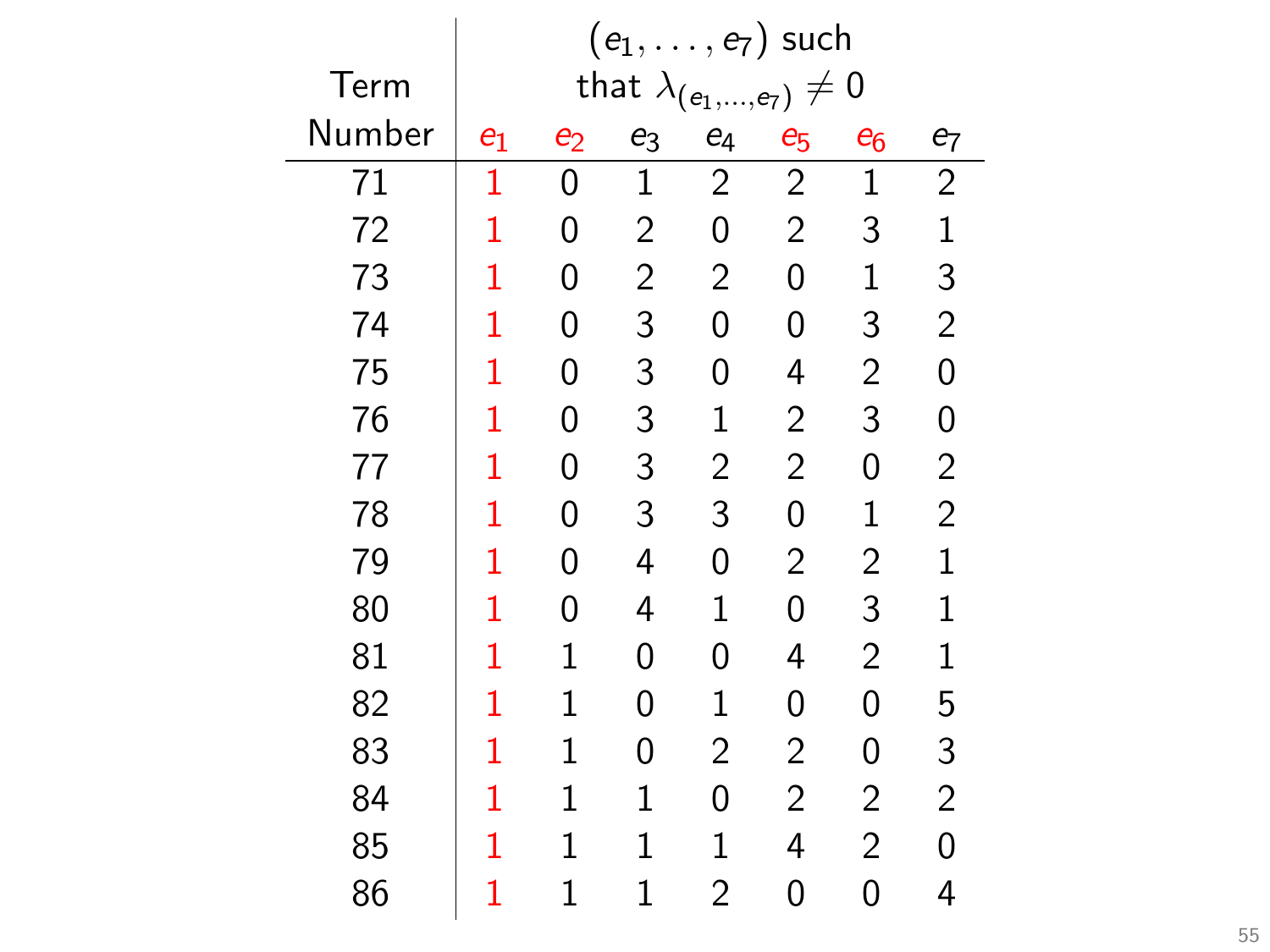| Term Number | $(e_1, \ldots, e_7)$ such that $\lambda_{(e_1,\ldots,e_7)} \neq 0$ | | | | | | |
|---|---|---|---|---|---|---|---|
| | $e_1$ | $e_2$ | $e_3$ | $e_4$ | $e_5$ | $e_6$ | $e_7$ |
| 71 | 1 | 0 | 1 | 2 | 2 | 1 | 2 |
| 72 | 1 | 0 | 2 | 0 | 2 | 3 | 1 |
| 73 | 1 | 0 | 2 | 2 | 0 | 1 | 3 |
| 74 | 1 | 0 | 3 | 0 | 0 | 3 | 2 |
| 75 | 1 | 0 | 3 | 0 | 4 | 2 | 0 |
| 76 | 1 | 0 | 3 | 1 | 2 | 3 | 0 |
| 77 | 1 | 0 | 3 | 2 | 2 | 0 | 2 |
| 78 | 1 | 0 | 3 | 3 | 0 | 1 | 2 |
| 79 | 1 | 0 | 4 | 0 | 2 | 2 | 1 |
| 80 | 1 | 0 | 4 | 1 | 0 | 3 | 1 |
| 81 | 1 | 1 | 0 | 0 | 4 | 2 | 1 |
| 82 | 1 | 1 | 0 | 1 | 0 | 0 | 5 |
| 83 | 1 | 1 | 0 | 2 | 2 | 0 | 3 |
| 84 | 1 | 1 | 1 | 0 | 2 | 2 | 2 |
| 85 | 1 | 1 | 1 | 1 | 4 | 2 | 0 |
| 86 | 1 | 1 | 1 | 2 | 0 | 0 | 4 |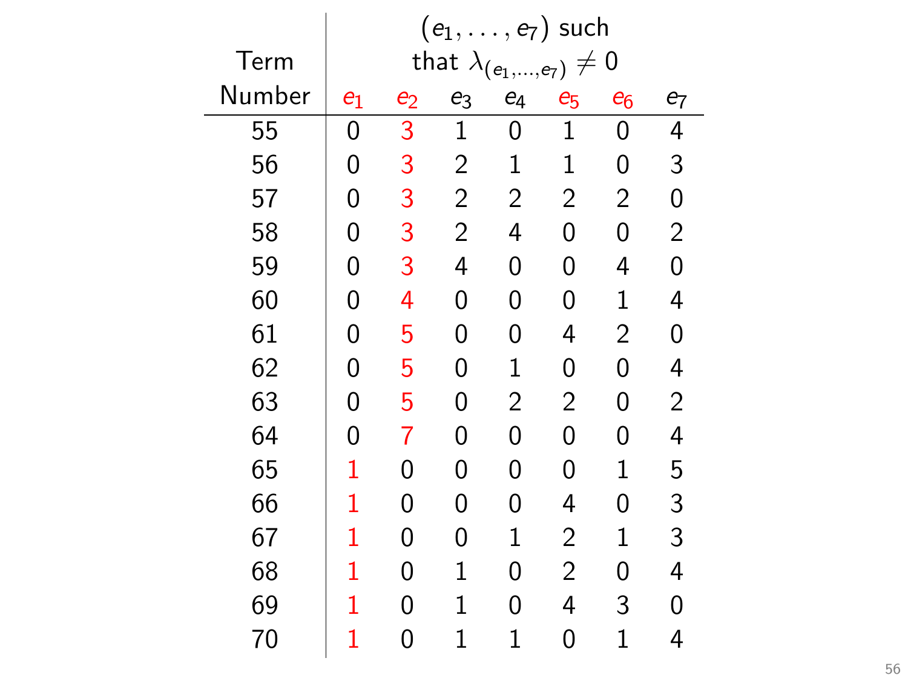| Term Number | $(e_1, \ldots, e_7)$ such that $\lambda_{(e_1,\ldots,e_7)} \neq 0$ | | | | | | |
|---|---|---|---|---|---|---|---|
| | $e_1$ | $e_2$ | $e_3$ | $e_4$ | $e_5$ | $e_6$ | $e_7$ |
| 55 | 0 | 3 | 1 | 0 | 1 | 0 | 4 |
| 56 | 0 | 3 | 2 | 1 | 1 | 0 | 3 |
| 57 | 0 | 3 | 2 | 2 | 2 | 2 | 0 |
| 58 | 0 | 3 | 2 | 4 | 0 | 0 | 2 |
| 59 | 0 | 3 | 4 | 0 | 0 | 4 | 0 |
| 60 | 0 | 4 | 0 | 0 | 0 | 1 | 4 |
| 61 | 0 | 5 | 0 | 0 | 4 | 2 | 0 |
| 62 | 0 | 5 | 0 | 1 | 0 | 0 | 4 |
| 63 | 0 | 5 | 0 | 2 | 2 | 0 | 2 |
| 64 | 0 | 7 | 0 | 0 | 0 | 0 | 4 |
| 65 | 1 | 0 | 0 | 0 | 0 | 1 | 5 |
| 66 | 1 | 0 | 0 | 0 | 4 | 0 | 3 |
| 67 | 1 | 0 | 0 | 1 | 2 | 1 | 3 |
| 68 | 1 | 0 | 1 | 0 | 2 | 0 | 4 |
| 69 | 1 | 0 | 1 | 0 | 4 | 3 | 0 |
| 70 | 1 | 0 | 1 | 1 | 0 | 1 | 4 |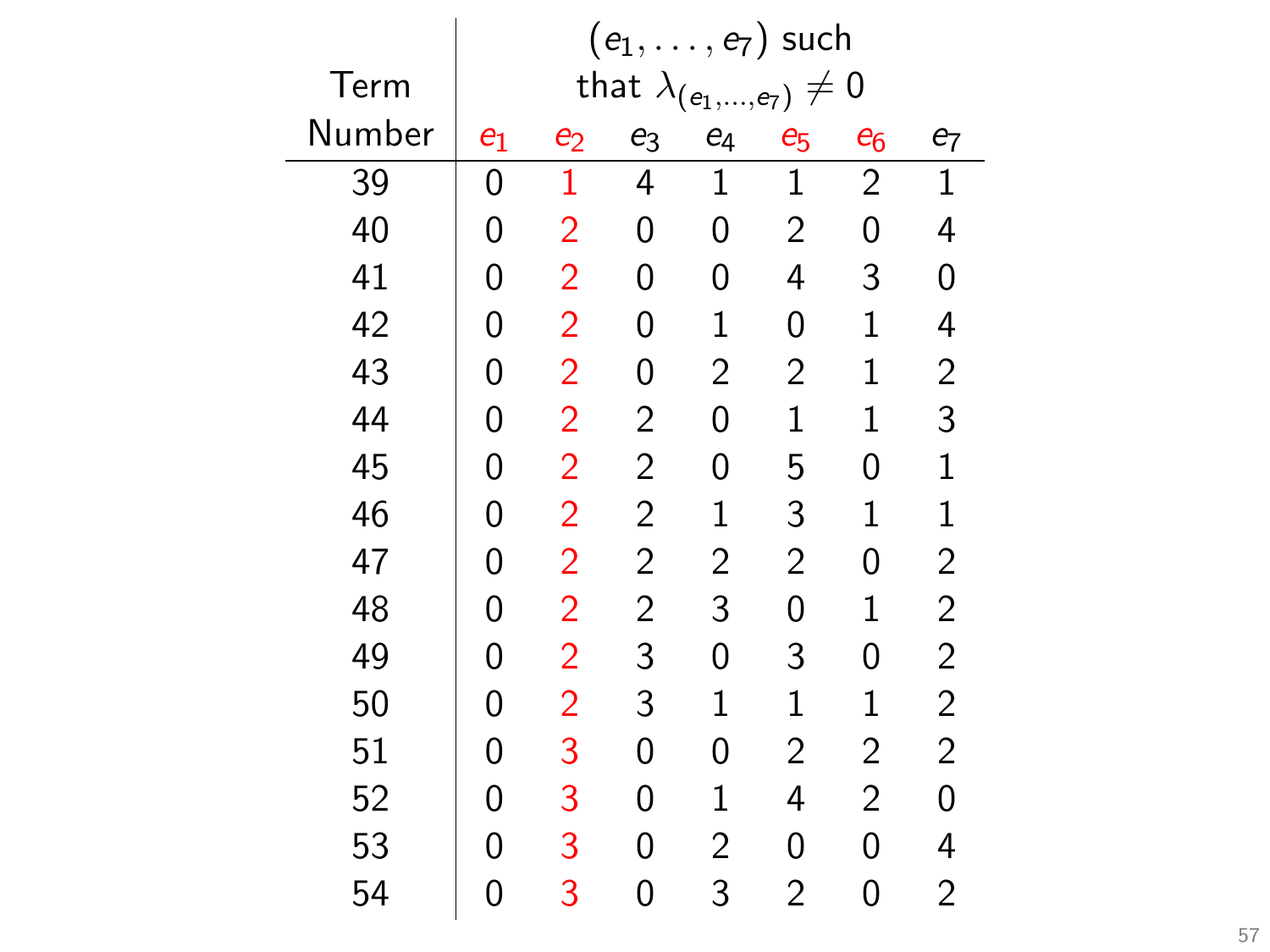| Term Number | $(e_1, \ldots, e_7)$ such that $\lambda_{(e_1,\ldots,e_7)} \neq 0$ | | | | | | |
|---|---|---|---|---|---|---|---|
| | $e_1$ | $e_2$ | $e_3$ | $e_4$ | $e_5$ | $e_6$ | $e_7$ |
| 39 | 0 | 1 | 4 | 1 | 1 | 2 | 1 |
| 40 | 0 | 2 | 0 | 0 | 2 | 0 | 4 |
| 41 | 0 | 2 | 0 | 0 | 4 | 3 | 0 |
| 42 | 0 | 2 | 0 | 1 | 0 | 1 | 4 |
| 43 | 0 | 2 | 0 | 2 | 2 | 1 | 2 |
| 44 | 0 | 2 | 2 | 0 | 1 | 1 | 3 |
| 45 | 0 | 2 | 2 | 0 | 5 | 0 | 1 |
| 46 | 0 | 2 | 2 | 1 | 3 | 1 | 1 |
| 47 | 0 | 2 | 2 | 2 | 2 | 0 | 2 |
| 48 | 0 | 2 | 2 | 3 | 0 | 1 | 2 |
| 49 | 0 | 2 | 3 | 0 | 3 | 0 | 2 |
| 50 | 0 | 2 | 3 | 1 | 1 | 1 | 2 |
| 51 | 0 | 3 | 0 | 0 | 2 | 2 | 2 |
| 52 | 0 | 3 | 0 | 1 | 4 | 2 | 0 |
| 53 | 0 | 3 | 0 | 2 | 0 | 0 | 4 |
| 54 | 0 | 3 | 0 | 3 | 2 | 0 | 2 |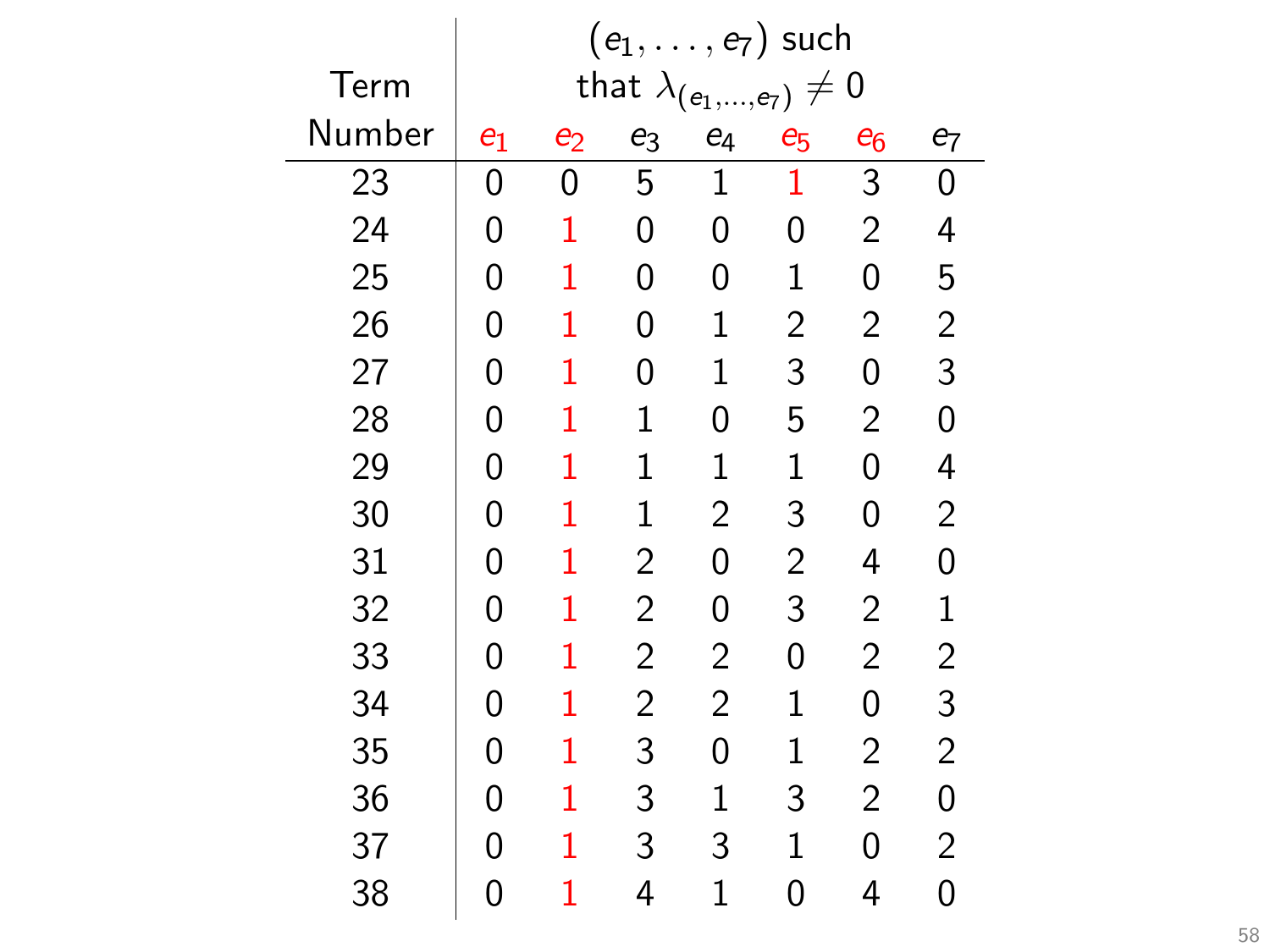| Term Number | $(e_1, \ldots, e_7)$ such that $\lambda_{(e_1,\ldots,e_7)} \neq 0$ | | | | | | |
|---|---|---|---|---|---|---|---|
| | $e_1$ | $e_2$ | $e_3$ | $e_4$ | $e_5$ | $e_6$ | $e_7$ |
| 23 | 0 | 0 | 5 | 1 | 1 | 3 | 0 |
| 24 | 0 | 1 | 0 | 0 | 0 | 2 | 4 |
| 25 | 0 | 1 | 0 | 0 | 1 | 0 | 5 |
| 26 | 0 | 1 | 0 | 1 | 2 | 2 | 2 |
| 27 | 0 | 1 | 0 | 1 | 3 | 0 | 3 |
| 28 | 0 | 1 | 1 | 0 | 5 | 2 | 0 |
| 29 | 0 | 1 | 1 | 1 | 1 | 0 | 4 |
| 30 | 0 | 1 | 1 | 2 | 3 | 0 | 2 |
| 31 | 0 | 1 | 2 | 0 | 2 | 4 | 0 |
| 32 | 0 | 1 | 2 | 0 | 3 | 2 | 1 |
| 33 | 0 | 1 | 2 | 2 | 0 | 2 | 2 |
| 34 | 0 | 1 | 2 | 2 | 1 | 0 | 3 |
| 35 | 0 | 1 | 3 | 0 | 1 | 2 | 2 |
| 36 | 0 | 1 | 3 | 1 | 3 | 2 | 0 |
| 37 | 0 | 1 | 3 | 3 | 1 | 0 | 2 |
| 38 | 0 | 1 | 4 | 1 | 0 | 4 | 0 |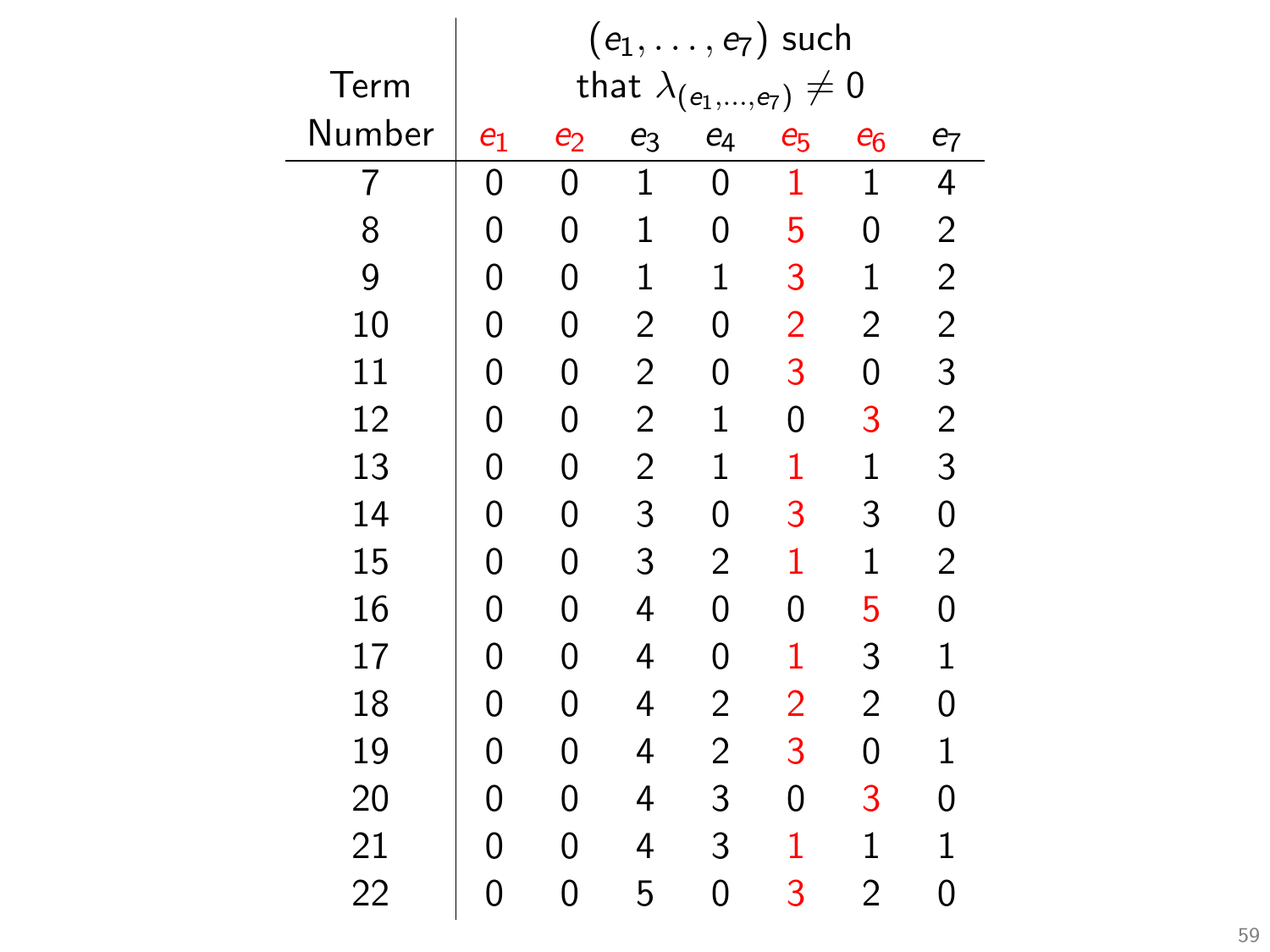| Term Number | $(e_1, \ldots, e_7)$ such that $\lambda_{(e_1,\ldots,e_7)} \neq 0$ | | | | | | |
|---|---|---|---|---|---|---|---|
| | $e_1$ | $e_2$ | $e_3$ | $e_4$ | $e_5$ | $e_6$ | $e_7$ |
| 7 | 0 | 0 | 1 | 0 | 1 | 1 | 4 |
| 8 | 0 | 0 | 1 | 0 | 5 | 0 | 2 |
| 9 | 0 | 0 | 1 | 1 | 3 | 1 | 2 |
| 10 | 0 | 0 | 2 | 0 | 2 | 2 | 2 |
| 11 | 0 | 0 | 2 | 0 | 3 | 0 | 3 |
| 12 | 0 | 0 | 2 | 1 | 0 | 3 | 2 |
| 13 | 0 | 0 | 2 | 1 | 1 | 1 | 3 |
| 14 | 0 | 0 | 3 | 0 | 3 | 3 | 0 |
| 15 | 0 | 0 | 3 | 2 | 1 | 1 | 2 |
| 16 | 0 | 0 | 4 | 0 | 0 | 5 | 0 |
| 17 | 0 | 0 | 4 | 0 | 1 | 3 | 1 |
| 18 | 0 | 0 | 4 | 2 | 2 | 2 | 0 |
| 19 | 0 | 0 | 4 | 2 | 3 | 0 | 1 |
| 20 | 0 | 0 | 4 | 3 | 0 | 3 | 0 |
| 21 | 0 | 0 | 4 | 3 | 1 | 1 | 1 |
| 22 | 0 | 0 | 5 | 0 | 3 | 2 | 0 |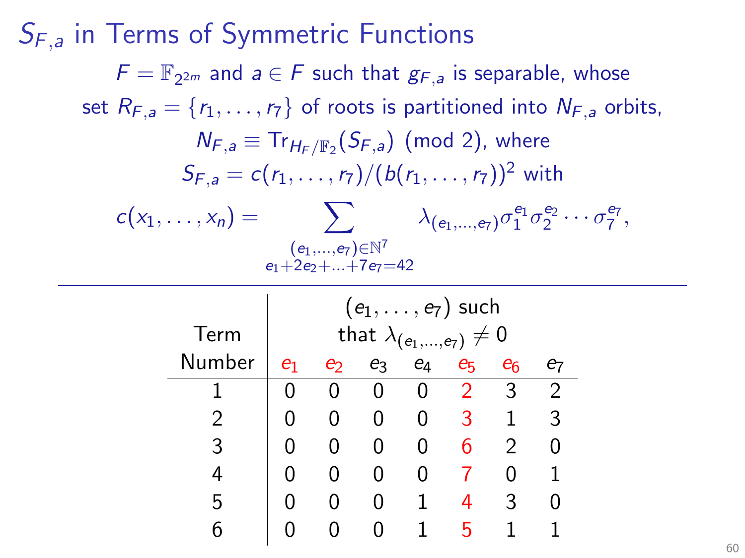# $S_{F,a}$ in Terms of Symmetric Functions

$F = \mathbb{F}_{2^{2m}}$ and $a \in F$ such that $g_{F,a}$ is separable, whose set $R_{F,a} = \{r_1, \ldots, r_7\}$ of roots is partitioned into $N_{F,a}$ orbits,

$$N_{F,a} \equiv \mathrm{Tr}_{H_F/\mathbb{F}_2}(S_{F,a}) \pmod{2}, \text{ where}$$

$$S_{F,a} = c(r_1, \ldots, r_7)/(b(r_1, \ldots, r_7))^2 \text{ with}$$

$$c(x_1, \ldots, x_n) = \sum_{\substack{(e_1,\ldots,e_7)\in\mathbb{N}^7 \\ e_1+2e_2+\ldots+7e_7=42}} \lambda_{(e_1,\ldots,e_7)} \sigma_1^{e_1}\sigma_2^{e_2}\cdots\sigma_7^{e_7},$$

---

| Term Number | $(e_1, \ldots, e_7)$ such that $\lambda_{(e_1,\ldots,e_7)} \neq 0$ | | | | | | |
|---|---|---|---|---|---|---|---|
| | $e_1$ | $e_2$ | $e_3$ | $e_4$ | $e_5$ | $e_6$ | $e_7$ |
| 1 | 0 | 0 | 0 | 0 | 2 | 3 | 2 |
| 2 | 0 | 0 | 0 | 0 | 3 | 1 | 3 |
| 3 | 0 | 0 | 0 | 0 | 6 | 2 | 0 |
| 4 | 0 | 0 | 0 | 0 | 7 | 0 | 1 |
| 5 | 0 | 0 | 0 | 1 | 4 | 3 | 0 |
| 6 | 0 | 0 | 0 | 1 | 5 | 1 | 1 |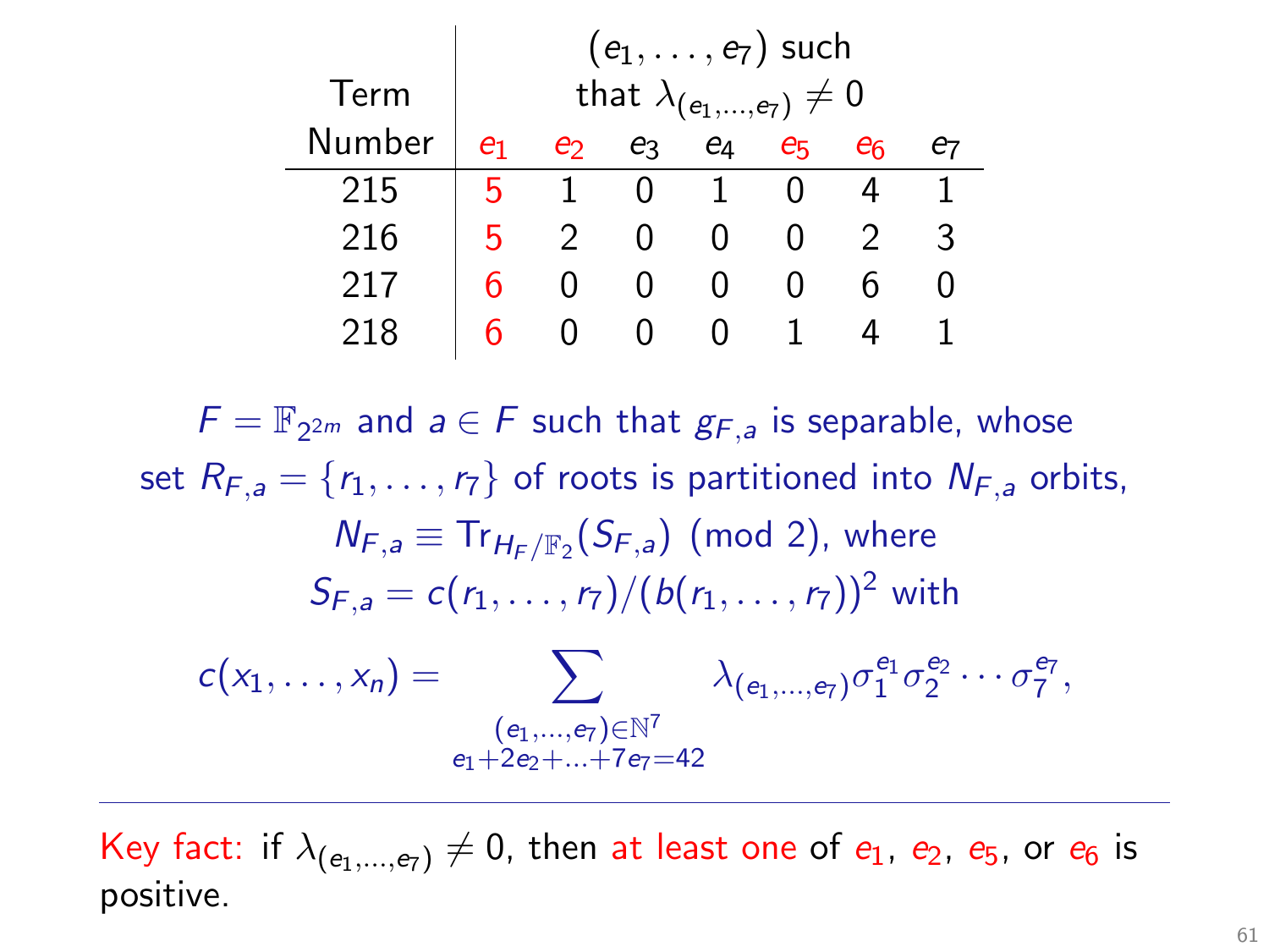| Term Number | $(e_1, \ldots, e_7)$ such that $\lambda_{(e_1,\ldots,e_7)} \neq 0$ | | | | | | |
|---|---|---|---|---|---|---|---|
| | $e_1$ | $e_2$ | $e_3$ | $e_4$ | $e_5$ | $e_6$ | $e_7$ |
| 215 | 5 | 1 | 0 | 1 | 0 | 4 | 1 |
| 216 | 5 | 2 | 0 | 0 | 0 | 2 | 3 |
| 217 | 6 | 0 | 0 | 0 | 0 | 6 | 0 |
| 218 | 6 | 0 | 0 | 0 | 1 | 4 | 1 |

$F = \mathbb{F}_{2^{2m}}$ and $a \in F$ such that $g_{F,a}$ is separable, whose set $R_{F,a} = \{r_1, \ldots, r_7\}$ of roots is partitioned into $N_{F,a}$ orbits,

$$N_{F,a} \equiv \mathrm{Tr}_{H_F/\mathbb{F}_2}(S_{F,a}) \pmod 2, \text{ where}$$

$$S_{F,a} = c(r_1, \ldots, r_7)/(b(r_1, \ldots, r_7))^2 \text{ with}$$

$$c(x_1, \ldots, x_n) = \sum_{\substack{(e_1,\ldots,e_7)\in\mathbb{N}^7 \\ e_1+2e_2+\ldots+7e_7=42}} \lambda_{(e_1,\ldots,e_7)} \sigma_1^{e_1}\sigma_2^{e_2}\cdots\sigma_7^{e_7},$$

---

Key fact: if $\lambda_{(e_1,\ldots,e_7)} \neq 0$, then at least one of $e_1$, $e_2$, $e_5$, or $e_6$ is positive.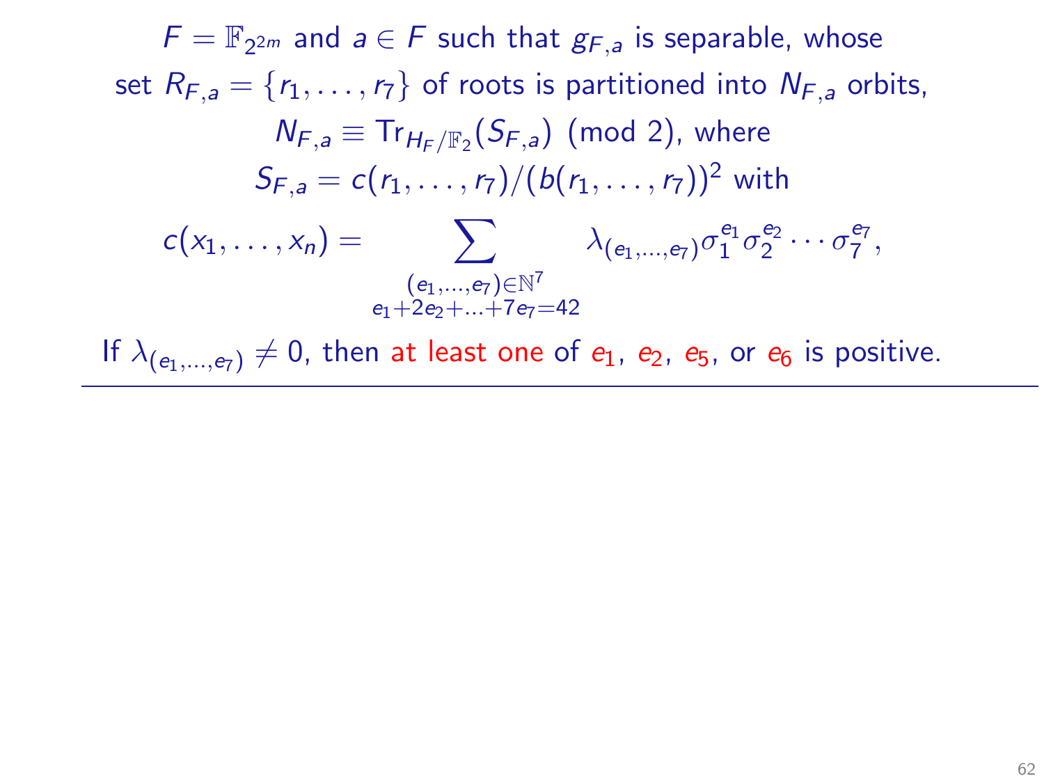$F = \mathbb{F}_{2^{2m}}$ and $a \in F$ such that $g_{F,a}$ is separable, whose set $R_{F,a} = \{r_1, \ldots, r_7\}$ of roots is partitioned into $N_{F,a}$ orbits,

$$N_{F,a} \equiv \mathrm{Tr}_{H_F/\mathbb{F}_2}(S_{F,a}) \pmod 2, \text{ where}$$

$$S_{F,a} = c(r_1, \ldots, r_7)/(b(r_1, \ldots, r_7))^2 \text{ with}$$

$$c(x_1, \ldots, x_n) = \sum_{\substack{(e_1,\ldots,e_7)\in\mathbb{N}^7 \\ e_1+2e_2+\ldots+7e_7=42}} \lambda_{(e_1,\ldots,e_7)} \sigma_1^{e_1}\sigma_2^{e_2}\cdots\sigma_7^{e_7},$$

If $\lambda_{(e_1,\ldots,e_7)} \neq 0$, then at least one of $e_1$, $e_2$, $e_5$, or $e_6$ is positive.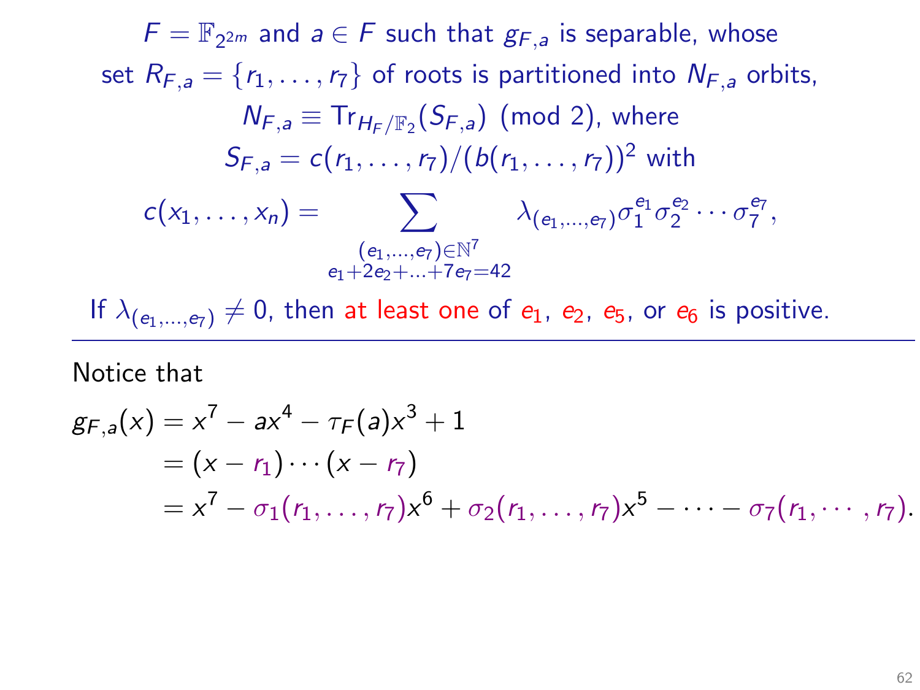$F = \mathbb{F}_{2^{2m}}$ and $a \in F$ such that $g_{F,a}$ is separable, whose set $R_{F,a} = \{r_1, \ldots, r_7\}$ of roots is partitioned into $N_{F,a}$ orbits,

$N_{F,a} \equiv \mathrm{Tr}_{H_F/\mathbb{F}_2}(S_{F,a}) \pmod 2$, where

$S_{F,a} = c(r_1, \ldots, r_7)/(b(r_1, \ldots, r_7))^2$ with

$$c(x_1, \ldots, x_n) = \sum_{\substack{(e_1,\ldots,e_7)\in\mathbb{N}^7 \\ e_1+2e_2+\ldots+7e_7=42}} \lambda_{(e_1,\ldots,e_7)} \sigma_1^{e_1}\sigma_2^{e_2}\cdots\sigma_7^{e_7},$$

If $\lambda_{(e_1,\ldots,e_7)} \neq 0$, then at least one of $e_1$, $e_2$, $e_5$, or $e_6$ is positive.

---

Notice that

$$\begin{aligned} g_{F,a}(x) &= x^7 - ax^4 - \tau_F(a)x^3 + 1 \\ &= (x - r_1)\cdots(x - r_7) \\ &= x^7 - \sigma_1(r_1, \ldots, r_7)x^6 + \sigma_2(r_1, \ldots, r_7)x^5 - \cdots - \sigma_7(r_1, \cdots, r_7). \end{aligned}$$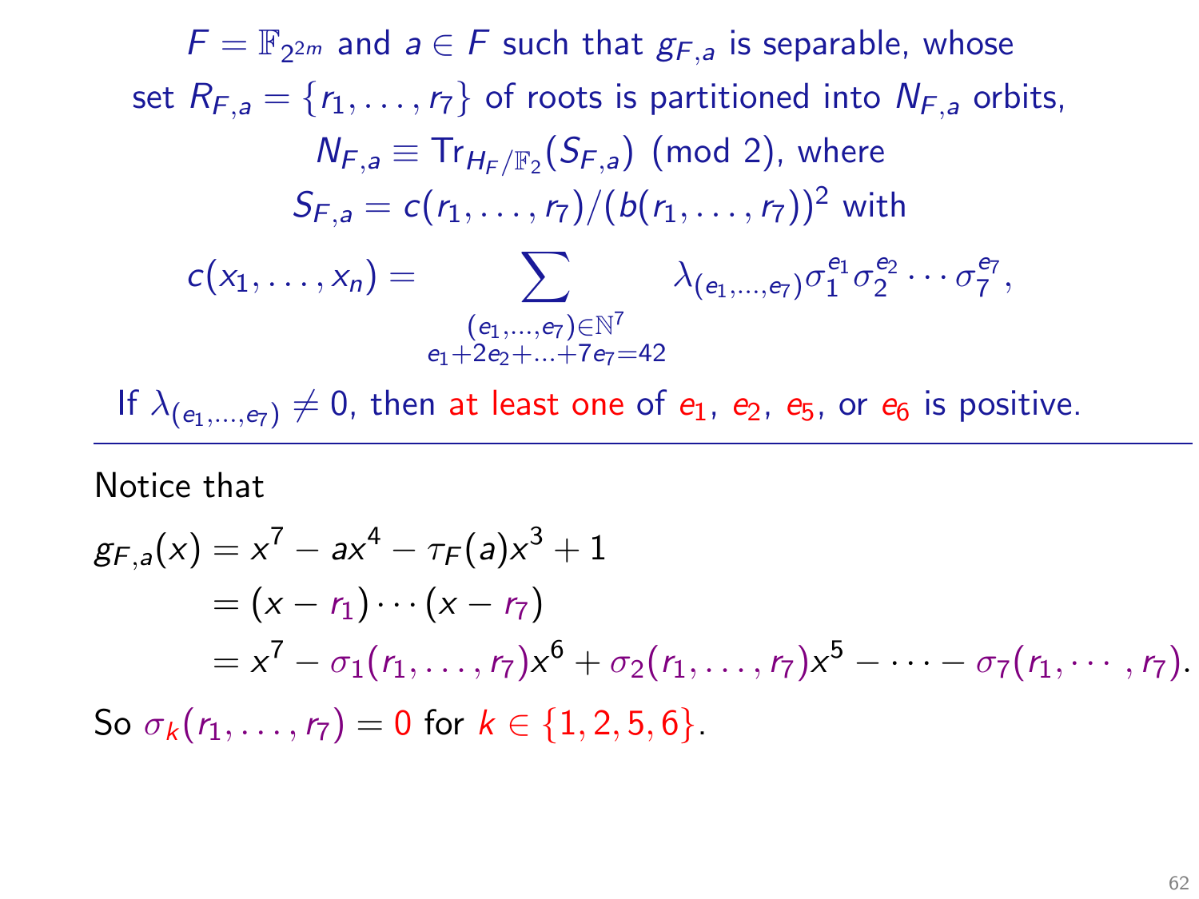$F = \mathbb{F}_{2^{2m}}$ and $a \in F$ such that $g_{F,a}$ is separable, whose set $R_{F,a} = \{r_1, \ldots, r_7\}$ of roots is partitioned into $N_{F,a}$ orbits,

$N_{F,a} \equiv \mathrm{Tr}_{H_F/\mathbb{F}_2}(S_{F,a}) \pmod 2$, where

$S_{F,a} = c(r_1, \ldots, r_7)/(b(r_1, \ldots, r_7))^2$ with

$$c(x_1, \ldots, x_n) = \sum_{\substack{(e_1,\ldots,e_7)\in\mathbb{N}^7 \\ e_1+2e_2+\ldots+7e_7=42}} \lambda_{(e_1,\ldots,e_7)} \sigma_1^{e_1}\sigma_2^{e_2}\cdots\sigma_7^{e_7},$$

If $\lambda_{(e_1,\ldots,e_7)} \neq 0$, then at least one of $e_1$, $e_2$, $e_5$, or $e_6$ is positive.

---

Notice that

$$\begin{aligned}
g_{F,a}(x) &= x^7 - ax^4 - \tau_F(a)x^3 + 1 \\
&= (x - r_1)\cdots(x - r_7) \\
&= x^7 - \sigma_1(r_1, \ldots, r_7)x^6 + \sigma_2(r_1, \ldots, r_7)x^5 - \cdots - \sigma_7(r_1, \cdots, r_7).
\end{aligned}$$

So $\sigma_k(r_1, \ldots, r_7) = 0$ for $k \in \{1, 2, 5, 6\}$.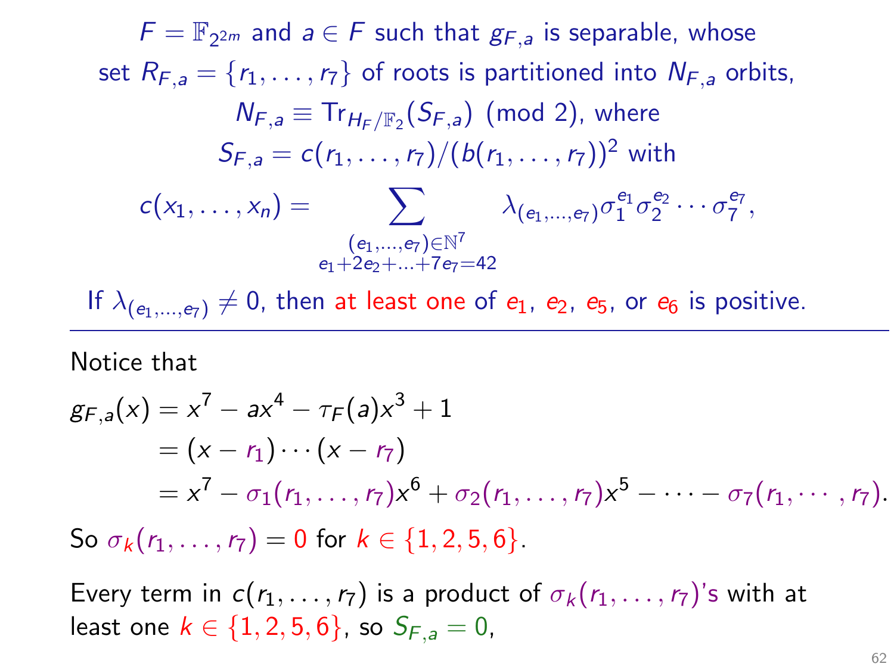$F = \mathbb{F}_{2^{2m}}$ and $a \in F$ such that $g_{F,a}$ is separable, whose set $R_{F,a} = \{r_1, \ldots, r_7\}$ of roots is partitioned into $N_{F,a}$ orbits,

$$N_{F,a} \equiv \mathrm{Tr}_{H_F/\mathbb{F}_2}(S_{F,a}) \pmod 2, \text{ where}$$

$$S_{F,a} = c(r_1, \ldots, r_7)/(b(r_1, \ldots, r_7))^2 \text{ with}$$

$$c(x_1, \ldots, x_n) = \sum_{\substack{(e_1,\ldots,e_7)\in\mathbb{N}^7 \\ e_1+2e_2+\ldots+7e_7=42}} \lambda_{(e_1,\ldots,e_7)} \sigma_1^{e_1}\sigma_2^{e_2}\cdots\sigma_7^{e_7},$$

If $\lambda_{(e_1,\ldots,e_7)} \neq 0$, then at least one of $e_1$, $e_2$, $e_5$, or $e_6$ is positive.

---

Notice that

$$\begin{aligned}
g_{F,a}(x) &= x^7 - ax^4 - \tau_F(a)x^3 + 1 \\
&= (x - r_1)\cdots(x - r_7) \\
&= x^7 - \sigma_1(r_1, \ldots, r_7)x^6 + \sigma_2(r_1, \ldots, r_7)x^5 - \cdots - \sigma_7(r_1, \cdots, r_7).
\end{aligned}$$

So $\sigma_k(r_1, \ldots, r_7) = 0$ for $k \in \{1, 2, 5, 6\}$.

Every term in $c(r_1, \ldots, r_7)$ is a product of $\sigma_k(r_1, \ldots, r_7)$'s with at least one $k \in \{1, 2, 5, 6\}$, so $S_{F,a} = 0$,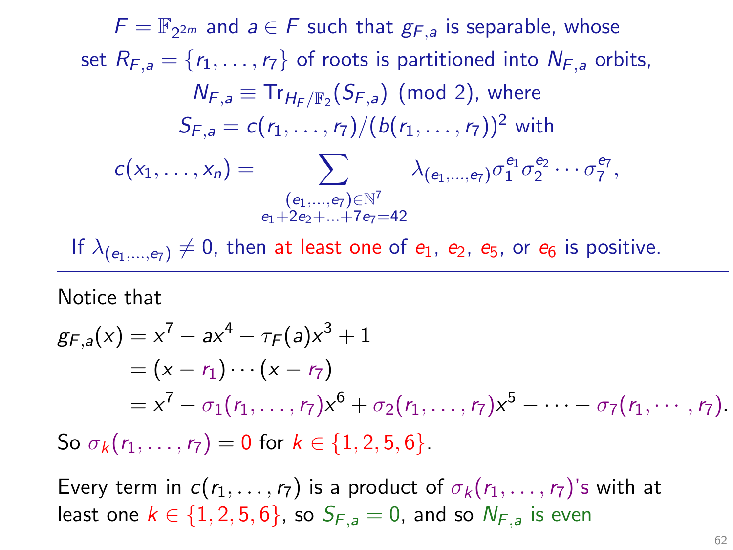$F = \mathbb{F}_{2^{2m}}$ and $a \in F$ such that $g_{F,a}$ is separable, whose set $R_{F,a} = \{r_1, \ldots, r_7\}$ of roots is partitioned into $N_{F,a}$ orbits,

$$N_{F,a} \equiv \mathrm{Tr}_{H_F/\mathbb{F}_2}(S_{F,a}) \pmod 2, \text{ where}$$

$$S_{F,a} = c(r_1, \ldots, r_7)/(b(r_1, \ldots, r_7))^2 \text{ with}$$

$$c(x_1, \ldots, x_n) = \sum_{\substack{(e_1, \ldots, e_7) \in \mathbb{N}^7 \\ e_1 + 2e_2 + \ldots + 7e_7 = 42}} \lambda_{(e_1, \ldots, e_7)} \sigma_1^{e_1} \sigma_2^{e_2} \cdots \sigma_7^{e_7},$$

If $\lambda_{(e_1, \ldots, e_7)} \neq 0$, then at least one of $e_1$, $e_2$, $e_5$, or $e_6$ is positive.

---

Notice that

$$\begin{aligned} g_{F,a}(x) &= x^7 - ax^4 - \tau_F(a)x^3 + 1 \\ &= (x - r_1) \cdots (x - r_7) \\ &= x^7 - \sigma_1(r_1, \ldots, r_7)x^6 + \sigma_2(r_1, \ldots, r_7)x^5 - \cdots - \sigma_7(r_1, \cdots, r_7). \end{aligned}$$

So $\sigma_k(r_1, \ldots, r_7) = 0$ for $k \in \{1, 2, 5, 6\}$.

Every term in $c(r_1, \ldots, r_7)$ is a product of $\sigma_k(r_1, \ldots, r_7)$'s with at least one $k \in \{1, 2, 5, 6\}$, so $S_{F,a} = 0$, and so $N_{F,a}$ is even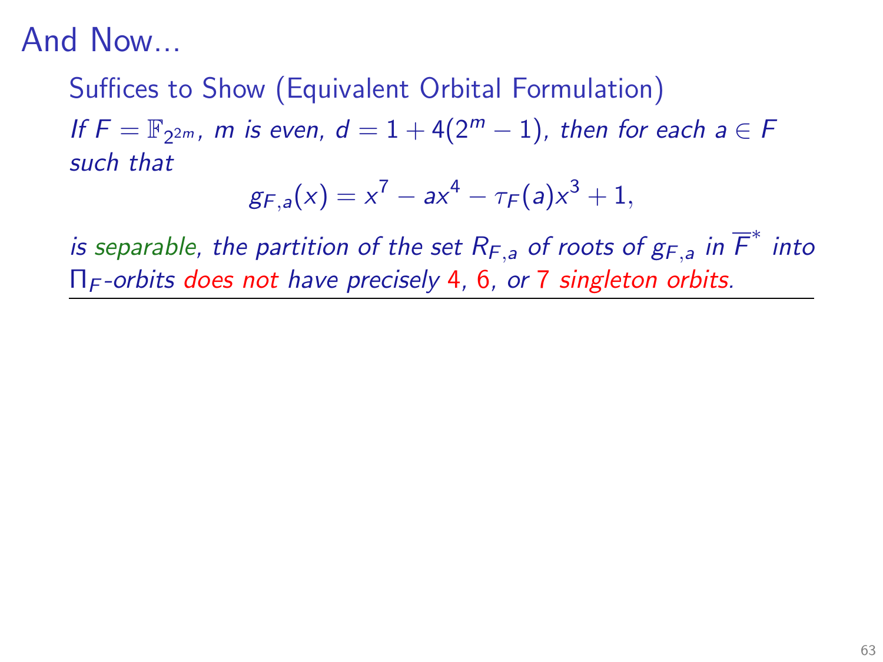# And Now...

Suffices to Show (Equivalent Orbital Formulation)

*If $F = \mathbb{F}_{2^{2m}}$, $m$ is even, $d = 1 + 4(2^m - 1)$, then for each $a \in F$ such that*

$$g_{F,a}(x) = x^7 - ax^4 - \tau_F(a)x^3 + 1,$$

*is separable, the partition of the set $R_{F,a}$ of roots of $g_{F,a}$ in $\overline{F}^*$ into $\Pi_F$-orbits does not have precisely 4, 6, or 7 singleton orbits.*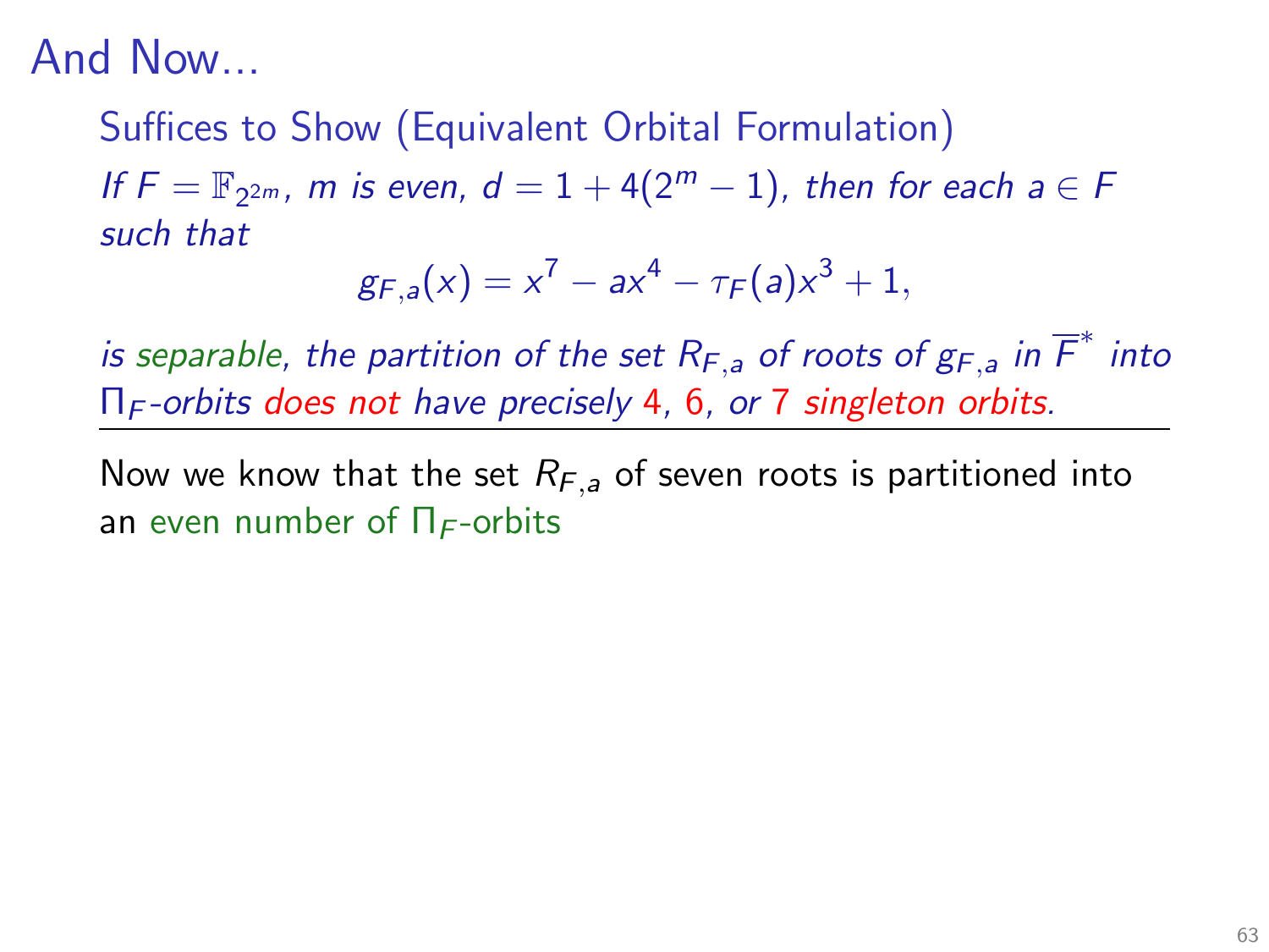# And Now...

Suffices to Show (Equivalent Orbital Formulation)

*If $F = \mathbb{F}_{2^{2m}}$, $m$ is even, $d = 1 + 4(2^m - 1)$, then for each $a \in F$ such that*

$$g_{F,a}(x) = x^7 - ax^4 - \tau_F(a)x^3 + 1,$$

*is separable, the partition of the set $R_{F,a}$ of roots of $g_{F,a}$ in $\overline{F}^*$ into $\Pi_F$-orbits does not have precisely 4, 6, or 7 singleton orbits.*

---

Now we know that the set $R_{F,a}$ of seven roots is partitioned into an even number of $\Pi_F$-orbits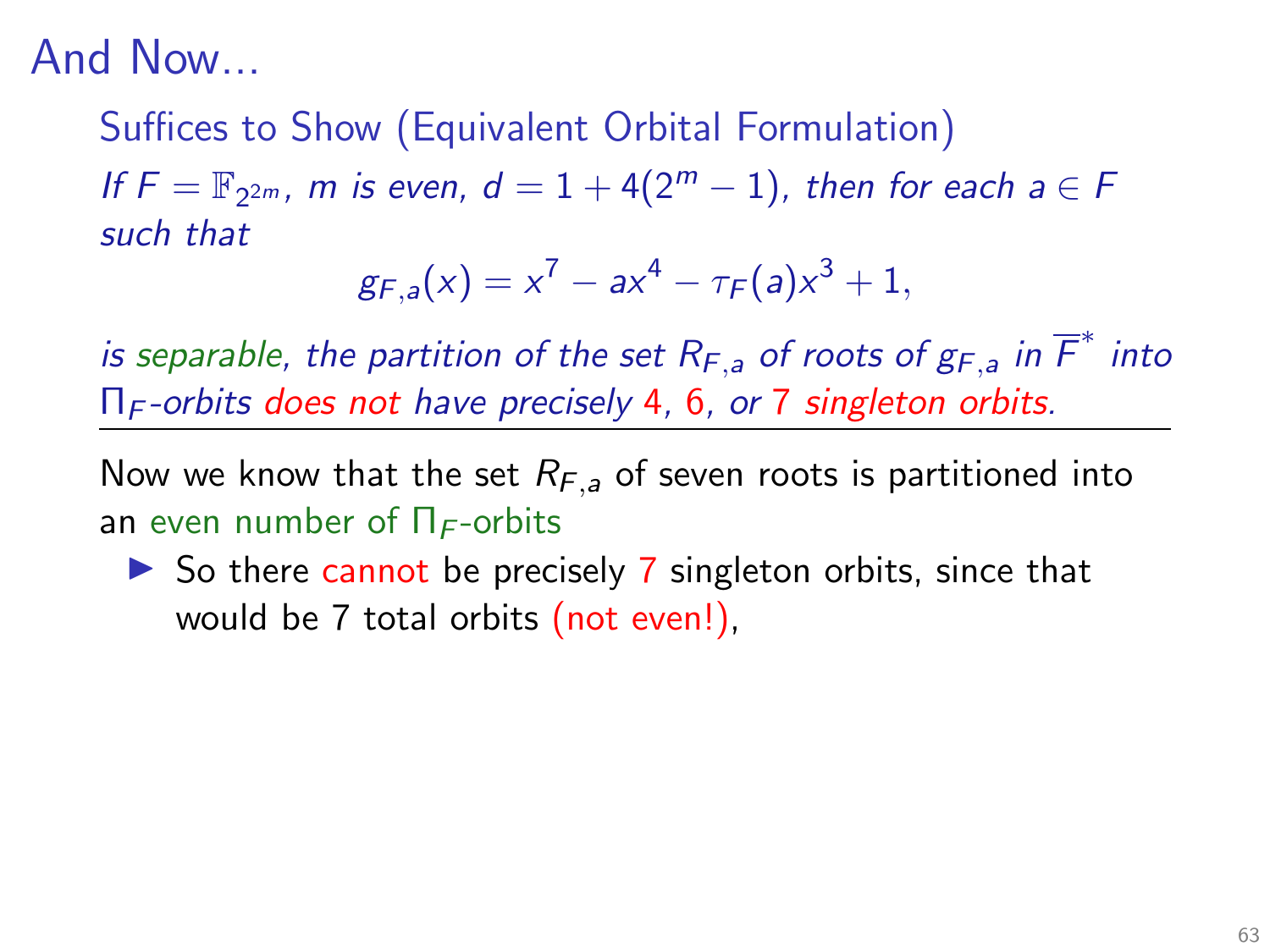# And Now...

**Suffices to Show (Equivalent Orbital Formulation)**

*If $F = \mathbb{F}_{2^{2m}}$, $m$ is even, $d = 1 + 4(2^m - 1)$, then for each $a \in F$ such that*

$$g_{F,a}(x) = x^7 - ax^4 - \tau_F(a)x^3 + 1,$$

*is separable, the partition of the set $R_{F,a}$ of roots of $g_{F,a}$ in $\overline{F}^*$ into $\Pi_F$-orbits does not have precisely 4, 6, or 7 singleton orbits.*

---

Now we know that the set $R_{F,a}$ of seven roots is partitioned into an even number of $\Pi_F$-orbits

- So there cannot be precisely 7 singleton orbits, since that would be 7 total orbits (not even!),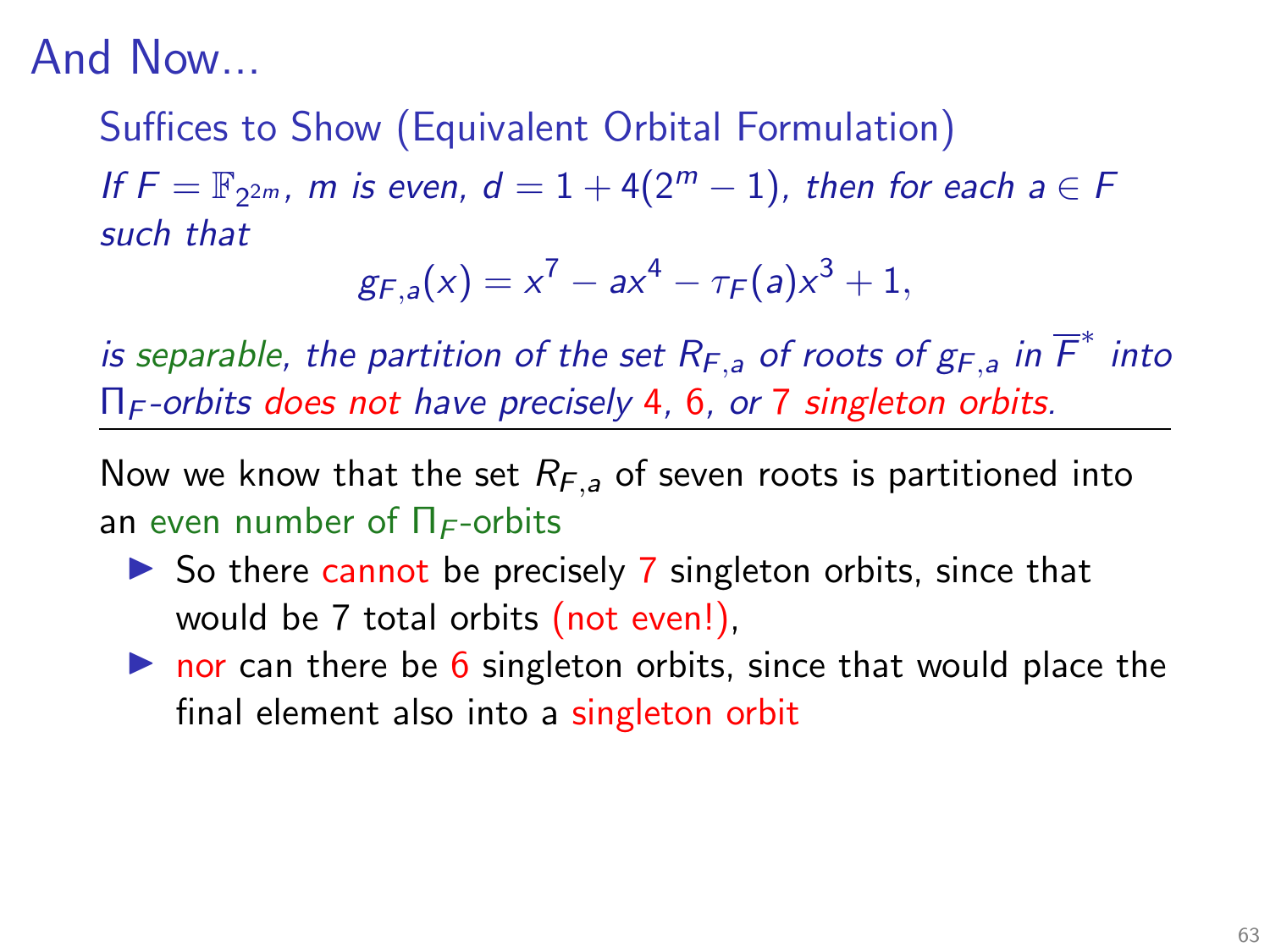# And Now...

### Suffices to Show (Equivalent Orbital Formulation)

*If $F = \mathbb{F}_{2^{2m}}$, $m$ is even, $d = 1 + 4(2^m - 1)$, then for each $a \in F$ such that*

$$g_{F,a}(x) = x^7 - ax^4 - \tau_F(a)x^3 + 1,$$

*is separable, the partition of the set $R_{F,a}$ of roots of $g_{F,a}$ in $\overline{F}^*$ into $\Pi_F$-orbits does not have precisely 4, 6, or 7 singleton orbits.*

---

Now we know that the set $R_{F,a}$ of seven roots is partitioned into an even number of $\Pi_F$-orbits

- So there cannot be precisely 7 singleton orbits, since that would be 7 total orbits (not even!),
- nor can there be 6 singleton orbits, since that would place the final element also into a singleton orbit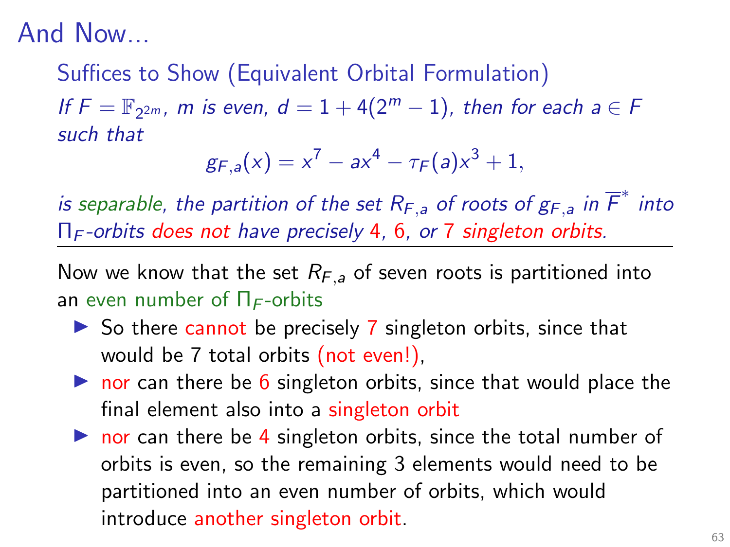# And Now...

Suffices to Show (Equivalent Orbital Formulation)

*If $F = \mathbb{F}_{2^{2m}}$, $m$ is even, $d = 1 + 4(2^m - 1)$, then for each $a \in F$ such that*

$$g_{F,a}(x) = x^7 - ax^4 - \tau_F(a)x^3 + 1,$$

*is separable, the partition of the set $R_{F,a}$ of roots of $g_{F,a}$ in $\overline{F}^*$ into $\Pi_F$-orbits does not have precisely 4, 6, or 7 singleton orbits.*

---

Now we know that the set $R_{F,a}$ of seven roots is partitioned into an even number of $\Pi_F$-orbits

- So there cannot be precisely 7 singleton orbits, since that would be 7 total orbits (not even!),
- nor can there be 6 singleton orbits, since that would place the final element also into a singleton orbit
- nor can there be 4 singleton orbits, since the total number of orbits is even, so the remaining 3 elements would need to be partitioned into an even number of orbits, which would introduce another singleton orbit.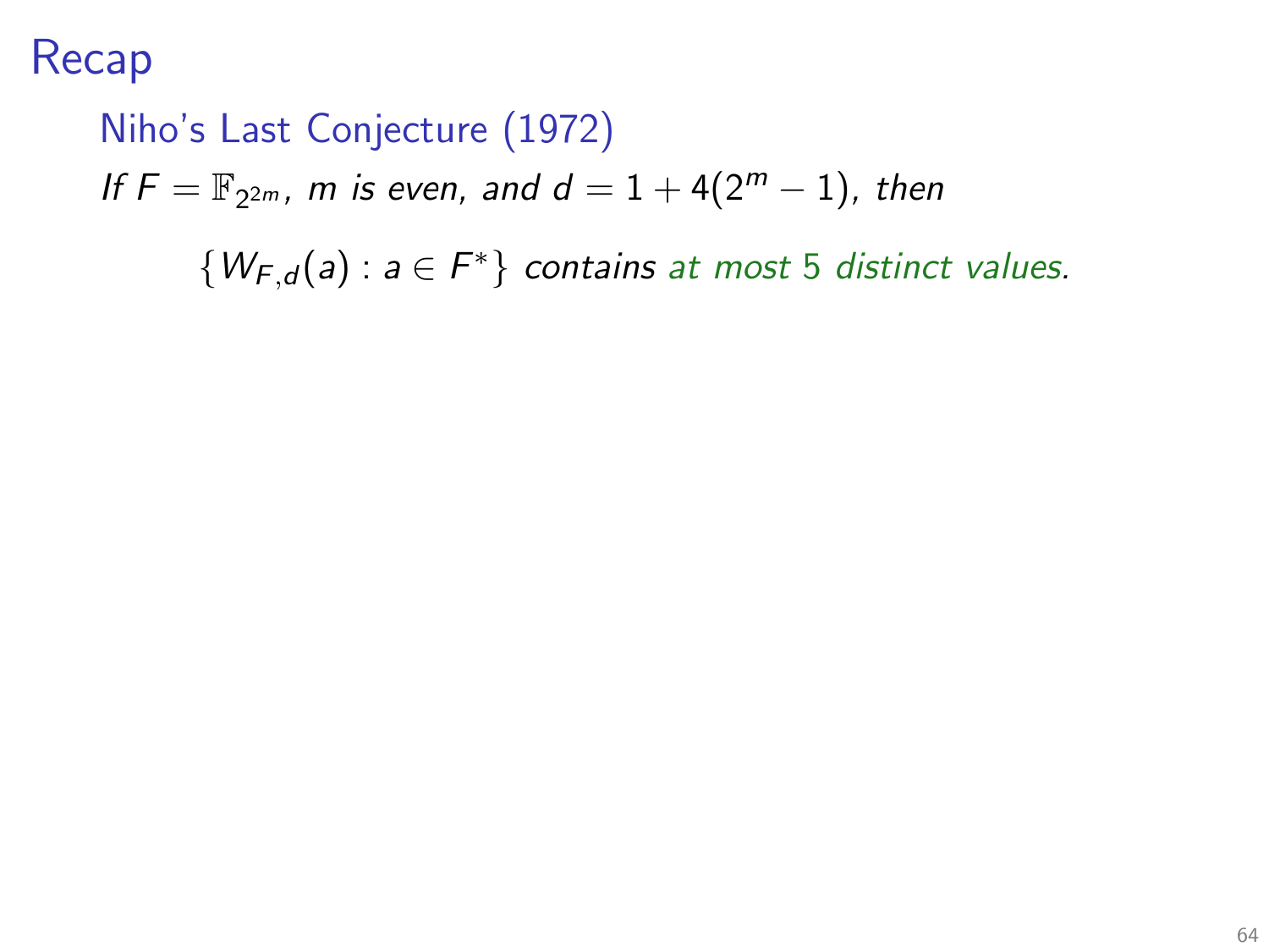# Recap

### Niho's Last Conjecture (1972)

*If $F = \mathbb{F}_{2^{2m}}$, m is even, and $d = 1 + 4(2^m - 1)$, then*

$$\{W_{F,d}(a) : a \in F^*\} \text{ contains at most } 5 \text{ distinct values.}$$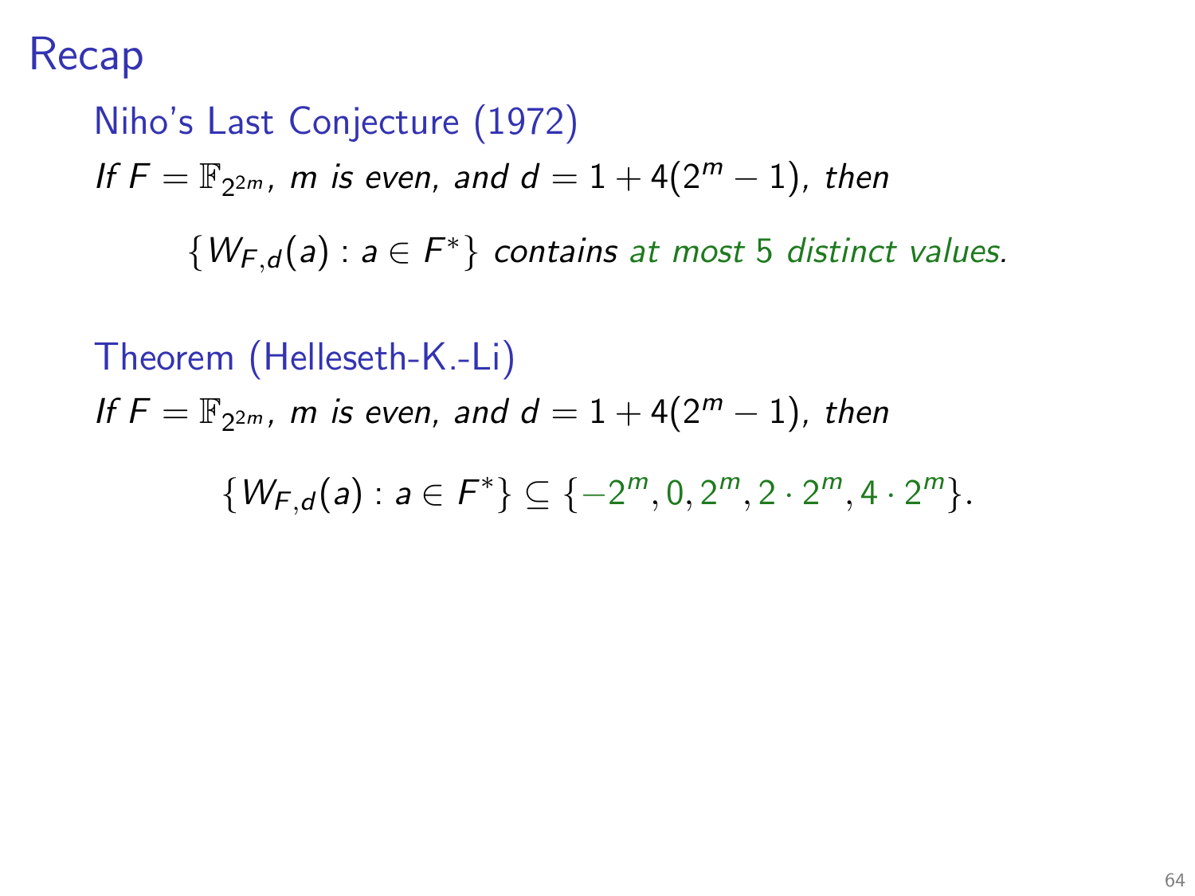# Recap

### Niho's Last Conjecture (1972)

*If $F = \mathbb{F}_{2^{2m}}$, $m$ is even, and $d = 1 + 4(2^m - 1)$, then*

$$\{W_{F,d}(a) : a \in F^*\} \text{ contains at most 5 distinct values.}$$

### Theorem (Helleseth-K.-Li)

*If $F = \mathbb{F}_{2^{2m}}$, $m$ is even, and $d = 1 + 4(2^m - 1)$, then*

$$\{W_{F,d}(a) : a \in F^*\} \subseteq \{-2^m, 0, 2^m, 2 \cdot 2^m, 4 \cdot 2^m\}.$$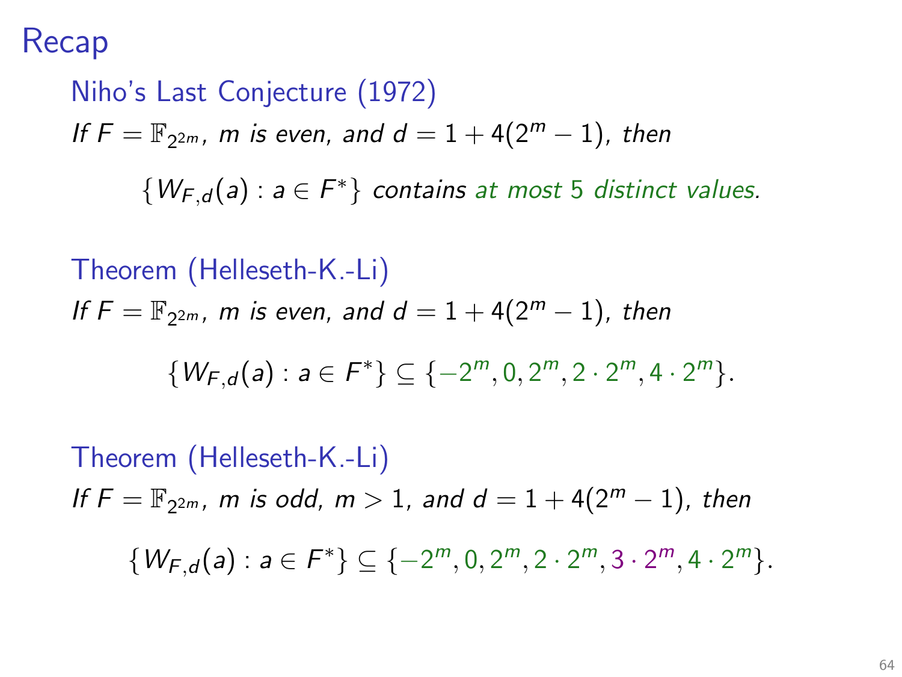# Recap

### Niho's Last Conjecture (1972)

*If $F = \mathbb{F}_{2^{2m}}$, $m$ is even, and $d = 1 + 4(2^m - 1)$, then*

$$\{W_{F,d}(a) : a \in F^*\} \text{ contains at most 5 distinct values.}$$

### Theorem (Helleseth-K.-Li)

*If $F = \mathbb{F}_{2^{2m}}$, $m$ is even, and $d = 1 + 4(2^m - 1)$, then*

$$\{W_{F,d}(a) : a \in F^*\} \subseteq \{-2^m, 0, 2^m, 2 \cdot 2^m, 4 \cdot 2^m\}.$$

### Theorem (Helleseth-K.-Li)

*If $F = \mathbb{F}_{2^{2m}}$, $m$ is odd, $m > 1$, and $d = 1 + 4(2^m - 1)$, then*

$$\{W_{F,d}(a) : a \in F^*\} \subseteq \{-2^m, 0, 2^m, 2 \cdot 2^m, 3 \cdot 2^m, 4 \cdot 2^m\}.$$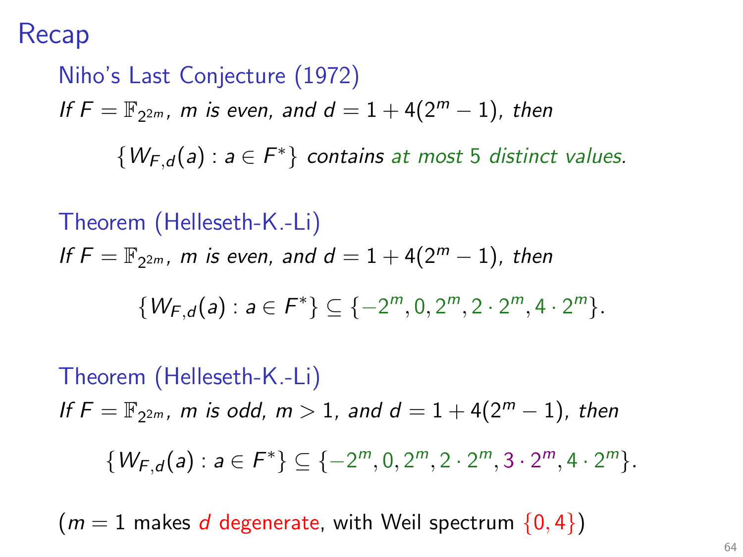# Recap

## Niho's Last Conjecture (1972)

*If $F = \mathbb{F}_{2^{2m}}$, $m$ is even, and $d = 1 + 4(2^m - 1)$, then*

$$\{W_{F,d}(a) : a \in F^*\} \text{ contains at most 5 distinct values.}$$

## Theorem (Helleseth-K.-Li)

*If $F = \mathbb{F}_{2^{2m}}$, $m$ is even, and $d = 1 + 4(2^m - 1)$, then*

$$\{W_{F,d}(a) : a \in F^*\} \subseteq \{-2^m, 0, 2^m, 2 \cdot 2^m, 4 \cdot 2^m\}.$$

## Theorem (Helleseth-K.-Li)

*If $F = \mathbb{F}_{2^{2m}}$, $m$ is odd, $m > 1$, and $d = 1 + 4(2^m - 1)$, then*

$$\{W_{F,d}(a) : a \in F^*\} \subseteq \{-2^m, 0, 2^m, 2 \cdot 2^m, 3 \cdot 2^m, 4 \cdot 2^m\}.$$

($m = 1$ makes $d$ degenerate, with Weil spectrum $\{0, 4\}$)